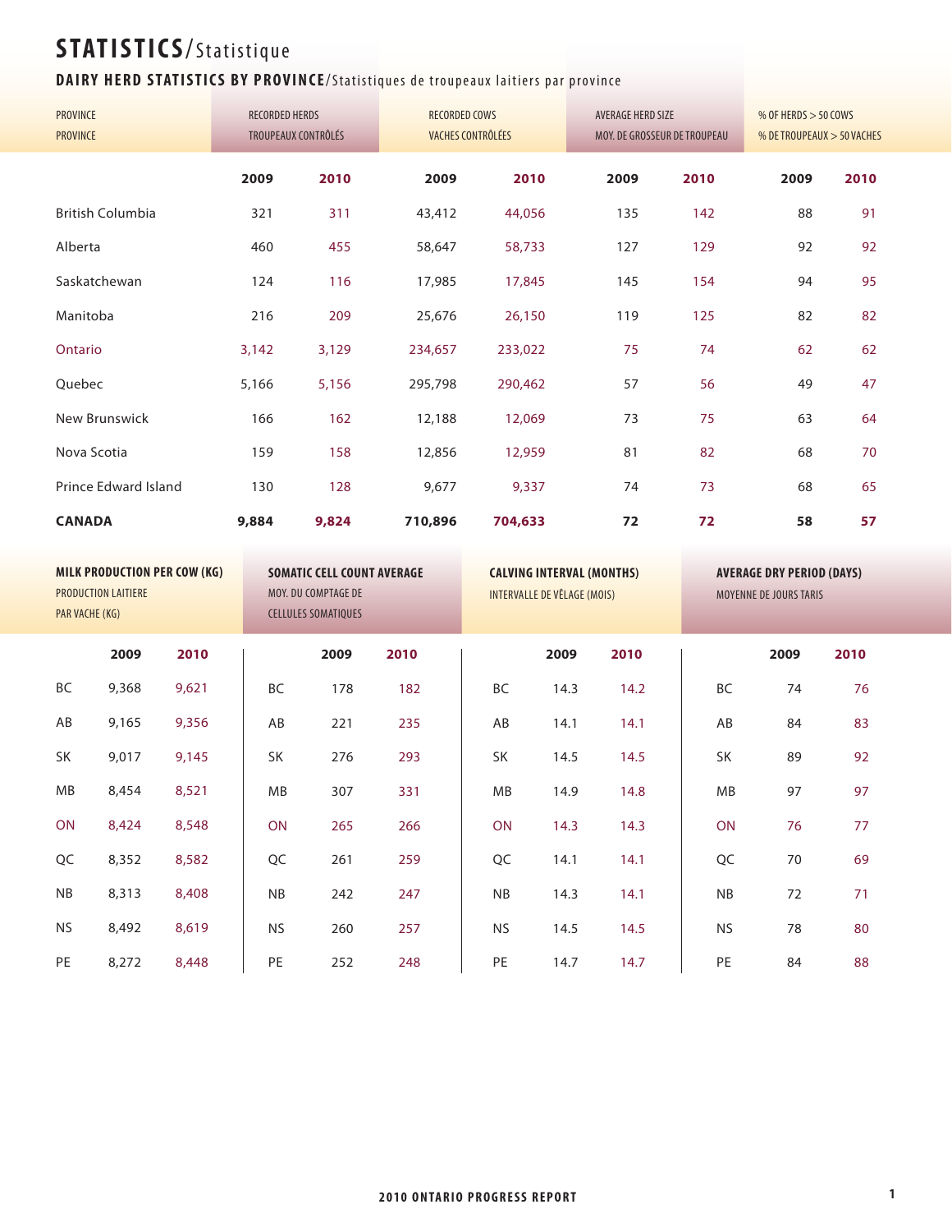# STATISTICS/Statistique

## DAIRY HERD STATISTICS BY PROVINCE/Statistiques de troupeaux laitiers par province

| PROVINCE / PROVINCE | RECORDED HERDS / TROUPEAUX CONTRÔLÉS | | RECORDED COWS / VACHES CONTRÔLÉES | | AVERAGE HERD SIZE / MOY. DE GROSSEUR DE TROUPEAU | | % OF HERDS > 50 COWS / % DE TROUPEAUX > 50 VACHES | |
|---|---|---|---|---|---|---|---|---|
| | **2009** | **2010** | **2009** | **2010** | **2009** | **2010** | **2009** | **2010** |
| British Columbia | 321 | 311 | 43,412 | 44,056 | 135 | 142 | 88 | 91 |
| Alberta | 460 | 455 | 58,647 | 58,733 | 127 | 129 | 92 | 92 |
| Saskatchewan | 124 | 116 | 17,985 | 17,845 | 145 | 154 | 94 | 95 |
| Manitoba | 216 | 209 | 25,676 | 26,150 | 119 | 125 | 82 | 82 |
| Ontario | 3,142 | 3,129 | 234,657 | 233,022 | 75 | 74 | 62 | 62 |
| Quebec | 5,166 | 5,156 | 295,798 | 290,462 | 57 | 56 | 49 | 47 |
| New Brunswick | 166 | 162 | 12,188 | 12,069 | 73 | 75 | 63 | 64 |
| Nova Scotia | 159 | 158 | 12,856 | 12,959 | 81 | 82 | 68 | 70 |
| Prince Edward Island | 130 | 128 | 9,677 | 9,337 | 74 | 73 | 68 | 65 |
| **CANADA** | **9,884** | **9,824** | **710,896** | **704,633** | **72** | **72** | **58** | **57** |

| | **MILK PRODUCTION PER COW (KG)** / PRODUCTION LAITIERE PAR VACHE (KG) | | **SOMATIC CELL COUNT AVERAGE** / MOY. DU COMPTAGE DE CELLULES SOMATIQUES | | **CALVING INTERVAL (MONTHS)** / INTERVALLE DE VÊLAGE (MOIS) | | **AVERAGE DRY PERIOD (DAYS)** / MOYENNE DE JOURS TARIS | |
|---|---|---|---|---|---|---|---|---|
| | **2009** | **2010** | **2009** | **2010** | **2009** | **2010** | **2009** | **2010** |
| BC | 9,368 | 9,621 | 178 | 182 | 14.3 | 14.2 | 74 | 76 |
| AB | 9,165 | 9,356 | 221 | 235 | 14.1 | 14.1 | 84 | 83 |
| SK | 9,017 | 9,145 | 276 | 293 | 14.5 | 14.5 | 89 | 92 |
| MB | 8,454 | 8,521 | 307 | 331 | 14.9 | 14.8 | 97 | 97 |
| ON | 8,424 | 8,548 | 265 | 266 | 14.3 | 14.3 | 76 | 77 |
| QC | 8,352 | 8,582 | 261 | 259 | 14.1 | 14.1 | 70 | 69 |
| NB | 8,313 | 8,408 | 242 | 247 | 14.3 | 14.1 | 72 | 71 |
| NS | 8,492 | 8,619 | 260 | 257 | 14.5 | 14.5 | 78 | 80 |
| PE | 8,272 | 8,448 | 252 | 248 | 14.7 | 14.7 | 84 | 88 |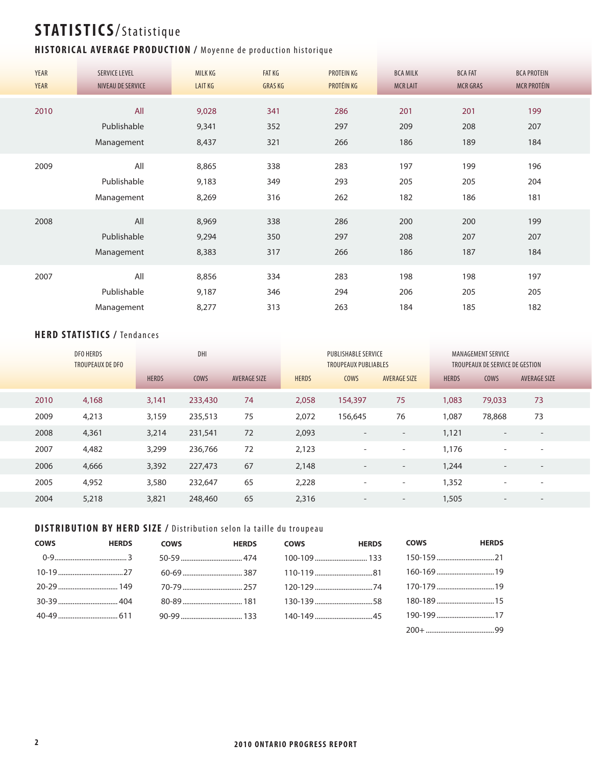# STATISTICS/Statistique

## HISTORICAL AVERAGE PRODUCTION / Moyenne de production historique

| YEAR<br>YEAR | SERVICE LEVEL<br>NIVEAU DE SERVICE | MILK KG<br>LAIT KG | FAT KG<br>GRAS KG | PROTEIN KG<br>PROTÉIN KG | BCA MILK<br>MCR LAIT | BCA FAT<br>MCR GRAS | BCA PROTEIN<br>MCR PROTÉIN |
|---|---|---|---|---|---|---|---|
| 2010 | All | 9,028 | 341 | 286 | 201 | 201 | 199 |
| | Publishable | 9,341 | 352 | 297 | 209 | 208 | 207 |
| | Management | 8,437 | 321 | 266 | 186 | 189 | 184 |
| 2009 | All | 8,865 | 338 | 283 | 197 | 199 | 196 |
| | Publishable | 9,183 | 349 | 293 | 205 | 205 | 204 |
| | Management | 8,269 | 316 | 262 | 182 | 186 | 181 |
| 2008 | All | 8,969 | 338 | 286 | 200 | 200 | 199 |
| | Publishable | 9,294 | 350 | 297 | 208 | 207 | 207 |
| | Management | 8,383 | 317 | 266 | 186 | 187 | 184 |
| 2007 | All | 8,856 | 334 | 283 | 198 | 198 | 197 |
| | Publishable | 9,187 | 346 | 294 | 206 | 205 | 205 |
| | Management | 8,277 | 313 | 263 | 184 | 185 | 182 |

## HERD STATISTICS / Tendances

| | DFO HERDS<br>TROUPEAUX DE DFO | DHI | | | PUBLISHABLE SERVICE<br>TROUPEAUX PUBLIABLES | | | MANAGEMENT SERVICE<br>TROUPEAUX DE SERVICE DE GESTION | | |
|---|---|---|---|---|---|---|---|---|---|---|
| | | HERDS | COWS | AVERAGE SIZE | HERDS | COWS | AVERAGE SIZE | HERDS | COWS | AVERAGE SIZE |
| 2010 | 4,168 | 3,141 | 233,430 | 74 | 2,058 | 154,397 | 75 | 1,083 | 79,033 | 73 |
| 2009 | 4,213 | 3,159 | 235,513 | 75 | 2,072 | 156,645 | 76 | 1,087 | 78,868 | 73 |
| 2008 | 4,361 | 3,214 | 231,541 | 72 | 2,093 | - | - | 1,121 | - | - |
| 2007 | 4,482 | 3,299 | 236,766 | 72 | 2,123 | - | - | 1,176 | - | - |
| 2006 | 4,666 | 3,392 | 227,473 | 67 | 2,148 | - | - | 1,244 | - | - |
| 2005 | 4,952 | 3,580 | 232,647 | 65 | 2,228 | - | - | 1,352 | - | - |
| 2004 | 5,218 | 3,821 | 248,460 | 65 | 2,316 | - | - | 1,505 | - | - |

## DISTRIBUTION BY HERD SIZE / Distribution selon la taille du troupeau

| COWS | HERDS |
|---|---|
| 0-9 | 3 |
| 10-19 | 27 |
| 20-29 | 149 |
| 30-39 | 404 |
| 40-49 | 611 |
| 50-59 | 474 |
| 60-69 | 387 |
| 70-79 | 257 |
| 80-89 | 181 |
| 90-99 | 133 |
| 100-109 | 133 |
| 110-119 | 81 |
| 120-129 | 74 |
| 130-139 | 58 |
| 140-149 | 45 |
| 150-159 | 21 |
| 160-169 | 19 |
| 170-179 | 19 |
| 180-189 | 15 |
| 190-199 | 17 |
| 200+ | 99 |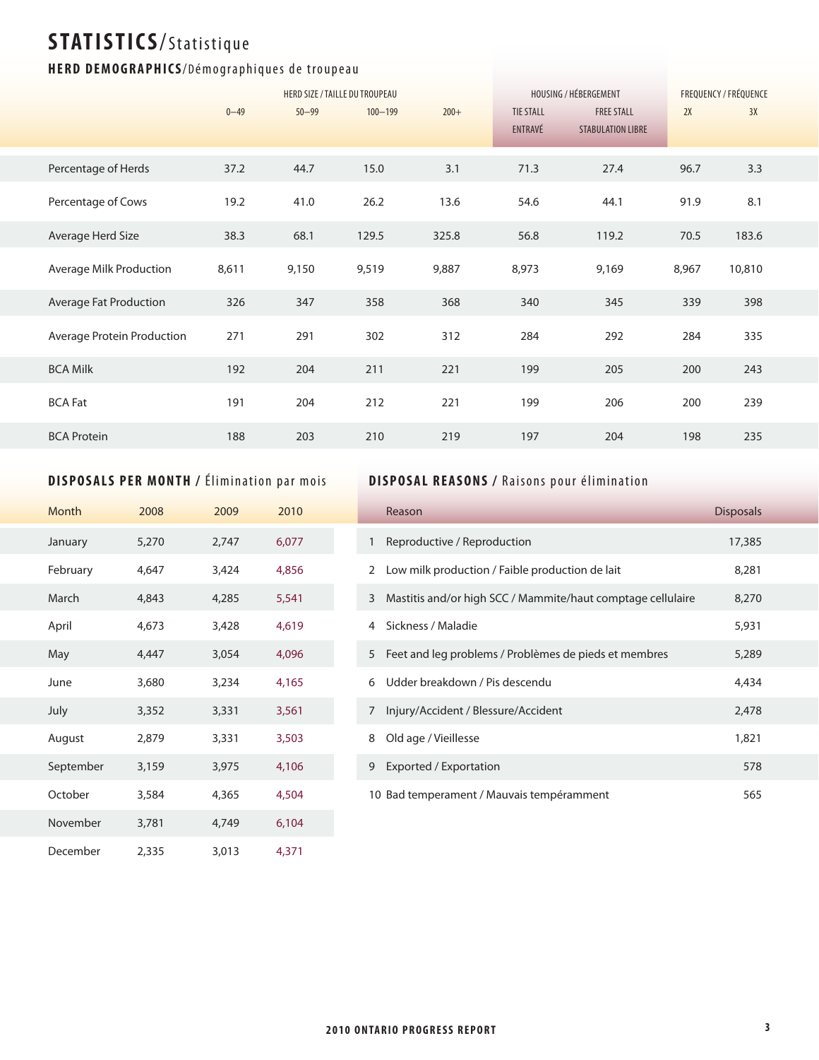# STATISTICS/Statistique

## HERD DEMOGRAPHICS/Démographiques de troupeau

| | HERD SIZE / TAILLE DU TROUPEAU | | | | HOUSING / HÉBERGEMENT | | FREQUENCY / FRÉQUENCE | |
|---|---|---|---|---|---|---|---|---|
| | 0–49 | 50–99 | 100–199 | 200+ | TIE STALL ENTRAVÉ | FREE STALL STABULATION LIBRE | 2X | 3X |
| Percentage of Herds | 37.2 | 44.7 | 15.0 | 3.1 | 71.3 | 27.4 | 96.7 | 3.3 |
| Percentage of Cows | 19.2 | 41.0 | 26.2 | 13.6 | 54.6 | 44.1 | 91.9 | 8.1 |
| Average Herd Size | 38.3 | 68.1 | 129.5 | 325.8 | 56.8 | 119.2 | 70.5 | 183.6 |
| Average Milk Production | 8,611 | 9,150 | 9,519 | 9,887 | 8,973 | 9,169 | 8,967 | 10,810 |
| Average Fat Production | 326 | 347 | 358 | 368 | 340 | 345 | 339 | 398 |
| Average Protein Production | 271 | 291 | 302 | 312 | 284 | 292 | 284 | 335 |
| BCA Milk | 192 | 204 | 211 | 221 | 199 | 205 | 200 | 243 |
| BCA Fat | 191 | 204 | 212 | 221 | 199 | 206 | 200 | 239 |
| BCA Protein | 188 | 203 | 210 | 219 | 197 | 204 | 198 | 235 |

## DISPOSALS PER MONTH / Élimination par mois

| Month | 2008 | 2009 | 2010 |
|---|---|---|---|
| January | 5,270 | 2,747 | 6,077 |
| February | 4,647 | 3,424 | 4,856 |
| March | 4,843 | 4,285 | 5,541 |
| April | 4,673 | 3,428 | 4,619 |
| May | 4,447 | 3,054 | 4,096 |
| June | 3,680 | 3,234 | 4,165 |
| July | 3,352 | 3,331 | 3,561 |
| August | 2,879 | 3,331 | 3,503 |
| September | 3,159 | 3,975 | 4,106 |
| October | 3,584 | 4,365 | 4,504 |
| November | 3,781 | 4,749 | 6,104 |
| December | 2,335 | 3,013 | 4,371 |

## DISPOSAL REASONS / Raisons pour élimination

| | Reason | Disposals |
|---|---|---|
| 1 | Reproductive / Reproduction | 17,385 |
| 2 | Low milk production / Faible production de lait | 8,281 |
| 3 | Mastitis and/or high SCC / Mammite/haut comptage cellulaire | 8,270 |
| 4 | Sickness / Maladie | 5,931 |
| 5 | Feet and leg problems / Problèmes de pieds et membres | 5,289 |
| 6 | Udder breakdown / Pis descendu | 4,434 |
| 7 | Injury/Accident / Blessure/Accident | 2,478 |
| 8 | Old age / Vieillesse | 1,821 |
| 9 | Exported / Exportation | 578 |
| 10 | Bad temperament / Mauvais tempéramment | 565 |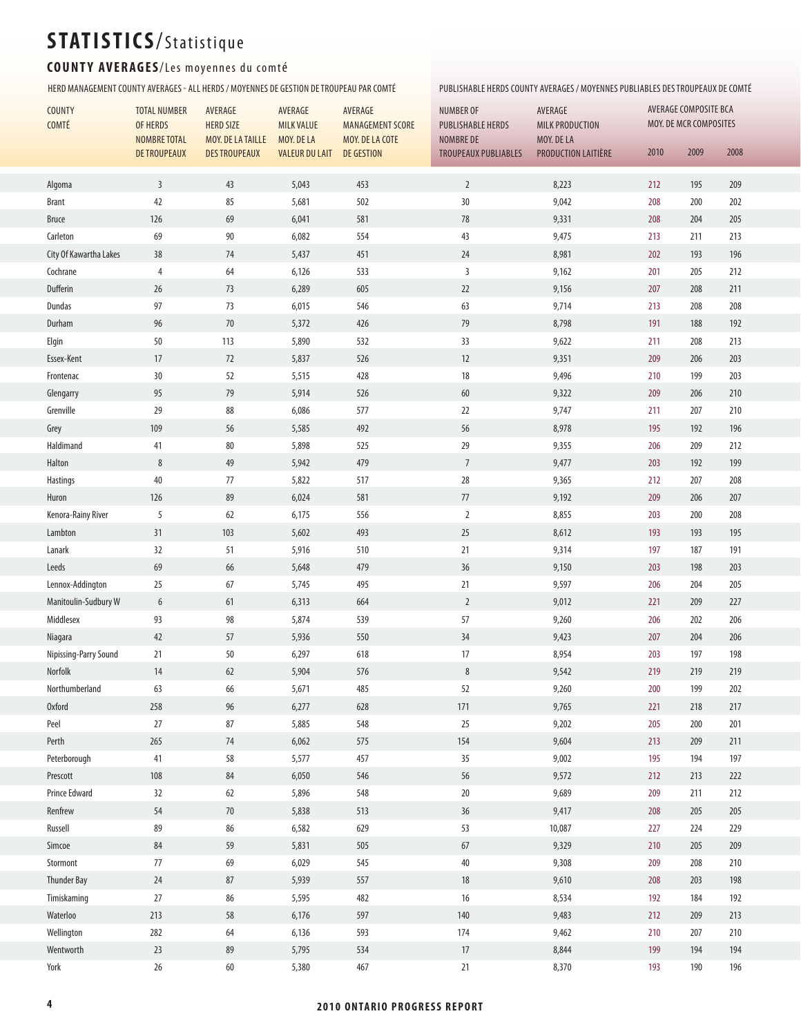# STATISTICS/Statistique

## COUNTY AVERAGES/Les moyennes du comté

| | HERD MANAGEMENT COUNTY AVERAGES – ALL HERDS / MOYENNES DE GESTION DE TROUPEAU PAR COMTÉ | | | | PUBLISHABLE HERDS COUNTY AVERAGES / MOYENNES PUBLIABLES DES TROUPEAUX DE COMTÉ | | | | |
|---|---|---|---|---|---|---|---|---|---|
| COUNTY<br>COMTÉ | TOTAL NUMBER OF HERDS<br>NOMBRE TOTAL DE TROUPEAUX | AVERAGE HERD SIZE<br>MOY. DE LA TAILLE DES TROUPEAUX | AVERAGE MILK VALUE<br>MOY. DE LA VALEUR DU LAIT | AVERAGE MANAGEMENT SCORE<br>MOY. DE LA COTE DE GESTION | NUMBER OF PUBLISHABLE HERDS<br>NOMBRE DE TROUPEAUX PUBLIABLES | AVERAGE MILK PRODUCTION<br>MOY. DE LA PRODUCTION LAITIÈRE | AVERAGE COMPOSITE BCA<br>MOY. DE MCR COMPOSITES | | |
| | | | | | | | 2010 | 2009 | 2008 |
| Algoma | 3 | 43 | 5,043 | 453 | 2 | 8,223 | 212 | 195 | 209 |
| Brant | 42 | 85 | 5,681 | 502 | 30 | 9,042 | 208 | 200 | 202 |
| Bruce | 126 | 69 | 6,041 | 581 | 78 | 9,331 | 208 | 204 | 205 |
| Carleton | 69 | 90 | 6,082 | 554 | 43 | 9,475 | 213 | 211 | 213 |
| City Of Kawartha Lakes | 38 | 74 | 5,437 | 451 | 24 | 8,981 | 202 | 193 | 196 |
| Cochrane | 4 | 64 | 6,126 | 533 | 3 | 9,162 | 201 | 205 | 212 |
| Dufferin | 26 | 73 | 6,289 | 605 | 22 | 9,156 | 207 | 208 | 211 |
| Dundas | 97 | 73 | 6,015 | 546 | 63 | 9,714 | 213 | 208 | 208 |
| Durham | 96 | 70 | 5,372 | 426 | 79 | 8,798 | 191 | 188 | 192 |
| Elgin | 50 | 113 | 5,890 | 532 | 33 | 9,622 | 211 | 208 | 213 |
| Essex-Kent | 17 | 72 | 5,837 | 526 | 12 | 9,351 | 209 | 206 | 203 |
| Frontenac | 30 | 52 | 5,515 | 428 | 18 | 9,496 | 210 | 199 | 203 |
| Glengarry | 95 | 79 | 5,914 | 526 | 60 | 9,322 | 209 | 206 | 210 |
| Grenville | 29 | 88 | 6,086 | 577 | 22 | 9,747 | 211 | 207 | 210 |
| Grey | 109 | 56 | 5,585 | 492 | 56 | 8,978 | 195 | 192 | 196 |
| Haldimand | 41 | 80 | 5,898 | 525 | 29 | 9,355 | 206 | 209 | 212 |
| Halton | 8 | 49 | 5,942 | 479 | 7 | 9,477 | 203 | 192 | 199 |
| Hastings | 40 | 77 | 5,822 | 517 | 28 | 9,365 | 212 | 207 | 208 |
| Huron | 126 | 89 | 6,024 | 581 | 77 | 9,192 | 209 | 206 | 207 |
| Kenora-Rainy River | 5 | 62 | 6,175 | 556 | 2 | 8,855 | 203 | 200 | 208 |
| Lambton | 31 | 103 | 5,602 | 493 | 25 | 8,612 | 193 | 193 | 195 |
| Lanark | 32 | 51 | 5,916 | 510 | 21 | 9,314 | 197 | 187 | 191 |
| Leeds | 69 | 66 | 5,648 | 479 | 36 | 9,150 | 203 | 198 | 203 |
| Lennox-Addington | 25 | 67 | 5,745 | 495 | 21 | 9,597 | 206 | 204 | 205 |
| Manitoulin-Sudbury W | 6 | 61 | 6,313 | 664 | 2 | 9,012 | 221 | 209 | 227 |
| Middlesex | 93 | 98 | 5,874 | 539 | 57 | 9,260 | 206 | 202 | 206 |
| Niagara | 42 | 57 | 5,936 | 550 | 34 | 9,423 | 207 | 204 | 206 |
| Nipissing-Parry Sound | 21 | 50 | 6,297 | 618 | 17 | 8,954 | 203 | 197 | 198 |
| Norfolk | 14 | 62 | 5,904 | 576 | 8 | 9,542 | 219 | 219 | 219 |
| Northumberland | 63 | 66 | 5,671 | 485 | 52 | 9,260 | 200 | 199 | 202 |
| Oxford | 258 | 96 | 6,277 | 628 | 171 | 9,765 | 221 | 218 | 217 |
| Peel | 27 | 87 | 5,885 | 548 | 25 | 9,202 | 205 | 200 | 201 |
| Perth | 265 | 74 | 6,062 | 575 | 154 | 9,604 | 213 | 209 | 211 |
| Peterborough | 41 | 58 | 5,577 | 457 | 35 | 9,002 | 195 | 194 | 197 |
| Prescott | 108 | 84 | 6,050 | 546 | 56 | 9,572 | 212 | 213 | 222 |
| Prince Edward | 32 | 62 | 5,896 | 548 | 20 | 9,689 | 209 | 211 | 212 |
| Renfrew | 54 | 70 | 5,838 | 513 | 36 | 9,417 | 208 | 205 | 205 |
| Russell | 89 | 86 | 6,582 | 629 | 53 | 10,087 | 227 | 224 | 229 |
| Simcoe | 84 | 59 | 5,831 | 505 | 67 | 9,329 | 210 | 205 | 209 |
| Stormont | 77 | 69 | 6,029 | 545 | 40 | 9,308 | 209 | 208 | 210 |
| Thunder Bay | 24 | 87 | 5,939 | 557 | 18 | 9,610 | 208 | 203 | 198 |
| Timiskaming | 27 | 86 | 5,595 | 482 | 16 | 8,534 | 192 | 184 | 192 |
| Waterloo | 213 | 58 | 6,176 | 597 | 140 | 9,483 | 212 | 209 | 213 |
| Wellington | 282 | 64 | 6,136 | 593 | 174 | 9,462 | 210 | 207 | 210 |
| Wentworth | 23 | 89 | 5,795 | 534 | 17 | 8,844 | 199 | 194 | 194 |
| York | 26 | 60 | 5,380 | 467 | 21 | 8,370 | 193 | 190 | 196 |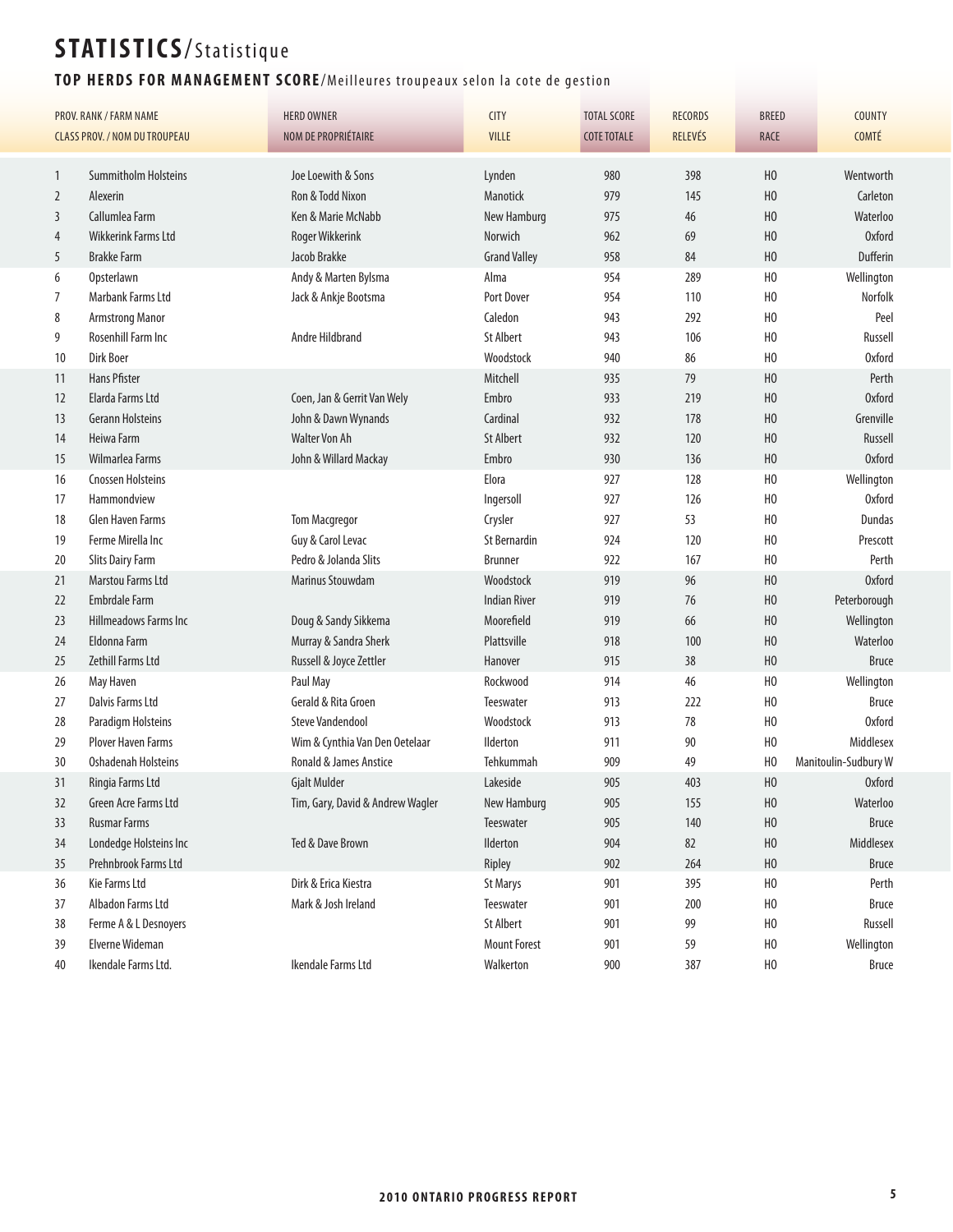# STATISTICS/Statistique

## TOP HERDS FOR MANAGEMENT SCORE/Meilleures troupeaux selon la cote de gestion

| PROV. RANK / FARM NAME<br>CLASS PROV. / NOM DU TROUPEAU | | HERD OWNER<br>NOM DE PROPRIÉTAIRE | CITY<br>VILLE | TOTAL SCORE<br>COTE TOTALE | RECORDS<br>RELEVÉS | BREED<br>RACE | COUNTY<br>COMTÉ |
|---|---|---|---|---|---|---|---|
| 1 | Summitholm Holsteins | Joe Loewith & Sons | Lynden | 980 | 398 | HO | Wentworth |
| 2 | Alexerin | Ron & Todd Nixon | Manotick | 979 | 145 | HO | Carleton |
| 3 | Callumlea Farm | Ken & Marie McNabb | New Hamburg | 975 | 46 | HO | Waterloo |
| 4 | Wikkerink Farms Ltd | Roger Wikkerink | Norwich | 962 | 69 | HO | Oxford |
| 5 | Brakke Farm | Jacob Brakke | Grand Valley | 958 | 84 | HO | Dufferin |
| 6 | Opsterlawn | Andy & Marten Bylsma | Alma | 954 | 289 | HO | Wellington |
| 7 | Marbank Farms Ltd | Jack & Ankje Bootsma | Port Dover | 954 | 110 | HO | Norfolk |
| 8 | Armstrong Manor | | Caledon | 943 | 292 | HO | Peel |
| 9 | Rosenhill Farm Inc | Andre Hildbrand | St Albert | 943 | 106 | HO | Russell |
| 10 | Dirk Boer | | Woodstock | 940 | 86 | HO | Oxford |
| 11 | Hans Pfister | | Mitchell | 935 | 79 | HO | Perth |
| 12 | Elarda Farms Ltd | Coen, Jan & Gerrit Van Wely | Embro | 933 | 219 | HO | Oxford |
| 13 | Gerann Holsteins | John & Dawn Wynands | Cardinal | 932 | 178 | HO | Grenville |
| 14 | Heiwa Farm | Walter Von Ah | St Albert | 932 | 120 | HO | Russell |
| 15 | Wilmarlea Farms | John & Willard Mackay | Embro | 930 | 136 | HO | Oxford |
| 16 | Cnossen Holsteins | | Elora | 927 | 128 | HO | Wellington |
| 17 | Hammondview | | Ingersoll | 927 | 126 | HO | Oxford |
| 18 | Glen Haven Farms | Tom Macgregor | Crysler | 927 | 53 | HO | Dundas |
| 19 | Ferme Mirella Inc | Guy & Carol Levac | St Bernardin | 924 | 120 | HO | Prescott |
| 20 | Slits Dairy Farm | Pedro & Jolanda Slits | Brunner | 922 | 167 | HO | Perth |
| 21 | Marstou Farms Ltd | Marinus Stouwdam | Woodstock | 919 | 96 | HO | Oxford |
| 22 | Embrdale Farm | | Indian River | 919 | 76 | HO | Peterborough |
| 23 | Hillmeadows Farms Inc | Doug & Sandy Sikkema | Moorefield | 919 | 66 | HO | Wellington |
| 24 | Eldonna Farm | Murray & Sandra Sherk | Plattsville | 918 | 100 | HO | Waterloo |
| 25 | Zethill Farms Ltd | Russell & Joyce Zettler | Hanover | 915 | 38 | HO | Bruce |
| 26 | May Haven | Paul May | Rockwood | 914 | 46 | HO | Wellington |
| 27 | Dalvis Farms Ltd | Gerald & Rita Groen | Teeswater | 913 | 222 | HO | Bruce |
| 28 | Paradigm Holsteins | Steve Vandendool | Woodstock | 913 | 78 | HO | Oxford |
| 29 | Plover Haven Farms | Wim & Cynthia Van Den Oetelaar | Ilderton | 911 | 90 | HO | Middlesex |
| 30 | Oshadenah Holsteins | Ronald & James Anstice | Tehkummah | 909 | 49 | HO | Manitoulin-Sudbury W |
| 31 | Ringia Farms Ltd | Gjalt Mulder | Lakeside | 905 | 403 | HO | Oxford |
| 32 | Green Acre Farms Ltd | Tim, Gary, David & Andrew Wagler | New Hamburg | 905 | 155 | HO | Waterloo |
| 33 | Rusmar Farms | | Teeswater | 905 | 140 | HO | Bruce |
| 34 | Londedge Holsteins Inc | Ted & Dave Brown | Ilderton | 904 | 82 | HO | Middlesex |
| 35 | Prehnbrook Farms Ltd | | Ripley | 902 | 264 | HO | Bruce |
| 36 | Kie Farms Ltd | Dirk & Erica Kiestra | St Marys | 901 | 395 | HO | Perth |
| 37 | Albadon Farms Ltd | Mark & Josh Ireland | Teeswater | 901 | 200 | HO | Bruce |
| 38 | Ferme A & L Desnoyers | | St Albert | 901 | 99 | HO | Russell |
| 39 | Elverne Wideman | | Mount Forest | 901 | 59 | HO | Wellington |
| 40 | Ikendale Farms Ltd. | Ikendale Farms Ltd | Walkerton | 900 | 387 | HO | Bruce |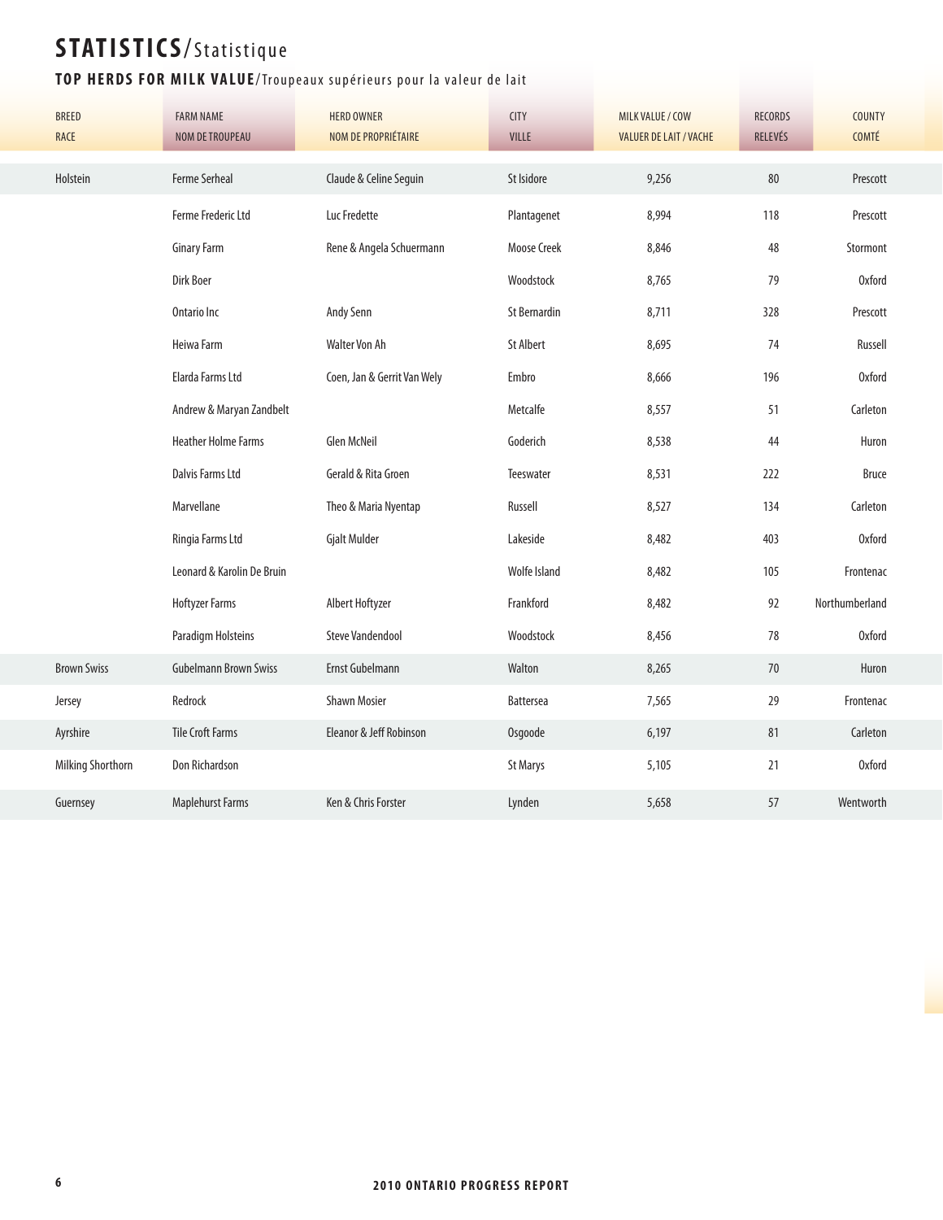# STATISTICS/Statistique

## TOP HERDS FOR MILK VALUE/Troupeaux supérieurs pour la valeur de lait

| BREED<br>RACE | FARM NAME<br>NOM DE TROUPEAU | HERD OWNER<br>NOM DE PROPRIÉTAIRE | CITY<br>VILLE | MILK VALUE / COW<br>VALUER DE LAIT / VACHE | RECORDS<br>RELEVÉS | COUNTY<br>COMTÉ |
|---|---|---|---|---|---|---|
| Holstein | Ferme Serheal | Claude & Celine Seguin | St Isidore | 9,256 | 80 | Prescott |
| | Ferme Frederic Ltd | Luc Fredette | Plantagenet | 8,994 | 118 | Prescott |
| | Ginary Farm | Rene & Angela Schuermann | Moose Creek | 8,846 | 48 | Stormont |
| | Dirk Boer | | Woodstock | 8,765 | 79 | Oxford |
| | Ontario Inc | Andy Senn | St Bernardin | 8,711 | 328 | Prescott |
| | Heiwa Farm | Walter Von Ah | St Albert | 8,695 | 74 | Russell |
| | Elarda Farms Ltd | Coen, Jan & Gerrit Van Wely | Embro | 8,666 | 196 | Oxford |
| | Andrew & Maryan Zandbelt | | Metcalfe | 8,557 | 51 | Carleton |
| | Heather Holme Farms | Glen McNeil | Goderich | 8,538 | 44 | Huron |
| | Dalvis Farms Ltd | Gerald & Rita Groen | Teeswater | 8,531 | 222 | Bruce |
| | Marvellane | Theo & Maria Nyentap | Russell | 8,527 | 134 | Carleton |
| | Ringia Farms Ltd | Gjalt Mulder | Lakeside | 8,482 | 403 | Oxford |
| | Leonard & Karolin De Bruin | | Wolfe Island | 8,482 | 105 | Frontenac |
| | Hoftyzer Farms | Albert Hoftyzer | Frankford | 8,482 | 92 | Northumberland |
| | Paradigm Holsteins | Steve Vandendool | Woodstock | 8,456 | 78 | Oxford |
| Brown Swiss | Gubelmann Brown Swiss | Ernst Gubelmann | Walton | 8,265 | 70 | Huron |
| Jersey | Redrock | Shawn Mosier | Battersea | 7,565 | 29 | Frontenac |
| Ayrshire | Tile Croft Farms | Eleanor & Jeff Robinson | Osgoode | 6,197 | 81 | Carleton |
| Milking Shorthorn | Don Richardson | | St Marys | 5,105 | 21 | Oxford |
| Guernsey | Maplehurst Farms | Ken & Chris Forster | Lynden | 5,658 | 57 | Wentworth |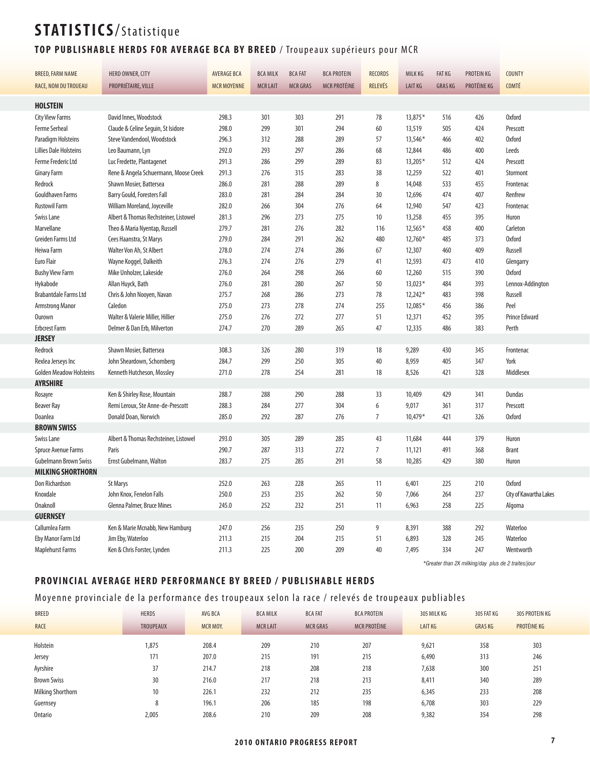# STATISTICS/Statistique

## TOP PUBLISHABLE HERDS FOR AVERAGE BCA BY BREED / Troupeaux supérieurs pour MCR

| BREED, FARM NAME<br>RACE, NOM DU TROUEAU | HERD OWNER, CITY<br>PROPRIÉTAIRE, VILLE | AVERAGE BCA<br>MCR MOYENNE | BCA MILK<br>MCR LAIT | BCA FAT<br>MCR GRAS | BCA PROTEIN<br>MCR PROTÉINE | RECORDS<br>RELEVÉS | MILK KG<br>LAIT KG | FAT KG<br>GRAS KG | PROTEIN KG<br>PROTÉINE KG | COUNTY<br>COMTÉ |
|---|---|---|---|---|---|---|---|---|---|---|
| **HOLSTEIN** | | | | | | | | | | |
| City View Farms | David Innes, Woodstock | 298.3 | 301 | 303 | 291 | 78 | 13,875* | 516 | 426 | Oxford |
| Ferme Serheal | Claude & Celine Seguin, St Isidore | 298.0 | 299 | 301 | 294 | 60 | 13,519 | 505 | 424 | Prescott |
| Paradigm Holsteins | Steve Vandendool, Woodstock | 296.3 | 312 | 288 | 289 | 57 | 13,546* | 466 | 402 | Oxford |
| Lillies Dale Holsteins | Leo Baumann, Lyn | 292.0 | 293 | 297 | 286 | 68 | 12,844 | 486 | 400 | Leeds |
| Ferme Frederic Ltd | Luc Fredette, Plantagenet | 291.3 | 286 | 299 | 289 | 83 | 13,205* | 512 | 424 | Prescott |
| Ginary Farm | Rene & Angela Schuermann, Moose Creek | 291.3 | 276 | 315 | 283 | 38 | 12,259 | 522 | 401 | Stormont |
| Redrock | Shawn Mosier, Battersea | 286.0 | 281 | 288 | 289 | 8 | 14,048 | 533 | 455 | Frontenac |
| Gouldhaven Farms | Barry Gould, Foresters Fall | 283.0 | 281 | 284 | 284 | 30 | 12,696 | 474 | 407 | Renfrew |
| Rustowil Farm | William Moreland, Joyceville | 282.0 | 266 | 304 | 276 | 64 | 12,940 | 547 | 423 | Frontenac |
| Swiss Lane | Albert & Thomas Rechsteiner, Listowel | 281.3 | 296 | 273 | 275 | 10 | 13,258 | 455 | 395 | Huron |
| Marvellane | Theo & Maria Nyentap, Russell | 279.7 | 281 | 276 | 282 | 116 | 12,565* | 458 | 400 | Carleton |
| Greiden Farms Ltd | Cees Haanstra, St Marys | 279.0 | 284 | 291 | 262 | 480 | 12,760* | 485 | 373 | Oxford |
| Heiwa Farm | Walter Von Ah, St Albert | 278.0 | 274 | 274 | 286 | 67 | 12,307 | 460 | 409 | Russell |
| Euro Flair | Wayne Koggel, Dalkeith | 276.3 | 274 | 276 | 279 | 41 | 12,593 | 473 | 410 | Glengarry |
| Bushy View Farm | Mike Unholzer, Lakeside | 276.0 | 264 | 298 | 266 | 60 | 12,260 | 515 | 390 | Oxford |
| Hykabode | Allan Huyck, Bath | 276.0 | 281 | 280 | 267 | 50 | 13,023* | 484 | 393 | Lennox-Addington |
| Brabantdale Farms Ltd | Chris & John Nooyen, Navan | 275.7 | 268 | 286 | 273 | 78 | 12,242* | 483 | 398 | Russell |
| Armstrong Manor | Caledon | 275.0 | 273 | 278 | 274 | 255 | 12,085* | 456 | 386 | Peel |
| Ourown | Walter & Valerie Miller, Hillier | 275.0 | 276 | 272 | 277 | 51 | 12,371 | 452 | 395 | Prince Edward |
| Erbcrest Farm | Delmer & Dan Erb, Milverton | 274.7 | 270 | 289 | 265 | 47 | 12,335 | 486 | 383 | Perth |
| **JERSEY** | | | | | | | | | | |
| Redrock | Shawn Mosier, Battersea | 308.3 | 326 | 280 | 319 | 18 | 9,289 | 430 | 345 | Frontenac |
| Rexlea Jerseys Inc | John Sheardown, Schomberg | 284.7 | 299 | 250 | 305 | 40 | 8,959 | 405 | 347 | York |
| Golden Meadow Holsteins | Kenneth Hutcheson, Mossley | 271.0 | 278 | 254 | 281 | 18 | 8,526 | 421 | 328 | Middlesex |
| **AYRSHIRE** | | | | | | | | | | |
| Rosayre | Ken & Shirley Rose, Mountain | 288.7 | 288 | 290 | 288 | 33 | 10,409 | 429 | 341 | Dundas |
| Beaver Ray | Remi Leroux, Ste Anne-de-Prescott | 288.3 | 284 | 277 | 304 | 6 | 9,017 | 361 | 317 | Prescott |
| Doanlea | Donald Doan, Norwich | 285.0 | 292 | 287 | 276 | 7 | 10,479* | 421 | 326 | Oxford |
| **BROWN SWISS** | | | | | | | | | | |
| Swiss Lane | Albert & Thomas Rechsteiner, Listowel | 293.0 | 305 | 289 | 285 | 43 | 11,684 | 444 | 379 | Huron |
| Spruce Avenue Farms | Paris | 290.7 | 287 | 313 | 272 | 7 | 11,121 | 491 | 368 | Brant |
| Gubelmann Brown Swiss | Ernst Gubelmann, Walton | 283.7 | 275 | 285 | 291 | 58 | 10,285 | 429 | 380 | Huron |
| **MILKING SHORTHORN** | | | | | | | | | | |
| Don Richardson | St Marys | 252.0 | 263 | 228 | 265 | 11 | 6,401 | 225 | 210 | Oxford |
| Knoxdale | John Knox, Fenelon Falls | 250.0 | 253 | 235 | 262 | 50 | 7,066 | 264 | 237 | City of Kawartha Lakes |
| Onaknoll | Glenna Palmer, Bruce Mines | 245.0 | 252 | 232 | 251 | 11 | 6,963 | 258 | 225 | Algoma |
| **GUERNSEY** | | | | | | | | | | |
| Callumlea Farm | Ken & Marie Mcnabb, New Hamburg | 247.0 | 256 | 235 | 250 | 9 | 8,391 | 388 | 292 | Waterloo |
| Eby Manor Farm Ltd | Jim Eby, Waterloo | 211.3 | 215 | 204 | 215 | 51 | 6,893 | 328 | 245 | Waterloo |
| Maplehurst Farms | Ken & Chris Forster, Lynden | 211.3 | 225 | 200 | 209 | 40 | 7,495 | 334 | 247 | Wentworth |

*Greater than 2X milking/day plus de 2 traites/jour

## PROVINCIAL AVERAGE HERD PERFORMANCE BY BREED / PUBLISHABLE HERDS

Moyenne provinciale de la performance des troupeaux selon la race / relevés de troupeaux publiables

| BREED<br>RACE | HERDS<br>TROUPEAUX | AVG BCA<br>MCR MOY. | BCA MILK<br>MCR LAIT | BCA FAT<br>MCR GRAS | BCA PROTEIN<br>MCR PROTÉINE | 305 MILK KG<br>LAIT KG | 305 FAT KG<br>GRAS KG | 305 PROTEIN KG<br>PROTÉINE KG |
|---|---|---|---|---|---|---|---|---|
| Holstein | 1,875 | 208.4 | 209 | 210 | 207 | 9,621 | 358 | 303 |
| Jersey | 171 | 207.0 | 215 | 191 | 215 | 6,490 | 313 | 246 |
| Ayrshire | 37 | 214.7 | 218 | 208 | 218 | 7,638 | 300 | 251 |
| Brown Swiss | 30 | 216.0 | 217 | 218 | 213 | 8,411 | 340 | 289 |
| Milking Shorthorn | 10 | 226.1 | 232 | 212 | 235 | 6,345 | 233 | 208 |
| Guernsey | 8 | 196.1 | 206 | 185 | 198 | 6,708 | 303 | 229 |
| Ontario | 2,005 | 208.6 | 210 | 209 | 208 | 9,382 | 354 | 298 |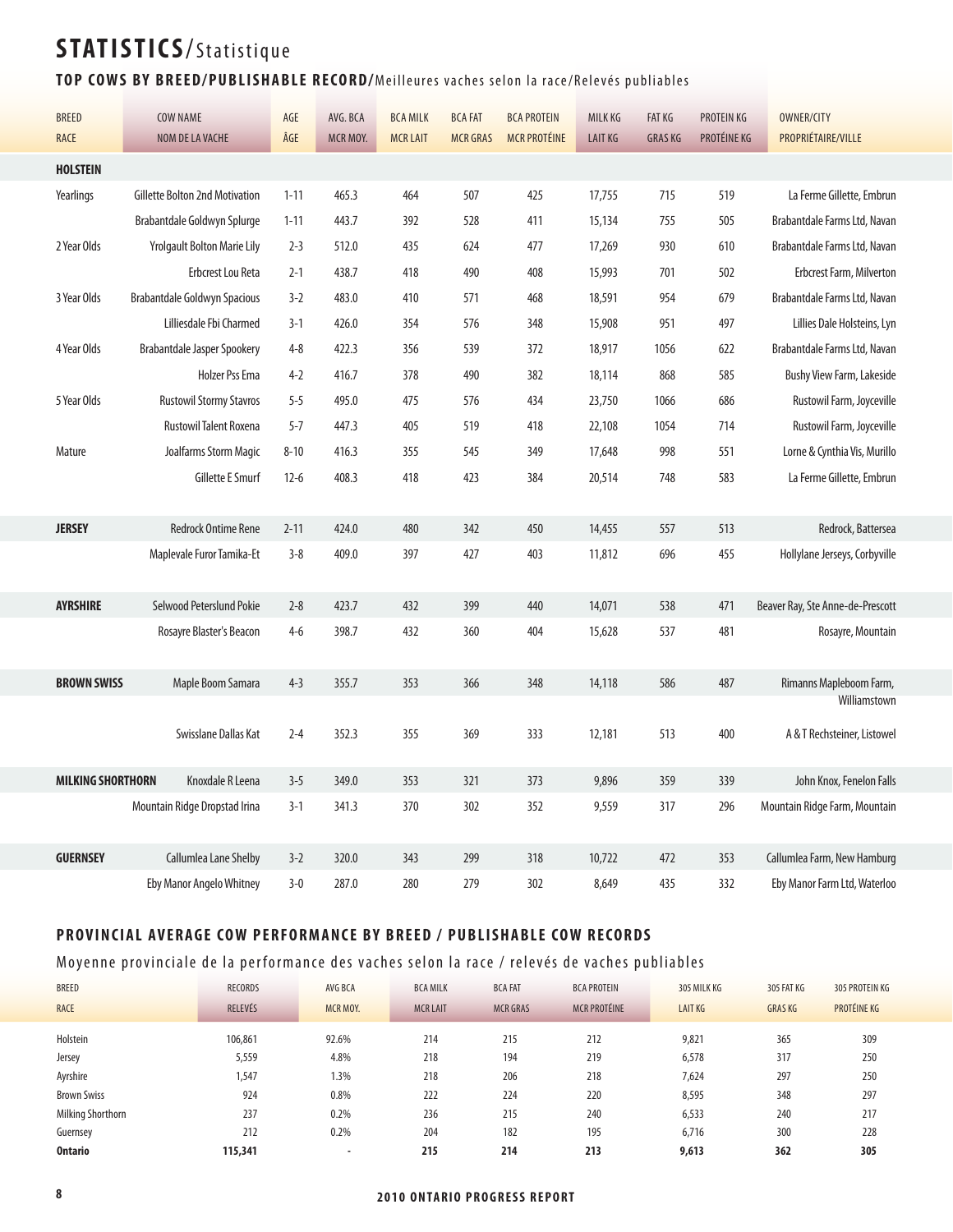# STATISTICS/Statistique

## TOP COWS BY BREED/PUBLISHABLE RECORD/Meilleures vaches selon la race/Relevés publiables

| BREED RACE | COW NAME NOM DE LA VACHE | AGE ÂGE | AVG. BCA MCR MOY. | BCA MILK MCR LAIT | BCA FAT MCR GRAS | BCA PROTEIN MCR PROTÉINE | MILK KG LAIT KG | FAT KG GRAS KG | PROTEIN KG PROTÉINE KG | OWNER/CITY PROPRIÉTAIRE/VILLE |
|---|---|---|---|---|---|---|---|---|---|---|
| **HOLSTEIN** | | | | | | | | | | |
| Yearlings | Gillette Bolton 2nd Motivation | 1-11 | 465.3 | 464 | 507 | 425 | 17,755 | 715 | 519 | La Ferme Gillette, Embrun |
| | Brabantdale Goldwyn Splurge | 1-11 | 443.7 | 392 | 528 | 411 | 15,134 | 755 | 505 | Brabantdale Farms Ltd, Navan |
| 2 Year Olds | Yrolgault Bolton Marie Lily | 2-3 | 512.0 | 435 | 624 | 477 | 17,269 | 930 | 610 | Brabantdale Farms Ltd, Navan |
| | Erbcrest Lou Reta | 2-1 | 438.7 | 418 | 490 | 408 | 15,993 | 701 | 502 | Erbcrest Farm, Milverton |
| 3 Year Olds | Brabantdale Goldwyn Spacious | 3-2 | 483.0 | 410 | 571 | 468 | 18,591 | 954 | 679 | Brabantdale Farms Ltd, Navan |
| | Lilliesdale Fbi Charmed | 3-1 | 426.0 | 354 | 576 | 348 | 15,908 | 951 | 497 | Lillies Dale Holsteins, Lyn |
| 4 Year Olds | Brabantdale Jasper Spookery | 4-8 | 422.3 | 356 | 539 | 372 | 18,917 | 1056 | 622 | Brabantdale Farms Ltd, Navan |
| | Holzer Pss Ema | 4-2 | 416.7 | 378 | 490 | 382 | 18,114 | 868 | 585 | Bushy View Farm, Lakeside |
| 5 Year Olds | Rustowil Stormy Stavros | 5-5 | 495.0 | 475 | 576 | 434 | 23,750 | 1066 | 686 | Rustowil Farm, Joyceville |
| | Rustowil Talent Roxena | 5-7 | 447.3 | 405 | 519 | 418 | 22,108 | 1054 | 714 | Rustowil Farm, Joyceville |
| Mature | Joalfarms Storm Magic | 8-10 | 416.3 | 355 | 545 | 349 | 17,648 | 998 | 551 | Lorne & Cynthia Vis, Murillo |
| | Gillette E Smurf | 12-6 | 408.3 | 418 | 423 | 384 | 20,514 | 748 | 583 | La Ferme Gillette, Embrun |
| **JERSEY** | Redrock Ontime Rene | 2-11 | 424.0 | 480 | 342 | 450 | 14,455 | 557 | 513 | Redrock, Battersea |
| | Maplevale Furor Tamika-Et | 3-8 | 409.0 | 397 | 427 | 403 | 11,812 | 696 | 455 | Hollylane Jerseys, Corbyville |
| **AYRSHIRE** | Selwood Peterslund Pokie | 2-8 | 423.7 | 432 | 399 | 440 | 14,071 | 538 | 471 | Beaver Ray, Ste Anne-de-Prescott |
| | Rosayre Blaster's Beacon | 4-6 | 398.7 | 432 | 360 | 404 | 15,628 | 537 | 481 | Rosayre, Mountain |
| **BROWN SWISS** | Maple Boom Samara | 4-3 | 355.7 | 353 | 366 | 348 | 14,118 | 586 | 487 | Rimanns Mapleboom Farm, Williamstown |
| | Swisslane Dallas Kat | 2-4 | 352.3 | 355 | 369 | 333 | 12,181 | 513 | 400 | A & T Rechsteiner, Listowel |
| **MILKING SHORTHORN** | Knoxdale R Leena | 3-5 | 349.0 | 353 | 321 | 373 | 9,896 | 359 | 339 | John Knox, Fenelon Falls |
| | Mountain Ridge Dropstad Irina | 3-1 | 341.3 | 370 | 302 | 352 | 9,559 | 317 | 296 | Mountain Ridge Farm, Mountain |
| **GUERNSEY** | Callumlea Lane Shelby | 3-2 | 320.0 | 343 | 299 | 318 | 10,722 | 472 | 353 | Callumlea Farm, New Hamburg |
| | Eby Manor Angelo Whitney | 3-0 | 287.0 | 280 | 279 | 302 | 8,649 | 435 | 332 | Eby Manor Farm Ltd, Waterloo |

## PROVINCIAL AVERAGE COW PERFORMANCE BY BREED / PUBLISHABLE COW RECORDS

Moyenne provinciale de la performance des vaches selon la race / relevés de vaches publiables

| BREED RACE | RECORDS RELEVÉS | AVG BCA MCR MOY. | BCA MILK MCR LAIT | BCA FAT MCR GRAS | BCA PROTEIN MCR PROTÉINE | 305 MILK KG LAIT KG | 305 FAT KG GRAS KG | 305 PROTEIN KG PROTÉINE KG |
|---|---|---|---|---|---|---|---|---|
| Holstein | 106,861 | 92.6% | 214 | 215 | 212 | 9,821 | 365 | 309 |
| Jersey | 5,559 | 4.8% | 218 | 194 | 219 | 6,578 | 317 | 250 |
| Ayrshire | 1,547 | 1.3% | 218 | 206 | 218 | 7,624 | 297 | 250 |
| Brown Swiss | 924 | 0.8% | 222 | 224 | 220 | 8,595 | 348 | 297 |
| Milking Shorthorn | 237 | 0.2% | 236 | 215 | 240 | 6,533 | 240 | 217 |
| Guernsey | 212 | 0.2% | 204 | 182 | 195 | 6,716 | 300 | 228 |
| **Ontario** | **115,341** | - | **215** | **214** | **213** | **9,613** | **362** | **305** |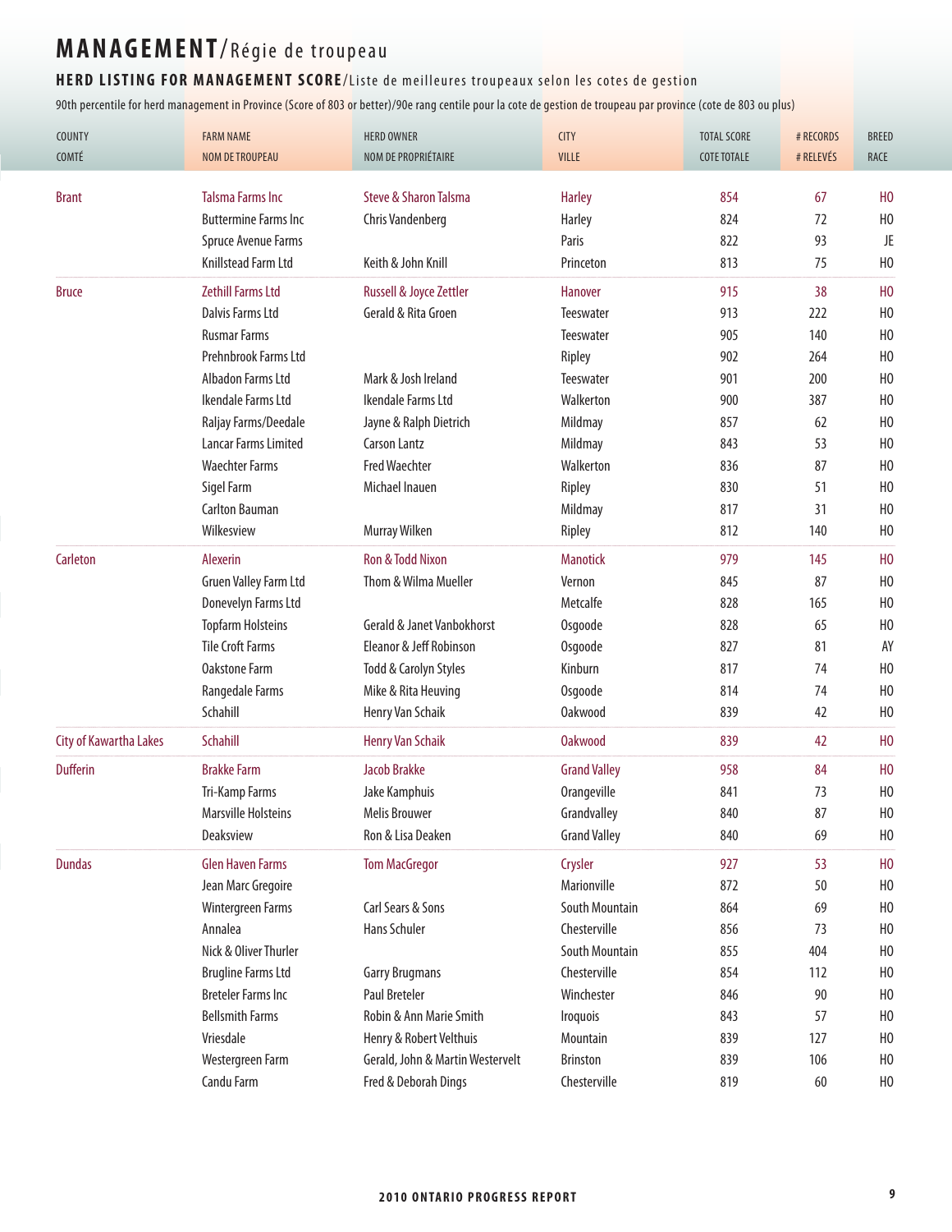# MANAGEMENT/Régie de troupeau

## HERD LISTING FOR MANAGEMENT SCORE/Liste de meilleures troupeaux selon les cotes de gestion

90th percentile for herd management in Province (Score of 803 or better)/90e rang centile pour la cote de gestion de troupeau par province (cote de 803 ou plus)

| COUNTY / COMTÉ | FARM NAME / NOM DE TROUPEAU | HERD OWNER / NOM DE PROPRIÉTAIRE | CITY / VILLE | TOTAL SCORE / COTE TOTALE | # RECORDS / # RELEVÉS | BREED / RACE |
|---|---|---|---|---|---|---|
| Brant | Talsma Farms Inc | Steve & Sharon Talsma | Harley | 854 | 67 | HO |
| | Buttermine Farms Inc | Chris Vandenberg | Harley | 824 | 72 | HO |
| | Spruce Avenue Farms | | Paris | 822 | 93 | JE |
| | Knillstead Farm Ltd | Keith & John Knill | Princeton | 813 | 75 | HO |
| Bruce | Zethill Farms Ltd | Russell & Joyce Zettler | Hanover | 915 | 38 | HO |
| | Dalvis Farms Ltd | Gerald & Rita Groen | Teeswater | 913 | 222 | HO |
| | Rusmar Farms | | Teeswater | 905 | 140 | HO |
| | Prehnbrook Farms Ltd | | Ripley | 902 | 264 | HO |
| | Albadon Farms Ltd | Mark & Josh Ireland | Teeswater | 901 | 200 | HO |
| | Ikendale Farms Ltd | Ikendale Farms Ltd | Walkerton | 900 | 387 | HO |
| | Raljay Farms/Deedale | Jayne & Ralph Dietrich | Mildmay | 857 | 62 | HO |
| | Lancar Farms Limited | Carson Lantz | Mildmay | 843 | 53 | HO |
| | Waechter Farms | Fred Waechter | Walkerton | 836 | 87 | HO |
| | Sigel Farm | Michael Inauen | Ripley | 830 | 51 | HO |
| | Carlton Bauman | | Mildmay | 817 | 31 | HO |
| | Wilkesview | Murray Wilken | Ripley | 812 | 140 | HO |
| Carleton | Alexerin | Ron & Todd Nixon | Manotick | 979 | 145 | HO |
| | Gruen Valley Farm Ltd | Thom & Wilma Mueller | Vernon | 845 | 87 | HO |
| | Donevelyn Farms Ltd | | Metcalfe | 828 | 165 | HO |
| | Topfarm Holsteins | Gerald & Janet Vanbokhorst | Osgoode | 828 | 65 | HO |
| | Tile Croft Farms | Eleanor & Jeff Robinson | Osgoode | 827 | 81 | AY |
| | Oakstone Farm | Todd & Carolyn Styles | Kinburn | 817 | 74 | HO |
| | Rangedale Farms | Mike & Rita Heuving | Osgoode | 814 | 74 | HO |
| | Schahill | Henry Van Schaik | Oakwood | 839 | 42 | HO |
| City of Kawartha Lakes | Schahill | Henry Van Schaik | Oakwood | 839 | 42 | HO |
| Dufferin | Brakke Farm | Jacob Brakke | Grand Valley | 958 | 84 | HO |
| | Tri-Kamp Farms | Jake Kamphuis | Orangeville | 841 | 73 | HO |
| | Marsville Holsteins | Melis Brouwer | Grandvalley | 840 | 87 | HO |
| | Deaksview | Ron & Lisa Deaken | Grand Valley | 840 | 69 | HO |
| Dundas | Glen Haven Farms | Tom MacGregor | Crysler | 927 | 53 | HO |
| | Jean Marc Gregoire | | Marionville | 872 | 50 | HO |
| | Wintergreen Farms | Carl Sears & Sons | South Mountain | 864 | 69 | HO |
| | Annalea | Hans Schuler | Chesterville | 856 | 73 | HO |
| | Nick & Oliver Thurler | | South Mountain | 855 | 404 | HO |
| | Brugline Farms Ltd | Garry Brugmans | Chesterville | 854 | 112 | HO |
| | Breteler Farms Inc | Paul Breteler | Winchester | 846 | 90 | HO |
| | Bellsmith Farms | Robin & Ann Marie Smith | Iroquois | 843 | 57 | HO |
| | Vriesdale | Henry & Robert Velthuis | Mountain | 839 | 127 | HO |
| | Westergreen Farm | Gerald, John & Martin Westervelt | Brinston | 839 | 106 | HO |
| | Candu Farm | Fred & Deborah Dings | Chesterville | 819 | 60 | HO |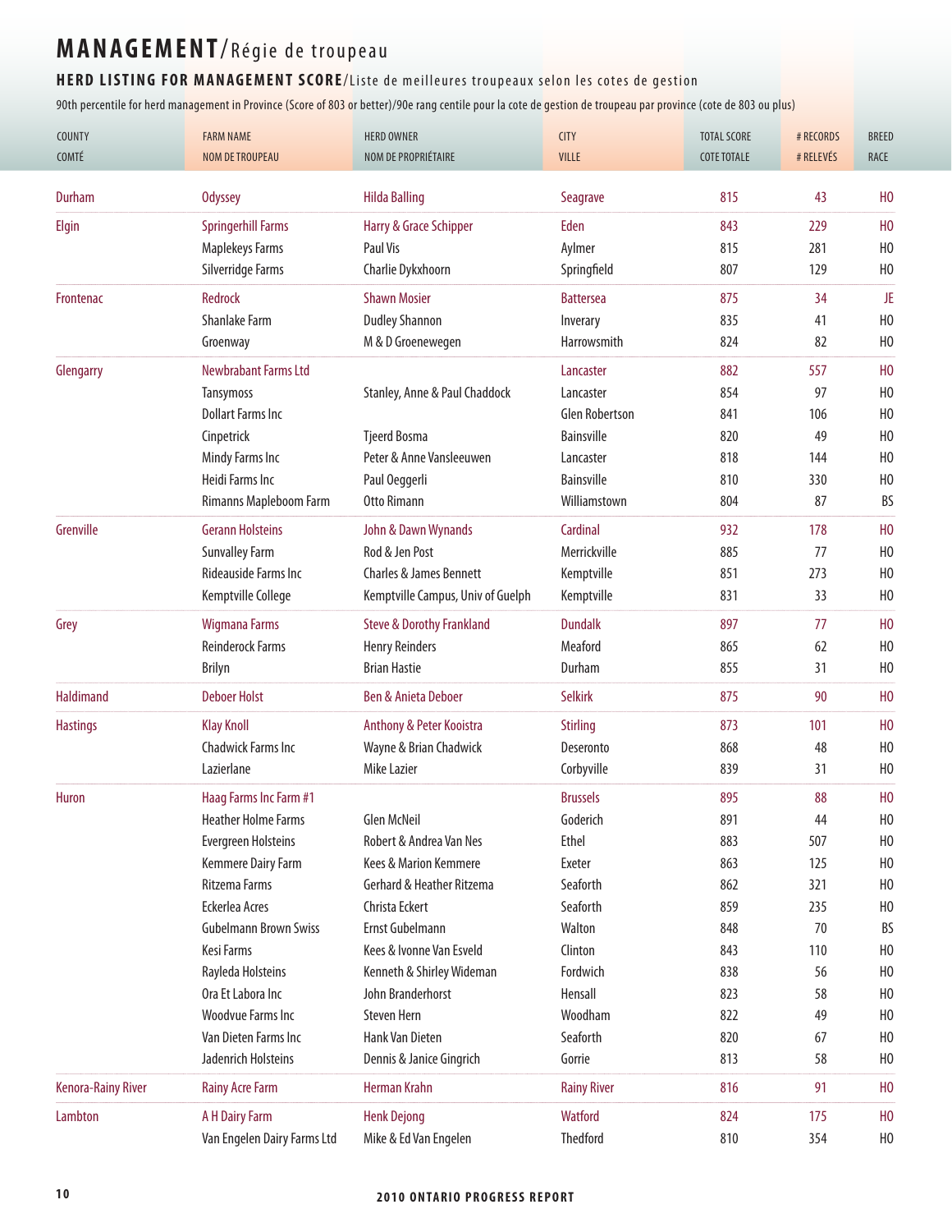# MANAGEMENT/Régie de troupeau

## HERD LISTING FOR MANAGEMENT SCORE/Liste de meilleures troupeaux selon les cotes de gestion

90th percentile for herd management in Province (Score of 803 or better)/90e rang centile pour la cote de gestion de troupeau par province (cote de 803 ou plus)

| COUNTY<br>COMTÉ | FARM NAME<br>NOM DE TROUPEAU | HERD OWNER<br>NOM DE PROPRIÉTAIRE | CITY<br>VILLE | TOTAL SCORE<br>COTE TOTALE | # RECORDS<br># RELEVÉS | BREED<br>RACE |
|---|---|---|---|---|---|---|
| Durham | Odyssey | Hilda Balling | Seagrave | 815 | 43 | HO |
| Elgin | Springerhill Farms | Harry & Grace Schipper | Eden | 843 | 229 | HO |
| | Maplekeys Farms | Paul Vis | Aylmer | 815 | 281 | HO |
| | Silverridge Farms | Charlie Dykxhoorn | Springfield | 807 | 129 | HO |
| Frontenac | Redrock | Shawn Mosier | Battersea | 875 | 34 | JE |
| | Shanlake Farm | Dudley Shannon | Inverary | 835 | 41 | HO |
| | Groenway | M & D Groenewegen | Harrowsmith | 824 | 82 | HO |
| Glengarry | Newbrabant Farms Ltd | | Lancaster | 882 | 557 | HO |
| | Tansymoss | Stanley, Anne & Paul Chaddock | Lancaster | 854 | 97 | HO |
| | Dollart Farms Inc | | Glen Robertson | 841 | 106 | HO |
| | Cinpetrick | Tjeerd Bosma | Bainsville | 820 | 49 | HO |
| | Mindy Farms Inc | Peter & Anne Vansleeuwen | Lancaster | 818 | 144 | HO |
| | Heidi Farms Inc | Paul Oeggerli | Bainsville | 810 | 330 | HO |
| | Rimanns Mapleboom Farm | Otto Rimann | Williamstown | 804 | 87 | BS |
| Grenville | Gerann Holsteins | John & Dawn Wynands | Cardinal | 932 | 178 | HO |
| | Sunvalley Farm | Rod & Jen Post | Merrickville | 885 | 77 | HO |
| | Rideauside Farms Inc | Charles & James Bennett | Kemptville | 851 | 273 | HO |
| | Kemptville College | Kemptville Campus, Univ of Guelph | Kemptville | 831 | 33 | HO |
| Grey | Wigmana Farms | Steve & Dorothy Frankland | Dundalk | 897 | 77 | HO |
| | Reinderock Farms | Henry Reinders | Meaford | 865 | 62 | HO |
| | Brilyn | Brian Hastie | Durham | 855 | 31 | HO |
| Haldimand | Deboer Holst | Ben & Anieta Deboer | Selkirk | 875 | 90 | HO |
| Hastings | Klay Knoll | Anthony & Peter Kooistra | Stirling | 873 | 101 | HO |
| | Chadwick Farms Inc | Wayne & Brian Chadwick | Deseronto | 868 | 48 | HO |
| | Lazierlane | Mike Lazier | Corbyville | 839 | 31 | HO |
| Huron | Haag Farms Inc Farm #1 | | Brussels | 895 | 88 | HO |
| | Heather Holme Farms | Glen McNeil | Goderich | 891 | 44 | HO |
| | Evergreen Holsteins | Robert & Andrea Van Nes | Ethel | 883 | 507 | HO |
| | Kemmere Dairy Farm | Kees & Marion Kemmere | Exeter | 863 | 125 | HO |
| | Ritzema Farms | Gerhard & Heather Ritzema | Seaforth | 862 | 321 | HO |
| | Eckerlea Acres | Christa Eckert | Seaforth | 859 | 235 | HO |
| | Gubelmann Brown Swiss | Ernst Gubelmann | Walton | 848 | 70 | BS |
| | Kesi Farms | Kees & Ivonne Van Esveld | Clinton | 843 | 110 | HO |
| | Rayleda Holsteins | Kenneth & Shirley Wideman | Fordwich | 838 | 56 | HO |
| | Ora Et Labora Inc | John Branderhorst | Hensall | 823 | 58 | HO |
| | Woodvue Farms Inc | Steven Hern | Woodham | 822 | 49 | HO |
| | Van Dieten Farms Inc | Hank Van Dieten | Seaforth | 820 | 67 | HO |
| | Jadenrich Holsteins | Dennis & Janice Gingrich | Gorrie | 813 | 58 | HO |
| Kenora-Rainy River | Rainy Acre Farm | Herman Krahn | Rainy River | 816 | 91 | HO |
| Lambton | A H Dairy Farm | Henk Dejong | Watford | 824 | 175 | HO |
| | Van Engelen Dairy Farms Ltd | Mike & Ed Van Engelen | Thedford | 810 | 354 | HO |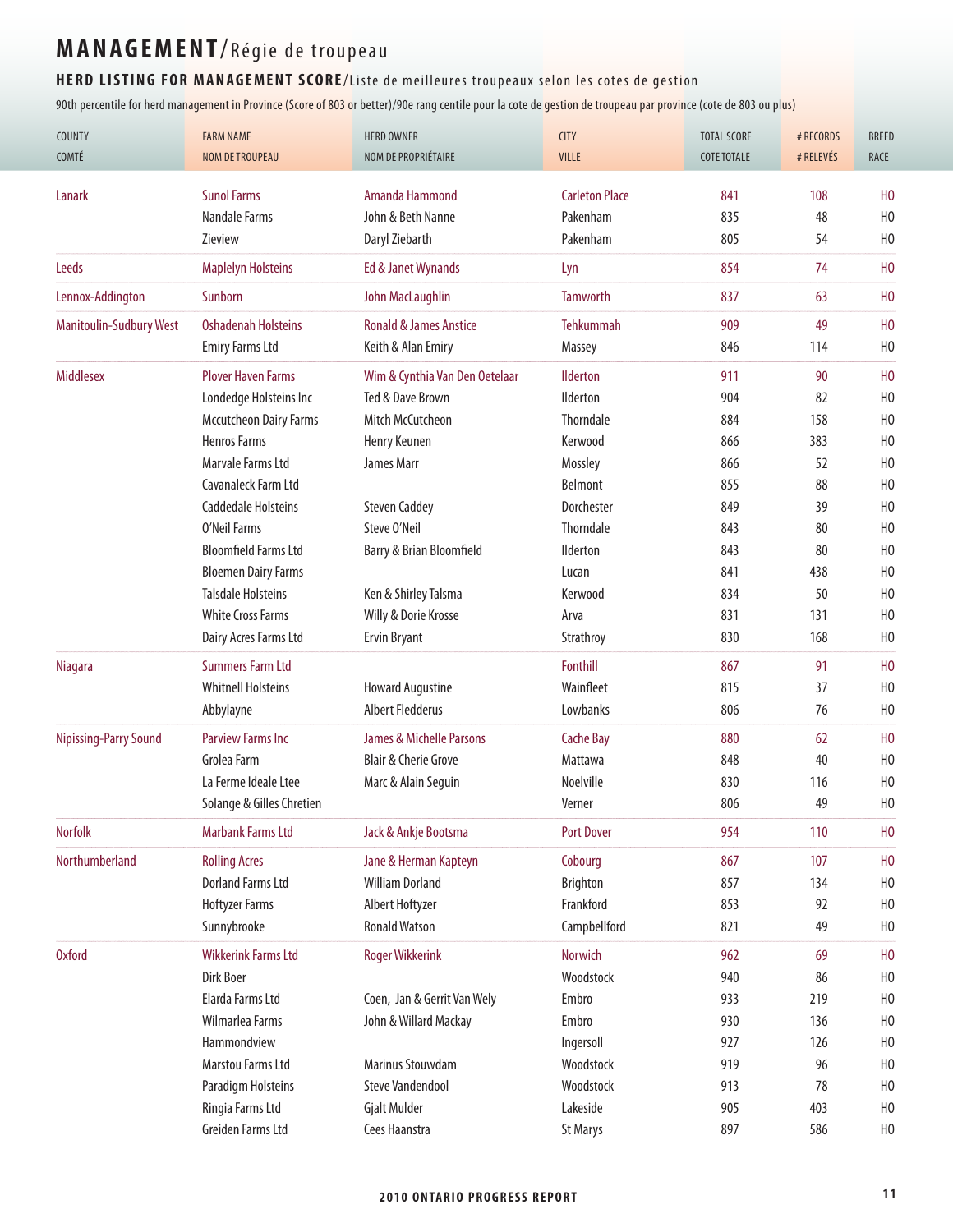# MANAGEMENT/Régie de troupeau

## HERD LISTING FOR MANAGEMENT SCORE/Liste de meilleures troupeaux selon les cotes de gestion

90th percentile for herd management in Province (Score of 803 or better)/90e rang centile pour la cote de gestion de troupeau par province (cote de 803 ou plus)

| COUNTY<br>COMTÉ | FARM NAME<br>NOM DE TROUPEAU | HERD OWNER<br>NOM DE PROPRIÉTAIRE | CITY<br>VILLE | TOTAL SCORE<br>COTE TOTALE | # RECORDS<br># RELEVÉS | BREED<br>RACE |
|---|---|---|---|---|---|---|
| Lanark | Sunol Farms | Amanda Hammond | Carleton Place | 841 | 108 | HO |
| | Nandale Farms | John & Beth Nanne | Pakenham | 835 | 48 | HO |
| | Zieview | Daryl Ziebarth | Pakenham | 805 | 54 | HO |
| Leeds | Maplelyn Holsteins | Ed & Janet Wynands | Lyn | 854 | 74 | HO |
| Lennox-Addington | Sunborn | John MacLaughlin | Tamworth | 837 | 63 | HO |
| Manitoulin-Sudbury West | Oshadenah Holsteins | Ronald & James Anstice | Tehkummah | 909 | 49 | HO |
| | Emiry Farms Ltd | Keith & Alan Emiry | Massey | 846 | 114 | HO |
| Middlesex | Plover Haven Farms | Wim & Cynthia Van Den Oetelaar | Ilderton | 911 | 90 | HO |
| | Londedge Holsteins Inc | Ted & Dave Brown | Ilderton | 904 | 82 | HO |
| | Mccutcheon Dairy Farms | Mitch McCutcheon | Thorndale | 884 | 158 | HO |
| | Henros Farms | Henry Keunen | Kerwood | 866 | 383 | HO |
| | Marvale Farms Ltd | James Marr | Mossley | 866 | 52 | HO |
| | Cavanaleck Farm Ltd | | Belmont | 855 | 88 | HO |
| | Caddedale Holsteins | Steven Caddey | Dorchester | 849 | 39 | HO |
| | O'Neil Farms | Steve O'Neil | Thorndale | 843 | 80 | HO |
| | Bloomfield Farms Ltd | Barry & Brian Bloomfield | Ilderton | 843 | 80 | HO |
| | Bloemen Dairy Farms | | Lucan | 841 | 438 | HO |
| | Talsdale Holsteins | Ken & Shirley Talsma | Kerwood | 834 | 50 | HO |
| | White Cross Farms | Willy & Dorie Krosse | Arva | 831 | 131 | HO |
| | Dairy Acres Farms Ltd | Ervin Bryant | Strathroy | 830 | 168 | HO |
| Niagara | Summers Farm Ltd | | Fonthill | 867 | 91 | HO |
| | Whitnell Holsteins | Howard Augustine | Wainfleet | 815 | 37 | HO |
| | Abbylayne | Albert Fledderus | Lowbanks | 806 | 76 | HO |
| Nipissing-Parry Sound | Parview Farms Inc | James & Michelle Parsons | Cache Bay | 880 | 62 | HO |
| | Grolea Farm | Blair & Cherie Grove | Mattawa | 848 | 40 | HO |
| | La Ferme Ideale Ltee | Marc & Alain Seguin | Noelville | 830 | 116 | HO |
| | Solange & Gilles Chretien | | Verner | 806 | 49 | HO |
| Norfolk | Marbank Farms Ltd | Jack & Ankje Bootsma | Port Dover | 954 | 110 | HO |
| Northumberland | Rolling Acres | Jane & Herman Kapteyn | Cobourg | 867 | 107 | HO |
| | Dorland Farms Ltd | William Dorland | Brighton | 857 | 134 | HO |
| | Hoftyzer Farms | Albert Hoftyzer | Frankford | 853 | 92 | HO |
| | Sunnybrooke | Ronald Watson | Campbellford | 821 | 49 | HO |
| Oxford | Wikkerink Farms Ltd | Roger Wikkerink | Norwich | 962 | 69 | HO |
| | Dirk Boer | | Woodstock | 940 | 86 | HO |
| | Elarda Farms Ltd | Coen, Jan & Gerrit Van Wely | Embro | 933 | 219 | HO |
| | Wilmarlea Farms | John & Willard Mackay | Embro | 930 | 136 | HO |
| | Hammondview | | Ingersoll | 927 | 126 | HO |
| | Marstou Farms Ltd | Marinus Stouwdam | Woodstock | 919 | 96 | HO |
| | Paradigm Holsteins | Steve Vandendool | Woodstock | 913 | 78 | HO |
| | Ringia Farms Ltd | Gjalt Mulder | Lakeside | 905 | 403 | HO |
| | Greiden Farms Ltd | Cees Haanstra | St Marys | 897 | 586 | HO |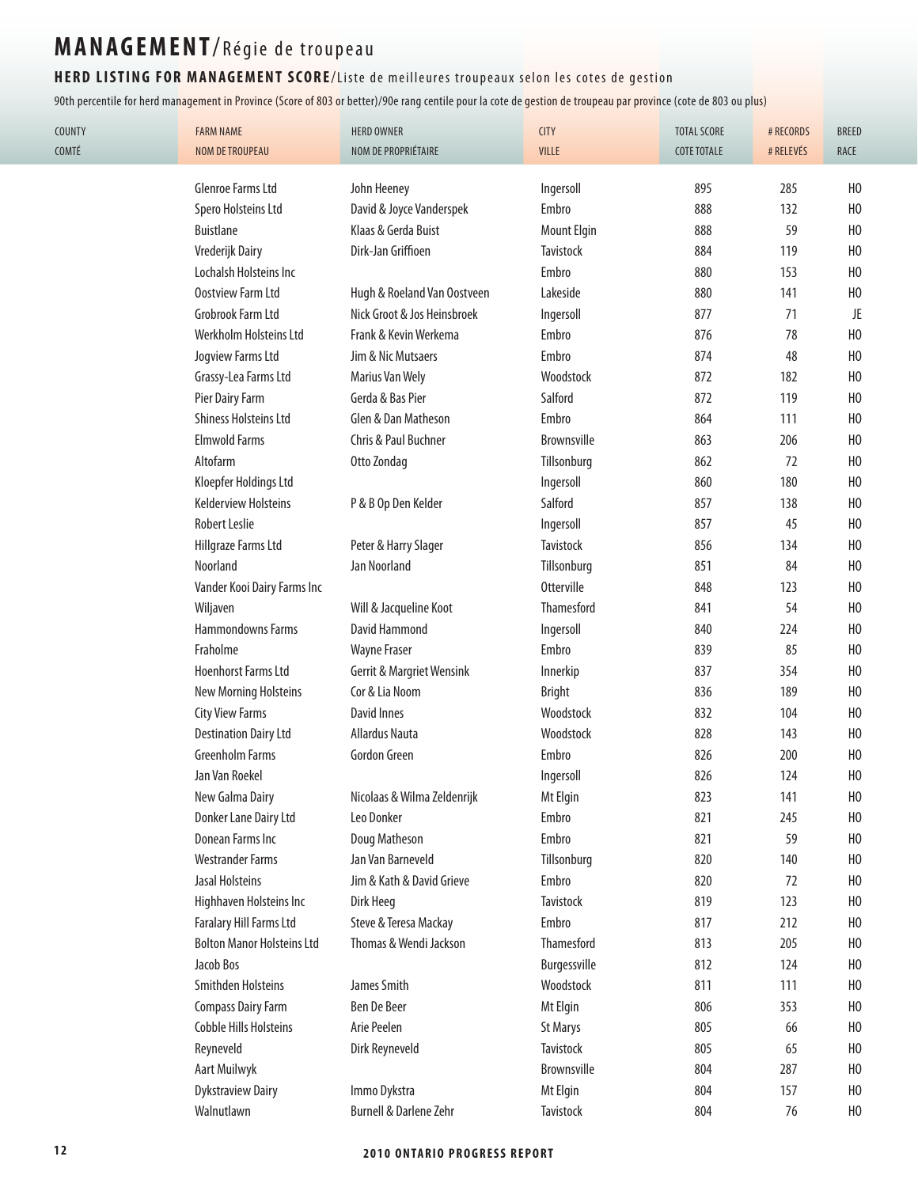# MANAGEMENT/Régie de troupeau

## HERD LISTING FOR MANAGEMENT SCORE/Liste de meilleures troupeaux selon les cotes de gestion

90th percentile for herd management in Province (Score of 803 or better)/90e rang centile pour la cote de gestion de troupeau par province (cote de 803 ou plus)

| COUNTY<br>COMTÉ | FARM NAME<br>NOM DE TROUPEAU | HERD OWNER<br>NOM DE PROPRIÉTAIRE | CITY<br>VILLE | TOTAL SCORE<br>COTE TOTALE | # RECORDS<br># RELEVÉS | BREED<br>RACE |
|---|---|---|---|---|---|---|
| | Glenroe Farms Ltd | John Heeney | Ingersoll | 895 | 285 | HO |
| | Spero Holsteins Ltd | David & Joyce Vanderspek | Embro | 888 | 132 | HO |
| | Buistlane | Klaas & Gerda Buist | Mount Elgin | 888 | 59 | HO |
| | Vrederijk Dairy | Dirk-Jan Griffioen | Tavistock | 884 | 119 | HO |
| | Lochalsh Holsteins Inc | | Embro | 880 | 153 | HO |
| | Oostview Farm Ltd | Hugh & Roeland Van Oostveen | Lakeside | 880 | 141 | HO |
| | Grobrook Farm Ltd | Nick Groot & Jos Heinsbroek | Ingersoll | 877 | 71 | JE |
| | Werkholm Holsteins Ltd | Frank & Kevin Werkema | Embro | 876 | 78 | HO |
| | Jogview Farms Ltd | Jim & Nic Mutsaers | Embro | 874 | 48 | HO |
| | Grassy-Lea Farms Ltd | Marius Van Wely | Woodstock | 872 | 182 | HO |
| | Pier Dairy Farm | Gerda & Bas Pier | Salford | 872 | 119 | HO |
| | Shiness Holsteins Ltd | Glen & Dan Matheson | Embro | 864 | 111 | HO |
| | Elmwold Farms | Chris & Paul Buchner | Brownsville | 863 | 206 | HO |
| | Altofarm | Otto Zondag | Tillsonburg | 862 | 72 | HO |
| | Kloepfer Holdings Ltd | | Ingersoll | 860 | 180 | HO |
| | Kelderview Holsteins | P & B Op Den Kelder | Salford | 857 | 138 | HO |
| | Robert Leslie | | Ingersoll | 857 | 45 | HO |
| | Hillgraze Farms Ltd | Peter & Harry Slager | Tavistock | 856 | 134 | HO |
| | Noorland | Jan Noorland | Tillsonburg | 851 | 84 | HO |
| | Vander Kooi Dairy Farms Inc | | Otterville | 848 | 123 | HO |
| | Wiljaven | Will & Jacqueline Koot | Thamesford | 841 | 54 | HO |
| | Hammondowns Farms | David Hammond | Ingersoll | 840 | 224 | HO |
| | Fraholme | Wayne Fraser | Embro | 839 | 85 | HO |
| | Hoenhorst Farms Ltd | Gerrit & Margriet Wensink | Innerkip | 837 | 354 | HO |
| | New Morning Holsteins | Cor & Lia Noom | Bright | 836 | 189 | HO |
| | City View Farms | David Innes | Woodstock | 832 | 104 | HO |
| | Destination Dairy Ltd | Allardus Nauta | Woodstock | 828 | 143 | HO |
| | Greenholm Farms | Gordon Green | Embro | 826 | 200 | HO |
| | Jan Van Roekel | | Ingersoll | 826 | 124 | HO |
| | New Galma Dairy | Nicolaas & Wilma Zeldenrijk | Mt Elgin | 823 | 141 | HO |
| | Donker Lane Dairy Ltd | Leo Donker | Embro | 821 | 245 | HO |
| | Donean Farms Inc | Doug Matheson | Embro | 821 | 59 | HO |
| | Westrander Farms | Jan Van Barneveld | Tillsonburg | 820 | 140 | HO |
| | Jasal Holsteins | Jim & Kath & David Grieve | Embro | 820 | 72 | HO |
| | Highhaven Holsteins Inc | Dirk Heeg | Tavistock | 819 | 123 | HO |
| | Faralary Hill Farms Ltd | Steve & Teresa Mackay | Embro | 817 | 212 | HO |
| | Bolton Manor Holsteins Ltd | Thomas & Wendi Jackson | Thamesford | 813 | 205 | HO |
| | Jacob Bos | | Burgessville | 812 | 124 | HO |
| | Smithden Holsteins | James Smith | Woodstock | 811 | 111 | HO |
| | Compass Dairy Farm | Ben De Beer | Mt Elgin | 806 | 353 | HO |
| | Cobble Hills Holsteins | Arie Peelen | St Marys | 805 | 66 | HO |
| | Reyneveld | Dirk Reyneveld | Tavistock | 805 | 65 | HO |
| | Aart Muilwyk | | Brownsville | 804 | 287 | HO |
| | Dykstraview Dairy | Immo Dykstra | Mt Elgin | 804 | 157 | HO |
| | Walnutlawn | Burnell & Darlene Zehr | Tavistock | 804 | 76 | HO |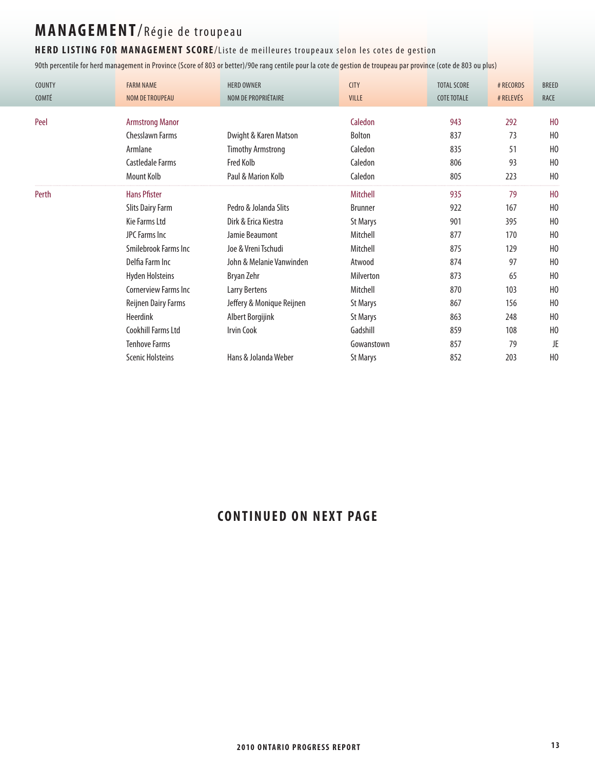# MANAGEMENT/Régie de troupeau

## HERD LISTING FOR MANAGEMENT SCORE/Liste de meilleures troupeaux selon les cotes de gestion

90th percentile for herd management in Province (Score of 803 or better)/90e rang centile pour la cote de gestion de troupeau par province (cote de 803 ou plus)

| COUNTY<br>COMTÉ | FARM NAME<br>NOM DE TROUPEAU | HERD OWNER<br>NOM DE PROPRIÉTAIRE | CITY<br>VILLE | TOTAL SCORE<br>COTE TOTALE | # RECORDS<br># RELEVÉS | BREED<br>RACE |
|---|---|---|---|---|---|---|
| Peel | Armstrong Manor | | Caledon | 943 | 292 | HO |
| | Chesslawn Farms | Dwight & Karen Matson | Bolton | 837 | 73 | HO |
| | Armlane | Timothy Armstrong | Caledon | 835 | 51 | HO |
| | Castledale Farms | Fred Kolb | Caledon | 806 | 93 | HO |
| | Mount Kolb | Paul & Marion Kolb | Caledon | 805 | 223 | HO |
| Perth | Hans Pfister | | Mitchell | 935 | 79 | HO |
| | Slits Dairy Farm | Pedro & Jolanda Slits | Brunner | 922 | 167 | HO |
| | Kie Farms Ltd | Dirk & Erica Kiestra | St Marys | 901 | 395 | HO |
| | JPC Farms Inc | Jamie Beaumont | Mitchell | 877 | 170 | HO |
| | Smilebrook Farms Inc | Joe & Vreni Tschudi | Mitchell | 875 | 129 | HO |
| | Delfia Farm Inc | John & Melanie Vanwinden | Atwood | 874 | 97 | HO |
| | Hyden Holsteins | Bryan Zehr | Milverton | 873 | 65 | HO |
| | Cornerview Farms Inc | Larry Bertens | Mitchell | 870 | 103 | HO |
| | Reijnen Dairy Farms | Jeffery & Monique Reijnen | St Marys | 867 | 156 | HO |
| | Heerdink | Albert Borgijink | St Marys | 863 | 248 | HO |
| | Cookhill Farms Ltd | Irvin Cook | Gadshill | 859 | 108 | HO |
| | Tenhove Farms | | Gowanstown | 857 | 79 | JE |
| | Scenic Holsteins | Hans & Jolanda Weber | St Marys | 852 | 203 | HO |

**CONTINUED ON NEXT PAGE**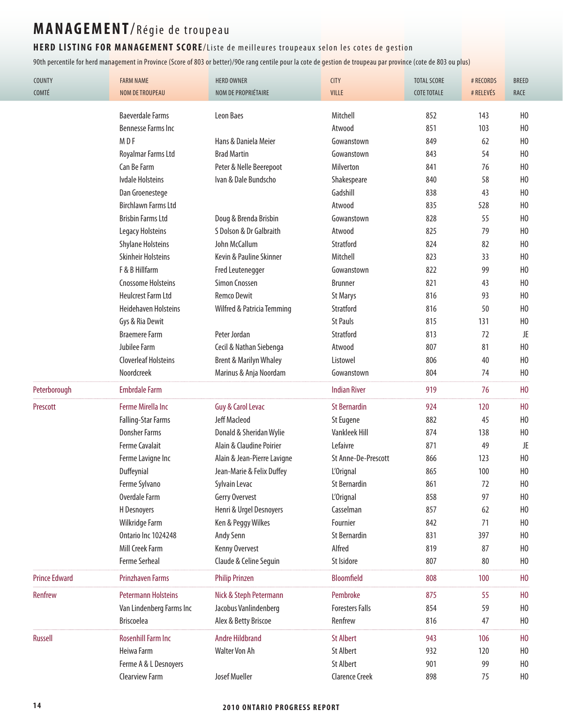# MANAGEMENT/Régie de troupeau

## HERD LISTING FOR MANAGEMENT SCORE/Liste de meilleures troupeaux selon les cotes de gestion

90th percentile for herd management in Province (Score of 803 or better)/90e rang centile pour la cote de gestion de troupeau par province (cote de 803 ou plus)

| COUNTY<br>COMTÉ | FARM NAME<br>NOM DE TROUPEAU | HERD OWNER<br>NOM DE PROPRIÉTAIRE | CITY<br>VILLE | TOTAL SCORE<br>COTE TOTALE | # RECORDS<br># RELEVÉS | BREED<br>RACE |
|---|---|---|---|---|---|---|
| | Baeverdale Farms | Leon Baes | Mitchell | 852 | 143 | HO |
| | Bennesse Farms Inc | | Atwood | 851 | 103 | HO |
| | M D F | Hans & Daniela Meier | Gowanstown | 849 | 62 | HO |
| | Royalmar Farms Ltd | Brad Martin | Gowanstown | 843 | 54 | HO |
| | Can Be Farm | Peter & Nelle Beerepoot | Milverton | 841 | 76 | HO |
| | Ivdale Holsteins | Ivan & Dale Bundscho | Shakespeare | 840 | 58 | HO |
| | Dan Groenestege | | Gadshill | 838 | 43 | HO |
| | Birchlawn Farms Ltd | | Atwood | 835 | 528 | HO |
| | Brisbin Farms Ltd | Doug & Brenda Brisbin | Gowanstown | 828 | 55 | HO |
| | Legacy Holsteins | S Dolson & Dr Galbraith | Atwood | 825 | 79 | HO |
| | Shylane Holsteins | John McCallum | Stratford | 824 | 82 | HO |
| | Skinheir Holsteins | Kevin & Pauline Skinner | Mitchell | 823 | 33 | HO |
| | F & B Hillfarm | Fred Leutenegger | Gowanstown | 822 | 99 | HO |
| | Cnossome Holsteins | Simon Cnossen | Brunner | 821 | 43 | HO |
| | Heulcrest Farm Ltd | Remco Dewit | St Marys | 816 | 93 | HO |
| | Heidehaven Holsteins | Wilfred & Patricia Temming | Stratford | 816 | 50 | HO |
| | Gys & Ria Dewit | | St Pauls | 815 | 131 | HO |
| | Braemere Farm | Peter Jordan | Stratford | 813 | 72 | JE |
| | Jubilee Farm | Cecil & Nathan Siebenga | Atwood | 807 | 81 | HO |
| | Cloverleaf Holsteins | Brent & Marilyn Whaley | Listowel | 806 | 40 | HO |
| | Noordcreek | Marinus & Anja Noordam | Gowanstown | 804 | 74 | HO |
| Peterborough | Embrdale Farm | | Indian River | 919 | 76 | HO |
| Prescott | Ferme Mirella Inc | Guy & Carol Levac | St Bernardin | 924 | 120 | HO |
| | Falling-Star Farms | Jeff Macleod | St Eugene | 882 | 45 | HO |
| | Donsher Farms | Donald & Sheridan Wylie | Vankleek Hill | 874 | 138 | HO |
| | Ferme Cavalait | Alain & Claudine Poirier | Lefaivre | 871 | 49 | JE |
| | Ferme Lavigne Inc | Alain & Jean-Pierre Lavigne | St Anne-De-Prescott | 866 | 123 | HO |
| | Duffeynial | Jean-Marie & Felix Duffey | L'Orignal | 865 | 100 | HO |
| | Ferme Sylvano | Sylvain Levac | St Bernardin | 861 | 72 | HO |
| | Overdale Farm | Gerry Overvest | L'Orignal | 858 | 97 | HO |
| | H Desnoyers | Henri & Urgel Desnoyers | Casselman | 857 | 62 | HO |
| | Wilkridge Farm | Ken & Peggy Wilkes | Fournier | 842 | 71 | HO |
| | Ontario Inc 1024248 | Andy Senn | St Bernardin | 831 | 397 | HO |
| | Mill Creek Farm | Kenny Overvest | Alfred | 819 | 87 | HO |
| | Ferme Serheal | Claude & Celine Seguin | St Isidore | 807 | 80 | HO |
| Prince Edward | Prinzhaven Farms | Philip Prinzen | Bloomfield | 808 | 100 | HO |
| Renfrew | Petermann Holsteins | Nick & Steph Petermann | Pembroke | 875 | 55 | HO |
| | Van Lindenberg Farms Inc | Jacobus Vanlindenberg | Foresters Falls | 854 | 59 | HO |
| | Briscoelea | Alex & Betty Briscoe | Renfrew | 816 | 47 | HO |
| Russell | Rosenhill Farm Inc | Andre Hildbrand | St Albert | 943 | 106 | HO |
| | Heiwa Farm | Walter Von Ah | St Albert | 932 | 120 | HO |
| | Ferme A & L Desnoyers | | St Albert | 901 | 99 | HO |
| | Clearview Farm | Josef Mueller | Clarence Creek | 898 | 75 | HO |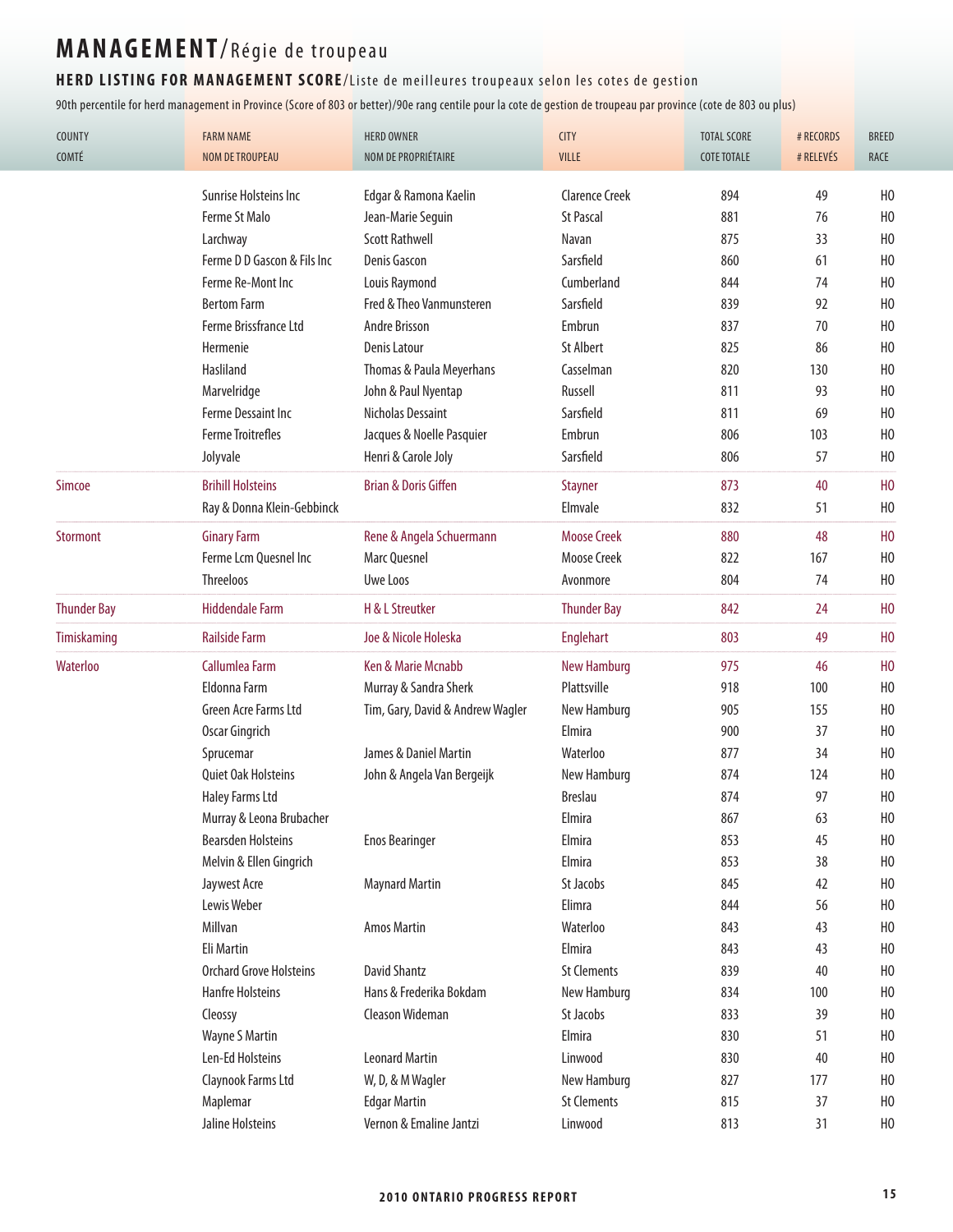# MANAGEMENT/Régie de troupeau

## HERD LISTING FOR MANAGEMENT SCORE/Liste de meilleures troupeaux selon les cotes de gestion

90th percentile for herd management in Province (Score of 803 or better)/90e rang centile pour la cote de gestion de troupeau par province (cote de 803 ou plus)

| COUNTY<br>COMTÉ | FARM NAME<br>NOM DE TROUPEAU | HERD OWNER<br>NOM DE PROPRIÉTAIRE | CITY<br>VILLE | TOTAL SCORE<br>COTE TOTALE | # RECORDS<br># RELEVÉS | BREED<br>RACE |
|---|---|---|---|---|---|---|
| | Sunrise Holsteins Inc | Edgar & Ramona Kaelin | Clarence Creek | 894 | 49 | HO |
| | Ferme St Malo | Jean-Marie Seguin | St Pascal | 881 | 76 | HO |
| | Larchway | Scott Rathwell | Navan | 875 | 33 | HO |
| | Ferme D D Gascon & Fils Inc | Denis Gascon | Sarsfield | 860 | 61 | HO |
| | Ferme Re-Mont Inc | Louis Raymond | Cumberland | 844 | 74 | HO |
| | Bertom Farm | Fred & Theo Vanmunsteren | Sarsfield | 839 | 92 | HO |
| | Ferme Brissfrance Ltd | Andre Brisson | Embrun | 837 | 70 | HO |
| | Hermenie | Denis Latour | St Albert | 825 | 86 | HO |
| | Hasliland | Thomas & Paula Meyerhans | Casselman | 820 | 130 | HO |
| | Marvelridge | John & Paul Nyentap | Russell | 811 | 93 | HO |
| | Ferme Dessaint Inc | Nicholas Dessaint | Sarsfield | 811 | 69 | HO |
| | Ferme Troitrefles | Jacques & Noelle Pasquier | Embrun | 806 | 103 | HO |
| | Jolyvale | Henri & Carole Joly | Sarsfield | 806 | 57 | HO |
| Simcoe | Brihill Holsteins | Brian & Doris Giffen | Stayner | 873 | 40 | HO |
| | Ray & Donna Klein-Gebbinck | | Elmvale | 832 | 51 | HO |
| Stormont | Ginary Farm | Rene & Angela Schuermann | Moose Creek | 880 | 48 | HO |
| | Ferme Lcm Quesnel Inc | Marc Quesnel | Moose Creek | 822 | 167 | HO |
| | Threeloos | Uwe Loos | Avonmore | 804 | 74 | HO |
| Thunder Bay | Hiddendale Farm | H & L Streutker | Thunder Bay | 842 | 24 | HO |
| Timiskaming | Railside Farm | Joe & Nicole Holeska | Englehart | 803 | 49 | HO |
| Waterloo | Callumlea Farm | Ken & Marie Mcnabb | New Hamburg | 975 | 46 | HO |
| | Eldonna Farm | Murray & Sandra Sherk | Plattsville | 918 | 100 | HO |
| | Green Acre Farms Ltd | Tim, Gary, David & Andrew Wagler | New Hamburg | 905 | 155 | HO |
| | Oscar Gingrich | | Elmira | 900 | 37 | HO |
| | Sprucemar | James & Daniel Martin | Waterloo | 877 | 34 | HO |
| | Quiet Oak Holsteins | John & Angela Van Bergeijk | New Hamburg | 874 | 124 | HO |
| | Haley Farms Ltd | | Breslau | 874 | 97 | HO |
| | Murray & Leona Brubacher | | Elmira | 867 | 63 | HO |
| | Bearsden Holsteins | Enos Bearinger | Elmira | 853 | 45 | HO |
| | Melvin & Ellen Gingrich | | Elmira | 853 | 38 | HO |
| | Jaywest Acre | Maynard Martin | St Jacobs | 845 | 42 | HO |
| | Lewis Weber | | Elimra | 844 | 56 | HO |
| | Millvan | Amos Martin | Waterloo | 843 | 43 | HO |
| | Eli Martin | | Elmira | 843 | 43 | HO |
| | Orchard Grove Holsteins | David Shantz | St Clements | 839 | 40 | HO |
| | Hanfre Holsteins | Hans & Frederika Bokdam | New Hamburg | 834 | 100 | HO |
| | Cleossy | Cleason Wideman | St Jacobs | 833 | 39 | HO |
| | Wayne S Martin | | Elmira | 830 | 51 | HO |
| | Len-Ed Holsteins | Leonard Martin | Linwood | 830 | 40 | HO |
| | Claynook Farms Ltd | W, D, & M Wagler | New Hamburg | 827 | 177 | HO |
| | Maplemar | Edgar Martin | St Clements | 815 | 37 | HO |
| | Jaline Holsteins | Vernon & Emaline Jantzi | Linwood | 813 | 31 | HO |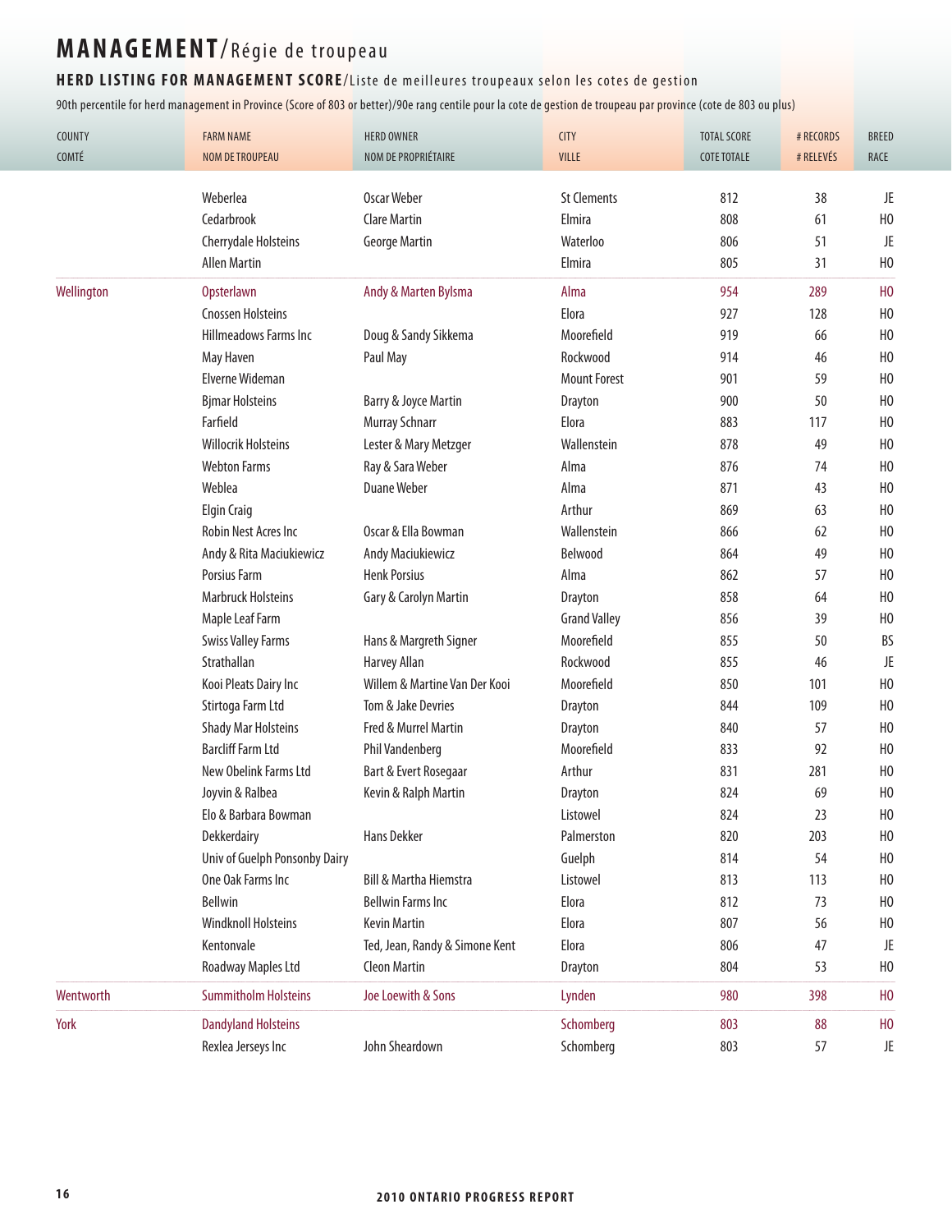# MANAGEMENT/Régie de troupeau

## HERD LISTING FOR MANAGEMENT SCORE/Liste de meilleures troupeaux selon les cotes de gestion

90th percentile for herd management in Province (Score of 803 or better)/90e rang centile pour la cote de gestion de troupeau par province (cote de 803 ou plus)

| COUNTY<br>COMTÉ | FARM NAME<br>NOM DE TROUPEAU | HERD OWNER<br>NOM DE PROPRIÉTAIRE | CITY<br>VILLE | TOTAL SCORE<br>COTE TOTALE | # RECORDS<br># RELEVÉS | BREED<br>RACE |
|---|---|---|---|---|---|---|
| | Weberlea | Oscar Weber | St Clements | 812 | 38 | JE |
| | Cedarbrook | Clare Martin | Elmira | 808 | 61 | HO |
| | Cherrydale Holsteins | George Martin | Waterloo | 806 | 51 | JE |
| | Allen Martin | | Elmira | 805 | 31 | HO |
| Wellington | Opsterlawn | Andy & Marten Bylsma | Alma | 954 | 289 | HO |
| | Cnossen Holsteins | | Elora | 927 | 128 | HO |
| | Hillmeadows Farms Inc | Doug & Sandy Sikkema | Moorefield | 919 | 66 | HO |
| | May Haven | Paul May | Rockwood | 914 | 46 | HO |
| | Elverne Wideman | | Mount Forest | 901 | 59 | HO |
| | Bjmar Holsteins | Barry & Joyce Martin | Drayton | 900 | 50 | HO |
| | Farfield | Murray Schnarr | Elora | 883 | 117 | HO |
| | Willocrik Holsteins | Lester & Mary Metzger | Wallenstein | 878 | 49 | HO |
| | Webton Farms | Ray & Sara Weber | Alma | 876 | 74 | HO |
| | Weblea | Duane Weber | Alma | 871 | 43 | HO |
| | Elgin Craig | | Arthur | 869 | 63 | HO |
| | Robin Nest Acres Inc | Oscar & Ella Bowman | Wallenstein | 866 | 62 | HO |
| | Andy & Rita Maciukiewicz | Andy Maciukiewicz | Belwood | 864 | 49 | HO |
| | Porsius Farm | Henk Porsius | Alma | 862 | 57 | HO |
| | Marbruck Holsteins | Gary & Carolyn Martin | Drayton | 858 | 64 | HO |
| | Maple Leaf Farm | | Grand Valley | 856 | 39 | HO |
| | Swiss Valley Farms | Hans & Margreth Signer | Moorefield | 855 | 50 | BS |
| | Strathallan | Harvey Allan | Rockwood | 855 | 46 | JE |
| | Kooi Pleats Dairy Inc | Willem & Martine Van Der Kooi | Moorefield | 850 | 101 | HO |
| | Stirtoga Farm Ltd | Tom & Jake Devries | Drayton | 844 | 109 | HO |
| | Shady Mar Holsteins | Fred & Murrel Martin | Drayton | 840 | 57 | HO |
| | Barcliff Farm Ltd | Phil Vandenberg | Moorefield | 833 | 92 | HO |
| | New Obelink Farms Ltd | Bart & Evert Rosegaar | Arthur | 831 | 281 | HO |
| | Joyvin & Ralbea | Kevin & Ralph Martin | Drayton | 824 | 69 | HO |
| | Elo & Barbara Bowman | | Listowel | 824 | 23 | HO |
| | Dekkerdairy | Hans Dekker | Palmerston | 820 | 203 | HO |
| | Univ of Guelph Ponsonby Dairy | | Guelph | 814 | 54 | HO |
| | One Oak Farms Inc | Bill & Martha Hiemstra | Listowel | 813 | 113 | HO |
| | Bellwin | Bellwin Farms Inc | Elora | 812 | 73 | HO |
| | Windknoll Holsteins | Kevin Martin | Elora | 807 | 56 | HO |
| | Kentonvale | Ted, Jean, Randy & Simone Kent | Elora | 806 | 47 | JE |
| | Roadway Maples Ltd | Cleon Martin | Drayton | 804 | 53 | HO |
| Wentworth | Summitholm Holsteins | Joe Loewith & Sons | Lynden | 980 | 398 | HO |
| York | Dandyland Holsteins | | Schomberg | 803 | 88 | HO |
| | Rexlea Jerseys Inc | John Sheardown | Schomberg | 803 | 57 | JE |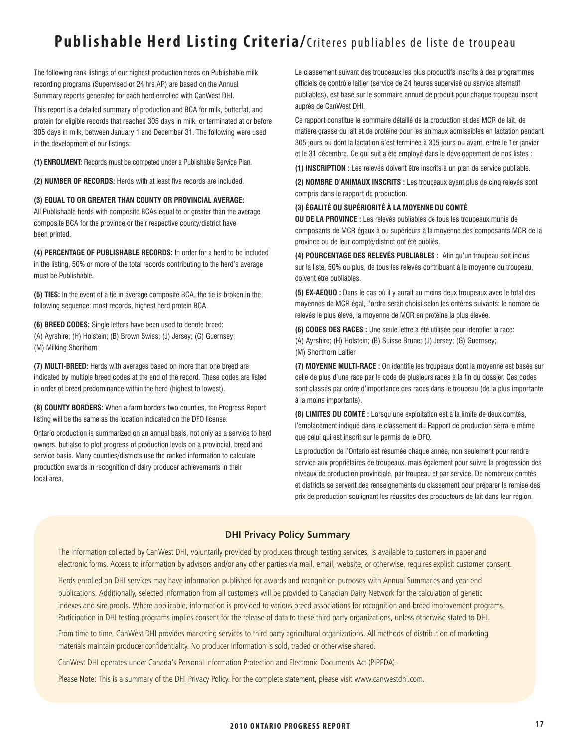# Publishable Herd Listing Criteria/Criteres publiables de liste de troupeau

The following rank listings of our highest production herds on Publishable milk recording programs (Supervised or 24 hrs AP) are based on the Annual Summary reports generated for each herd enrolled with CanWest DHI.

This report is a detailed summary of production and BCA for milk, butterfat, and protein for eligible records that reached 305 days in milk, or terminated at or before 305 days in milk, between January 1 and December 31. The following were used in the development of our listings:

**(1) ENROLMENT:** Records must be competed under a Publishable Service Plan.

**(2) NUMBER OF RECORDS:** Herds with at least five records are included.

**(3) EQUAL TO OR GREATER THAN COUNTY OR PROVINCIAL AVERAGE:** All Publishable herds with composite BCAs equal to or greater than the average composite BCA for the province or their respective county/district have been printed.

**(4) PERCENTAGE OF PUBLISHABLE RECORDS:** In order for a herd to be included in the listing, 50% or more of the total records contributing to the herd's average must be Publishable.

**(5) TIES:** In the event of a tie in average composite BCA, the tie is broken in the following sequence: most records, highest herd protein BCA.

**(6) BREED CODES:** Single letters have been used to denote breed:
(A) Ayrshire; (H) Holstein; (B) Brown Swiss; (J) Jersey; (G) Guernsey; (M) Milking Shorthorn

**(7) MULTI-BREED:** Herds with averages based on more than one breed are indicated by multiple breed codes at the end of the record. These codes are listed in order of breed predominance within the herd (highest to lowest).

**(8) COUNTY BORDERS:** When a farm borders two counties, the Progress Report listing will be the same as the location indicated on the DFO license.

Ontario production is summarized on an annual basis, not only as a service to herd owners, but also to plot progress of production levels on a provincial, breed and service basis. Many counties/districts use the ranked information to calculate production awards in recognition of dairy producer achievements in their local area.

Le classement suivant des troupeaux les plus productifs inscrits à des programmes officiels de contrôle laitier (service de 24 heures supervisé ou service alternatif publiables), est basé sur le sommaire annuel de produit pour chaque troupeau inscrit auprès de CanWest DHI.

Ce rapport constitue le sommaire détaillé de la production et des MCR de lait, de matière grasse du lait et de protéine pour les animaux admissibles en lactation pendant 305 jours ou dont la lactation s'est terminée à 305 jours ou avant, entre le 1er janvier et le 31 décembre. Ce qui suit a été employé dans le développement de nos listes :

**(1) INSCRIPTION :** Les relevés doivent être inscrits à un plan de service publiable.

**(2) NOMBRE D'ANIMAUX INSCRITS :** Les troupeaux ayant plus de cinq relevés sont compris dans le rapport de production.

**(3) ÉGALITÉ OU SUPÉRIORITÉ À LA MOYENNE DU COMTÉ OU DE LA PROVINCE :** Les relevés publiables de tous les troupeaux munis de composants de MCR égaux à ou supérieurs à la moyenne des composants MCR de la province ou de leur compté/district ont été publiés.

**(4) POURCENTAGE DES RELEVÉS PUBLIABLES :** Afin qu'un troupeau soit inclus sur la liste, 50% ou plus, de tous les relevés contribuant à la moyenne du troupeau, doivent être publiables.

**(5) EX-AEQUO :** Dans le cas où il y aurait au moins deux troupeaux avec le total des moyennes de MCR égal, l'ordre serait choisi selon les critères suivants: le nombre de relevés le plus élevé, la moyenne de MCR en protéine la plus élevée.

**(6) CODES DES RACES :** Une seule lettre a été utilisée pour identifier la race:
(A) Ayrshire; (H) Holstein; (B) Suisse Brune; (J) Jersey; (G) Guernsey; (M) Shorthorn Laitier

**(7) MOYENNE MULTI-RACE :** On identifie les troupeaux dont la moyenne est basée sur celle de plus d'une race par le code de plusieurs races à la fin du dossier. Ces codes sont classés par ordre d'importance des races dans le troupeau (de la plus importante à la moins importante).

**(8) LIMITES DU COMTÉ :** Lorsqu'une exploitation est à la limite de deux comtés, l'emplacement indiqué dans le classement du Rapport de production serra le même que celui qui est inscrit sur le permis de le DFO.

La production de l'Ontario est résumée chaque année, non seulement pour rendre service aux propriétaires de troupeaux, mais également pour suivre la progression des niveaux de production provinciale, par troupeau et par service. De nombreux comtés et districts se servent des renseignements du classement pour préparer la remise des prix de production soulignant les réussites des producteurs de lait dans leur région.

## DHI Privacy Policy Summary

The information collected by CanWest DHI, voluntarily provided by producers through testing services, is available to customers in paper and electronic forms. Access to information by advisors and/or any other parties via mail, email, website, or otherwise, requires explicit customer consent.

Herds enrolled on DHI services may have information published for awards and recognition purposes with Annual Summaries and year-end publications. Additionally, selected information from all customers will be provided to Canadian Dairy Network for the calculation of genetic indexes and sire proofs. Where applicable, information is provided to various breed associations for recognition and breed improvement programs. Participation in DHI testing programs implies consent for the release of data to these third party organizations, unless otherwise stated to DHI.

From time to time, CanWest DHI provides marketing services to third party agricultural organizations. All methods of distribution of marketing materials maintain producer confidentiality. No producer information is sold, traded or otherwise shared.

CanWest DHI operates under Canada's Personal Information Protection and Electronic Documents Act (PIPEDA).

Please Note: This is a summary of the DHI Privacy Policy. For the complete statement, please visit www.canwestdhi.com.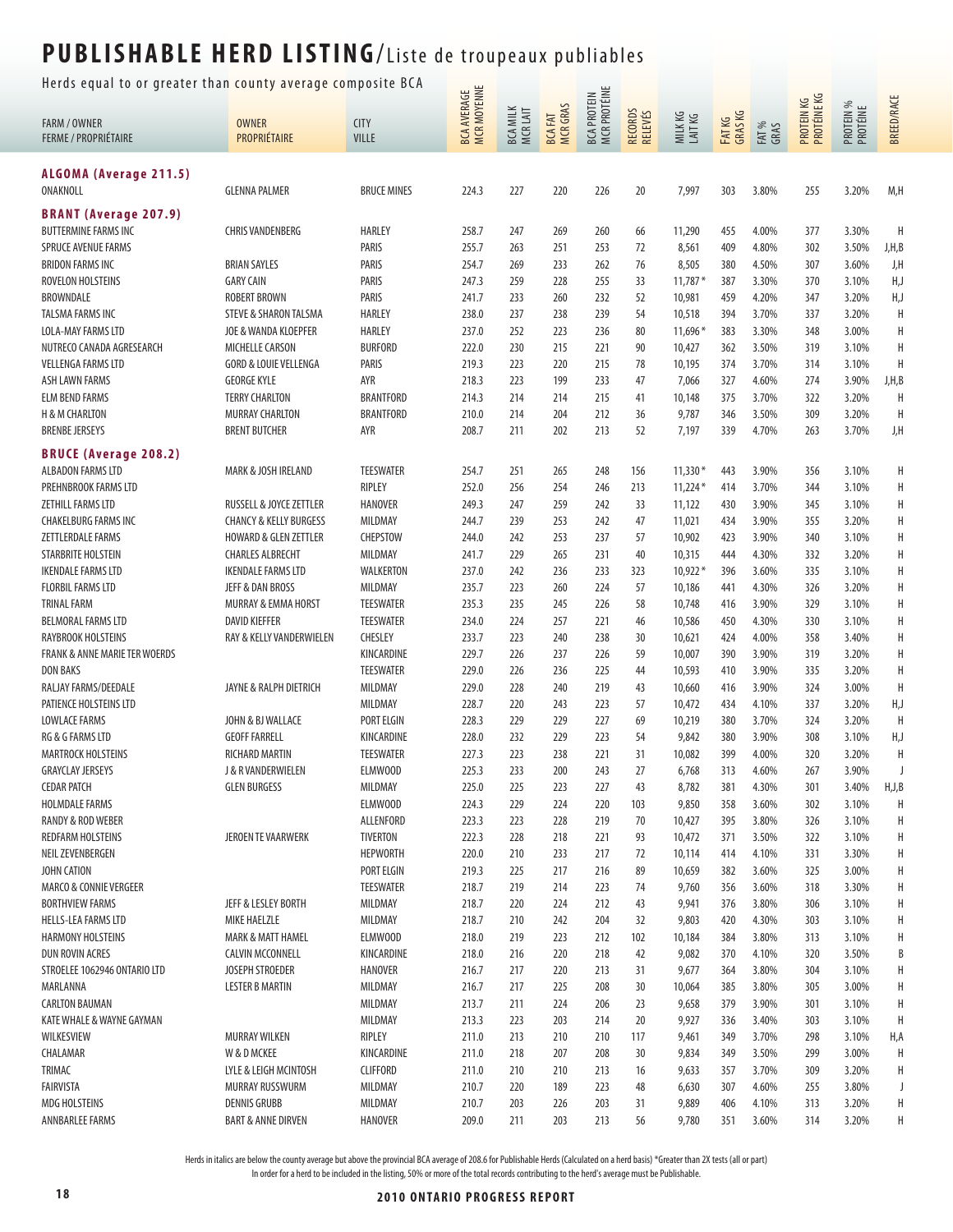# PUBLISHABLE HERD LISTING/Liste de troupeaux publiables

Herds equal to or greater than county average composite BCA

| FARM / OWNER FERME / PROPRIÉTAIRE | OWNER PROPRIÉTAIRE | CITY VILLE | BCA AVERAGE MCR MOYENNE | BCA MILK MCR LAIT | BCA FAT MCR GRAS | BCA PROTEIN MCR PROTÉINE | RECORDS RELEVÉS | MILK KG LAIT KG | FAT KG GRAS KG | FAT % GRAS | PROTEIN KG PROTÉINE KG | PROTEIN % PROTÉINE | BREED/RACE |
|---|---|---|---|---|---|---|---|---|---|---|---|---|---|
| **ALGOMA (Average 211.5)** | | | | | | | | | | | | | |
| ONAKNOLL | GLENNA PALMER | BRUCE MINES | 224.3 | 227 | 220 | 226 | 20 | 7,997 | 303 | 3.80% | 255 | 3.20% | M,H |
| **BRANT (Average 207.9)** | | | | | | | | | | | | | |
| BUTTERMINE FARMS INC | CHRIS VANDENBERG | HARLEY | 258.7 | 247 | 269 | 260 | 66 | 11,290 | 455 | 4.00% | 377 | 3.30% | H |
| SPRUCE AVENUE FARMS | | PARIS | 255.7 | 263 | 251 | 253 | 72 | 8,561 | 409 | 4.80% | 302 | 3.50% | J,H,B |
| BRIDON FARMS INC | BRIAN SAYLES | PARIS | 254.7 | 269 | 233 | 262 | 76 | 8,505 | 380 | 4.50% | 307 | 3.60% | J,H |
| ROVELON HOLSTEINS | GARY CAIN | PARIS | 247.3 | 259 | 228 | 255 | 33 | 11,787* | 387 | 3.30% | 370 | 3.10% | H,J |
| BROWNDALE | ROBERT BROWN | PARIS | 241.7 | 233 | 260 | 232 | 52 | 10,981 | 459 | 4.20% | 347 | 3.20% | H,J |
| TALSMA FARMS INC | STEVE & SHARON TALSMA | HARLEY | 238.0 | 237 | 238 | 239 | 54 | 10,518 | 394 | 3.70% | 337 | 3.20% | H |
| LOLA-MAY FARMS LTD | JOE & WANDA KLOEPFER | HARLEY | 237.0 | 252 | 223 | 236 | 80 | 11,696* | 383 | 3.30% | 348 | 3.00% | H |
| NUTRECO CANADA AGRESEARCH | MICHELLE CARSON | BURFORD | 222.0 | 230 | 215 | 221 | 90 | 10,427 | 362 | 3.50% | 319 | 3.10% | H |
| VELLENGA FARMS LTD | GORD & LOUIE VELLENGA | PARIS | 219.3 | 223 | 220 | 215 | 78 | 10,195 | 374 | 3.70% | 314 | 3.10% | H |
| ASH LAWN FARMS | GEORGE KYLE | AYR | 218.3 | 223 | 199 | 233 | 47 | 7,066 | 327 | 4.60% | 274 | 3.90% | J,H,B |
| ELM BEND FARMS | TERRY CHARLTON | BRANTFORD | 214.3 | 214 | 214 | 215 | 41 | 10,148 | 375 | 3.70% | 322 | 3.20% | H |
| H & M CHARLTON | MURRAY CHARLTON | BRANTFORD | 210.0 | 214 | 204 | 212 | 36 | 9,787 | 346 | 3.50% | 309 | 3.20% | H |
| BRENBE JERSEYS | BRENT BUTCHER | AYR | 208.7 | 211 | 202 | 213 | 52 | 7,197 | 339 | 4.70% | 263 | 3.70% | J,H |
| **BRUCE (Average 208.2)** | | | | | | | | | | | | | |
| ALBADON FARMS LTD | MARK & JOSH IRELAND | TEESWATER | 254.7 | 251 | 265 | 248 | 156 | 11,330* | 443 | 3.90% | 356 | 3.10% | H |
| PREHNBROOK FARMS LTD | | RIPLEY | 252.0 | 256 | 254 | 246 | 213 | 11,224* | 414 | 3.70% | 344 | 3.10% | H |
| ZETHILL FARMS LTD | RUSSELL & JOYCE ZETTLER | HANOVER | 249.3 | 247 | 259 | 242 | 33 | 11,122 | 430 | 3.90% | 345 | 3.10% | H |
| CHAKELBURG FARMS INC | CHANCY & KELLY BURGESS | MILDMAY | 244.7 | 239 | 253 | 242 | 47 | 11,021 | 434 | 3.90% | 355 | 3.20% | H |
| ZETTLERDALE FARMS | HOWARD & GLEN ZETTLER | CHEPSTOW | 244.0 | 242 | 253 | 237 | 57 | 10,902 | 423 | 3.90% | 340 | 3.10% | H |
| STARBRITE HOLSTEIN | CHARLES ALBRECHT | MILDMAY | 241.7 | 229 | 265 | 231 | 40 | 10,315 | 444 | 4.30% | 332 | 3.20% | H |
| IKENDALE FARMS LTD | IKENDALE FARMS LTD | WALKERTON | 237.0 | 242 | 236 | 233 | 323 | 10,922* | 396 | 3.60% | 335 | 3.10% | H |
| FLORBIL FARMS LTD | JEFF & DAN BROSS | MILDMAY | 235.7 | 223 | 260 | 224 | 57 | 10,186 | 441 | 4.30% | 326 | 3.20% | H |
| TRINAL FARM | MURRAY & EMMA HORST | TEESWATER | 235.3 | 235 | 245 | 226 | 58 | 10,748 | 416 | 3.90% | 329 | 3.10% | H |
| BELMORAL FARMS LTD | DAVID KIEFFER | TEESWATER | 234.0 | 224 | 257 | 221 | 46 | 10,586 | 450 | 4.30% | 330 | 3.10% | H |
| RAYBROOK HOLSTEINS | RAY & KELLY VANDERWIELEN | CHESLEY | 233.7 | 223 | 240 | 238 | 30 | 10,621 | 424 | 4.00% | 358 | 3.40% | H |
| FRANK & ANNE MARIE TER WOERDS | | KINCARDINE | 229.7 | 226 | 237 | 226 | 59 | 10,007 | 390 | 3.90% | 319 | 3.20% | H |
| DON BAKS | | TEESWATER | 229.0 | 226 | 236 | 225 | 44 | 10,593 | 410 | 3.90% | 335 | 3.20% | H |
| RALJAY FARMS/DEEDALE | JAYNE & RALPH DIETRICH | MILDMAY | 229.0 | 228 | 240 | 219 | 43 | 10,660 | 416 | 3.90% | 324 | 3.00% | H |
| PATIENCE HOLSTEINS LTD | | MILDMAY | 228.7 | 220 | 243 | 223 | 57 | 10,472 | 434 | 4.10% | 337 | 3.20% | H,J |
| LOWLACE FARMS | JOHN & BJ WALLACE | PORT ELGIN | 228.3 | 229 | 229 | 227 | 69 | 10,219 | 380 | 3.70% | 324 | 3.20% | H |
| RG & G FARMS LTD | GEOFF FARRELL | KINCARDINE | 228.0 | 232 | 229 | 223 | 54 | 9,842 | 380 | 3.90% | 308 | 3.10% | H,J |
| MARTROCK HOLSTEINS | RICHARD MARTIN | TEESWATER | 227.3 | 223 | 238 | 221 | 31 | 10,082 | 399 | 4.00% | 320 | 3.20% | H |
| GRAYCLAY JERSEYS | J & R VANDERWIELEN | ELMWOOD | 225.3 | 233 | 200 | 243 | 27 | 6,768 | 313 | 4.60% | 267 | 3.90% | J |
| CEDAR PATCH | GLEN BURGESS | MILDMAY | 225.0 | 225 | 223 | 227 | 43 | 8,782 | 381 | 4.30% | 301 | 3.40% | H,J,B |
| HOLMDALE FARMS | | ELMWOOD | 224.3 | 229 | 224 | 220 | 103 | 9,850 | 358 | 3.60% | 302 | 3.10% | H |
| RANDY & ROD WEBER | | ALLENFORD | 223.3 | 223 | 228 | 219 | 70 | 10,427 | 395 | 3.80% | 326 | 3.10% | H |
| REDFARM HOLSTEINS | JEROEN TE VAARWERK | TIVERTON | 222.3 | 228 | 218 | 221 | 93 | 10,472 | 371 | 3.50% | 322 | 3.10% | H |
| NEIL ZEVENBERGEN | | HEPWORTH | 220.0 | 210 | 233 | 217 | 72 | 10,114 | 414 | 4.10% | 331 | 3.30% | H |
| JOHN CATION | | PORT ELGIN | 219.3 | 225 | 217 | 216 | 89 | 10,659 | 382 | 3.60% | 325 | 3.00% | H |
| MARCO & CONNIE VERGEER | | TEESWATER | 218.7 | 219 | 214 | 223 | 74 | 9,760 | 356 | 3.60% | 318 | 3.30% | H |
| BORTHVIEW FARMS | JEFF & LESLEY BORTH | MILDMAY | 218.7 | 220 | 224 | 212 | 43 | 9,941 | 376 | 3.80% | 306 | 3.10% | H |
| HELLS-LEA FARMS LTD | MIKE HAELZLE | MILDMAY | 218.7 | 210 | 242 | 204 | 32 | 9,803 | 420 | 4.30% | 303 | 3.10% | H |
| HARMONY HOLSTEINS | MARK & MATT HAMEL | ELMWOOD | 218.0 | 219 | 223 | 212 | 102 | 10,184 | 384 | 3.80% | 313 | 3.10% | H |
| DUN ROVIN ACRES | CALVIN MCCONNELL | KINCARDINE | 218.0 | 216 | 220 | 218 | 42 | 9,082 | 370 | 4.10% | 320 | 3.50% | B |
| STROELEE 1062946 ONTARIO LTD | JOSEPH STROEDER | HANOVER | 216.7 | 217 | 220 | 213 | 31 | 9,677 | 364 | 3.80% | 304 | 3.10% | H |
| MARLANNA | LESTER B MARTIN | MILDMAY | 216.7 | 217 | 225 | 208 | 30 | 10,064 | 385 | 3.80% | 305 | 3.00% | H |
| CARLTON BAUMAN | | MILDMAY | 213.7 | 211 | 224 | 206 | 23 | 9,658 | 379 | 3.90% | 301 | 3.10% | H |
| KATE WHALE & WAYNE GAYMAN | | MILDMAY | 213.3 | 223 | 203 | 214 | 20 | 9,927 | 336 | 3.40% | 303 | 3.10% | H |
| WILKESVIEW | MURRAY WILKEN | RIPLEY | 211.0 | 213 | 210 | 210 | 117 | 9,461 | 349 | 3.70% | 298 | 3.10% | H,A |
| CHALAMAR | W & D MCKEE | KINCARDINE | 211.0 | 218 | 207 | 208 | 30 | 9,834 | 349 | 3.50% | 299 | 3.00% | H |
| TRIMAC | LYLE & LEIGH MCINTOSH | CLIFFORD | 211.0 | 210 | 210 | 213 | 16 | 9,633 | 357 | 3.70% | 309 | 3.20% | H |
| FAIRVISTA | MURRAY RUSSWURM | MILDMAY | 210.7 | 220 | 189 | 223 | 48 | 6,630 | 307 | 4.60% | 255 | 3.80% | J |
| MDG HOLSTEINS | DENNIS GRUBB | MILDMAY | 210.7 | 203 | 226 | 203 | 31 | 9,889 | 406 | 4.10% | 313 | 3.20% | H |
| ANNBARLEE FARMS | BART & ANNE DIRVEN | HANOVER | 209.0 | 211 | 203 | 213 | 56 | 9,780 | 351 | 3.60% | 314 | 3.20% | H |

Herds in italics are below the county average but above the provincial BCA average of 208.6 for Publishable Herds (Calculated on a herd basis) *Greater than 2X tests (all or part)

In order for a herd to be included in the listing, 50% or more of the total records contributing to the herd's average must be Publishable.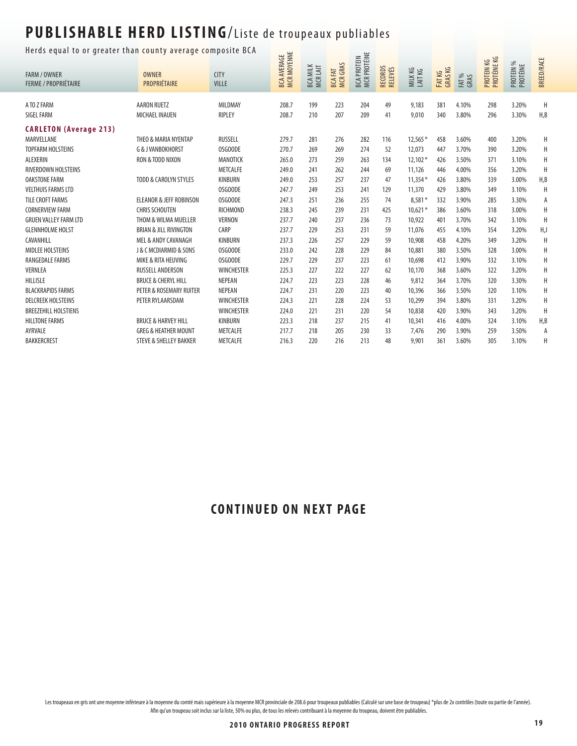# PUBLISHABLE HERD LISTING/Liste de troupeaux publiables

Herds equal to or greater than county average composite BCA

| FARM / OWNER<br>FERME / PROPRIÉTAIRE | OWNER<br>PROPRIÉTAIRE | CITY<br>VILLE | BCA AVERAGE<br>MCR MOYENNE | BCA MILK<br>MCR LAIT | BCA FAT<br>MCR GRAS | BCA PROTEIN<br>MCR PROTÉINE | RECORDS<br>RELEVÉS | MILK KG<br>LAIT KG | FAT KG<br>GRAS KG | FAT %<br>GRAS | PROTEIN KG<br>PROTÉINE KG | PROTEIN %<br>PROTÉINE | BREED/RACE |
|---|---|---|---|---|---|---|---|---|---|---|---|---|---|
| A TO Z FARM | AARON RUETZ | MILDMAY | 208.7 | 199 | 223 | 204 | 49 | 9,183 | 381 | 4.10% | 298 | 3.20% | H |
| SIGEL FARM | MICHAEL INAUEN | RIPLEY | 208.7 | 210 | 207 | 209 | 41 | 9,010 | 340 | 3.80% | 296 | 3.30% | H,B |
| **CARLETON (Average 213)** | | | | | | | | | | | | | |
| MARVELLANE | THEO & MARIA NYENTAP | RUSSELL | 279.7 | 281 | 276 | 282 | 116 | 12,565* | 458 | 3.60% | 400 | 3.20% | H |
| TOPFARM HOLSTEINS | G & J VANBOKHORST | OSGOODE | 270.7 | 269 | 269 | 274 | 52 | 12,073 | 447 | 3.70% | 390 | 3.20% | H |
| ALEXERIN | RON & TODD NIXON | MANOTICK | 265.0 | 273 | 259 | 263 | 134 | 12,102* | 426 | 3.50% | 371 | 3.10% | H |
| RIVERDOWN HOLSTEINS | | METCALFE | 249.0 | 241 | 262 | 244 | 69 | 11,126 | 446 | 4.00% | 356 | 3.20% | H |
| OAKSTONE FARM | TODD & CAROLYN STYLES | KINBURN | 249.0 | 253 | 257 | 237 | 47 | 11,354* | 426 | 3.80% | 339 | 3.00% | H,B |
| VELTHUIS FARMS LTD | | OSGOODE | 247.7 | 249 | 253 | 241 | 129 | 11,370 | 429 | 3.80% | 349 | 3.10% | H |
| TILE CROFT FARMS | ELEANOR & JEFF ROBINSON | OSGOODE | 247.3 | 251 | 236 | 255 | 74 | 8,581* | 332 | 3.90% | 285 | 3.30% | A |
| CORNERVIEW FARM | CHRIS SCHOUTEN | RICHMOND | 238.3 | 245 | 239 | 231 | 425 | 10,621* | 386 | 3.60% | 318 | 3.00% | H |
| GRUEN VALLEY FARM LTD | THOM & WILMA MUELLER | VERNON | 237.7 | 240 | 237 | 236 | 73 | 10,922 | 401 | 3.70% | 342 | 3.10% | H |
| GLENNHOLME HOLST | BRIAN & JILL RIVINGTON | CARP | 237.7 | 229 | 253 | 231 | 59 | 11,076 | 455 | 4.10% | 354 | 3.20% | H,J |
| CAVANHILL | MEL & ANDY CAVANAGH | KINBURN | 237.3 | 226 | 257 | 229 | 59 | 10,908 | 458 | 4.20% | 349 | 3.20% | H |
| MIDLEE HOLSTEINS | J & C MCDIARMID & SONS | OSGOODE | 233.0 | 242 | 228 | 229 | 84 | 10,881 | 380 | 3.50% | 328 | 3.00% | H |
| RANGEDALE FARMS | MIKE & RITA HEUVING | OSGOODE | 229.7 | 229 | 237 | 223 | 61 | 10,698 | 412 | 3.90% | 332 | 3.10% | H |
| VERNLEA | RUSSELL ANDERSON | WINCHESTER | 225.3 | 227 | 222 | 227 | 62 | 10,170 | 368 | 3.60% | 322 | 3.20% | H |
| HILLISLE | BRUCE & CHERYL HILL | NEPEAN | 224.7 | 223 | 223 | 228 | 46 | 9,812 | 364 | 3.70% | 320 | 3.30% | H |
| BLACKRAPIDS FARMS | PETER & ROSEMARY RUITER | NEPEAN | 224.7 | 231 | 220 | 223 | 40 | 10,396 | 366 | 3.50% | 320 | 3.10% | H |
| DELCREEK HOLSTEINS | PETER RYLAARSDAM | WINCHESTER | 224.3 | 221 | 228 | 224 | 53 | 10,299 | 394 | 3.80% | 331 | 3.20% | H |
| BREEZEHILL HOLSTIENS | | WINCHESTER | 224.0 | 221 | 231 | 220 | 54 | 10,838 | 420 | 3.90% | 343 | 3.20% | H |
| HILLTONE FARMS | BRUCE & HARVEY HILL | KINBURN | 223.3 | 218 | 237 | 215 | 41 | 10,341 | 416 | 4.00% | 324 | 3.10% | H,B |
| AYRVALE | GREG & HEATHER MOUNT | METCALFE | 217.7 | 218 | 205 | 230 | 33 | 7,476 | 290 | 3.90% | 259 | 3.50% | A |
| BAKKERCREST | STEVE & SHELLEY BAKKER | METCALFE | 216.3 | 220 | 216 | 213 | 48 | 9,901 | 361 | 3.60% | 305 | 3.10% | H |

**CONTINUED ON NEXT PAGE**

Les troupeaux en gris ont une moyenne inférieure à la moyenne du comté mais supérieure à la moyenne MCR provinciale de 208.6 pour troupeaux publiables (Calculé sur une base de troupeau) *plus de 2x contrôles (toute ou partie de l'année). Afin qu'un troupeau soit inclus sur la liste, 50% ou plus, de tous les relevés contribuant à la moyenne du troupeau, doivent être publiables.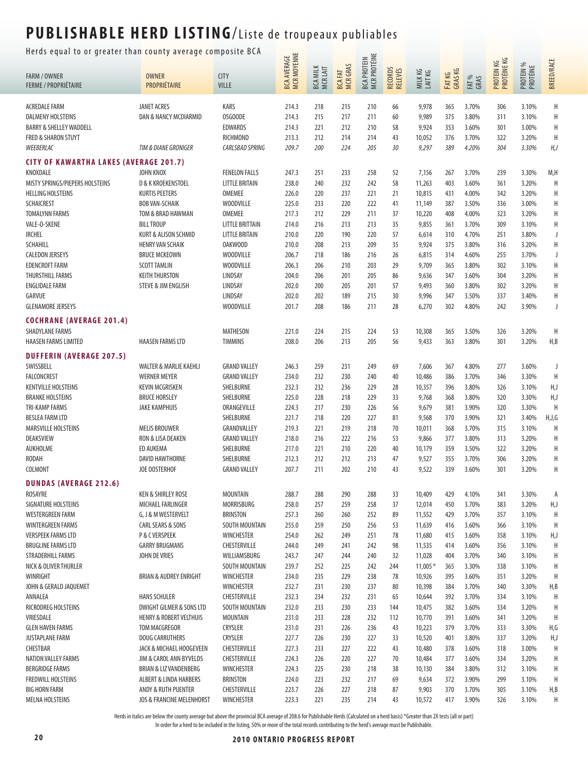# PUBLISHABLE HERD LISTING/Liste de troupeaux publiables

Herds equal to or greater than county average composite BCA

| FARM / OWNER<br>FERME / PROPRIÉTAIRE | OWNER<br>PROPRIÉTAIRE | CITY<br>VILLE | BCA AVERAGE<br>MCR MOYENNE | BCA MILK<br>MCR LAIT | BCA FAT<br>MCR GRAS | BCA PROTEIN<br>MCR PROTÉINE | RECORDS<br>RELEVÉS | MILK KG<br>LAIT KG | FAT KG<br>GRAS KG | FAT %<br>GRAS | PROTEIN KG<br>PROTÉINE KG | PROTEIN %<br>PROTÉINE | BREED/RACE |
|---|---|---|---|---|---|---|---|---|---|---|---|---|---|
| ACREDALE FARM | JANET ACRES | KARS | 214.3 | 218 | 215 | 210 | 66 | 9,978 | 365 | 3.70% | 306 | 3.10% | H |
| DALMENY HOLSTEINS | DAN & NANCY MCDIARMID | OSGOODE | 214.3 | 215 | 217 | 211 | 60 | 9,989 | 375 | 3.80% | 311 | 3.10% | H |
| BARRY & SHELLEY WADDELL | | EDWARDS | 214.3 | 221 | 212 | 210 | 58 | 9,924 | 353 | 3.60% | 301 | 3.00% | H |
| FRED & SHARON STUYT | | RICHMOND | 213.3 | 212 | 214 | 214 | 43 | 10,052 | 376 | 3.70% | 322 | 3.20% | H |
| *WEEBERLAC* | *TIM & DIANE GRONIGER* | *CARLSBAD SPRING* | *209.7* | *200* | *224* | *205* | *30* | *9,297* | *389* | *4.20%* | *304* | *3.30%* | *H,J* |
| **CITY OF KAWARTHA LAKES (AVERAGE 201.7)** | | | | | | | | | | | | | |
| KNOXDALE | JOHN KNOX | FENELON FALLS | 247.3 | 251 | 233 | 258 | 52 | 7,156 | 267 | 3.70% | 239 | 3.30% | M,H |
| MISTY SPRINGS/PIEPERS HOLSTEINS | D & K KROEKENSTOEL | LITTLE BRITAIN | 238.0 | 240 | 232 | 242 | 58 | 11,263 | 403 | 3.60% | 361 | 3.20% | H |
| HELLING HOLSTEINS | KURTIS PEETERS | OMEMEE | 226.0 | 220 | 237 | 221 | 21 | 10,815 | 431 | 4.00% | 342 | 3.20% | H |
| SCHAICREST | BOB VAN-SCHAIK | WOODVILLE | 225.0 | 233 | 220 | 222 | 41 | 11,149 | 387 | 3.50% | 336 | 3.00% | H |
| TOMALYNN FARMS | TOM & BRAD HAWMAN | OMEMEE | 217.3 | 212 | 229 | 211 | 37 | 10,220 | 408 | 4.00% | 323 | 3.20% | H |
| VALE-O-SKENE | BILL TROUP | LITTLE BRITTAIN | 214.0 | 216 | 213 | 213 | 35 | 9,855 | 361 | 3.70% | 309 | 3.10% | H |
| IRCHEL | KURT & ALISON SCHMID | LITTLE BRITAIN | 210.0 | 220 | 190 | 220 | 57 | 6,614 | 310 | 4.70% | 251 | 3.80% | J |
| SCHAHILL | HENRY VAN SCHAIK | OAKWOOD | 210.0 | 208 | 213 | 209 | 35 | 9,924 | 375 | 3.80% | 316 | 3.20% | H |
| CALEDON JERSEYS | BRUCE MCKEOWN | WOODVILLE | 206.7 | 218 | 186 | 216 | 26 | 6,815 | 314 | 4.60% | 255 | 3.70% | J |
| EDENCROFT FARM | SCOTT TAMLIN | WOODVILLE | 206.3 | 206 | 210 | 203 | 29 | 9,709 | 365 | 3.80% | 302 | 3.10% | H |
| THURSTHILL FARMS | KEITH THURSTON | LINDSAY | 204.0 | 206 | 201 | 205 | 86 | 9,636 | 347 | 3.60% | 304 | 3.20% | H |
| ENGLIDALE FARM | STEVE & JIM ENGLISH | LINDSAY | 202.0 | 200 | 205 | 201 | 57 | 9,493 | 360 | 3.80% | 302 | 3.20% | H |
| GARVUE | | LINDSAY | 202.0 | 202 | 189 | 215 | 30 | 9,996 | 347 | 3.50% | 337 | 3.40% | H |
| GLENAMORE JERSEYS | | WOODVILLE | 201.7 | 208 | 186 | 211 | 28 | 6,270 | 302 | 4.80% | 242 | 3.90% | J |
| **COCHRANE (AVERAGE 201.4)** | | | | | | | | | | | | | |
| SHADYLANE FARMS | | MATHESON | 221.0 | 224 | 215 | 224 | 53 | 10,308 | 365 | 3.50% | 326 | 3.20% | H |
| HAASEN FARMS LIMITED | HAASEN FARMS LTD | TIMMINS | 208.0 | 206 | 213 | 205 | 56 | 9,433 | 363 | 3.80% | 301 | 3.20% | H,B |
| **DUFFERIN (AVERAGE 207.5)** | | | | | | | | | | | | | |
| SWISSBELL | WALTER & MARLIE KAEHLI | GRAND VALLEY | 246.3 | 259 | 231 | 249 | 69 | 7,606 | 367 | 4.80% | 277 | 3.60% | J |
| FALCONCREST | WERNER MEYER | GRAND VALLEY | 234.0 | 232 | 230 | 240 | 40 | 10,486 | 386 | 3.70% | 346 | 3.30% | H |
| KENTVILLE HOLSTEINS | KEVIN MCGRISKEN | SHELBURNE | 232.3 | 232 | 236 | 229 | 28 | 10,357 | 396 | 3.80% | 326 | 3.10% | H,J |
| BRANKE HOLSTEINS | BRUCE HORSLEY | SHELBURNE | 225.0 | 228 | 218 | 229 | 33 | 9,768 | 368 | 3.80% | 320 | 3.30% | H,J |
| TRI-KAMP FARMS | JAKE KAMPHUIS | ORANGEVILLE | 224.3 | 217 | 230 | 226 | 56 | 9,679 | 381 | 3.90% | 320 | 3.30% | H |
| BESLEA FARM LTD | | SHELBURNE | 221.7 | 218 | 220 | 227 | 81 | 9,568 | 370 | 3.90% | 321 | 3.40% | H,J,G |
| MARSVILLE HOLSTEINS | MELIS BROUWER | GRANDVALLEY | 219.3 | 221 | 219 | 218 | 70 | 10,011 | 368 | 3.70% | 315 | 3.10% | H |
| DEAKSVIEW | RON & LISA DEAKEN | GRAND VALLEY | 218.0 | 216 | 222 | 216 | 53 | 9,866 | 377 | 3.80% | 313 | 3.20% | H |
| AUKHOLME | ED AUKEMA | SHELBURNE | 217.0 | 221 | 210 | 220 | 40 | 10,179 | 359 | 3.50% | 322 | 3.20% | H |
| RODAH | DAVID HAWTHORNE | SHELBURNE | 212.3 | 212 | 212 | 213 | 47 | 9,527 | 355 | 3.70% | 306 | 3.20% | H |
| COLMONT | JOE OOSTERHOF | GRAND VALLEY | 207.7 | 211 | 202 | 210 | 43 | 9,522 | 339 | 3.60% | 301 | 3.20% | H |
| **DUNDAS (AVERAGE 212.6)** | | | | | | | | | | | | | |
| ROSAYRE | KEN & SHIRLEY ROSE | MOUNTAIN | 288.7 | 288 | 290 | 288 | 33 | 10,409 | 429 | 4.10% | 341 | 3.30% | A |
| SIGNATURE HOLSTEINS | MICHAEL FARLINGER | MORRISBURG | 258.0 | 257 | 259 | 258 | 37 | 12,014 | 450 | 3.70% | 383 | 3.20% | H,J |
| WESTERGREEN FARM | G, J & M WESTERVELT | BRINSTON | 257.3 | 260 | 260 | 252 | 89 | 11,552 | 429 | 3.70% | 357 | 3.10% | H |
| WINTERGREEN FARMS | CARL SEARS & SONS | SOUTH MOUNTAIN | 255.0 | 259 | 250 | 256 | 53 | 11,639 | 416 | 3.60% | 366 | 3.10% | H |
| VERSPEEK FARMS LTD | P & C VERSPEEK | WINCHESTER | 254.0 | 262 | 249 | 251 | 78 | 11,680 | 415 | 3.60% | 358 | 3.10% | H,J |
| BRUGLINE FARMS LTD | GARRY BRUGMANS | CHESTERVILLE | 244.0 | 249 | 241 | 242 | 98 | 11,535 | 414 | 3.60% | 356 | 3.10% | H |
| STRADERHILL FARMS | JOHN DE VRIES | WILLIAMSBURG | 243.7 | 247 | 244 | 240 | 32 | 11,028 | 404 | 3.70% | 340 | 3.10% | H |
| NICK & OLIVER THURLER | | SOUTH MOUNTAIN | 239.7 | 252 | 225 | 242 | 244 | 11,005 * | 365 | 3.30% | 338 | 3.10% | H |
| WINRIGHT | BRIAN & AUDREY ENRIGHT | WINCHESTER | 234.0 | 235 | 229 | 238 | 78 | 10,926 | 395 | 3.60% | 351 | 3.20% | H |
| JOHN & GERALD JAQUEMET | | WINCHESTER | 232.7 | 231 | 230 | 237 | 80 | 10,398 | 384 | 3.70% | 340 | 3.30% | H,B |
| ANNALEA | HANS SCHULER | CHESTERVILLE | 232.3 | 234 | 232 | 231 | 65 | 10,644 | 392 | 3.70% | 334 | 3.10% | H |
| RICRODREG HOLSTEINS | DWIGHT GILMER & SONS LTD | SOUTH MOUNTAIN | 232.0 | 233 | 230 | 233 | 144 | 10,475 | 382 | 3.60% | 334 | 3.20% | H |
| VRIESDALE | HENRY & ROBERT VELTHUIS | MOUNTAIN | 231.0 | 233 | 228 | 232 | 112 | 10,770 | 391 | 3.60% | 341 | 3.20% | H |
| GLEN HAVEN FARMS | TOM MACGREGOR | CRYSLER | 231.0 | 231 | 226 | 236 | 43 | 10,223 | 379 | 3.70% | 333 | 3.30% | H,G |
| JUSTAPLANE FARM | DOUG CARRUTHERS | CRYSLER | 227.7 | 226 | 230 | 227 | 33 | 10,520 | 401 | 3.80% | 337 | 3.20% | H,J |
| CHESTBAR | JACK & MICHAEL HOOGEVEEN | CHESTERVILLE | 227.3 | 233 | 227 | 222 | 43 | 10,480 | 378 | 3.60% | 318 | 3.00% | H |
| NATION VALLEY FARMS | JIM & CAROL ANN BYVELDS | CHESTERVILLE | 224.3 | 226 | 220 | 227 | 70 | 10,484 | 377 | 3.60% | 334 | 3.20% | H |
| BERGRIDGE FARMS | BRIAN & LIZ VANDENBERG | WINCHESTER | 224.3 | 225 | 230 | 218 | 38 | 10,130 | 384 | 3.80% | 312 | 3.10% | H |
| FREDWILL HOLSTEINS | ALBERT & LINDA HARBERS | BRINSTON | 224.0 | 223 | 232 | 217 | 69 | 9,634 | 372 | 3.90% | 299 | 3.10% | H |
| BIG HORN FARM | ANDY & RUTH PUENTER | CHESTERVILLE | 223.7 | 226 | 227 | 218 | 87 | 9,903 | 370 | 3.70% | 305 | 3.10% | H,B |
| MELNA HOLSTEINS | JOS & FRANCINE MELENHORST | WINCHESTER | 223.3 | 221 | 235 | 214 | 43 | 10,572 | 417 | 3.90% | 326 | 3.10% | H |

Herds in italics are below the county average but above the provincial BCA average of 208.6 for Publishable Herds (Calculated on a herd basis) *Greater than 2X tests (all or part)

In order for a herd to be included in the listing, 50% or more of the total records contributing to the herd's average must be Publishable.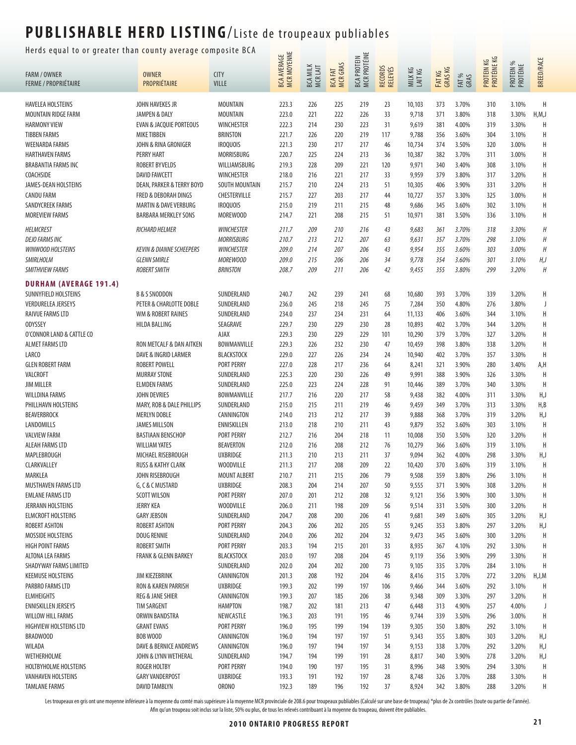# PUBLISHABLE HERD LISTING/Liste de troupeaux publiables

Herds equal to or greater than county average composite BCA

| FARM / OWNER FERME / PROPRIÉTAIRE | OWNER PROPRIÉTAIRE | CITY VILLE | BCA AVERAGE MCR MOYENNE | BCA MILK MCR LAIT | BCA FAT MCR GRAS | BCA PROTEIN MCR PROTÉINE | RECORDS RELEVÉS | MILK KG LAIT KG | FAT KG GRAS KG | FAT % GRAS | PROTEIN KG PROTÉINE KG | PROTEIN % PROTÉINE | BREED/RACE |
|---|---|---|---|---|---|---|---|---|---|---|---|---|---|
| HAVELEA HOLSTEINS | JOHN HAVEKES JR | MOUNTAIN | 223.3 | 226 | 225 | 219 | 23 | 10,103 | 373 | 3.70% | 310 | 3.10% | H |
| MOUNTAIN RIDGE FARM | JAMPEN & DALY | MOUNTAIN | 223.0 | 221 | 222 | 226 | 33 | 9,718 | 371 | 3.80% | 318 | 3.30% | H,M,J |
| HARMONY VIEW | EVAN & JACQUIE PORTEOUS | WINCHESTER | 222.3 | 214 | 230 | 223 | 31 | 9,619 | 381 | 4.00% | 319 | 3.30% | H |
| TIBBEN FARMS | MIKE TIBBEN | BRINSTON | 221.7 | 226 | 220 | 219 | 117 | 9,788 | 356 | 3.60% | 304 | 3.10% | H |
| WEENARDA FARMS | JOHN & RINA GRONIGER | IROQUOIS | 221.3 | 230 | 217 | 217 | 46 | 10,734 | 374 | 3.50% | 320 | 3.00% | H |
| HARTHAVEN FARMS | PERRY HART | MORRISBURG | 220.7 | 225 | 224 | 213 | 36 | 10,387 | 382 | 3.70% | 311 | 3.00% | H |
| BRABANTIA FARMS INC | ROBERT BYVELDS | WILLIAMSBURG | 219.3 | 228 | 209 | 221 | 120 | 9,971 | 340 | 3.40% | 308 | 3.10% | H |
| COACHSIDE | DAVID FAWCETT | WINCHESTER | 218.0 | 216 | 221 | 217 | 33 | 9,959 | 379 | 3.80% | 317 | 3.20% | H |
| JAMES-DEAN HOLSTEINS | DEAN, PARKER & TERRY BOYD | SOUTH MOUNTAIN | 215.7 | 210 | 224 | 213 | 51 | 10,305 | 406 | 3.90% | 331 | 3.20% | H |
| CANDU FARM | FRED & DEBORAH DINGS | CHESTERVILLE | 215.7 | 227 | 203 | 217 | 44 | 10,727 | 357 | 3.30% | 325 | 3.00% | H |
| SANDYCREEK FARMS | MARTIN & DAVE VERBURG | IROQUOIS | 215.0 | 219 | 211 | 215 | 48 | 9,686 | 345 | 3.60% | 302 | 3.10% | H |
| MOREVIEW FARMS | BARBARA MERKLEY SONS | MOREWOOD | 214.7 | 221 | 208 | 215 | 51 | 10,971 | 381 | 3.50% | 336 | 3.10% | H |
| *HELMCREST* | *RICHARD HELMER* | *WINCHESTER* | *211.7* | *209* | *210* | *216* | *43* | *9,683* | *361* | *3.70%* | *318* | *3.30%* | *H* |
| *DEJO FARMS INC* | | *MORRISBURG* | *210.7* | *213* | *212* | *207* | *63* | *9,631* | *357* | *3.70%* | *298* | *3.10%* | *H* |
| *WINWOOD HOLSTEINS* | *KEVIN & DIANNE SCHEEPERS* | *WINCHESTER* | *209.0* | *214* | *207* | *206* | *43* | *9,954* | *355* | *3.60%* | *303* | *3.00%* | *H* |
| *SMIRLHOLM* | *GLENN SMIRLE* | *MOREWOOD* | *209.0* | *215* | *206* | *206* | *34* | *9,778* | *354* | *3.60%* | *301* | *3.10%* | *H,J* |
| *SMITHVIEW FARMS* | *ROBERT SMITH* | *BRINSTON* | *208.7* | *209* | *211* | *206* | *42* | *9,455* | *355* | *3.80%* | *299* | *3.20%* | *H* |
| **DURHAM (AVERAGE 191.4)** | | | | | | | | | | | | | |
| SUNNYFIELD HOLSTEINS | B & S SNODDON | SUNDERLAND | 240.7 | 242 | 239 | 241 | 68 | 10,680 | 393 | 3.70% | 339 | 3.20% | H |
| VERDURELEA JERSEYS | PETER & CHARLOTTE DOBLE | SUNDERLAND | 236.0 | 245 | 218 | 245 | 75 | 7,284 | 350 | 4.80% | 276 | 3.80% | J |
| RAIVUE FARMS LTD | WM & ROBERT RAINES | SUNDERLAND | 234.0 | 237 | 234 | 231 | 64 | 11,133 | 406 | 3.60% | 344 | 3.10% | H |
| ODYSSEY | HILDA BALLING | SEAGRAVE | 229.7 | 230 | 229 | 230 | 28 | 10,893 | 402 | 3.70% | 344 | 3.20% | H |
| O'CONNOR LAND & CATTLE CO | | AJAX | 229.3 | 230 | 229 | 229 | 101 | 10,290 | 379 | 3.70% | 327 | 3.20% | H |
| ALMET FARMS LTD | RON METCALF & DAN AITKEN | BOWMANVILLE | 229.3 | 226 | 232 | 230 | 47 | 10,459 | 398 | 3.80% | 338 | 3.20% | H |
| LARCO | DAVE & INGRID LARMER | BLACKSTOCK | 229.0 | 227 | 226 | 234 | 24 | 10,940 | 402 | 3.70% | 357 | 3.30% | H |
| GLEN ROBERT FARM | ROBERT POWELL | PORT PERRY | 227.0 | 228 | 217 | 236 | 64 | 8,241 | 321 | 3.90% | 280 | 3.40% | A,H |
| VALCROFT | MURRAY STONE | SUNDERLAND | 225.3 | 220 | 230 | 226 | 49 | 9,991 | 388 | 3.90% | 326 | 3.30% | H |
| JIM MILLER | ELMDEN FARMS | SUNDERLAND | 225.0 | 223 | 224 | 228 | 91 | 10,446 | 389 | 3.70% | 340 | 3.30% | H |
| WILLDINA FARMS | JOHN DEVRIES | BOWMANVILLE | 217.7 | 216 | 220 | 217 | 58 | 9,438 | 382 | 4.00% | 311 | 3.30% | H,J |
| PHILLHAVN HOLSTEINS | MARY, ROB & DALE PHILLIPS | SUNDERLAND | 215.0 | 215 | 211 | 219 | 46 | 9,459 | 349 | 3.70% | 313 | 3.30% | H,B |
| BEAVERBROCK | MERLYN DOBLE | CANNINGTON | 214.0 | 213 | 212 | 217 | 39 | 9,888 | 368 | 3.70% | 319 | 3.20% | H,J |
| LANDOMILLS | JAMES MILLSON | ENNISKILLEN | 213.0 | 218 | 210 | 211 | 43 | 9,879 | 352 | 3.60% | 303 | 3.10% | H |
| VALVIEW FARM | BASTIAAN BENSCHOP | PORT PERRY | 212.7 | 216 | 204 | 218 | 11 | 10,008 | 350 | 3.50% | 320 | 3.20% | H |
| ALEAH FARMS LTD | WILLIAM YATES | BEAVERTON | 212.0 | 216 | 208 | 212 | 76 | 10,279 | 366 | 3.60% | 319 | 3.10% | H |
| MAPLEBROUGH | MICHAEL RISEBROUGH | UXBRIDGE | 211.3 | 210 | 213 | 211 | 37 | 9,094 | 362 | 4.00% | 298 | 3.30% | H,J |
| CLARKVALLEY | RUSS & KATHY CLARK | WOODVILLE | 211.3 | 217 | 208 | 209 | 22 | 10,420 | 370 | 3.60% | 319 | 3.10% | H |
| MARKLEA | JOHN RISEBROUGH | MOUNT ALBERT | 210.7 | 211 | 215 | 206 | 79 | 9,508 | 359 | 3.80% | 296 | 3.10% | H |
| MUSTHAVEN FARMS LTD | G, C & C MUSTARD | UXBRIDGE | 208.3 | 204 | 214 | 207 | 50 | 9,555 | 371 | 3.90% | 308 | 3.20% | H |
| EMLANE FARMS LTD | SCOTT WILSON | PORT PERRY | 207.0 | 201 | 212 | 208 | 32 | 9,121 | 356 | 3.90% | 300 | 3.30% | H |
| JERRANN HOLSTEINS | JERRY KEA | WOODVILLE | 206.0 | 211 | 198 | 209 | 56 | 9,514 | 331 | 3.50% | 300 | 3.20% | H |
| ELMCROFT HOLSTEINS | GARY JEBSON | SUNDERLAND | 204.7 | 208 | 200 | 206 | 41 | 9,681 | 349 | 3.60% | 305 | 3.20% | H,J |
| ROBERT ASHTON | ROBERT ASHTON | PORT PERRY | 204.3 | 206 | 202 | 205 | 55 | 9,245 | 353 | 3.80% | 297 | 3.20% | H,J |
| MOSSIDE HOLSTEINS | DOUG RENNIE | SUNDERLAND | 204.0 | 206 | 202 | 204 | 32 | 9,473 | 345 | 3.60% | 300 | 3.20% | H |
| HIGH POINT FARMS | ROBERT SMITH | PORT PERRY | 203.3 | 194 | 215 | 201 | 33 | 8,935 | 367 | 4.10% | 292 | 3.30% | H |
| ALTONA LEA FARMS | FRANK & GLENN BARKEY | BLACKSTOCK | 203.0 | 197 | 208 | 204 | 45 | 9,119 | 356 | 3.90% | 299 | 3.30% | H |
| SHADYWAY FARMS LIMITED | | SUNDERLAND | 202.0 | 204 | 202 | 200 | 73 | 9,105 | 335 | 3.70% | 284 | 3.10% | H |
| KEEMUSE HOLSTEINS | JIM KIEZEBRINK | CANNINGTON | 201.3 | 208 | 192 | 204 | 46 | 8,416 | 315 | 3.70% | 272 | 3.20% | H,J,M |
| PARBRO FARMS LTD | RON & KAREN PARRISH | UXBRIDGE | 199.3 | 202 | 199 | 197 | 106 | 9,466 | 344 | 3.60% | 292 | 3.10% | H |
| ELMHEIGHTS | REG & JANE SHIER | CANNINGTON | 199.3 | 207 | 185 | 206 | 38 | 9,348 | 309 | 3.30% | 297 | 3.20% | H |
| ENNISKILLEN JERSEYS | TIM SARGENT | HAMPTON | 198.7 | 202 | 181 | 213 | 47 | 6,448 | 313 | 4.90% | 257 | 4.00% | J |
| WILLOW HILL FARMS | ORWIN BANDSTRA | NEWCASTLE | 196.3 | 203 | 191 | 195 | 46 | 9,744 | 339 | 3.50% | 296 | 3.00% | H |
| HIGHVIEW HOLSTEINS LTD | GRANT EVANS | PORT PERRY | 196.0 | 195 | 199 | 194 | 139 | 9,305 | 350 | 3.80% | 292 | 3.10% | H |
| BRADWOOD | BOB WOOD | CANNINGTON | 196.0 | 194 | 197 | 197 | 51 | 9,343 | 355 | 3.80% | 303 | 3.20% | H,J |
| WILADA | DAVE & BERNICE ANDREWS | CANNINGTON | 196.0 | 197 | 194 | 197 | 34 | 9,153 | 338 | 3.70% | 292 | 3.20% | H,J |
| WETHERHOLME | JOHN & LYNN WETHERAL | SUNDERLAND | 194.7 | 194 | 199 | 191 | 28 | 8,817 | 340 | 3.90% | 278 | 3.20% | H,J |
| HOLTBYHOLME HOLSTEINS | ROGER HOLTBY | PORT PERRY | 194.0 | 190 | 197 | 195 | 31 | 8,996 | 348 | 3.90% | 294 | 3.30% | H |
| VANHAVEN HOLSTEINS | GARY VANDERPOST | UXBRIDGE | 193.3 | 191 | 192 | 197 | 28 | 8,748 | 326 | 3.70% | 288 | 3.30% | H |
| TAMLANE FARMS | DAVID TAMBLYN | ORONO | 192.3 | 189 | 196 | 192 | 37 | 8,924 | 342 | 3.80% | 288 | 3.20% | H |

Les troupeaux en gris ont une moyenne inférieure à la moyenne du comté mais supérieure à la moyenne MCR provinciale de 208.6 pour troupeaux publiables (Calculé sur une base de troupeau) *plus de 2x contrôles (toute ou partie de l'année).
Afin qu'un troupeau soit inclus sur la liste, 50% ou plus, de tous les relevés contribuant à la moyenne du troupeau, doivent être publiables.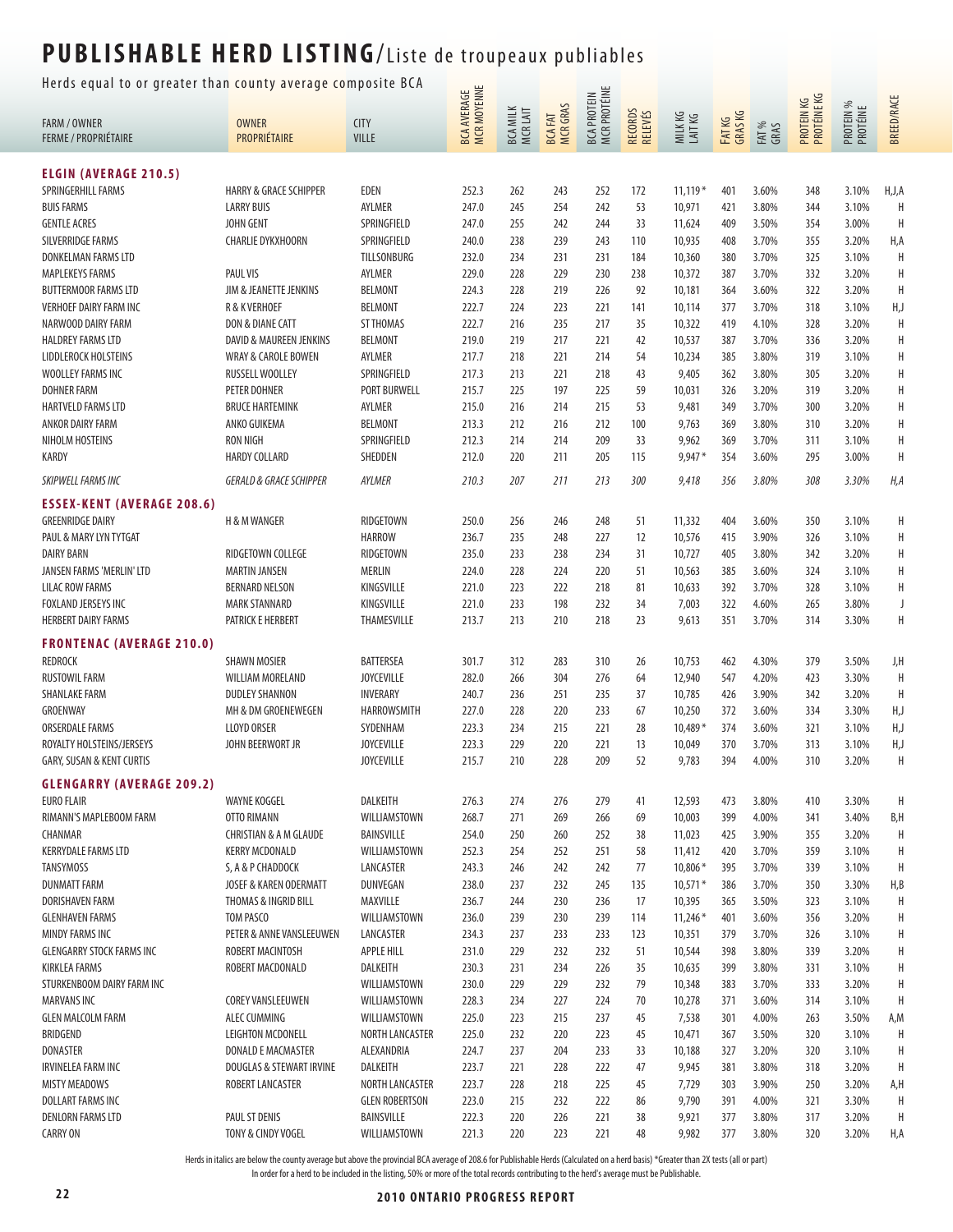# PUBLISHABLE HERD LISTING/Liste de troupeaux publiables

Herds equal to or greater than county average composite BCA

| FARM / OWNER FERME / PROPRIÉTAIRE | OWNER PROPRIÉTAIRE | CITY VILLE | BCA AVERAGE MCR MOYENNE | BCA MILK MCR LAIT | BCA FAT MCR GRAS | BCA PROTEIN MCR PROTÉINE | RECORDS RELEVÉS | MILK KG LAIT KG | FAT KG GRAS KG | FAT % GRAS | PROTEIN KG PROTÉINE KG | PROTEIN % PROTÉINE | BREED/RACE |
|---|---|---|---|---|---|---|---|---|---|---|---|---|---|
| **ELGIN (AVERAGE 210.5)** | | | | | | | | | | | | | |
| SPRINGERHILL FARMS | HARRY & GRACE SCHIPPER | EDEN | 252.3 | 262 | 243 | 252 | 172 | 11,119* | 401 | 3.60% | 348 | 3.10% | H,J,A |
| BUIS FARMS | LARRY BUIS | AYLMER | 247.0 | 245 | 254 | 242 | 53 | 10,971 | 421 | 3.80% | 344 | 3.10% | H |
| GENTLE ACRES | JOHN GENT | SPRINGFIELD | 247.0 | 255 | 242 | 244 | 33 | 11,624 | 409 | 3.50% | 354 | 3.00% | H |
| SILVERRIDGE FARMS | CHARLIE DYKXHOORN | SPRINGFIELD | 240.0 | 238 | 239 | 243 | 110 | 10,935 | 408 | 3.70% | 355 | 3.20% | H,A |
| DONKELMAN FARMS LTD | | TILLSONBURG | 232.0 | 234 | 231 | 231 | 184 | 10,360 | 380 | 3.70% | 325 | 3.10% | H |
| MAPLEKEYS FARMS | PAUL VIS | AYLMER | 229.0 | 228 | 229 | 230 | 238 | 10,372 | 387 | 3.70% | 332 | 3.20% | H |
| BUTTERMOOR FARMS LTD | JIM & JEANETTE JENKINS | BELMONT | 224.3 | 228 | 219 | 226 | 92 | 10,181 | 364 | 3.60% | 322 | 3.20% | H |
| VERHOEF DAIRY FARM INC | R & K VERHOEF | BELMONT | 222.7 | 224 | 223 | 221 | 141 | 10,114 | 377 | 3.70% | 318 | 3.10% | H,J |
| NARWOOD DAIRY FARM | DON & DIANE CATT | ST THOMAS | 222.7 | 216 | 235 | 217 | 35 | 10,322 | 419 | 4.10% | 328 | 3.20% | H |
| HALDREY FARMS LTD | DAVID & MAUREEN JENKINS | BELMONT | 219.0 | 219 | 217 | 221 | 42 | 10,537 | 387 | 3.70% | 336 | 3.20% | H |
| LIDDLEROCK HOLSTEINS | WRAY & CAROLE BOWEN | AYLMER | 217.7 | 218 | 221 | 214 | 54 | 10,234 | 385 | 3.80% | 319 | 3.10% | H |
| WOOLLEY FARMS INC | RUSSELL WOOLLEY | SPRINGFIELD | 217.3 | 213 | 221 | 218 | 43 | 9,405 | 362 | 3.80% | 305 | 3.20% | H |
| DOHNER FARM | PETER DOHNER | PORT BURWELL | 215.7 | 225 | 197 | 225 | 59 | 10,031 | 326 | 3.20% | 319 | 3.20% | H |
| HARTVELD FARMS LTD | BRUCE HARTEMINK | AYLMER | 215.0 | 216 | 214 | 215 | 53 | 9,481 | 349 | 3.70% | 300 | 3.20% | H |
| ANKOR DAIRY FARM | ANKO GUIKEMA | BELMONT | 213.3 | 212 | 216 | 212 | 100 | 9,763 | 369 | 3.80% | 310 | 3.20% | H |
| NIHOLM HOSTEINS | RON NIGH | SPRINGFIELD | 212.3 | 214 | 214 | 209 | 33 | 9,962 | 369 | 3.70% | 311 | 3.10% | H |
| KARDY | HARDY COLLARD | SHEDDEN | 212.0 | 220 | 211 | 205 | 115 | 9,947* | 354 | 3.60% | 295 | 3.00% | H |
| *SKIPWELL FARMS INC* | *GERALD & GRACE SCHIPPER* | *AYLMER* | *210.3* | *207* | *211* | *213* | *300* | *9,418* | *356* | *3.80%* | *308* | *3.30%* | *H,A* |
| **ESSEX-KENT (AVERAGE 208.6)** | | | | | | | | | | | | | |
| GREENRIDGE DAIRY | H & M WANGER | RIDGETOWN | 250.0 | 256 | 246 | 248 | 51 | 11,332 | 404 | 3.60% | 350 | 3.10% | H |
| PAUL & MARY LYN TYTGAT | | HARROW | 236.7 | 235 | 248 | 227 | 12 | 10,576 | 415 | 3.90% | 326 | 3.10% | H |
| DAIRY BARN | RIDGETOWN COLLEGE | RIDGETOWN | 235.0 | 233 | 238 | 234 | 31 | 10,727 | 405 | 3.80% | 342 | 3.20% | H |
| JANSEN FARMS 'MERLIN' LTD | MARTIN JANSEN | MERLIN | 224.0 | 228 | 224 | 220 | 51 | 10,563 | 385 | 3.60% | 324 | 3.10% | H |
| LILAC ROW FARMS | BERNARD NELSON | KINGSVILLE | 221.0 | 223 | 222 | 218 | 81 | 10,633 | 392 | 3.70% | 328 | 3.10% | H |
| FOXLAND JERSEYS INC | MARK STANNARD | KINGSVILLE | 221.0 | 233 | 198 | 232 | 34 | 7,003 | 322 | 4.60% | 265 | 3.80% | J |
| HERBERT DAIRY FARMS | PATRICK E HERBERT | THAMESVILLE | 213.7 | 213 | 210 | 218 | 23 | 9,613 | 351 | 3.70% | 314 | 3.30% | H |
| **FRONTENAC (AVERAGE 210.0)** | | | | | | | | | | | | | |
| REDROCK | SHAWN MOSIER | BATTERSEA | 301.7 | 312 | 283 | 310 | 26 | 10,753 | 462 | 4.30% | 379 | 3.50% | J,H |
| RUSTOWIL FARM | WILLIAM MORELAND | JOYCEVILLE | 282.0 | 266 | 304 | 276 | 64 | 12,940 | 547 | 4.20% | 423 | 3.30% | H |
| SHANLAKE FARM | DUDLEY SHANNON | INVERARY | 240.7 | 236 | 251 | 235 | 37 | 10,785 | 426 | 3.90% | 342 | 3.20% | H |
| GROENWAY | MH & DM GROENEWEGEN | HARROWSMITH | 227.0 | 228 | 220 | 233 | 67 | 10,250 | 372 | 3.60% | 334 | 3.30% | H,J |
| ORSERDALE FARMS | LLOYD ORSER | SYDENHAM | 223.3 | 234 | 215 | 221 | 28 | 10,489* | 374 | 3.60% | 321 | 3.10% | H,J |
| ROYALTY HOLSTEINS/JERSEYS | JOHN BEERWORT JR | JOYCEVILLE | 223.3 | 229 | 220 | 221 | 13 | 10,049 | 370 | 3.70% | 313 | 3.10% | H,J |
| GARY, SUSAN & KENT CURTIS | | JOYCEVILLE | 215.7 | 210 | 228 | 209 | 52 | 9,783 | 394 | 4.00% | 310 | 3.20% | H |
| **GLENGARRY (AVERAGE 209.2)** | | | | | | | | | | | | | |
| EURO FLAIR | WAYNE KOGGEL | DALKEITH | 276.3 | 274 | 276 | 279 | 41 | 12,593 | 473 | 3.80% | 410 | 3.30% | H |
| RIMANN'S MAPLEBOOM FARM | OTTO RIMANN | WILLIAMSTOWN | 268.7 | 271 | 269 | 266 | 69 | 10,003 | 399 | 4.00% | 341 | 3.40% | B,H |
| CHANMAR | CHRISTIAN & A M GLAUDE | BAINSVILLE | 254.0 | 250 | 260 | 252 | 38 | 11,023 | 425 | 3.90% | 355 | 3.20% | H |
| KERRYDALE FARMS LTD | KERRY MCDONALD | WILLIAMSTOWN | 252.3 | 254 | 252 | 251 | 58 | 11,412 | 420 | 3.70% | 359 | 3.10% | H |
| TANSYMOSS | S, A & P CHADDOCK | LANCASTER | 243.3 | 246 | 242 | 242 | 77 | 10,806* | 395 | 3.70% | 339 | 3.10% | H |
| DUNMATT FARM | JOSEF & KAREN ODERMATT | DUNVEGAN | 238.0 | 237 | 232 | 245 | 135 | 10,571* | 386 | 3.70% | 350 | 3.30% | H,B |
| DORISHAVEN FARM | THOMAS & INGRID BILL | MAXVILLE | 236.7 | 244 | 230 | 236 | 17 | 10,395 | 365 | 3.50% | 323 | 3.10% | H |
| GLENHAVEN FARMS | TOM PASCO | WILLIAMSTOWN | 236.0 | 239 | 230 | 239 | 114 | 11,246* | 401 | 3.60% | 356 | 3.20% | H |
| MINDY FARMS INC | PETER & ANNE VANSLEEUWEN | LANCASTER | 234.3 | 237 | 233 | 233 | 123 | 10,351 | 379 | 3.70% | 326 | 3.10% | H |
| GLENGARRY STOCK FARMS INC | ROBERT MACINTOSH | APPLE HILL | 231.0 | 229 | 232 | 232 | 51 | 10,544 | 398 | 3.80% | 339 | 3.20% | H |
| KIRKLEA FARMS | ROBERT MACDONALD | DALKEITH | 230.3 | 231 | 234 | 226 | 35 | 10,635 | 399 | 3.80% | 331 | 3.10% | H |
| STURKENBOOM DAIRY FARM INC | | WILLIAMSTOWN | 230.0 | 229 | 229 | 232 | 79 | 10,348 | 383 | 3.70% | 333 | 3.20% | H |
| MARVANS INC | COREY VANSLEEUWEN | WILLIAMSTOWN | 228.3 | 234 | 227 | 224 | 70 | 10,278 | 371 | 3.60% | 314 | 3.10% | H |
| GLEN MALCOLM FARM | ALEC CUMMING | WILLIAMSTOWN | 225.0 | 223 | 215 | 237 | 45 | 7,538 | 301 | 4.00% | 263 | 3.50% | A,M |
| BRIDGEND | LEIGHTON MCDONELL | NORTH LANCASTER | 225.0 | 232 | 220 | 223 | 45 | 10,471 | 367 | 3.50% | 320 | 3.10% | H |
| DONASTER | DONALD E MACMASTER | ALEXANDRIA | 224.7 | 237 | 204 | 233 | 33 | 10,188 | 327 | 3.20% | 320 | 3.10% | H |
| IRVINELEA FARM INC | DOUGLAS & STEWART IRVINE | DALKEITH | 223.7 | 221 | 228 | 222 | 47 | 9,945 | 381 | 3.80% | 318 | 3.20% | H |
| MISTY MEADOWS | ROBERT LANCASTER | NORTH LANCASTER | 223.7 | 228 | 218 | 225 | 45 | 7,729 | 303 | 3.90% | 250 | 3.20% | A,H |
| DOLLART FARMS INC | | GLEN ROBERTSON | 223.0 | 215 | 232 | 222 | 86 | 9,790 | 391 | 4.00% | 321 | 3.30% | H |
| DENLORN FARMS LTD | PAUL ST DENIS | BAINSVILLE | 222.3 | 220 | 226 | 221 | 38 | 9,921 | 377 | 3.80% | 317 | 3.20% | H |
| CARRY ON | TONY & CINDY VOGEL | WILLIAMSTOWN | 221.3 | 220 | 223 | 221 | 48 | 9,982 | 377 | 3.80% | 320 | 3.20% | H,A |

Herds in italics are below the county average but above the provincial BCA average of 208.6 for Publishable Herds (Calculated on a herd basis) *Greater than 2X tests (all or part)
In order for a herd to be included in the listing, 50% or more of the total records contributing to the herd's average must be Publishable.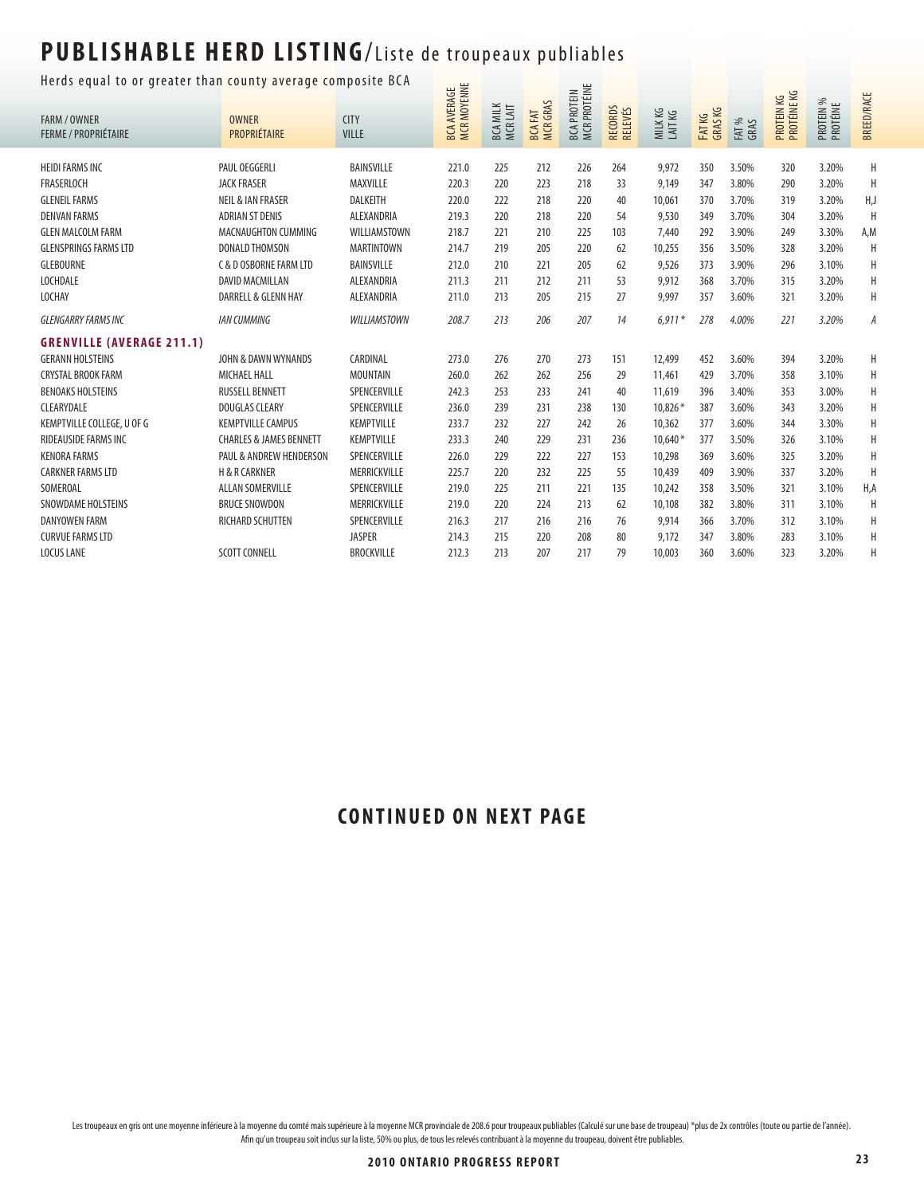# PUBLISHABLE HERD LISTING/Liste de troupeaux publiables

Herds equal to or greater than county average composite BCA

| FARM / OWNER FERME / PROPRIÉTAIRE | OWNER PROPRIÉTAIRE | CITY VILLE | BCA AVERAGE MCR MOYENNE | BCA MILK MCR LAIT | BCA FAT MCR GRAS | BCA PROTEIN MCR PROTÉINE | RECORDS RELEVÉS | MILK KG LAIT KG | FAT KG GRAS KG | FAT % GRAS | PROTEIN KG PROTÉINE KG | PROTEIN % PROTÉINE | BREED/RACE |
|---|---|---|---|---|---|---|---|---|---|---|---|---|---|
| HEIDI FARMS INC | PAUL OEGGERLI | BAINSVILLE | 221.0 | 225 | 212 | 226 | 264 | 9,972 | 350 | 3.50% | 320 | 3.20% | H |
| FRASERLOCH | JACK FRASER | MAXVILLE | 220.3 | 220 | 223 | 218 | 33 | 9,149 | 347 | 3.80% | 290 | 3.20% | H |
| GLENEIL FARMS | NEIL & IAN FRASER | DALKEITH | 220.0 | 222 | 218 | 220 | 40 | 10,061 | 370 | 3.70% | 319 | 3.20% | H,J |
| DENVAN FARMS | ADRIAN ST DENIS | ALEXANDRIA | 219.3 | 220 | 218 | 220 | 54 | 9,530 | 349 | 3.70% | 304 | 3.20% | H |
| GLEN MALCOLM FARM | MACNAUGHTON CUMMING | WILLIAMSTOWN | 218.7 | 221 | 210 | 225 | 103 | 7,440 | 292 | 3.90% | 249 | 3.30% | A,M |
| GLENSPRINGS FARMS LTD | DONALD THOMSON | MARTINTOWN | 214.7 | 219 | 205 | 220 | 62 | 10,255 | 356 | 3.50% | 328 | 3.20% | H |
| GLEBOURNE | C & D OSBORNE FARM LTD | BAINSVILLE | 212.0 | 210 | 221 | 205 | 62 | 9,526 | 373 | 3.90% | 296 | 3.10% | H |
| LOCHDALE | DAVID MACMILLAN | ALEXANDRIA | 211.3 | 211 | 212 | 211 | 53 | 9,912 | 368 | 3.70% | 315 | 3.20% | H |
| LOCHAY | DARRELL & GLENN HAY | ALEXANDRIA | 211.0 | 213 | 205 | 215 | 27 | 9,997 | 357 | 3.60% | 321 | 3.20% | H |
| *GLENGARRY FARMS INC* | *IAN CUMMING* | *WILLIAMSTOWN* | *208.7* | *213* | *206* | *207* | *14* | *6,911 \** | *278* | *4.00%* | *221* | *3.20%* | *A* |
| **GRENVILLE (AVERAGE 211.1)** | | | | | | | | | | | | | |
| GERANN HOLSTEINS | JOHN & DAWN WYNANDS | CARDINAL | 273.0 | 276 | 270 | 273 | 151 | 12,499 | 452 | 3.60% | 394 | 3.20% | H |
| CRYSTAL BROOK FARM | MICHAEL HALL | MOUNTAIN | 260.0 | 262 | 262 | 256 | 29 | 11,461 | 429 | 3.70% | 358 | 3.10% | H |
| BENOAKS HOLSTEINS | RUSSELL BENNETT | SPENCERVILLE | 242.3 | 253 | 233 | 241 | 40 | 11,619 | 396 | 3.40% | 353 | 3.00% | H |
| CLEARYDALE | DOUGLAS CLEARY | SPENCERVILLE | 236.0 | 239 | 231 | 238 | 130 | 10,826 * | 387 | 3.60% | 343 | 3.20% | H |
| KEMPTVILLE COLLEGE, U OF G | KEMPTVILLE CAMPUS | KEMPTVILLE | 233.7 | 232 | 227 | 242 | 26 | 10,362 | 377 | 3.60% | 344 | 3.30% | H |
| RIDEAUSIDE FARMS INC | CHARLES & JAMES BENNETT | KEMPTVILLE | 233.3 | 240 | 229 | 231 | 236 | 10,640 * | 377 | 3.50% | 326 | 3.10% | H |
| KENORA FARMS | PAUL & ANDREW HENDERSON | SPENCERVILLE | 226.0 | 229 | 222 | 227 | 153 | 10,298 | 369 | 3.60% | 325 | 3.20% | H |
| CARKNER FARMS LTD | H & R CARKNER | MERRICKVILLE | 225.7 | 220 | 232 | 225 | 55 | 10,439 | 409 | 3.90% | 337 | 3.20% | H |
| SOMEROAL | ALLAN SOMERVILLE | SPENCERVILLE | 219.0 | 225 | 211 | 221 | 135 | 10,242 | 358 | 3.50% | 321 | 3.10% | H,A |
| SNOWDAME HOLSTEINS | BRUCE SNOWDON | MERRICKVILLE | 219.0 | 220 | 224 | 213 | 62 | 10,108 | 382 | 3.80% | 311 | 3.10% | H |
| DANYOWEN FARM | RICHARD SCHUTTEN | SPENCERVILLE | 216.3 | 217 | 216 | 216 | 76 | 9,914 | 366 | 3.70% | 312 | 3.10% | H |
| CURVUE FARMS LTD | | JASPER | 214.3 | 215 | 220 | 208 | 80 | 9,172 | 347 | 3.80% | 283 | 3.10% | H |
| LOCUS LANE | SCOTT CONNELL | BROCKVILLE | 212.3 | 213 | 207 | 217 | 79 | 10,003 | 360 | 3.60% | 323 | 3.20% | H |

## CONTINUED ON NEXT PAGE

Les troupeaux en gris ont une moyenne inférieure à la moyenne du comté mais supérieure à la moyenne MCR provinciale de 208.6 pour troupeaux publiables (Calculé sur une base de troupeau) *plus de 2x contrôles (toute ou partie de l'année).
Afin qu'un troupeau soit inclus sur la liste, 50% ou plus, de tous les relevés contribuant à la moyenne du troupeau, doivent être publiables.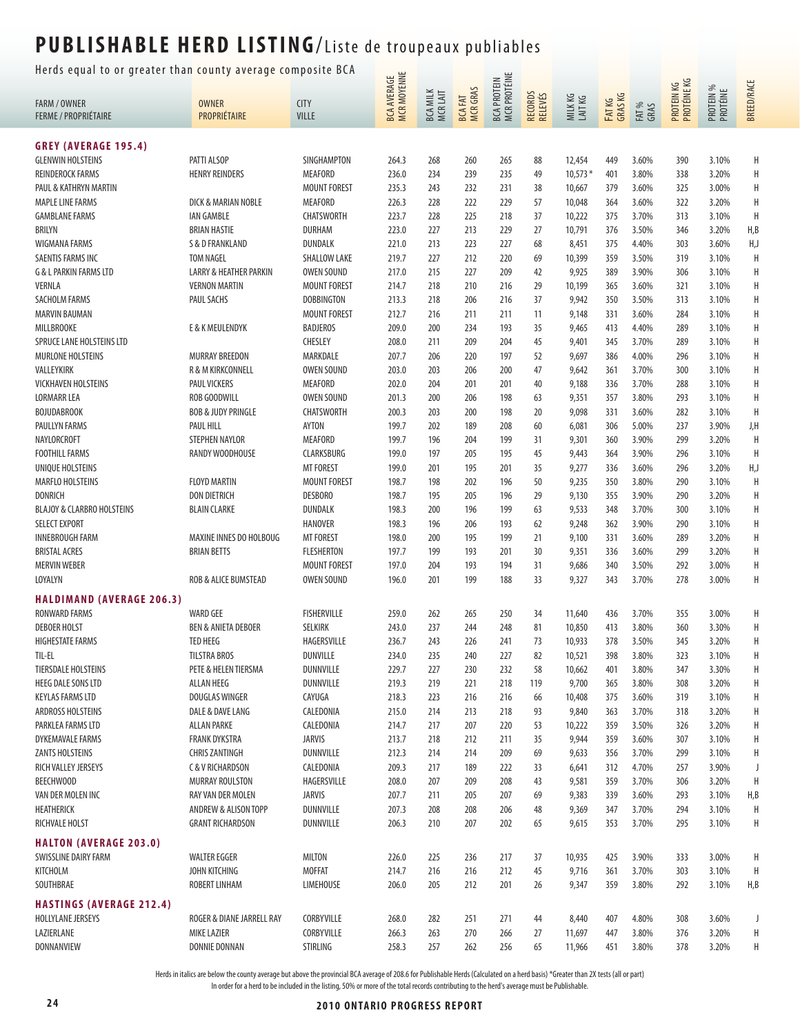# PUBLISHABLE HERD LISTING/Liste de troupeaux publiables

Herds equal to or greater than county average composite BCA

| FARM / OWNER FERME / PROPRIÉTAIRE | OWNER PROPRIÉTAIRE | CITY VILLE | BCA AVERAGE MCR MOYENNE | BCA MILK MCR LAIT | BCA FAT MCR GRAS | BCA PROTEIN MCR PROTÉINE | RECORDS RELEVÉS | MILK KG LAIT KG | FAT KG GRAS KG | FAT % GRAS | PROTEIN KG PROTÉINE KG | PROTEIN % PROTÉINE | BREED/RACE |
|---|---|---|---|---|---|---|---|---|---|---|---|---|---|
| **GREY (AVERAGE 195.4)** | | | | | | | | | | | | | |
| GLENWIN HOLSTEINS | PATTI ALSOP | SINGHAMPTON | 264.3 | 268 | 260 | 265 | 88 | 12,454 | 449 | 3.60% | 390 | 3.10% | H |
| REINDEROCK FARMS | HENRY REINDERS | MEAFORD | 236.0 | 234 | 239 | 235 | 49 | 10,573 * | 401 | 3.80% | 338 | 3.20% | H |
| PAUL & KATHRYN MARTIN | | MOUNT FOREST | 235.3 | 243 | 232 | 231 | 38 | 10,667 | 379 | 3.60% | 325 | 3.00% | H |
| MAPLE LINE FARMS | DICK & MARIAN NOBLE | MEAFORD | 226.3 | 228 | 222 | 229 | 57 | 10,048 | 364 | 3.60% | 322 | 3.20% | H |
| GAMBLANE FARMS | IAN GAMBLE | CHATSWORTH | 223.7 | 228 | 225 | 218 | 37 | 10,222 | 375 | 3.70% | 313 | 3.10% | H |
| BRILYN | BRIAN HASTIE | DURHAM | 223.0 | 227 | 213 | 229 | 27 | 10,791 | 376 | 3.50% | 346 | 3.20% | H,B |
| WIGMANA FARMS | S & D FRANKLAND | DUNDALK | 221.0 | 213 | 223 | 227 | 68 | 8,451 | 375 | 4.40% | 303 | 3.60% | H,J |
| SAENTIS FARMS INC | TOM NAGEL | SHALLOW LAKE | 219.7 | 227 | 212 | 220 | 69 | 10,399 | 359 | 3.50% | 319 | 3.10% | H |
| G & L PARKIN FARMS LTD | LARRY & HEATHER PARKIN | OWEN SOUND | 217.0 | 215 | 227 | 209 | 42 | 9,925 | 389 | 3.90% | 306 | 3.10% | H |
| VERNLA | VERNON MARTIN | MOUNT FOREST | 214.7 | 218 | 210 | 216 | 29 | 10,199 | 365 | 3.60% | 321 | 3.10% | H |
| SACHOLM FARMS | PAUL SACHS | DOBBINGTON | 213.3 | 218 | 206 | 216 | 37 | 9,942 | 350 | 3.50% | 313 | 3.10% | H |
| MARVIN BAUMAN | | MOUNT FOREST | 212.7 | 216 | 211 | 211 | 11 | 9,148 | 331 | 3.60% | 284 | 3.10% | H |
| MILLBROOKE | E & K MEULENDYK | BADJEROS | 209.0 | 200 | 234 | 193 | 35 | 9,465 | 413 | 4.40% | 289 | 3.10% | H |
| SPRUCE LANE HOLSTEINS LTD | | CHESLEY | 208.0 | 211 | 209 | 204 | 45 | 9,401 | 345 | 3.70% | 289 | 3.10% | H |
| MURLONE HOLSTEINS | MURRAY BREEDON | MARKDALE | 207.7 | 206 | 220 | 197 | 52 | 9,697 | 386 | 4.00% | 296 | 3.10% | H |
| VALLEYKIRK | R & M KIRKCONNELL | OWEN SOUND | 203.0 | 203 | 206 | 200 | 47 | 9,642 | 361 | 3.70% | 300 | 3.10% | H |
| VICKHAVEN HOLSTEINS | PAUL VICKERS | MEAFORD | 202.0 | 204 | 201 | 201 | 40 | 9,188 | 336 | 3.70% | 288 | 3.10% | H |
| LORMARR LEA | ROB GOODWILL | OWEN SOUND | 201.3 | 200 | 206 | 198 | 63 | 9,351 | 357 | 3.80% | 293 | 3.10% | H |
| BOJUDABROOK | BOB & JUDY PRINGLE | CHATSWORTH | 200.3 | 203 | 200 | 198 | 20 | 9,098 | 331 | 3.60% | 282 | 3.10% | H |
| PAULLYN FARMS | PAUL HILL | AYTON | 199.7 | 202 | 189 | 208 | 60 | 6,081 | 306 | 5.00% | 237 | 3.90% | J,H |
| NAYLORCROFT | STEPHEN NAYLOR | MEAFORD | 199.7 | 196 | 204 | 199 | 31 | 9,301 | 360 | 3.90% | 299 | 3.20% | H |
| FOOTHILL FARMS | RANDY WOODHOUSE | CLARKSBURG | 199.0 | 197 | 205 | 195 | 45 | 9,443 | 364 | 3.90% | 296 | 3.10% | H |
| UNIQUE HOLSTEINS | | MT FOREST | 199.0 | 201 | 195 | 201 | 35 | 9,277 | 336 | 3.60% | 296 | 3.20% | H,J |
| MARFLO HOLSTEINS | FLOYD MARTIN | MOUNT FOREST | 198.7 | 198 | 202 | 196 | 50 | 9,235 | 350 | 3.80% | 290 | 3.10% | H |
| DONRICH | DON DIETRICH | DESBORO | 198.7 | 195 | 205 | 196 | 29 | 9,130 | 355 | 3.90% | 290 | 3.20% | H |
| BLAJOY & CLARBRO HOLSTEINS | BLAIN CLARKE | DUNDALK | 198.3 | 200 | 196 | 199 | 63 | 9,533 | 348 | 3.70% | 300 | 3.10% | H |
| SELECT EXPORT | | HANOVER | 198.3 | 196 | 206 | 193 | 62 | 9,248 | 362 | 3.90% | 290 | 3.10% | H |
| INNEBROUGH FARM | MAXINE INNES DO HOLBOUG | MT FOREST | 198.0 | 200 | 195 | 199 | 21 | 9,100 | 331 | 3.60% | 289 | 3.20% | H |
| BRISTAL ACRES | BRIAN BETTS | FLESHERTON | 197.7 | 199 | 193 | 201 | 30 | 9,351 | 336 | 3.60% | 299 | 3.20% | H |
| MERVIN WEBER | | MOUNT FOREST | 197.0 | 204 | 193 | 194 | 31 | 9,686 | 340 | 3.50% | 292 | 3.00% | H |
| LOYALYN | ROB & ALICE BUMSTEAD | OWEN SOUND | 196.0 | 201 | 199 | 188 | 33 | 9,327 | 343 | 3.70% | 278 | 3.00% | H |
| **HALDIMAND (AVERAGE 206.3)** | | | | | | | | | | | | | |
| RONWARD FARMS | WARD GEE | FISHERVILLE | 259.0 | 262 | 265 | 250 | 34 | 11,640 | 436 | 3.70% | 355 | 3.00% | H |
| DEBOER HOLST | BEN & ANIETA DEBOER | SELKIRK | 243.0 | 237 | 244 | 248 | 81 | 10,850 | 413 | 3.80% | 360 | 3.30% | H |
| HIGHESTATE FARMS | TED HEEG | HAGERSVILLE | 236.7 | 243 | 226 | 241 | 73 | 10,933 | 378 | 3.50% | 345 | 3.20% | H |
| TIL-EL | TILSTRA BROS | DUNVILLE | 234.0 | 235 | 240 | 227 | 82 | 10,521 | 398 | 3.80% | 323 | 3.10% | H |
| TIERSDALE HOLSTEINS | PETE & HELEN TIERSMA | DUNNVILLE | 229.7 | 227 | 230 | 232 | 58 | 10,662 | 401 | 3.80% | 347 | 3.30% | H |
| HEEG DALE SONS LTD | ALLAN HEEG | DUNNVILLE | 219.3 | 219 | 221 | 218 | 119 | 9,700 | 365 | 3.80% | 308 | 3.20% | H |
| KEYLAS FARMS LTD | DOUGLAS WINGER | CAYUGA | 218.3 | 223 | 216 | 216 | 66 | 10,408 | 375 | 3.60% | 319 | 3.10% | H |
| ARDROSS HOLSTEINS | DALE & DAVE LANG | CALEDONIA | 215.0 | 214 | 213 | 218 | 93 | 9,840 | 363 | 3.70% | 318 | 3.20% | H |
| PARKLEA FARMS LTD | ALLAN PARKE | CALEDONIA | 214.7 | 217 | 207 | 220 | 53 | 10,222 | 359 | 3.50% | 326 | 3.20% | H |
| DYKEMAVALE FARMS | FRANK DYKSTRA | JARVIS | 213.7 | 218 | 212 | 211 | 35 | 9,944 | 359 | 3.60% | 307 | 3.10% | H |
| ZANTS HOLSTEINS | CHRIS ZANTINGH | DUNNVILLE | 212.3 | 214 | 214 | 209 | 69 | 9,633 | 356 | 3.70% | 299 | 3.10% | H |
| RICH VALLEY JERSEYS | C & V RICHARDSON | CALEDONIA | 209.3 | 217 | 189 | 222 | 33 | 6,641 | 312 | 4.70% | 257 | 3.90% | J |
| BEECHWOOD | MURRAY ROULSTON | HAGERSVILLE | 208.0 | 207 | 209 | 208 | 43 | 9,581 | 359 | 3.70% | 306 | 3.20% | H |
| VAN DER MOLEN INC | RAY VAN DER MOLEN | JARVIS | 207.7 | 211 | 205 | 207 | 69 | 9,383 | 339 | 3.60% | 293 | 3.10% | H,B |
| HEATHERICK | ANDREW & ALISON TOPP | DUNNVILLE | 207.3 | 208 | 208 | 206 | 48 | 9,369 | 347 | 3.70% | 294 | 3.10% | H |
| RICHVALE HOLST | GRANT RICHARDSON | DUNNVILLE | 206.3 | 210 | 207 | 202 | 65 | 9,615 | 353 | 3.70% | 295 | 3.10% | H |
| **HALTON (AVERAGE 203.0)** | | | | | | | | | | | | | |
| SWISSLINE DAIRY FARM | WALTER EGGER | MILTON | 226.0 | 225 | 236 | 217 | 37 | 10,935 | 425 | 3.90% | 333 | 3.00% | H |
| KITCHOLM | JOHN KITCHING | MOFFAT | 214.7 | 216 | 216 | 212 | 45 | 9,716 | 361 | 3.70% | 303 | 3.10% | H |
| SOUTHBRAE | ROBERT LINHAM | LIMEHOUSE | 206.0 | 205 | 212 | 201 | 26 | 9,347 | 359 | 3.80% | 292 | 3.10% | H,B |
| **HASTINGS (AVERAGE 212.4)** | | | | | | | | | | | | | |
| HOLLYLANE JERSEYS | ROGER & DIANE JARRELL RAY | CORBYVILLE | 268.0 | 282 | 251 | 271 | 44 | 8,440 | 407 | 4.80% | 308 | 3.60% | J |
| LAZIERLANE | MIKE LAZIER | CORBYVILLE | 266.3 | 263 | 270 | 266 | 27 | 11,697 | 447 | 3.80% | 376 | 3.20% | H |
| DONNANVIEW | DONNIE DONNAN | STIRLING | 258.3 | 257 | 262 | 256 | 65 | 11,966 | 451 | 3.80% | 378 | 3.20% | H |

Herds in italics are below the county average but above the provincial BCA average of 208.6 for Publishable Herds (Calculated on a herd basis) *Greater than 2X tests (all or part)
In order for a herd to be included in the listing, 50% or more of the total records contributing to the herd's average must be Publishable.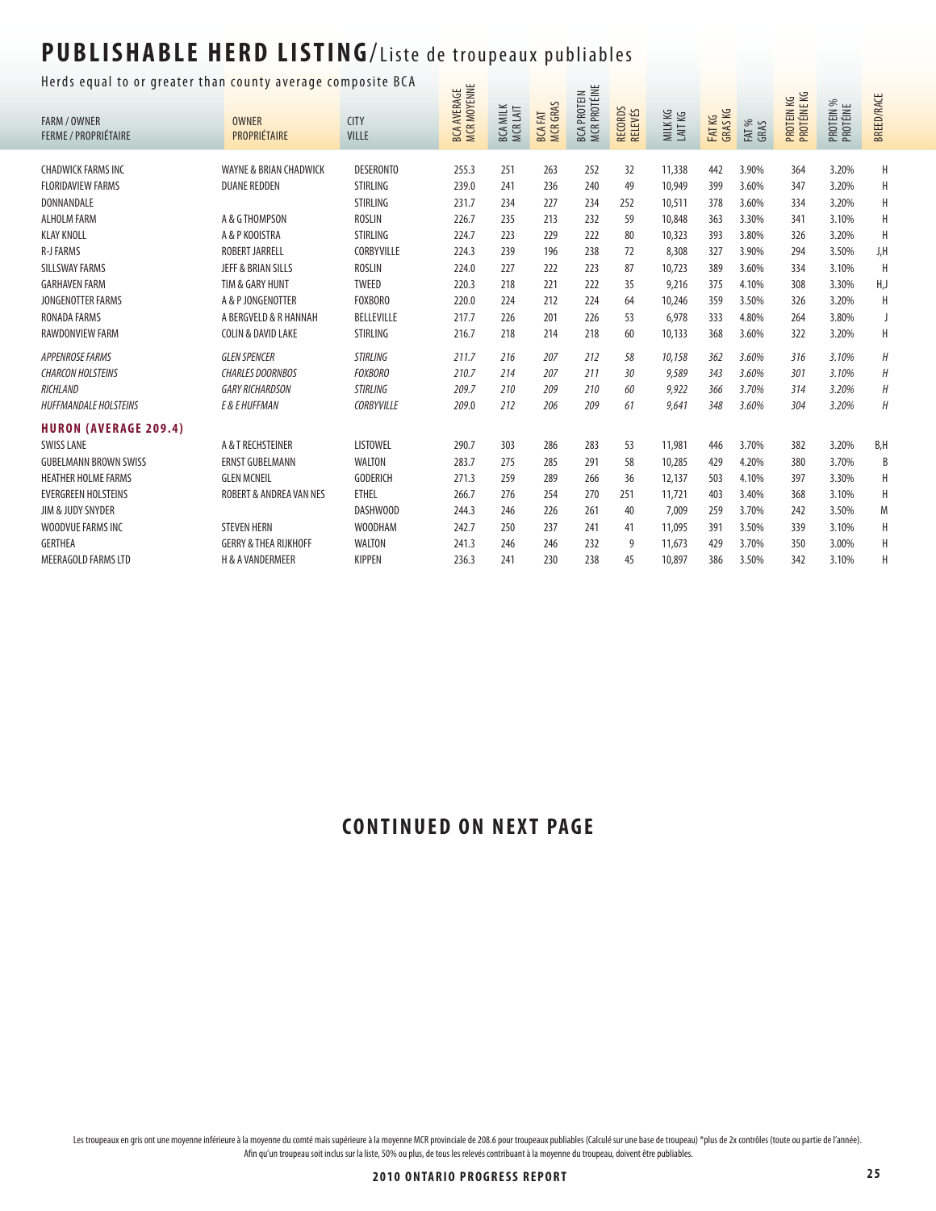# PUBLISHABLE HERD LISTING/Liste de troupeaux publiables

Herds equal to or greater than county average composite BCA

| FARM / OWNER<br>FERME / PROPRIÉTAIRE | OWNER<br>PROPRIÉTAIRE | CITY<br>VILLE | BCA AVERAGE<br>MCR MOYENNE | BCA MILK<br>MCR LAIT | BCA FAT<br>MCR GRAS | BCA PROTEIN<br>MCR PROTÉINE | RECORDS<br>RELEVÉS | MILK KG<br>LAIT KG | FAT KG<br>GRAS KG | FAT %<br>GRAS | PROTEIN KG<br>PROTÉINE KG | PROTEIN %<br>PROTÉINE | BREED/RACE |
|---|---|---|---|---|---|---|---|---|---|---|---|---|---|
| CHADWICK FARMS INC | WAYNE & BRIAN CHADWICK | DESERONTO | 255.3 | 251 | 263 | 252 | 32 | 11,338 | 442 | 3.90% | 364 | 3.20% | H |
| FLORIDAVIEW FARMS | DUANE REDDEN | STIRLING | 239.0 | 241 | 236 | 240 | 49 | 10,949 | 399 | 3.60% | 347 | 3.20% | H |
| DONNANDALE | | STIRLING | 231.7 | 234 | 227 | 234 | 252 | 10,511 | 378 | 3.60% | 334 | 3.20% | H |
| ALHOLM FARM | A & G THOMPSON | ROSLIN | 226.7 | 235 | 213 | 232 | 59 | 10,848 | 363 | 3.30% | 341 | 3.10% | H |
| KLAY KNOLL | A & P KOOISTRA | STIRLING | 224.7 | 223 | 229 | 222 | 80 | 10,323 | 393 | 3.80% | 326 | 3.20% | H |
| R-J FARMS | ROBERT JARRELL | CORBYVILLE | 224.3 | 239 | 196 | 238 | 72 | 8,308 | 327 | 3.90% | 294 | 3.50% | J,H |
| SILLSWAY FARMS | JEFF & BRIAN SILLS | ROSLIN | 224.0 | 227 | 222 | 223 | 87 | 10,723 | 389 | 3.60% | 334 | 3.10% | H |
| GARHAVEN FARM | TIM & GARY HUNT | TWEED | 220.3 | 218 | 221 | 222 | 35 | 9,216 | 375 | 4.10% | 308 | 3.30% | H,J |
| JONGENOTTER FARMS | A & P JONGENOTTER | FOXBORO | 220.0 | 224 | 212 | 224 | 64 | 10,246 | 359 | 3.50% | 326 | 3.20% | H |
| RONADA FARMS | A BERGVELD & R HANNAH | BELLEVILLE | 217.7 | 226 | 201 | 226 | 53 | 6,978 | 333 | 4.80% | 264 | 3.80% | J |
| RAWDONVIEW FARM | COLIN & DAVID LAKE | STIRLING | 216.7 | 218 | 214 | 218 | 60 | 10,133 | 368 | 3.60% | 322 | 3.20% | H |
| *APPENROSE FARMS* | *GLEN SPENCER* | *STIRLING* | *211.7* | *216* | *207* | *212* | *58* | *10,158* | *362* | *3.60%* | *316* | *3.10%* | *H* |
| *CHARCON HOLSTEINS* | *CHARLES DOORNBOS* | *FOXBORO* | *210.7* | *214* | *207* | *211* | *30* | *9,589* | *343* | *3.60%* | *301* | *3.10%* | *H* |
| *RICHLAND* | *GARY RICHARDSON* | *STIRLING* | *209.7* | *210* | *209* | *210* | *60* | *9,922* | *366* | *3.70%* | *314* | *3.20%* | *H* |
| *HUFFMANDALE HOLSTEINS* | *E & E HUFFMAN* | *CORBYVILLE* | *209.0* | *212* | *206* | *209* | *61* | *9,641* | *348* | *3.60%* | *304* | *3.20%* | *H* |
| **HURON (AVERAGE 209.4)** | | | | | | | | | | | | | |
| SWISS LANE | A & T RECHSTEINER | LISTOWEL | 290.7 | 303 | 286 | 283 | 53 | 11,981 | 446 | 3.70% | 382 | 3.20% | B,H |
| GUBELMANN BROWN SWISS | ERNST GUBELMANN | WALTON | 283.7 | 275 | 285 | 291 | 58 | 10,285 | 429 | 4.20% | 380 | 3.70% | B |
| HEATHER HOLME FARMS | GLEN MCNEIL | GODERICH | 271.3 | 259 | 289 | 266 | 36 | 12,137 | 503 | 4.10% | 397 | 3.30% | H |
| EVERGREEN HOLSTEINS | ROBERT & ANDREA VAN NES | ETHEL | 266.7 | 276 | 254 | 270 | 251 | 11,721 | 403 | 3.40% | 368 | 3.10% | H |
| JIM & JUDY SNYDER | | DASHWOOD | 244.3 | 246 | 226 | 261 | 40 | 7,009 | 259 | 3.70% | 242 | 3.50% | M |
| WOODVUE FARMS INC | STEVEN HERN | WOODHAM | 242.7 | 250 | 237 | 241 | 41 | 11,095 | 391 | 3.50% | 339 | 3.10% | H |
| GERTHEA | GERRY & THEA RIJKHOFF | WALTON | 241.3 | 246 | 246 | 232 | 9 | 11,673 | 429 | 3.70% | 350 | 3.00% | H |
| MEERAGOLD FARMS LTD | H & A VANDERMEER | KIPPEN | 236.3 | 241 | 230 | 238 | 45 | 10,897 | 386 | 3.50% | 342 | 3.10% | H |

## CONTINUED ON NEXT PAGE

Les troupeaux en gris ont une moyenne inférieure à la moyenne du comté mais supérieure à la moyenne MCR provinciale de 208.6 pour troupeaux publiables (Calculé sur une base de troupeau) *plus de 2x contrôles (toute ou partie de l'année). Afin qu'un troupeau soit inclus sur la liste, 50% ou plus, de tous les relevés contribuant à la moyenne du troupeau, doivent être publiables.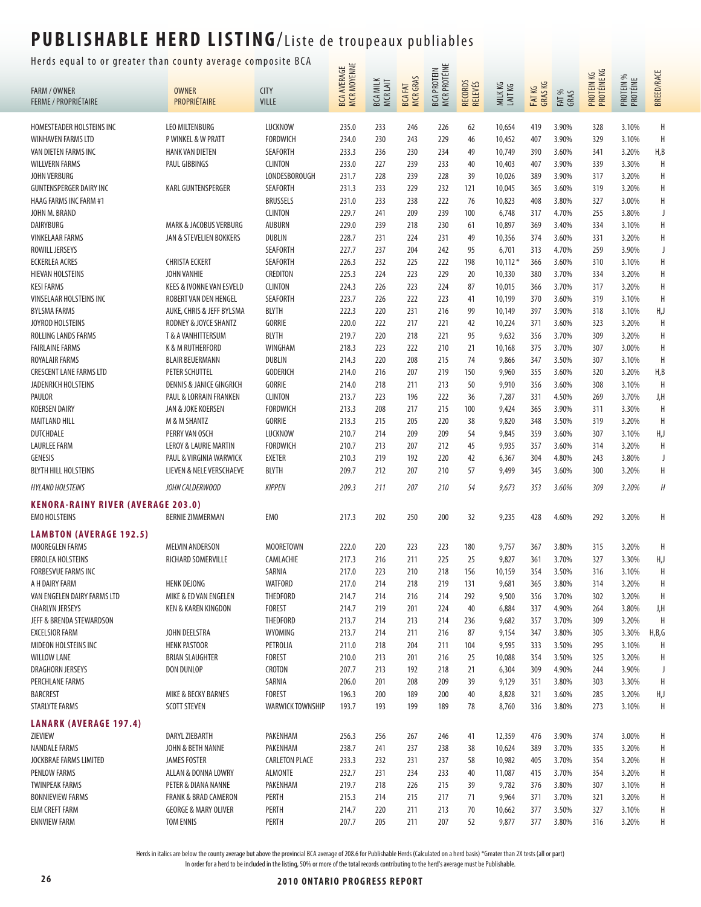# PUBLISHABLE HERD LISTING/Liste de troupeaux publiables

Herds equal to or greater than county average composite BCA

| FARM / OWNER FERME / PROPRIÉTAIRE | OWNER PROPRIÉTAIRE | CITY VILLE | BCA AVERAGE MCR MOYENNE | BCA MILK MCR LAIT | BCA FAT MCR GRAS | BCA PROTEIN MCR PROTÉINE | RECORDS RELEVÉS | MILK KG LAIT KG | FAT KG GRAS KG | FAT % GRAS | PROTEIN KG PROTÉINE KG | PROTEIN % PROTÉINE | BREED/RACE |
|---|---|---|---|---|---|---|---|---|---|---|---|---|---|
| HOMESTEADER HOLSTEINS INC | LEO MILTENBURG | LUCKNOW | 235.0 | 233 | 246 | 226 | 62 | 10,654 | 419 | 3.90% | 328 | 3.10% | H |
| WINHAVEN FARMS LTD | P WINKEL & W PRATT | FORDWICH | 234.0 | 230 | 243 | 229 | 46 | 10,452 | 407 | 3.90% | 329 | 3.10% | H |
| VAN DIETEN FARMS INC | HANK VAN DIETEN | SEAFORTH | 233.3 | 236 | 230 | 234 | 49 | 10,749 | 390 | 3.60% | 341 | 3.20% | H,B |
| WILLVERN FARMS | PAUL GIBBINGS | CLINTON | 233.0 | 227 | 239 | 233 | 40 | 10,403 | 407 | 3.90% | 339 | 3.30% | H |
| JOHN VERBURG | | LONDESBOROUGH | 231.7 | 228 | 239 | 228 | 39 | 10,026 | 389 | 3.90% | 317 | 3.20% | H |
| GUNTENSPERGER DAIRY INC | KARL GUNTENSPERGER | SEAFORTH | 231.3 | 233 | 229 | 232 | 121 | 10,045 | 365 | 3.60% | 319 | 3.20% | H |
| HAAG FARMS INC FARM #1 | | BRUSSELS | 231.0 | 233 | 238 | 222 | 76 | 10,823 | 408 | 3.80% | 327 | 3.00% | H |
| JOHN M. BRAND | | CLINTON | 229.7 | 241 | 209 | 239 | 100 | 6,748 | 317 | 4.70% | 255 | 3.80% | J |
| DAIRYBURG | MARK & JACOBUS VERBURG | AUBURN | 229.0 | 239 | 218 | 230 | 61 | 10,897 | 369 | 3.40% | 334 | 3.10% | H |
| VINKELAAR FARMS | JAN & STEVELIEN BOKKERS | DUBLIN | 228.7 | 231 | 224 | 231 | 49 | 10,356 | 374 | 3.60% | 331 | 3.20% | H |
| ROWILL JERSEYS | | SEAFORTH | 227.7 | 237 | 204 | 242 | 95 | 6,701 | 313 | 4.70% | 259 | 3.90% | J |
| ECKERLEA ACRES | CHRISTA ECKERT | SEAFORTH | 226.3 | 232 | 225 | 222 | 198 | 10,112* | 366 | 3.60% | 310 | 3.10% | H |
| HIEVAN HOLSTEINS | JOHN VANHIE | CREDITON | 225.3 | 224 | 223 | 229 | 20 | 10,330 | 380 | 3.70% | 334 | 3.20% | H |
| KESI FARMS | KEES & IVONNE VAN ESVELD | CLINTON | 224.3 | 226 | 223 | 224 | 87 | 10,015 | 366 | 3.70% | 317 | 3.20% | H |
| VINSELAAR HOLSTEINS INC | ROBERT VAN DEN HENGEL | SEAFORTH | 223.7 | 226 | 222 | 223 | 41 | 10,199 | 370 | 3.60% | 319 | 3.10% | H |
| BYLSMA FARMS | AUKE, CHRIS & JEFF BYLSMA | BLYTH | 222.3 | 220 | 231 | 216 | 99 | 10,149 | 397 | 3.90% | 318 | 3.10% | H,J |
| JOYROD HOLSTEINS | RODNEY & JOYCE SHANTZ | GORRIE | 220.0 | 222 | 217 | 221 | 42 | 10,224 | 371 | 3.60% | 323 | 3.20% | H |
| ROLLING LANDS FARMS | T & A VANHITTERSUM | BLYTH | 219.7 | 220 | 218 | 221 | 95 | 9,632 | 356 | 3.70% | 309 | 3.20% | H |
| FAIRLAINE FARMS | K & M RUTHERFORD | WINGHAM | 218.3 | 223 | 222 | 210 | 21 | 10,168 | 375 | 3.70% | 307 | 3.00% | H |
| ROYALAIR FARMS | BLAIR BEUERMANN | DUBLIN | 214.3 | 220 | 208 | 215 | 74 | 9,866 | 347 | 3.50% | 307 | 3.10% | H |
| CRESCENT LANE FARMS LTD | PETER SCHUTTEL | GODERICH | 214.0 | 216 | 207 | 219 | 150 | 9,960 | 355 | 3.60% | 320 | 3.20% | H,B |
| JADENRICH HOLSTEINS | DENNIS & JANICE GINGRICH | GORRIE | 214.0 | 218 | 211 | 213 | 50 | 9,910 | 356 | 3.60% | 308 | 3.10% | H |
| PAULOR | PAUL & LORRAIN FRANKEN | CLINTON | 213.7 | 223 | 196 | 222 | 36 | 7,287 | 331 | 4.50% | 269 | 3.70% | J,H |
| KOERSEN DAIRY | JAN & JOKE KOERSEN | FORDWICH | 213.3 | 208 | 217 | 215 | 100 | 9,424 | 365 | 3.90% | 311 | 3.30% | H |
| MAITLAND HILL | M & M SHANTZ | GORRIE | 213.3 | 215 | 205 | 220 | 38 | 9,820 | 348 | 3.50% | 319 | 3.20% | H |
| DUTCHDALE | PERRY VAN OSCH | LUCKNOW | 210.7 | 214 | 209 | 209 | 54 | 9,845 | 359 | 3.60% | 307 | 3.10% | H,J |
| LAURLEE FARM | LEROY & LAURIE MARTIN | FORDWICH | 210.7 | 213 | 207 | 212 | 45 | 9,935 | 357 | 3.60% | 314 | 3.20% | H |
| GENESIS | PAUL & VIRGINIA WARWICK | EXETER | 210.3 | 219 | 192 | 220 | 42 | 6,367 | 304 | 4.80% | 243 | 3.80% | J |
| BLYTH HILL HOLSTEINS | LIEVEN & NELE VERSCHAEVE | BLYTH | 209.7 | 212 | 207 | 210 | 57 | 9,499 | 345 | 3.60% | 300 | 3.20% | H |
| *HYLAND HOLSTEINS* | *JOHN CALDERWOOD* | *KIPPEN* | *209.3* | *211* | *207* | *210* | *54* | *9,673* | *353* | *3.60%* | *309* | *3.20%* | *H* |
| **KENORA-RAINY RIVER (AVERAGE 203.0)** | | | | | | | | | | | | | |
| EMO HOLSTEINS | BERNIE ZIMMERMAN | EMO | 217.3 | 202 | 250 | 200 | 32 | 9,235 | 428 | 4.60% | 292 | 3.20% | H |
| **LAMBTON (AVERAGE 192.5)** | | | | | | | | | | | | | |
| MOOREGLEN FARMS | MELVIN ANDERSON | MOORETOWN | 222.0 | 220 | 223 | 223 | 180 | 9,757 | 367 | 3.80% | 315 | 3.20% | H |
| ERROLEA HOLSTEINS | RICHARD SOMERVILLE | CAMLACHIE | 217.3 | 216 | 211 | 225 | 25 | 9,827 | 361 | 3.70% | 327 | 3.30% | H,J |
| FORBESVUE FARMS INC | | SARNIA | 217.0 | 223 | 210 | 218 | 156 | 10,159 | 354 | 3.50% | 316 | 3.10% | H |
| A H DAIRY FARM | HENK DEJONG | WATFORD | 217.0 | 214 | 218 | 219 | 131 | 9,681 | 365 | 3.80% | 314 | 3.20% | H |
| VAN ENGELEN DAIRY FARMS LTD | MIKE & ED VAN ENGELEN | THEDFORD | 214.7 | 214 | 216 | 214 | 292 | 9,500 | 356 | 3.70% | 302 | 3.20% | H |
| CHARLYN JERSEYS | KEN & KAREN KINGDON | FOREST | 214.7 | 219 | 201 | 224 | 40 | 6,884 | 337 | 4.90% | 264 | 3.80% | J,H |
| JEFF & BRENDA STEWARDSON | | THEDFORD | 213.7 | 214 | 213 | 214 | 236 | 9,682 | 357 | 3.70% | 309 | 3.20% | H |
| EXCELSIOR FARM | JOHN DEELSTRA | WYOMING | 213.7 | 214 | 211 | 216 | 87 | 9,154 | 347 | 3.80% | 305 | 3.30% | H,B,G |
| MIDEON HOLSTEINS INC | HENK PASTOOR | PETROLIA | 211.0 | 218 | 204 | 211 | 104 | 9,595 | 333 | 3.50% | 295 | 3.10% | H |
| WILLOW LANE | BRIAN SLAUGHTER | FOREST | 210.0 | 213 | 201 | 216 | 25 | 10,088 | 354 | 3.50% | 325 | 3.20% | H |
| DRAGHORN JERSEYS | DON DUNLOP | CROTON | 207.7 | 213 | 192 | 218 | 21 | 6,304 | 309 | 4.90% | 244 | 3.90% | J |
| PERCHLANE FARMS | | SARNIA | 206.0 | 201 | 208 | 209 | 39 | 9,129 | 351 | 3.80% | 303 | 3.30% | H |
| BARCREST | MIKE & BECKY BARNES | FOREST | 196.3 | 200 | 189 | 200 | 40 | 8,828 | 321 | 3.60% | 285 | 3.20% | H,J |
| STARLYTE FARMS | SCOTT STEVEN | WARWICK TOWNSHIP | 193.7 | 193 | 199 | 189 | 78 | 8,760 | 336 | 3.80% | 273 | 3.10% | H |
| **LANARK (AVERAGE 197.4)** | | | | | | | | | | | | | |
| ZIEVIEW | DARYL ZIEBARTH | PAKENHAM | 256.3 | 256 | 267 | 246 | 41 | 12,359 | 476 | 3.90% | 374 | 3.00% | H |
| NANDALE FARMS | JOHN & BETH NANNE | PAKENHAM | 238.7 | 241 | 237 | 238 | 38 | 10,624 | 389 | 3.70% | 335 | 3.20% | H |
| JOCKBRAE FARMS LIMITED | JAMES FOSTER | CARLETON PLACE | 233.3 | 232 | 231 | 237 | 58 | 10,982 | 405 | 3.70% | 354 | 3.20% | H |
| PENLOW FARMS | ALLAN & DONNA LOWRY | ALMONTE | 232.7 | 231 | 234 | 233 | 40 | 11,087 | 415 | 3.70% | 354 | 3.20% | H |
| TWINPEAK FARMS | PETER & DIANA NANNE | PAKENHAM | 219.7 | 218 | 226 | 215 | 39 | 9,782 | 376 | 3.80% | 307 | 3.10% | H |
| BONNIEVIEW FARMS | FRANK & BRAD CAMERON | PERTH | 215.3 | 214 | 215 | 217 | 71 | 9,964 | 371 | 3.70% | 321 | 3.20% | H |
| ELM CREFT FARM | GEORGE & MARY OLIVER | PERTH | 214.7 | 220 | 211 | 213 | 70 | 10,662 | 377 | 3.50% | 327 | 3.10% | H |
| ENNVIEW FARM | TOM ENNIS | PERTH | 207.7 | 205 | 211 | 207 | 52 | 9,877 | 377 | 3.80% | 316 | 3.20% | H |

Herds in italics are below the county average but above the provincial BCA average of 208.6 for Publishable Herds (Calculated on a herd basis) *Greater than 2X tests (all or part)
In order for a herd to be included in the listing, 50% or more of the total records contributing to the herd's average must be Publishable.

2010 ONTARIO PROGRESS REPORT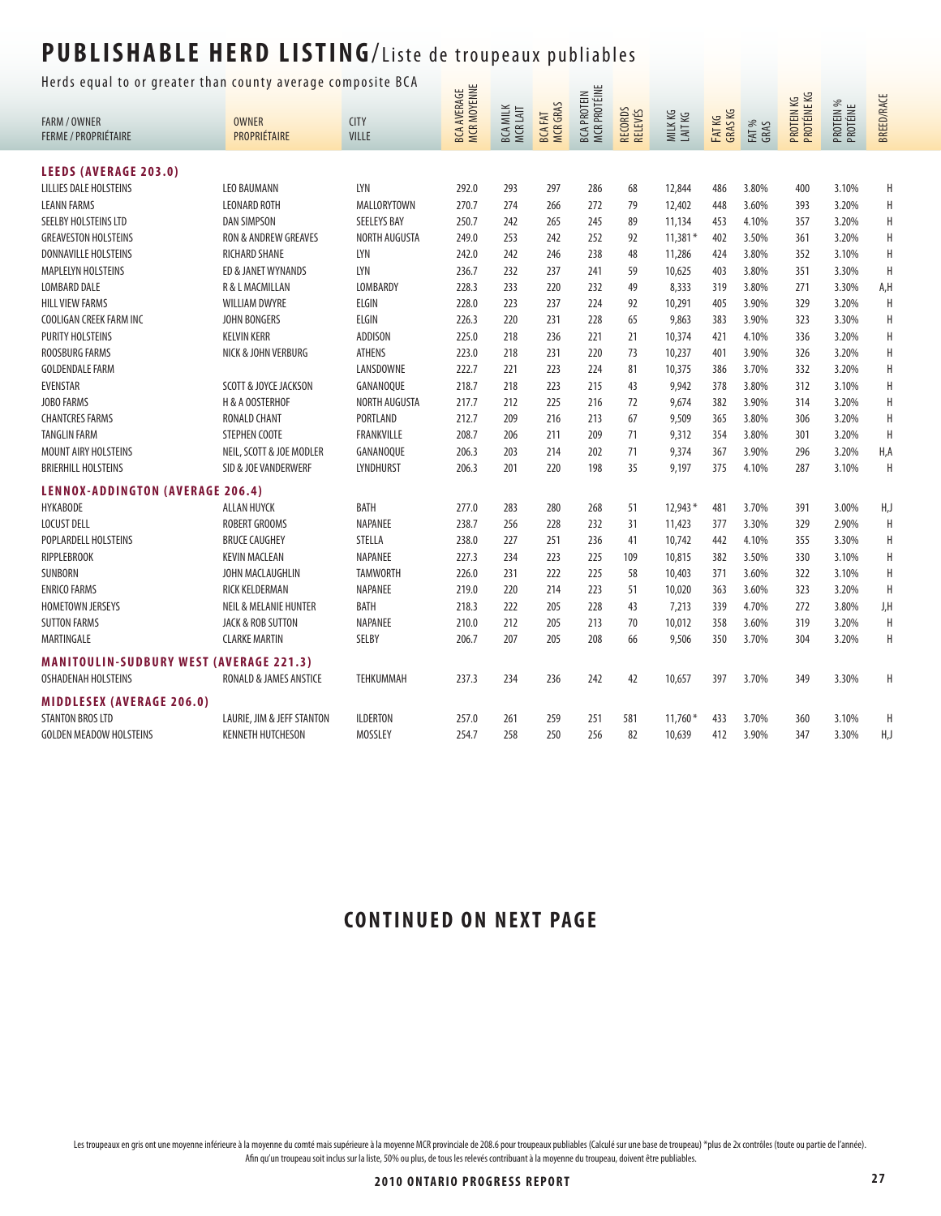# PUBLISHABLE HERD LISTING/Liste de troupeaux publiables

Herds equal to or greater than county average composite BCA

| FARM / OWNER FERME / PROPRIÉTAIRE | OWNER PROPRIÉTAIRE | CITY VILLE | BCA AVERAGE MCR MOYENNE | BCA MILK MCR LAIT | BCA FAT MCR GRAS | BCA PROTEIN MCR PROTÉINE | RECORDS RELEVÉS | MILK KG LAIT KG | FAT KG GRAS KG | FAT % GRAS | PROTEIN KG PROTÉINE KG | PROTEIN % PROTÉINE | BREED/RACE |
|---|---|---|---|---|---|---|---|---|---|---|---|---|---|
| **LEEDS (AVERAGE 203.0)** | | | | | | | | | | | | | |
| LILLIES DALE HOLSTEINS | LEO BAUMANN | LYN | 292.0 | 293 | 297 | 286 | 68 | 12,844 | 486 | 3.80% | 400 | 3.10% | H |
| LEANN FARMS | LEONARD ROTH | MALLORYTOWN | 270.7 | 274 | 266 | 272 | 79 | 12,402 | 448 | 3.60% | 393 | 3.20% | H |
| SEELBY HOLSTEINS LTD | DAN SIMPSON | SEELEYS BAY | 250.7 | 242 | 265 | 245 | 89 | 11,134 | 453 | 4.10% | 357 | 3.20% | H |
| GREAVESTON HOLSTEINS | RON & ANDREW GREAVES | NORTH AUGUSTA | 249.0 | 253 | 242 | 252 | 92 | 11,381* | 402 | 3.50% | 361 | 3.20% | H |
| DONNAVILLE HOLSTEINS | RICHARD SHANE | LYN | 242.0 | 242 | 246 | 238 | 48 | 11,286 | 424 | 3.80% | 352 | 3.10% | H |
| MAPLELYN HOLSTEINS | ED & JANET WYNANDS | LYN | 236.7 | 232 | 237 | 241 | 59 | 10,625 | 403 | 3.80% | 351 | 3.30% | H |
| LOMBARD DALE | R & L MACMILLAN | LOMBARDY | 228.3 | 233 | 220 | 232 | 49 | 8,333 | 319 | 3.80% | 271 | 3.30% | A,H |
| HILL VIEW FARMS | WILLIAM DWYRE | ELGIN | 228.0 | 223 | 237 | 224 | 92 | 10,291 | 405 | 3.90% | 329 | 3.20% | H |
| COOLIGAN CREEK FARM INC | JOHN BONGERS | ELGIN | 226.3 | 220 | 231 | 228 | 65 | 9,863 | 383 | 3.90% | 323 | 3.30% | H |
| PURITY HOLSTEINS | KELVIN KERR | ADDISON | 225.0 | 218 | 236 | 221 | 21 | 10,374 | 421 | 4.10% | 336 | 3.20% | H |
| ROOSBURG FARMS | NICK & JOHN VERBURG | ATHENS | 223.0 | 218 | 231 | 220 | 73 | 10,237 | 401 | 3.90% | 326 | 3.20% | H |
| GOLDENDALE FARM | | LANSDOWNE | 222.7 | 221 | 223 | 224 | 81 | 10,375 | 386 | 3.70% | 332 | 3.20% | H |
| EVENSTAR | SCOTT & JOYCE JACKSON | GANANOQUE | 218.7 | 218 | 223 | 215 | 43 | 9,942 | 378 | 3.80% | 312 | 3.10% | H |
| JOBO FARMS | H & A OOSTERHOF | NORTH AUGUSTA | 217.7 | 212 | 225 | 216 | 72 | 9,674 | 382 | 3.90% | 314 | 3.20% | H |
| CHANTCRES FARMS | RONALD CHANT | PORTLAND | 212.7 | 209 | 216 | 213 | 67 | 9,509 | 365 | 3.80% | 306 | 3.20% | H |
| TANGLIN FARM | STEPHEN COOTE | FRANKVILLE | 208.7 | 206 | 211 | 209 | 71 | 9,312 | 354 | 3.80% | 301 | 3.20% | H |
| MOUNT AIRY HOLSTEINS | NEIL, SCOTT & JOE MODLER | GANANOQUE | 206.3 | 203 | 214 | 202 | 71 | 9,374 | 367 | 3.90% | 296 | 3.20% | H,A |
| BRIERHILL HOLSTEINS | SID & JOE VANDERWERF | LYNDHURST | 206.3 | 201 | 220 | 198 | 35 | 9,197 | 375 | 4.10% | 287 | 3.10% | H |
| **LENNOX-ADDINGTON (AVERAGE 206.4)** | | | | | | | | | | | | | |
| HYKABODE | ALLAN HUYCK | BATH | 277.0 | 283 | 280 | 268 | 51 | 12,943* | 481 | 3.70% | 391 | 3.00% | H,J |
| LOCUST DELL | ROBERT GROOMS | NAPANEE | 238.7 | 256 | 228 | 232 | 31 | 11,423 | 377 | 3.30% | 329 | 2.90% | H |
| POPLARDELL HOLSTEINS | BRUCE CAUGHEY | STELLA | 238.0 | 227 | 251 | 236 | 41 | 10,742 | 442 | 4.10% | 355 | 3.30% | H |
| RIPPLEBROOK | KEVIN MACLEAN | NAPANEE | 227.3 | 234 | 223 | 225 | 109 | 10,815 | 382 | 3.50% | 330 | 3.10% | H |
| SUNBORN | JOHN MACLAUGHLIN | TAMWORTH | 226.0 | 231 | 222 | 225 | 58 | 10,403 | 371 | 3.60% | 322 | 3.10% | H |
| ENRICO FARMS | RICK KELDERMAN | NAPANEE | 219.0 | 220 | 214 | 223 | 51 | 10,020 | 363 | 3.60% | 323 | 3.20% | H |
| HOMETOWN JERSEYS | NEIL & MELANIE HUNTER | BATH | 218.3 | 222 | 205 | 228 | 43 | 7,213 | 339 | 4.70% | 272 | 3.80% | J,H |
| SUTTON FARMS | JACK & ROB SUTTON | NAPANEE | 210.0 | 212 | 205 | 213 | 70 | 10,012 | 358 | 3.60% | 319 | 3.20% | H |
| MARTINGALE | CLARKE MARTIN | SELBY | 206.7 | 207 | 205 | 208 | 66 | 9,506 | 350 | 3.70% | 304 | 3.20% | H |
| **MANITOULIN-SUDBURY WEST (AVERAGE 221.3)** | | | | | | | | | | | | | |
| OSHADENAH HOLSTEINS | RONALD & JAMES ANSTICE | TEHKUMMAH | 237.3 | 234 | 236 | 242 | 42 | 10,657 | 397 | 3.70% | 349 | 3.30% | H |
| **MIDDLESEX (AVERAGE 206.0)** | | | | | | | | | | | | | |
| STANTON BROS LTD | LAURIE, JIM & JEFF STANTON | ILDERTON | 257.0 | 261 | 259 | 251 | 581 | 11,760* | 433 | 3.70% | 360 | 3.10% | H |
| GOLDEN MEADOW HOLSTEINS | KENNETH HUTCHESON | MOSSLEY | 254.7 | 258 | 250 | 256 | 82 | 10,639 | 412 | 3.90% | 347 | 3.30% | H,J |

## CONTINUED ON NEXT PAGE

Les troupeaux en gris ont une moyenne inférieure à la moyenne du comté mais supérieure à la moyenne MCR provinciale de 208.6 pour troupeaux publiables (Calculé sur une base de troupeau) *plus de 2x contrôles (toute ou partie de l'année).
Afin qu'un troupeau soit inclus sur la liste, 50% ou plus, de tous les relevés contribuant à la moyenne du troupeau, doivent être publiables.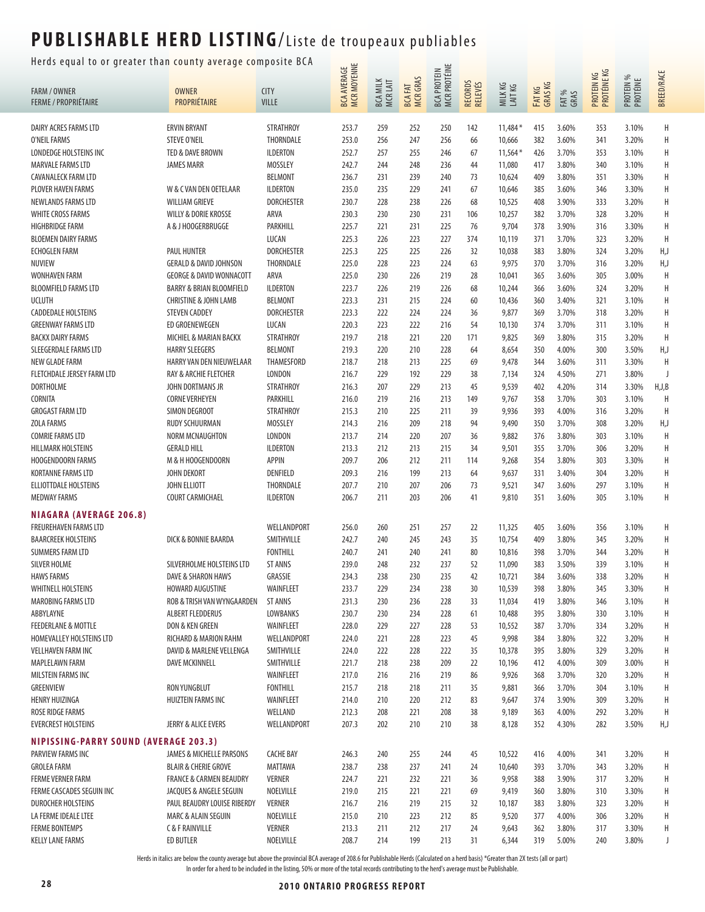# PUBLISHABLE HERD LISTING/Liste de troupeaux publiables

Herds equal to or greater than county average composite BCA

| FARM / OWNER FERME / PROPRIÉTAIRE | OWNER PROPRIÉTAIRE | CITY VILLE | BCA AVERAGE MCR MOYENNE | BCA MILK MCR LAIT | BCA FAT MCR GRAS | BCA PROTEIN MCR PROTÉINE | RECORDS RELEVÉS | MILK KG LAIT KG | FAT KG GRAS KG | FAT % GRAS | PROTEIN KG PROTÉINE KG | PROTEIN % PROTÉINE | BREED/RACE |
|---|---|---|---|---|---|---|---|---|---|---|---|---|---|
| DAIRY ACRES FARMS LTD | ERVIN BRYANT | STRATHROY | 253.7 | 259 | 252 | 250 | 142 | 11,484* | 415 | 3.60% | 353 | 3.10% | H |
| O'NEIL FARMS | STEVE O'NEIL | THORNDALE | 253.0 | 256 | 247 | 256 | 66 | 10,666 | 382 | 3.60% | 341 | 3.20% | H |
| LONDEDGE HOLSTEINS INC | TED & DAVE BROWN | ILDERTON | 252.7 | 257 | 255 | 246 | 67 | 11,564* | 426 | 3.70% | 353 | 3.10% | H |
| MARVALE FARMS LTD | JAMES MARR | MOSSLEY | 242.7 | 244 | 248 | 236 | 44 | 11,080 | 417 | 3.80% | 340 | 3.10% | H |
| CAVANALECK FARM LTD | | BELMONT | 236.7 | 231 | 239 | 240 | 73 | 10,624 | 409 | 3.80% | 351 | 3.30% | H |
| PLOVER HAVEN FARMS | W & C VAN DEN OETELAAR | ILDERTON | 235.0 | 235 | 229 | 241 | 67 | 10,646 | 385 | 3.60% | 346 | 3.30% | H |
| NEWLANDS FARMS LTD | WILLIAM GRIEVE | DORCHESTER | 230.7 | 228 | 238 | 226 | 68 | 10,525 | 408 | 3.90% | 333 | 3.20% | H |
| WHITE CROSS FARMS | WILLY & DORIE KROSSE | ARVA | 230.3 | 230 | 230 | 231 | 106 | 10,257 | 382 | 3.70% | 328 | 3.20% | H |
| HIGHBRIDGE FARM | A & J HOOGERBRUGGE | PARKHILL | 225.7 | 221 | 231 | 225 | 76 | 9,704 | 378 | 3.90% | 316 | 3.30% | H |
| BLOEMEN DAIRY FARMS | | LUCAN | 225.3 | 226 | 223 | 227 | 374 | 10,119 | 371 | 3.70% | 323 | 3.20% | H |
| ECHOGLEN FARM | PAUL HUNTER | DORCHESTER | 225.3 | 225 | 225 | 226 | 32 | 10,038 | 383 | 3.80% | 324 | 3.20% | H,J |
| NUVIEW | GERALD & DAVID JOHNSON | THORNDALE | 225.0 | 228 | 223 | 224 | 63 | 9,975 | 370 | 3.70% | 316 | 3.20% | H,J |
| WONHAVEN FARM | GEORGE & DAVID WONNACOTT | ARVA | 225.0 | 230 | 226 | 219 | 28 | 10,041 | 365 | 3.60% | 305 | 3.00% | H |
| BLOOMFIELD FARMS LTD | BARRY & BRIAN BLOOMFIELD | ILDERTON | 223.7 | 226 | 219 | 226 | 68 | 10,244 | 366 | 3.60% | 324 | 3.20% | H |
| UCLUTH | CHRISTINE & JOHN LAMB | BELMONT | 223.3 | 231 | 215 | 224 | 60 | 10,436 | 360 | 3.40% | 321 | 3.10% | H |
| CADDEDALE HOLSTEINS | STEVEN CADDEY | DORCHESTER | 223.3 | 222 | 224 | 224 | 36 | 9,877 | 369 | 3.70% | 318 | 3.20% | H |
| GREENWAY FARMS LTD | ED GROENEWEGEN | LUCAN | 220.3 | 223 | 222 | 216 | 54 | 10,130 | 374 | 3.70% | 311 | 3.10% | H |
| BACKX DAIRY FARMS | MICHIEL & MARIAN BACKX | STRATHROY | 219.7 | 218 | 221 | 220 | 171 | 9,825 | 369 | 3.80% | 315 | 3.20% | H |
| SLEEGERDALE FARMS LTD | HARRY SLEEGERS | BELMONT | 219.3 | 220 | 210 | 228 | 64 | 8,654 | 350 | 4.00% | 300 | 3.50% | H,J |
| NEW GLADE FARM | HARRY VAN DEN NIEUWELAAR | THAMESFORD | 218.7 | 218 | 213 | 225 | 69 | 9,478 | 344 | 3.60% | 311 | 3.30% | H |
| FLETCHDALE JERSEY FARM LTD | RAY & ARCHIE FLETCHER | LONDON | 216.7 | 229 | 192 | 229 | 38 | 7,134 | 324 | 4.50% | 271 | 3.80% | J |
| DORTHOLME | JOHN DORTMANS JR | STRATHROY | 216.3 | 207 | 229 | 213 | 45 | 9,539 | 402 | 4.20% | 314 | 3.30% | H,J,B |
| CORNITA | CORNE VERHEYEN | PARKHILL | 216.0 | 219 | 216 | 213 | 149 | 9,767 | 358 | 3.70% | 303 | 3.10% | H |
| GROGAST FARM LTD | SIMON DEGROOT | STRATHROY | 215.3 | 210 | 225 | 211 | 39 | 9,936 | 393 | 4.00% | 316 | 3.20% | H |
| ZOLA FARMS | RUDY SCHUURMAN | MOSSLEY | 214.3 | 216 | 209 | 218 | 94 | 9,490 | 350 | 3.70% | 308 | 3.20% | H,J |
| COMRIE FARMS LTD | NORM MCNAUGHTON | LONDON | 213.7 | 214 | 220 | 207 | 36 | 9,882 | 376 | 3.80% | 303 | 3.10% | H |
| HILLMARK HOLSTEINS | GERALD HILL | ILDERTON | 213.3 | 212 | 213 | 215 | 34 | 9,501 | 355 | 3.70% | 306 | 3.20% | H |
| HOOGENDOORN FARMS | M & H HOOGENDOORN | APPIN | 209.7 | 206 | 212 | 211 | 114 | 9,268 | 354 | 3.80% | 303 | 3.30% | H |
| KORTANNE FARMS LTD | JOHN DEKORT | DENFIELD | 209.3 | 216 | 199 | 213 | 64 | 9,637 | 331 | 3.40% | 304 | 3.20% | H |
| ELLIOTTDALE HOLSTEINS | JOHN ELLIOTT | THORNDALE | 207.7 | 210 | 207 | 206 | 73 | 9,521 | 347 | 3.60% | 297 | 3.10% | H |
| MEDWAY FARMS | COURT CARMICHAEL | ILDERTON | 206.7 | 211 | 203 | 206 | 41 | 9,810 | 351 | 3.60% | 305 | 3.10% | H |
| **NIAGARA (AVERAGE 206.8)** | | | | | | | | | | | | | |
| FREUREHAVEN FARMS LTD | | WELLANDPORT | 256.0 | 260 | 251 | 257 | 22 | 11,325 | 405 | 3.60% | 356 | 3.10% | H |
| BAARCREEK HOLSTEINS | DICK & BONNIE BAARDA | SMITHVILLE | 242.7 | 240 | 245 | 243 | 35 | 10,754 | 409 | 3.80% | 345 | 3.20% | H |
| SUMMERS FARM LTD | | FONTHILL | 240.7 | 241 | 240 | 241 | 80 | 10,816 | 398 | 3.70% | 344 | 3.20% | H |
| SILVER HOLME | SILVERHOLME HOLSTEINS LTD | ST ANNS | 239.0 | 248 | 232 | 237 | 52 | 11,090 | 383 | 3.50% | 339 | 3.10% | H |
| HAWS FARMS | DAVE & SHARON HAWS | GRASSIE | 234.3 | 238 | 230 | 235 | 42 | 10,721 | 384 | 3.60% | 338 | 3.20% | H |
| WHITNELL HOLSTEINS | HOWARD AUGUSTINE | WAINFLEET | 233.7 | 229 | 234 | 238 | 30 | 10,539 | 398 | 3.80% | 345 | 3.30% | H |
| MAROBING FARMS LTD | ROB & TRISH VAN WYNGAARDEN | ST ANNS | 231.3 | 230 | 236 | 228 | 33 | 11,034 | 419 | 3.80% | 346 | 3.10% | H |
| ABBYLAYNE | ALBERT FLEDDERUS | LOWBANKS | 230.7 | 230 | 234 | 228 | 61 | 10,488 | 395 | 3.80% | 330 | 3.10% | H |
| FEEDERLANE & MOTTLE | DON & KEN GREEN | WAINFLEET | 228.0 | 229 | 227 | 228 | 53 | 10,552 | 387 | 3.70% | 334 | 3.20% | H |
| HOMEVALLEY HOLSTEINS LTD | RICHARD & MARION RAHM | WELLANDPORT | 224.0 | 221 | 228 | 223 | 45 | 9,998 | 384 | 3.80% | 322 | 3.20% | H |
| VELLHAVEN FARM INC | DAVID & MARLENE VELLENGA | SMITHVILLE | 224.0 | 222 | 228 | 222 | 35 | 10,378 | 395 | 3.80% | 329 | 3.20% | H |
| MAPLELAWN FARM | DAVE MCKINNELL | SMITHVILLE | 221.7 | 218 | 238 | 209 | 22 | 10,196 | 412 | 4.00% | 309 | 3.00% | H |
| MILSTEIN FARMS INC | | WAINFLEET | 217.0 | 216 | 216 | 219 | 86 | 9,926 | 368 | 3.70% | 320 | 3.20% | H |
| GREENVIEW | RON YUNGBLUT | FONTHILL | 215.7 | 218 | 218 | 211 | 35 | 9,881 | 366 | 3.70% | 304 | 3.10% | H |
| HENRY HUIZINGA | HUIZTEIN FARMS INC | WAINFLEET | 214.0 | 210 | 220 | 212 | 83 | 9,647 | 374 | 3.90% | 309 | 3.20% | H |
| ROSE RIDGE FARMS | | WELLAND | 212.3 | 208 | 221 | 208 | 38 | 9,189 | 363 | 4.00% | 292 | 3.20% | H |
| EVERCREST HOLSTEINS | JERRY & ALICE EVERS | WELLANDPORT | 207.3 | 202 | 210 | 210 | 38 | 8,128 | 352 | 4.30% | 282 | 3.50% | H,J |
| **NIPISSING-PARRY SOUND (AVERAGE 203.3)** | | | | | | | | | | | | | |
| PARVIEW FARMS INC | JAMES & MICHELLE PARSONS | CACHE BAY | 246.3 | 240 | 255 | 244 | 45 | 10,522 | 416 | 4.00% | 341 | 3.20% | H |
| GROLEA FARM | BLAIR & CHERIE GROVE | MATTAWA | 238.7 | 238 | 237 | 241 | 24 | 10,640 | 393 | 3.70% | 343 | 3.20% | H |
| FERME VERNER FARM | FRANCE & CARMEN BEAUDRY | VERNER | 224.7 | 221 | 232 | 221 | 36 | 9,958 | 388 | 3.90% | 317 | 3.20% | H |
| FERME CASCADES SEGUIN INC | JACQUES & ANGELE SEGUIN | NOELVILLE | 219.0 | 215 | 221 | 221 | 69 | 9,419 | 360 | 3.80% | 310 | 3.30% | H |
| DUROCHER HOLSTEINS | PAUL BEAUDRY LOUISE RIBERDY | VERNER | 216.7 | 216 | 219 | 215 | 32 | 10,187 | 383 | 3.80% | 323 | 3.20% | H |
| LA FERME IDEALE LTEE | MARC & ALAIN SEGUIN | NOELVILLE | 215.0 | 210 | 223 | 212 | 85 | 9,520 | 377 | 4.00% | 306 | 3.20% | H |
| FERME BONTEMPS | C & F RAINVILLE | VERNER | 213.3 | 211 | 212 | 217 | 24 | 9,643 | 362 | 3.80% | 317 | 3.30% | H |
| KELLY LANE FARMS | ED BUTLER | NOELVILLE | 208.7 | 214 | 199 | 213 | 31 | 6,344 | 319 | 5.00% | 240 | 3.80% | J |

Herds in italics are below the county average but above the provincial BCA average of 208.6 for Publishable Herds (Calculated on a herd basis) *Greater than 2X tests (all or part)

In order for a herd to be included in the listing, 50% or more of the total records contributing to the herd's average must be Publishable.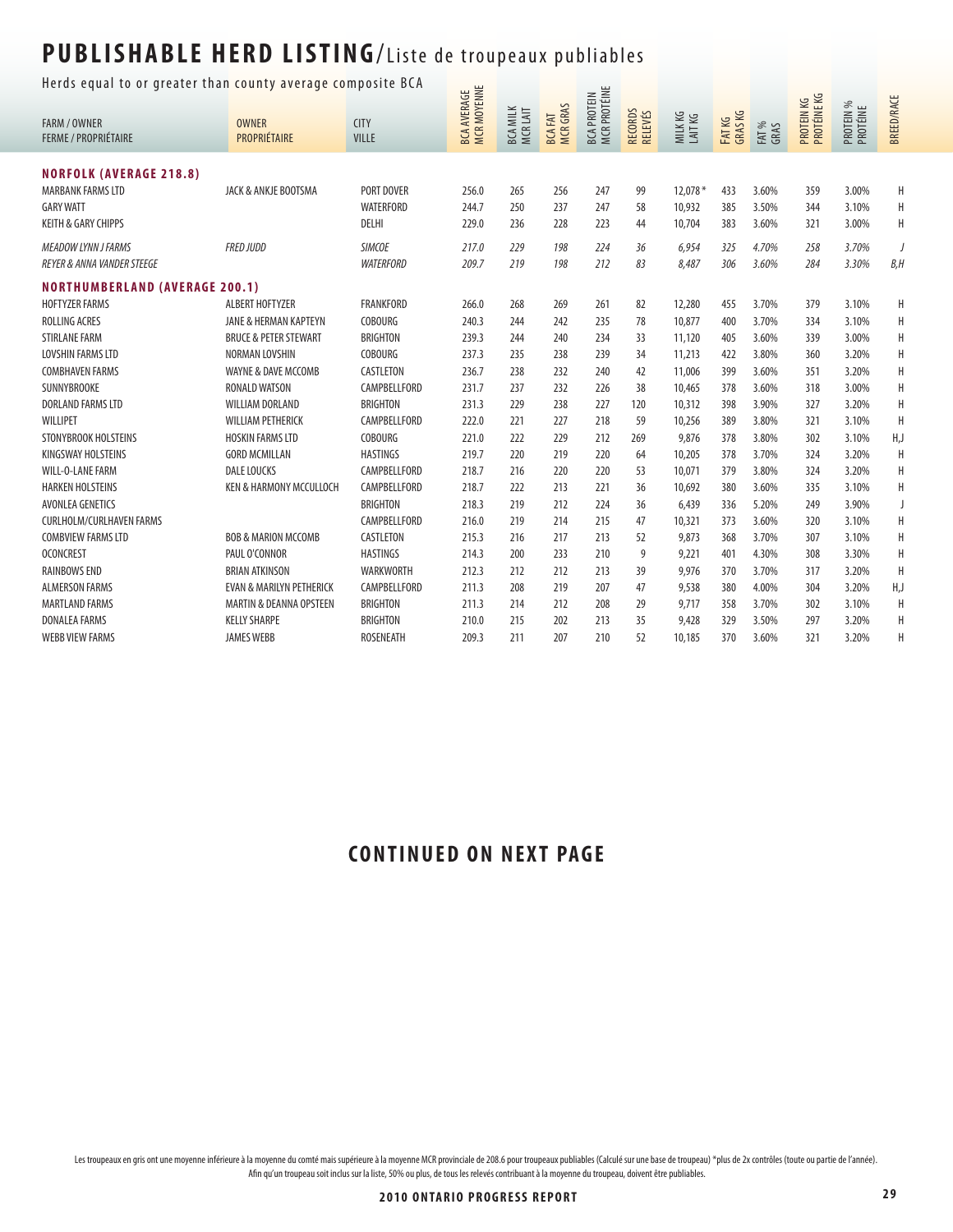# PUBLISHABLE HERD LISTING/Liste de troupeaux publiables

Herds equal to or greater than county average composite BCA

| FARM / OWNER<br>FERME / PROPRIÉTAIRE | OWNER<br>PROPRIÉTAIRE | CITY<br>VILLE | BCA AVERAGE<br>MCR MOYENNE | BCA MILK<br>MCR LAIT | BCA FAT<br>MCR GRAS | BCA PROTEIN<br>MCR PROTÉINE | RECORDS<br>RELEVÉS | MILK KG<br>LAIT KG | FAT KG<br>GRAS KG | FAT %<br>GRAS | PROTEIN KG<br>PROTÉINE KG | PROTEIN %<br>PROTÉINE | BREED/RACE |
|---|---|---|---|---|---|---|---|---|---|---|---|---|---|
| **NORFOLK (AVERAGE 218.8)** | | | | | | | | | | | | | |
| MARBANK FARMS LTD | JACK & ANKJE BOOTSMA | PORT DOVER | 256.0 | 265 | 256 | 247 | 99 | 12,078* | 433 | 3.60% | 359 | 3.00% | H |
| GARY WATT | | WATERFORD | 244.7 | 250 | 237 | 247 | 58 | 10,932 | 385 | 3.50% | 344 | 3.10% | H |
| KEITH & GARY CHIPPS | | DELHI | 229.0 | 236 | 228 | 223 | 44 | 10,704 | 383 | 3.60% | 321 | 3.00% | H |
| *MEADOW LYNN J FARMS* | *FRED JUDD* | *SIMCOE* | *217.0* | *229* | *198* | *224* | *36* | *6,954* | *325* | *4.70%* | *258* | *3.70%* | *J* |
| *REYER & ANNA VANDER STEEGE* | | *WATERFORD* | *209.7* | *219* | *198* | *212* | *83* | *8,487* | *306* | *3.60%* | *284* | *3.30%* | *B,H* |
| **NORTHUMBERLAND (AVERAGE 200.1)** | | | | | | | | | | | | | |
| HOFTYZER FARMS | ALBERT HOFTYZER | FRANKFORD | 266.0 | 268 | 269 | 261 | 82 | 12,280 | 455 | 3.70% | 379 | 3.10% | H |
| ROLLING ACRES | JANE & HERMAN KAPTEYN | COBOURG | 240.3 | 244 | 242 | 235 | 78 | 10,877 | 400 | 3.70% | 334 | 3.10% | H |
| STIRLANE FARM | BRUCE & PETER STEWART | BRIGHTON | 239.3 | 244 | 240 | 234 | 33 | 11,120 | 405 | 3.60% | 339 | 3.00% | H |
| LOVSHIN FARMS LTD | NORMAN LOVSHIN | COBOURG | 237.3 | 235 | 238 | 239 | 34 | 11,213 | 422 | 3.80% | 360 | 3.20% | H |
| COMBHAVEN FARMS | WAYNE & DAVE MCCOMB | CASTLETON | 236.7 | 238 | 232 | 240 | 42 | 11,006 | 399 | 3.60% | 351 | 3.20% | H |
| SUNNYBROOKE | RONALD WATSON | CAMPBELLFORD | 231.7 | 237 | 232 | 226 | 38 | 10,465 | 378 | 3.60% | 318 | 3.00% | H |
| DORLAND FARMS LTD | WILLIAM DORLAND | BRIGHTON | 231.3 | 229 | 238 | 227 | 120 | 10,312 | 398 | 3.90% | 327 | 3.20% | H |
| WILLIPET | WILLIAM PETHERICK | CAMPBELLFORD | 222.0 | 221 | 227 | 218 | 59 | 10,256 | 389 | 3.80% | 321 | 3.10% | H |
| STONYBROOK HOLSTEINS | HOSKIN FARMS LTD | COBOURG | 221.0 | 222 | 229 | 212 | 269 | 9,876 | 378 | 3.80% | 302 | 3.10% | H,J |
| KINGSWAY HOLSTEINS | GORD MCMILLAN | HASTINGS | 219.7 | 220 | 219 | 220 | 64 | 10,205 | 378 | 3.70% | 324 | 3.20% | H |
| WILL-O-LANE FARM | DALE LOUCKS | CAMPBELLFORD | 218.7 | 216 | 220 | 220 | 53 | 10,071 | 379 | 3.80% | 324 | 3.20% | H |
| HARKEN HOLSTEINS | KEN & HARMONY MCCULLOCH | CAMPBELLFORD | 218.7 | 222 | 213 | 221 | 36 | 10,692 | 380 | 3.60% | 335 | 3.10% | H |
| AVONLEA GENETICS | | BRIGHTON | 218.3 | 219 | 212 | 224 | 36 | 6,439 | 336 | 5.20% | 249 | 3.90% | J |
| CURLHOLM/CURLHAVEN FARMS | | CAMPBELLFORD | 216.0 | 219 | 214 | 215 | 47 | 10,321 | 373 | 3.60% | 320 | 3.10% | H |
| COMBVIEW FARMS LTD | BOB & MARION MCCOMB | CASTLETON | 215.3 | 216 | 217 | 213 | 52 | 9,873 | 368 | 3.70% | 307 | 3.10% | H |
| OCONCREST | PAUL O'CONNOR | HASTINGS | 214.3 | 200 | 233 | 210 | 9 | 9,221 | 401 | 4.30% | 308 | 3.30% | H |
| RAINBOWS END | BRIAN ATKINSON | WARKWORTH | 212.3 | 212 | 212 | 213 | 39 | 9,976 | 370 | 3.70% | 317 | 3.20% | H |
| ALMERSON FARMS | EVAN & MARILYN PETHERICK | CAMPBELLFORD | 211.3 | 208 | 219 | 207 | 47 | 9,538 | 380 | 4.00% | 304 | 3.20% | H,J |
| MARTLAND FARMS | MARTIN & DEANNA OPSTEEN | BRIGHTON | 211.3 | 214 | 212 | 208 | 29 | 9,717 | 358 | 3.70% | 302 | 3.10% | H |
| DONALEA FARMS | KELLY SHARPE | BRIGHTON | 210.0 | 215 | 202 | 213 | 35 | 9,428 | 329 | 3.50% | 297 | 3.20% | H |
| WEBB VIEW FARMS | JAMES WEBB | ROSENEATH | 209.3 | 211 | 207 | 210 | 52 | 10,185 | 370 | 3.60% | 321 | 3.20% | H |

## CONTINUED ON NEXT PAGE

Les troupeaux en gris ont une moyenne inférieure à la moyenne du comté mais supérieure à la moyenne MCR provinciale de 208.6 pour troupeaux publiables (Calculé sur une base de troupeau) *plus de 2x contrôles (toute ou partie de l'année). Afin qu'un troupeau soit inclus sur la liste, 50% ou plus, de tous les relevés contribuant à la moyenne du troupeau, doivent être publiables.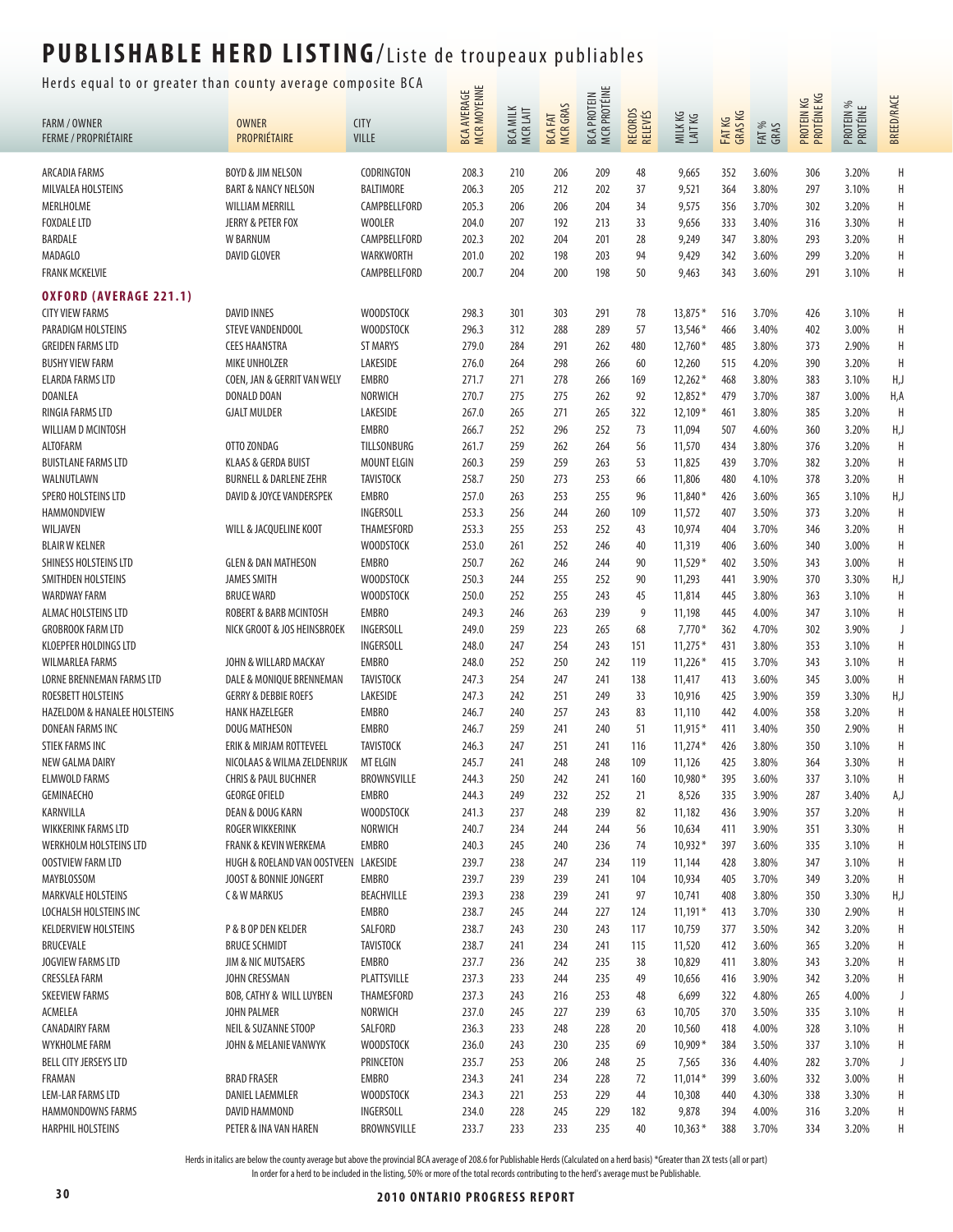# PUBLISHABLE HERD LISTING/Liste de troupeaux publiables

Herds equal to or greater than county average composite BCA

| FARM / OWNER<br>FERME / PROPRIÉTAIRE | OWNER<br>PROPRIÉTAIRE | CITY<br>VILLE | BCA AVERAGE<br>MCR MOYENNE | BCA MILK<br>MCR LAIT | BCA FAT<br>MCR GRAS | BCA PROTEIN<br>MCR PROTÉINE | RECORDS<br>RELEVÉS | MILK KG<br>LAIT KG | FAT KG<br>GRAS KG | FAT %<br>GRAS | PROTEIN KG<br>PROTÉINE KG | PROTEIN %<br>PROTÉINE | BREED/RACE |
|---|---|---|---|---|---|---|---|---|---|---|---|---|---|
| ARCADIA FARMS | BOYD & JIM NELSON | CODRINGTON | 208.3 | 210 | 206 | 209 | 48 | 9,665 | 352 | 3.60% | 306 | 3.20% | H |
| MILVALEA HOLSTEINS | BART & NANCY NELSON | BALTIMORE | 206.3 | 205 | 212 | 202 | 37 | 9,521 | 364 | 3.80% | 297 | 3.10% | H |
| MERLHOLME | WILLIAM MERRILL | CAMPBELLFORD | 205.3 | 206 | 206 | 204 | 34 | 9,575 | 356 | 3.70% | 302 | 3.20% | H |
| FOXDALE LTD | JERRY & PETER FOX | WOOLER | 204.0 | 207 | 192 | 213 | 33 | 9,656 | 333 | 3.40% | 316 | 3.30% | H |
| BARDALE | W BARNUM | CAMPBELLFORD | 202.3 | 202 | 204 | 201 | 28 | 9,249 | 347 | 3.80% | 293 | 3.20% | H |
| MADAGLO | DAVID GLOVER | WARKWORTH | 201.0 | 202 | 198 | 203 | 94 | 9,429 | 342 | 3.60% | 299 | 3.20% | H |
| FRANK MCKELVIE | | CAMPBELLFORD | 200.7 | 204 | 200 | 198 | 50 | 9,463 | 343 | 3.60% | 291 | 3.10% | H |
| **OXFORD (AVERAGE 221.1)** | | | | | | | | | | | | | |
| CITY VIEW FARMS | DAVID INNES | WOODSTOCK | 298.3 | 301 | 303 | 291 | 78 | 13,875* | 516 | 3.70% | 426 | 3.10% | H |
| PARADIGM HOLSTEINS | STEVE VANDENDOOL | WOODSTOCK | 296.3 | 312 | 288 | 289 | 57 | 13,546* | 466 | 3.40% | 402 | 3.00% | H |
| GREIDEN FARMS LTD | CEES HAANSTRA | ST MARYS | 279.0 | 284 | 291 | 262 | 480 | 12,760* | 485 | 3.80% | 373 | 2.90% | H |
| BUSHY VIEW FARM | MIKE UNHOLZER | LAKESIDE | 276.0 | 264 | 298 | 266 | 60 | 12,260 | 515 | 4.20% | 390 | 3.20% | H |
| ELARDA FARMS LTD | COEN, JAN & GERRIT VAN WELY | EMBRO | 271.7 | 271 | 278 | 266 | 169 | 12,262* | 468 | 3.80% | 383 | 3.10% | H,J |
| DOANLEA | DONALD DOAN | NORWICH | 270.7 | 275 | 275 | 262 | 92 | 12,852* | 479 | 3.70% | 387 | 3.00% | H,A |
| RINGIA FARMS LTD | GJALT MULDER | LAKESIDE | 267.0 | 265 | 271 | 265 | 322 | 12,109* | 461 | 3.80% | 385 | 3.20% | H |
| WILLIAM D MCINTOSH | | EMBRO | 266.7 | 252 | 296 | 252 | 73 | 11,094 | 507 | 4.60% | 360 | 3.20% | H,J |
| ALTOFARM | OTTO ZONDAG | TILLSONBURG | 261.7 | 259 | 262 | 264 | 56 | 11,570 | 434 | 3.80% | 376 | 3.20% | H |
| BUISTLANE FARMS LTD | KLAAS & GERDA BUIST | MOUNT ELGIN | 260.3 | 259 | 259 | 263 | 53 | 11,825 | 439 | 3.70% | 382 | 3.20% | H |
| WALNUTLAWN | BURNELL & DARLENE ZEHR | TAVISTOCK | 258.7 | 250 | 273 | 253 | 66 | 11,806 | 480 | 4.10% | 378 | 3.20% | H |
| SPERO HOLSTEINS LTD | DAVID & JOYCE VANDERSPEK | EMBRO | 257.0 | 263 | 253 | 255 | 96 | 11,840* | 426 | 3.60% | 365 | 3.10% | H,J |
| HAMMONDVIEW | | INGERSOLL | 253.3 | 256 | 244 | 260 | 109 | 11,572 | 407 | 3.50% | 373 | 3.20% | H |
| WILJAVEN | WILL & JACQUELINE KOOT | THAMESFORD | 253.3 | 255 | 253 | 252 | 43 | 10,974 | 404 | 3.70% | 346 | 3.20% | H |
| BLAIR W KELNER | | WOODSTOCK | 253.0 | 261 | 252 | 246 | 40 | 11,319 | 406 | 3.60% | 340 | 3.00% | H |
| SHINESS HOLSTEINS LTD | GLEN & DAN MATHESON | EMBRO | 250.7 | 262 | 246 | 244 | 90 | 11,529* | 402 | 3.50% | 343 | 3.00% | H |
| SMITHDEN HOLSTEINS | JAMES SMITH | WOODSTOCK | 250.3 | 244 | 255 | 252 | 90 | 11,293 | 441 | 3.90% | 370 | 3.30% | H,J |
| WARDWAY FARM | BRUCE WARD | WOODSTOCK | 250.0 | 252 | 255 | 243 | 45 | 11,814 | 445 | 3.80% | 363 | 3.10% | H |
| ALMAC HOLSTEINS LTD | ROBERT & BARB MCINTOSH | EMBRO | 249.3 | 246 | 263 | 239 | 9 | 11,198 | 445 | 4.00% | 347 | 3.10% | H |
| GROBROOK FARM LTD | NICK GROOT & JOS HEINSBROEK | INGERSOLL | 249.0 | 259 | 223 | 265 | 68 | 7,770* | 362 | 4.70% | 302 | 3.90% | J |
| KLOEPFER HOLDINGS LTD | | INGERSOLL | 248.0 | 247 | 254 | 243 | 151 | 11,275* | 431 | 3.80% | 353 | 3.10% | H |
| WILMARLEA FARMS | JOHN & WILLARD MACKAY | EMBRO | 248.0 | 252 | 250 | 242 | 119 | 11,226* | 415 | 3.70% | 343 | 3.10% | H |
| LORNE BRENNEMAN FARMS LTD | DALE & MONIQUE BRENNEMAN | TAVISTOCK | 247.3 | 254 | 247 | 241 | 138 | 11,417 | 413 | 3.60% | 345 | 3.00% | H |
| ROESBETT HOLSTEINS | GERRY & DEBBIE ROEFS | LAKESIDE | 247.3 | 242 | 251 | 249 | 33 | 10,916 | 425 | 3.90% | 359 | 3.30% | H,J |
| HAZELDOM & HANALEE HOLSTEINS | HANK HAZELEGER | EMBRO | 246.7 | 240 | 257 | 243 | 83 | 11,110 | 442 | 4.00% | 358 | 3.20% | H |
| DONEAN FARMS INC | DOUG MATHESON | EMBRO | 246.7 | 259 | 241 | 240 | 51 | 11,915* | 411 | 3.40% | 350 | 2.90% | H |
| STIEK FARMS INC | ERIK & MIRJAM ROTTEVEEL | TAVISTOCK | 246.3 | 247 | 251 | 241 | 116 | 11,274* | 426 | 3.80% | 350 | 3.10% | H |
| NEW GALMA DAIRY | NICOLAAS & WILMA ZELDENRIJK | MT ELGIN | 245.7 | 241 | 248 | 248 | 109 | 11,126 | 425 | 3.80% | 364 | 3.30% | H |
| ELMWOLD FARMS | CHRIS & PAUL BUCHNER | BROWNSVILLE | 244.3 | 250 | 242 | 241 | 160 | 10,980* | 395 | 3.60% | 337 | 3.10% | H |
| GEMINAECHO | GEORGE OFIELD | EMBRO | 244.3 | 249 | 232 | 252 | 21 | 8,526 | 335 | 3.90% | 287 | 3.40% | A,J |
| KARNVILLA | DEAN & DOUG KARN | WOODSTOCK | 241.3 | 237 | 248 | 239 | 82 | 11,182 | 436 | 3.90% | 357 | 3.20% | H |
| WIKKERINK FARMS LTD | ROGER WIKKERINK | NORWICH | 240.7 | 234 | 244 | 244 | 56 | 10,634 | 411 | 3.90% | 351 | 3.30% | H |
| WERKHOLM HOLSTEINS LTD | FRANK & KEVIN WERKEMA | EMBRO | 240.3 | 245 | 240 | 236 | 74 | 10,932* | 397 | 3.60% | 335 | 3.10% | H |
| OOSTVIEW FARM LTD | HUGH & ROELAND VAN OOSTVEEN | LAKESIDE | 239.7 | 238 | 247 | 234 | 119 | 11,144 | 428 | 3.80% | 347 | 3.10% | H |
| MAYBLOSSOM | JOOST & BONNIE JONGERT | EMBRO | 239.7 | 239 | 239 | 241 | 104 | 10,934 | 405 | 3.70% | 349 | 3.20% | H |
| MARKVALE HOLSTEINS | C & W MARKUS | BEACHVILLE | 239.3 | 238 | 239 | 241 | 97 | 10,741 | 408 | 3.80% | 350 | 3.30% | H,J |
| LOCHALSH HOLSTEINS INC | | EMBRO | 238.7 | 245 | 244 | 227 | 124 | 11,191* | 413 | 3.70% | 330 | 2.90% | H |
| KELDERVIEW HOLSTEINS | P & B OP DEN KELDER | SALFORD | 238.7 | 243 | 230 | 243 | 117 | 10,759 | 377 | 3.50% | 342 | 3.20% | H |
| BRUCEVALE | BRUCE SCHMIDT | TAVISTOCK | 238.7 | 241 | 234 | 241 | 115 | 11,520 | 412 | 3.60% | 365 | 3.20% | H |
| JOGVIEW FARMS LTD | JIM & NIC MUTSAERS | EMBRO | 237.7 | 236 | 242 | 235 | 38 | 10,829 | 411 | 3.80% | 343 | 3.20% | H |
| CRESSLEA FARM | JOHN CRESSMAN | PLATTSVILLE | 237.3 | 233 | 244 | 235 | 49 | 10,656 | 416 | 3.90% | 342 | 3.20% | H |
| SKEEVIEW FARMS | BOB, CATHY & WILL LUYBEN | THAMESFORD | 237.3 | 243 | 216 | 253 | 48 | 6,699 | 322 | 4.80% | 265 | 4.00% | J |
| ACMELEA | JOHN PALMER | NORWICH | 237.0 | 245 | 227 | 239 | 63 | 10,705 | 370 | 3.50% | 335 | 3.10% | H |
| CANADAIRY FARM | NEIL & SUZANNE STOOP | SALFORD | 236.3 | 233 | 248 | 228 | 20 | 10,560 | 418 | 4.00% | 328 | 3.10% | H |
| WYKHOLME FARM | JOHN & MELANIE VANWYK | WOODSTOCK | 236.0 | 243 | 230 | 235 | 69 | 10,909* | 384 | 3.50% | 337 | 3.10% | H |
| BELL CITY JERSEYS LTD | | PRINCETON | 235.7 | 253 | 206 | 248 | 25 | 7,565 | 336 | 4.40% | 282 | 3.70% | J |
| FRAMAN | BRAD FRASER | EMBRO | 234.3 | 241 | 234 | 228 | 72 | 11,014* | 399 | 3.60% | 332 | 3.00% | H |
| LEM-LAR FARMS LTD | DANIEL LAEMMLER | WOODSTOCK | 234.3 | 221 | 253 | 229 | 44 | 10,308 | 440 | 4.30% | 338 | 3.30% | H |
| HAMMONDOWNS FARMS | DAVID HAMMOND | INGERSOLL | 234.0 | 228 | 245 | 229 | 182 | 9,878 | 394 | 4.00% | 316 | 3.20% | H |
| HARPHIL HOLSTEINS | PETER & INA VAN HAREN | BROWNSVILLE | 233.7 | 233 | 233 | 235 | 40 | 10,363* | 388 | 3.70% | 334 | 3.20% | H |

Herds in italics are below the county average but above the provincial BCA average of 208.6 for Publishable Herds (Calculated on a herd basis) *Greater than 2X tests (all or part)
In order for a herd to be included in the listing, 50% or more of the total records contributing to the herd's average must be Publishable.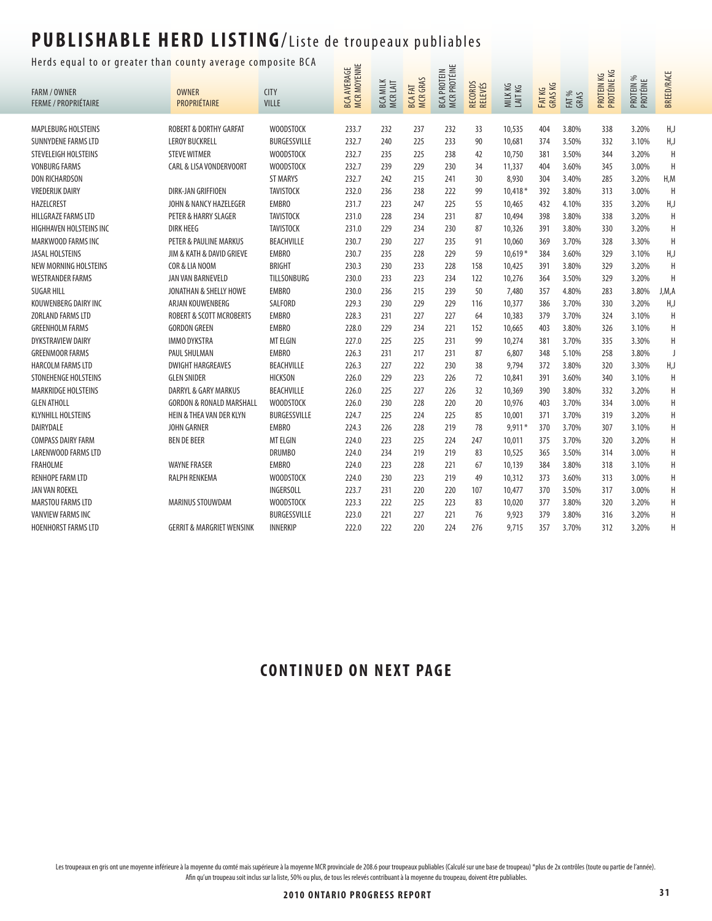# PUBLISHABLE HERD LISTING/Liste de troupeaux publiables

Herds equal to or greater than county average composite BCA

| FARM / OWNER FERME / PROPRIÉTAIRE | OWNER PROPRIÉTAIRE | CITY VILLE | BCA AVERAGE MCR MOYENNE | BCA MILK MCR LAIT | BCA FAT MCR GRAS | BCA PROTEIN MCR PROTÉINE | RECORDS RELEVÉS | MILK KG LAIT KG | FAT KG GRAS KG | FAT % GRAS | PROTEIN KG PROTÉINE KG | PROTEIN % PROTÉINE | BREED/RACE |
|---|---|---|---|---|---|---|---|---|---|---|---|---|---|
| MAPLEBURG HOLSTEINS | ROBERT & DORTHY GARFAT | WOODSTOCK | 233.7 | 232 | 237 | 232 | 33 | 10,535 | 404 | 3.80% | 338 | 3.20% | H,J |
| SUNNYDENE FARMS LTD | LEROY BUCKRELL | BURGESSVILLE | 232.7 | 240 | 225 | 233 | 90 | 10,681 | 374 | 3.50% | 332 | 3.10% | H,J |
| STEVELEIGH HOLSTEINS | STEVE WITMER | WOODSTOCK | 232.7 | 235 | 225 | 238 | 42 | 10,750 | 381 | 3.50% | 344 | 3.20% | H |
| VONBURG FARMS | CARL & LISA VONDERVOORT | WOODSTOCK | 232.7 | 239 | 229 | 230 | 34 | 11,337 | 404 | 3.60% | 345 | 3.00% | H |
| DON RICHARDSON | | ST MARYS | 232.7 | 242 | 215 | 241 | 30 | 8,930 | 304 | 3.40% | 285 | 3.20% | H,M |
| VREDERIJK DAIRY | DIRK-JAN GRIFFIOEN | TAVISTOCK | 232.0 | 236 | 238 | 222 | 99 | 10,418 * | 392 | 3.80% | 313 | 3.00% | H |
| HAZELCREST | JOHN & NANCY HAZELEGER | EMBRO | 231.7 | 223 | 247 | 225 | 55 | 10,465 | 432 | 4.10% | 335 | 3.20% | H,J |
| HILLGRAZE FARMS LTD | PETER & HARRY SLAGER | TAVISTOCK | 231.0 | 228 | 234 | 231 | 87 | 10,494 | 398 | 3.80% | 338 | 3.20% | H |
| HIGHHAVEN HOLSTEINS INC | DIRK HEEG | TAVISTOCK | 231.0 | 229 | 234 | 230 | 87 | 10,326 | 391 | 3.80% | 330 | 3.20% | H |
| MARKWOOD FARMS INC | PETER & PAULINE MARKUS | BEACHVILLE | 230.7 | 230 | 227 | 235 | 91 | 10,060 | 369 | 3.70% | 328 | 3.30% | H |
| JASAL HOLSTEINS | JIM & KATH & DAVID GRIEVE | EMBRO | 230.7 | 235 | 228 | 229 | 59 | 10,619 * | 384 | 3.60% | 329 | 3.10% | H,J |
| NEW MORNING HOLSTEINS | COR & LIA NOOM | BRIGHT | 230.3 | 230 | 233 | 228 | 158 | 10,425 | 391 | 3.80% | 329 | 3.20% | H |
| WESTRANDER FARMS | JAN VAN BARNEVELD | TILLSONBURG | 230.0 | 233 | 223 | 234 | 122 | 10,276 | 364 | 3.50% | 329 | 3.20% | H |
| SUGAR HILL | JONATHAN & SHELLY HOWE | EMBRO | 230.0 | 236 | 215 | 239 | 50 | 7,480 | 357 | 4.80% | 283 | 3.80% | J,M,A |
| KOUWENBERG DAIRY INC | ARJAN KOUWENBERG | SALFORD | 229.3 | 230 | 229 | 229 | 116 | 10,377 | 386 | 3.70% | 330 | 3.20% | H,J |
| ZORLAND FARMS LTD | ROBERT & SCOTT MCROBERTS | EMBRO | 228.3 | 231 | 227 | 227 | 64 | 10,383 | 379 | 3.70% | 324 | 3.10% | H |
| GREENHOLM FARMS | GORDON GREEN | EMBRO | 228.0 | 229 | 234 | 221 | 152 | 10,665 | 403 | 3.80% | 326 | 3.10% | H |
| DYKSTRAVIEW DAIRY | IMMO DYKSTRA | MT ELGIN | 227.0 | 225 | 225 | 231 | 99 | 10,274 | 381 | 3.70% | 335 | 3.30% | H |
| GREENMOOR FARMS | PAUL SHULMAN | EMBRO | 226.3 | 231 | 217 | 231 | 87 | 6,807 | 348 | 5.10% | 258 | 3.80% | J |
| HARCOLM FARMS LTD | DWIGHT HARGREAVES | BEACHVILLE | 226.3 | 227 | 222 | 230 | 38 | 9,794 | 372 | 3.80% | 320 | 3.30% | H,J |
| STONEHENGE HOLSTEINS | GLEN SNIDER | HICKSON | 226.0 | 229 | 223 | 226 | 72 | 10,841 | 391 | 3.60% | 340 | 3.10% | H |
| MARKRIDGE HOLSTEINS | DARRYL & GARY MARKUS | BEACHVILLE | 226.0 | 225 | 227 | 226 | 32 | 10,369 | 390 | 3.80% | 332 | 3.20% | H |
| GLEN ATHOLL | GORDON & RONALD MARSHALL | WOODSTOCK | 226.0 | 230 | 228 | 220 | 20 | 10,976 | 403 | 3.70% | 334 | 3.00% | H |
| KLYNHILL HOLSTEINS | HEIN & THEA VAN DER KLYN | BURGESSVILLE | 224.7 | 225 | 224 | 225 | 85 | 10,001 | 371 | 3.70% | 319 | 3.20% | H |
| DAIRYDALE | JOHN GARNER | EMBRO | 224.3 | 226 | 228 | 219 | 78 | 9,911 * | 370 | 3.70% | 307 | 3.10% | H |
| COMPASS DAIRY FARM | BEN DE BEER | MT ELGIN | 224.0 | 223 | 225 | 224 | 247 | 10,011 | 375 | 3.70% | 320 | 3.20% | H |
| LARENWOOD FARMS LTD | | DRUMBO | 224.0 | 234 | 219 | 219 | 83 | 10,525 | 365 | 3.50% | 314 | 3.00% | H |
| FRAHOLME | WAYNE FRASER | EMBRO | 224.0 | 223 | 228 | 221 | 67 | 10,139 | 384 | 3.80% | 318 | 3.10% | H |
| RENHOPE FARM LTD | RALPH RENKEMA | WOODSTOCK | 224.0 | 230 | 223 | 219 | 49 | 10,312 | 373 | 3.60% | 313 | 3.00% | H |
| JAN VAN ROEKEL | | INGERSOLL | 223.7 | 231 | 220 | 220 | 107 | 10,477 | 370 | 3.50% | 317 | 3.00% | H |
| MARSTOU FARMS LTD | MARINUS STOUWDAM | WOODSTOCK | 223.3 | 222 | 225 | 223 | 83 | 10,020 | 377 | 3.80% | 320 | 3.20% | H |
| VANVIEW FARMS INC | | BURGESSVILLE | 223.0 | 221 | 227 | 221 | 76 | 9,923 | 379 | 3.80% | 316 | 3.20% | H |
| HOENHORST FARMS LTD | GERRIT & MARGRIET WENSINK | INNERKIP | 222.0 | 222 | 220 | 224 | 276 | 9,715 | 357 | 3.70% | 312 | 3.20% | H |

## CONTINUED ON NEXT PAGE

Les troupeaux en gris ont une moyenne inférieure à la moyenne du comté mais supérieure à la moyenne MCR provinciale de 208.6 pour troupeaux publiables (Calculé sur une base de troupeau) *plus de 2x contrôles (toute ou partie de l'année).
Afin qu'un troupeau soit inclus sur la liste, 50% ou plus, de tous les relevés contribuant à la moyenne du troupeau, doivent être publiables.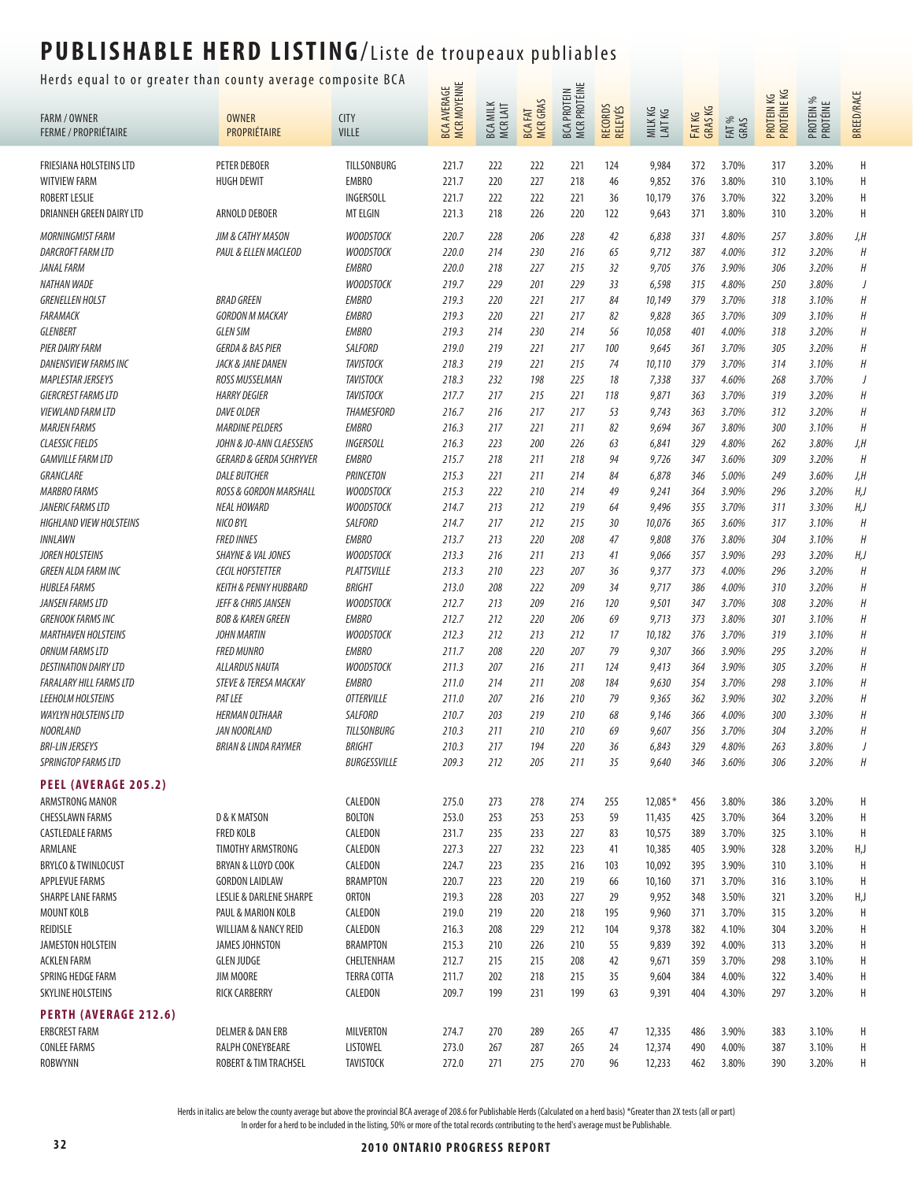# PUBLISHABLE HERD LISTING/Liste de troupeaux publiables

Herds equal to or greater than county average composite BCA

| FARM / OWNER FERME / PROPRIÉTAIRE | OWNER PROPRIÉTAIRE | CITY VILLE | BCA AVERAGE MCR MOYENNE | BCA MILK MCR LAIT | BCA FAT MCR GRAS | BCA PROTEIN MCR PROTÉINE | RECORDS RELEVÉS | MILK KG LAIT KG | FAT KG GRAS KG | FAT % GRAS | PROTEIN KG PROTÉINE KG | PROTEIN % PROTÉINE | BREED/RACE |
|---|---|---|---|---|---|---|---|---|---|---|---|---|---|
| FRIESIANA HOLSTEINS LTD | PETER DEBOER | TILLSONBURG | 221.7 | 222 | 222 | 221 | 124 | 9,984 | 372 | 3.70% | 317 | 3.20% | H |
| WITVIEW FARM | HUGH DEWIT | EMBRO | 221.7 | 220 | 227 | 218 | 46 | 9,852 | 376 | 3.80% | 310 | 3.10% | H |
| ROBERT LESLIE | | INGERSOLL | 221.7 | 222 | 222 | 221 | 36 | 10,179 | 376 | 3.70% | 322 | 3.20% | H |
| DRIANNEH GREEN DAIRY LTD | ARNOLD DEBOER | MT ELGIN | 221.3 | 218 | 226 | 220 | 122 | 9,643 | 371 | 3.80% | 310 | 3.20% | H |
| *MORNINGMIST FARM* | *JIM & CATHY MASON* | *WOODSTOCK* | *220.7* | *228* | *206* | *228* | *42* | *6,838* | *331* | *4.80%* | *257* | *3.80%* | *J,H* |
| *DARCROFT FARM LTD* | *PAUL & ELLEN MACLEOD* | *WOODSTOCK* | *220.0* | *214* | *230* | *216* | *65* | *9,712* | *387* | *4.00%* | *312* | *3.20%* | *H* |
| *JANAL FARM* | | *EMBRO* | *220.0* | *218* | *227* | *215* | *32* | *9,705* | *376* | *3.90%* | *306* | *3.20%* | *H* |
| *NATHAN WADE* | | *WOODSTOCK* | *219.7* | *229* | *201* | *229* | *33* | *6,598* | *315* | *4.80%* | *250* | *3.80%* | *J* |
| *GRENELLEN HOLST* | *BRAD GREEN* | *EMBRO* | *219.3* | *220* | *221* | *217* | *84* | *10,149* | *379* | *3.70%* | *318* | *3.10%* | *H* |
| *FARAMACK* | *GORDON M MACKAY* | *EMBRO* | *219.3* | *220* | *221* | *217* | *82* | *9,828* | *365* | *3.70%* | *309* | *3.10%* | *H* |
| *GLENBERT* | *GLEN SIM* | *EMBRO* | *219.3* | *214* | *230* | *214* | *56* | *10,058* | *401* | *4.00%* | *318* | *3.20%* | *H* |
| *PIER DAIRY FARM* | *GERDA & BAS PIER* | *SALFORD* | *219.0* | *219* | *221* | *217* | *100* | *9,645* | *361* | *3.70%* | *305* | *3.20%* | *H* |
| *DANENSVIEW FARMS INC* | *JACK & JANE DANEN* | *TAVISTOCK* | *218.3* | *219* | *221* | *215* | *74* | *10,110* | *379* | *3.70%* | *314* | *3.10%* | *H* |
| *MAPLESTAR JERSEYS* | *ROSS MUSSELMAN* | *TAVISTOCK* | *218.3* | *232* | *198* | *225* | *18* | *7,338* | *337* | *4.60%* | *268* | *3.70%* | *J* |
| *GIERCREST FARMS LTD* | *HARRY DEGIER* | *TAVISTOCK* | *217.7* | *217* | *215* | *221* | *118* | *9,871* | *363* | *3.70%* | *319* | *3.20%* | *H* |
| *VIEWLAND FARM LTD* | *DAVE OLDER* | *THAMESFORD* | *216.7* | *216* | *217* | *217* | *53* | *9,743* | *363* | *3.70%* | *312* | *3.20%* | *H* |
| *MARJEN FARMS* | *MARDINE PELDERS* | *EMBRO* | *216.3* | *217* | *221* | *211* | *82* | *9,694* | *367* | *3.80%* | *300* | *3.10%* | *H* |
| *CLAESSIC FIELDS* | *JOHN & JO-ANN CLAESSENS* | *INGERSOLL* | *216.3* | *223* | *200* | *226* | *63* | *6,841* | *329* | *4.80%* | *262* | *3.80%* | *J,H* |
| *GAMVILLE FARM LTD* | *GERARD & GERDA SCHRYVER* | *EMBRO* | *215.7* | *218* | *211* | *218* | *94* | *9,726* | *347* | *3.60%* | *309* | *3.20%* | *H* |
| *GRANCLARE* | *DALE BUTCHER* | *PRINCETON* | *215.3* | *221* | *211* | *214* | *84* | *6,878* | *346* | *5.00%* | *249* | *3.60%* | *J,H* |
| *MARBRO FARMS* | *ROSS & GORDON MARSHALL* | *WOODSTOCK* | *215.3* | *222* | *210* | *214* | *49* | *9,241* | *364* | *3.90%* | *296* | *3.20%* | *H,J* |
| *JANERIC FARMS LTD* | *NEAL HOWARD* | *WOODSTOCK* | *214.7* | *213* | *212* | *219* | *64* | *9,496* | *355* | *3.70%* | *311* | *3.30%* | *H,J* |
| *HIGHLAND VIEW HOLSTEINS* | *NICO BYL* | *SALFORD* | *214.7* | *217* | *212* | *215* | *30* | *10,076* | *365* | *3.60%* | *317* | *3.10%* | *H* |
| *INNLAWN* | *FRED INNES* | *EMBRO* | *213.7* | *213* | *220* | *208* | *47* | *9,808* | *376* | *3.80%* | *304* | *3.10%* | *H* |
| *JOREN HOLSTEINS* | *SHAYNE & VAL JONES* | *WOODSTOCK* | *213.3* | *216* | *211* | *213* | *41* | *9,066* | *357* | *3.90%* | *293* | *3.20%* | *H,J* |
| *GREEN ALDA FARM INC* | *CECIL HOFSTETTER* | *PLATTSVILLE* | *213.3* | *210* | *223* | *207* | *36* | *9,377* | *373* | *4.00%* | *296* | *3.20%* | *H* |
| *HUBLEA FARMS* | *KEITH & PENNY HUBBARD* | *BRIGHT* | *213.0* | *208* | *222* | *209* | *34* | *9,717* | *386* | *4.00%* | *310* | *3.20%* | *H* |
| *JANSEN FARMS LTD* | *JEFF & CHRIS JANSEN* | *WOODSTOCK* | *212.7* | *213* | *209* | *216* | *120* | *9,501* | *347* | *3.70%* | *308* | *3.20%* | *H* |
| *GRENOOK FARMS INC* | *BOB & KAREN GREEN* | *EMBRO* | *212.7* | *212* | *220* | *206* | *69* | *9,713* | *373* | *3.80%* | *301* | *3.10%* | *H* |
| *MARTHAVEN HOLSTEINS* | *JOHN MARTIN* | *WOODSTOCK* | *212.3* | *212* | *213* | *212* | *17* | *10,182* | *376* | *3.70%* | *319* | *3.10%* | *H* |
| *ORNUM FARMS LTD* | *FRED MUNRO* | *EMBRO* | *211.7* | *208* | *220* | *207* | *79* | *9,307* | *366* | *3.90%* | *295* | *3.20%* | *H* |
| *DESTINATION DAIRY LTD* | *ALLARDUS NAUTA* | *WOODSTOCK* | *211.3* | *207* | *216* | *211* | *124* | *9,413* | *364* | *3.90%* | *305* | *3.20%* | *H* |
| *FARALARY HILL FARMS LTD* | *STEVE & TERESA MACKAY* | *EMBRO* | *211.0* | *214* | *211* | *208* | *184* | *9,630* | *354* | *3.70%* | *298* | *3.10%* | *H* |
| *LEEHOLM HOLSTEINS* | *PAT LEE* | *OTTERVILLE* | *211.0* | *207* | *216* | *210* | *79* | *9,365* | *362* | *3.90%* | *302* | *3.20%* | *H* |
| *WAYLYN HOLSTEINS LTD* | *HERMAN OLTHAAR* | *SALFORD* | *210.7* | *203* | *219* | *210* | *68* | *9,146* | *366* | *4.00%* | *300* | *3.30%* | *H* |
| *NOORLAND* | *JAN NOORLAND* | *TILLSONBURG* | *210.3* | *211* | *210* | *210* | *69* | *9,607* | *356* | *3.70%* | *304* | *3.20%* | *H* |
| *BRI-LIN JERSEYS* | *BRIAN & LINDA RAYMER* | *BRIGHT* | *210.3* | *217* | *194* | *220* | *36* | *6,843* | *329* | *4.80%* | *263* | *3.80%* | *J* |
| *SPRINGTOP FARMS LTD* | | *BURGESSVILLE* | *209.3* | *212* | *205* | *211* | *35* | *9,640* | *346* | *3.60%* | *306* | *3.20%* | *H* |
| **PEEL (AVERAGE 205.2)** | | | | | | | | | | | | | |
| ARMSTRONG MANOR | | CALEDON | 275.0 | 273 | 278 | 274 | 255 | 12,085 * | 456 | 3.80% | 386 | 3.20% | H |
| CHESSLAWN FARMS | D & K MATSON | BOLTON | 253.0 | 253 | 253 | 253 | 59 | 11,435 | 425 | 3.70% | 364 | 3.20% | H |
| CASTLEDALE FARMS | FRED KOLB | CALEDON | 231.7 | 235 | 233 | 227 | 83 | 10,575 | 389 | 3.70% | 325 | 3.10% | H |
| ARMLANE | TIMOTHY ARMSTRONG | CALEDON | 227.3 | 227 | 232 | 223 | 41 | 10,385 | 405 | 3.90% | 328 | 3.20% | H,J |
| BRYLCO & TWINLOCUST | BRYAN & LLOYD COOK | CALEDON | 224.7 | 223 | 235 | 216 | 103 | 10,092 | 395 | 3.90% | 310 | 3.10% | H |
| APPLEVUE FARMS | GORDON LAIDLAW | BRAMPTON | 220.7 | 223 | 220 | 219 | 66 | 10,160 | 371 | 3.70% | 316 | 3.10% | H |
| SHARPE LANE FARMS | LESLIE & DARLENE SHARPE | ORTON | 219.3 | 228 | 203 | 227 | 29 | 9,952 | 348 | 3.50% | 321 | 3.20% | H,J |
| MOUNT KOLB | PAUL & MARION KOLB | CALEDON | 219.0 | 219 | 220 | 218 | 195 | 9,960 | 371 | 3.70% | 315 | 3.20% | H |
| REIDISLE | WILLIAM & NANCY REID | CALEDON | 216.3 | 208 | 229 | 212 | 104 | 9,378 | 382 | 4.10% | 304 | 3.20% | H |
| JAMESTON HOLSTEIN | JAMES JOHNSTON | BRAMPTON | 215.3 | 210 | 226 | 210 | 55 | 9,839 | 392 | 4.00% | 313 | 3.20% | H |
| ACKLEN FARM | GLEN JUDGE | CHELTENHAM | 212.7 | 215 | 215 | 208 | 42 | 9,671 | 359 | 3.70% | 298 | 3.10% | H |
| SPRING HEDGE FARM | JIM MOORE | TERRA COTTA | 211.7 | 202 | 218 | 215 | 35 | 9,604 | 384 | 4.00% | 322 | 3.40% | H |
| SKYLINE HOLSTEINS | RICK CARBERRY | CALEDON | 209.7 | 199 | 231 | 199 | 63 | 9,391 | 404 | 4.30% | 297 | 3.20% | H |
| **PERTH (AVERAGE 212.6)** | | | | | | | | | | | | | |
| ERBCREST FARM | DELMER & DAN ERB | MILVERTON | 274.7 | 270 | 289 | 265 | 47 | 12,335 | 486 | 3.90% | 383 | 3.10% | H |
| CONLEE FARMS | RALPH CONEYBEARE | LISTOWEL | 273.0 | 267 | 287 | 265 | 24 | 12,374 | 490 | 4.00% | 387 | 3.10% | H |
| ROBWYNN | ROBERT & TIM TRACHSEL | TAVISTOCK | 272.0 | 271 | 275 | 270 | 96 | 12,233 | 462 | 3.80% | 390 | 3.20% | H |

Herds in italics are below the county average but above the provincial BCA average of 208.6 for Publishable Herds (Calculated on a herd basis) *Greater than 2X tests (all or part)

In order for a herd to be included in the listing, 50% or more of the total records contributing to the herd's average must be Publishable.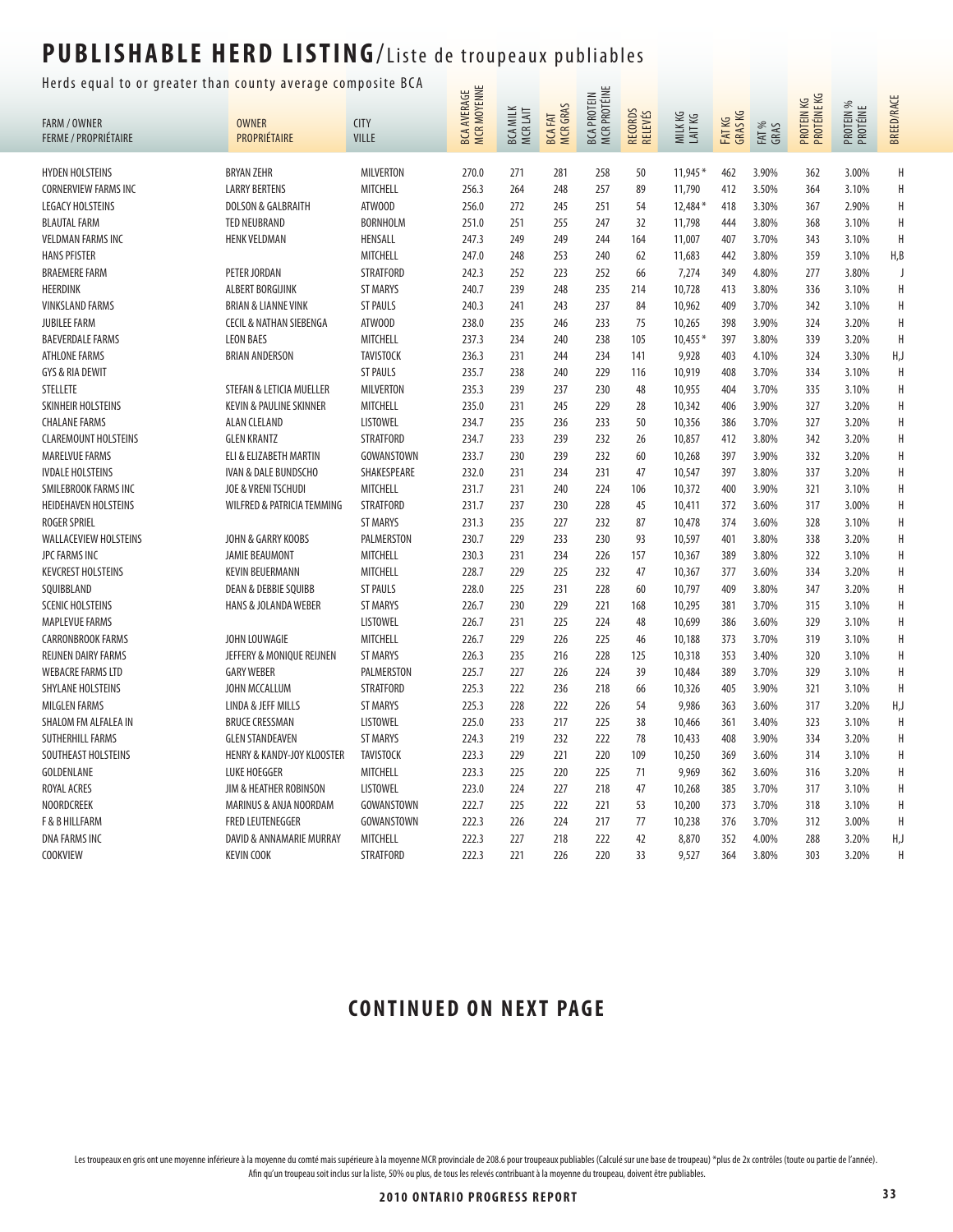# PUBLISHABLE HERD LISTING/Liste de troupeaux publiables

Herds equal to or greater than county average composite BCA

| FARM / OWNER<br>FERME / PROPRIÉTAIRE | OWNER<br>PROPRIÉTAIRE | CITY<br>VILLE | BCA AVERAGE<br>MCR MOYENNE | BCA MILK<br>MCR LAIT | BCA FAT<br>MCR GRAS | BCA PROTEIN<br>MCR PROTÉINE | RECORDS<br>RELEVÉS | MILK KG<br>LAIT KG | FAT KG<br>GRAS KG | FAT %<br>GRAS | PROTEIN KG<br>PROTÉINE KG | PROTEIN %<br>PROTÉINE | BREED/RACE |
|---|---|---|---|---|---|---|---|---|---|---|---|---|---|
| HYDEN HOLSTEINS | BRYAN ZEHR | MILVERTON | 270.0 | 271 | 281 | 258 | 50 | 11,945 * | 462 | 3.90% | 362 | 3.00% | H |
| CORNERVIEW FARMS INC | LARRY BERTENS | MITCHELL | 256.3 | 264 | 248 | 257 | 89 | 11,790 | 412 | 3.50% | 364 | 3.10% | H |
| LEGACY HOLSTEINS | DOLSON & GALBRAITH | ATWOOD | 256.0 | 272 | 245 | 251 | 54 | 12,484 * | 418 | 3.30% | 367 | 2.90% | H |
| BLAUTAL FARM | TED NEUBRAND | BORNHOLM | 251.0 | 251 | 255 | 247 | 32 | 11,798 | 444 | 3.80% | 368 | 3.10% | H |
| VELDMAN FARMS INC | HENK VELDMAN | HENSALL | 247.3 | 249 | 249 | 244 | 164 | 11,007 | 407 | 3.70% | 343 | 3.10% | H |
| HANS PFISTER | | MITCHELL | 247.0 | 248 | 253 | 240 | 62 | 11,683 | 442 | 3.80% | 359 | 3.10% | H,B |
| BRAEMERE FARM | PETER JORDAN | STRATFORD | 242.3 | 252 | 223 | 252 | 66 | 7,274 | 349 | 4.80% | 277 | 3.80% | J |
| HEERDINK | ALBERT BORGIJINK | ST MARYS | 240.7 | 239 | 248 | 235 | 214 | 10,728 | 413 | 3.80% | 336 | 3.10% | H |
| VINKSLAND FARMS | BRIAN & LIANNE VINK | ST PAULS | 240.3 | 241 | 243 | 237 | 84 | 10,962 | 409 | 3.70% | 342 | 3.10% | H |
| JUBILEE FARM | CECIL & NATHAN SIEBENGA | ATWOOD | 238.0 | 235 | 246 | 233 | 75 | 10,265 | 398 | 3.90% | 324 | 3.20% | H |
| BAEVERDALE FARMS | LEON BAES | MITCHELL | 237.3 | 234 | 240 | 238 | 105 | 10,455 * | 397 | 3.80% | 339 | 3.20% | H |
| ATHLONE FARMS | BRIAN ANDERSON | TAVISTOCK | 236.3 | 231 | 244 | 234 | 141 | 9,928 | 403 | 4.10% | 324 | 3.30% | H,J |
| GYS & RIA DEWIT | | ST PAULS | 235.7 | 238 | 240 | 229 | 116 | 10,919 | 408 | 3.70% | 334 | 3.10% | H |
| STELLETE | STEFAN & LETICIA MUELLER | MILVERTON | 235.3 | 239 | 237 | 230 | 48 | 10,955 | 404 | 3.70% | 335 | 3.10% | H |
| SKINHEIR HOLSTEINS | KEVIN & PAULINE SKINNER | MITCHELL | 235.0 | 231 | 245 | 229 | 28 | 10,342 | 406 | 3.90% | 327 | 3.20% | H |
| CHALANE FARMS | ALAN CLELAND | LISTOWEL | 234.7 | 235 | 236 | 233 | 50 | 10,356 | 386 | 3.70% | 327 | 3.20% | H |
| CLAREMOUNT HOLSTEINS | GLEN KRANTZ | STRATFORD | 234.7 | 233 | 239 | 232 | 26 | 10,857 | 412 | 3.80% | 342 | 3.20% | H |
| MARELVUE FARMS | ELI & ELIZABETH MARTIN | GOWANSTOWN | 233.7 | 230 | 239 | 232 | 60 | 10,268 | 397 | 3.90% | 332 | 3.20% | H |
| IVDALE HOLSTEINS | IVAN & DALE BUNDSCHO | SHAKESPEARE | 232.0 | 231 | 234 | 231 | 47 | 10,547 | 397 | 3.80% | 337 | 3.20% | H |
| SMILEBROOK FARMS INC | JOE & VRENI TSCHUDI | MITCHELL | 231.7 | 231 | 240 | 224 | 106 | 10,372 | 400 | 3.90% | 321 | 3.10% | H |
| HEIDEHAVEN HOLSTEINS | WILFRED & PATRICIA TEMMING | STRATFORD | 231.7 | 237 | 230 | 228 | 45 | 10,411 | 372 | 3.60% | 317 | 3.00% | H |
| ROGER SPRIEL | | ST MARYS | 231.3 | 235 | 227 | 232 | 87 | 10,478 | 374 | 3.60% | 328 | 3.10% | H |
| WALLACEVIEW HOLSTEINS | JOHN & GARRY KOOBS | PALMERSTON | 230.7 | 229 | 233 | 230 | 93 | 10,597 | 401 | 3.80% | 338 | 3.20% | H |
| JPC FARMS INC | JAMIE BEAUMONT | MITCHELL | 230.3 | 231 | 234 | 226 | 157 | 10,367 | 389 | 3.80% | 322 | 3.10% | H |
| KEVCREST HOLSTEINS | KEVIN BEUERMANN | MITCHELL | 228.7 | 229 | 225 | 232 | 47 | 10,367 | 377 | 3.60% | 334 | 3.20% | H |
| SQUIBBLAND | DEAN & DEBBIE SQUIBB | ST PAULS | 228.0 | 225 | 231 | 228 | 60 | 10,797 | 409 | 3.80% | 347 | 3.20% | H |
| SCENIC HOLSTEINS | HANS & JOLANDA WEBER | ST MARYS | 226.7 | 230 | 229 | 221 | 168 | 10,295 | 381 | 3.70% | 315 | 3.10% | H |
| MAPLEVUE FARMS | | LISTOWEL | 226.7 | 231 | 225 | 224 | 48 | 10,699 | 386 | 3.60% | 329 | 3.10% | H |
| CARRONBROOK FARMS | JOHN LOUWAGIE | MITCHELL | 226.7 | 229 | 226 | 225 | 46 | 10,188 | 373 | 3.70% | 319 | 3.10% | H |
| REIJNEN DAIRY FARMS | JEFFERY & MONIQUE REIJNEN | ST MARYS | 226.3 | 235 | 216 | 228 | 125 | 10,318 | 353 | 3.40% | 320 | 3.10% | H |
| WEBACRE FARMS LTD | GARY WEBER | PALMERSTON | 225.7 | 227 | 226 | 224 | 39 | 10,484 | 389 | 3.70% | 329 | 3.10% | H |
| SHYLANE HOLSTEINS | JOHN MCCALLUM | STRATFORD | 225.3 | 222 | 236 | 218 | 66 | 10,326 | 405 | 3.90% | 321 | 3.10% | H |
| MILGLEN FARMS | LINDA & JEFF MILLS | ST MARYS | 225.3 | 228 | 222 | 226 | 54 | 9,986 | 363 | 3.60% | 317 | 3.20% | H,J |
| SHALOM FM ALFALEA IN | BRUCE CRESSMAN | LISTOWEL | 225.0 | 233 | 217 | 225 | 38 | 10,466 | 361 | 3.40% | 323 | 3.10% | H |
| SUTHERHILL FARMS | GLEN STANDEAVEN | ST MARYS | 224.3 | 219 | 232 | 222 | 78 | 10,433 | 408 | 3.90% | 334 | 3.20% | H |
| SOUTHEAST HOLSTEINS | HENRY & KANDY-JOY KLOOSTER | TAVISTOCK | 223.3 | 229 | 221 | 220 | 109 | 10,250 | 369 | 3.60% | 314 | 3.10% | H |
| GOLDENLANE | LUKE HOEGGER | MITCHELL | 223.3 | 225 | 220 | 225 | 71 | 9,969 | 362 | 3.60% | 316 | 3.20% | H |
| ROYAL ACRES | JIM & HEATHER ROBINSON | LISTOWEL | 223.0 | 224 | 227 | 218 | 47 | 10,268 | 385 | 3.70% | 317 | 3.10% | H |
| NOORDCREEK | MARINUS & ANJA NOORDAM | GOWANSTOWN | 222.7 | 225 | 222 | 221 | 53 | 10,200 | 373 | 3.70% | 318 | 3.10% | H |
| F & B HILLFARM | FRED LEUTENEGGER | GOWANSTOWN | 222.3 | 226 | 224 | 217 | 77 | 10,238 | 376 | 3.70% | 312 | 3.00% | H |
| DNA FARMS INC | DAVID & ANNAMARIE MURRAY | MITCHELL | 222.3 | 227 | 218 | 222 | 42 | 8,870 | 352 | 4.00% | 288 | 3.20% | H,J |
| COOKVIEW | KEVIN COOK | STRATFORD | 222.3 | 221 | 226 | 220 | 33 | 9,527 | 364 | 3.80% | 303 | 3.20% | H |

## CONTINUED ON NEXT PAGE

Les troupeaux en gris ont une moyenne inférieure à la moyenne du comté mais supérieure à la moyenne MCR provinciale de 208.6 pour troupeaux publiables (Calculé sur une base de troupeau) *plus de 2x contrôles (toute ou partie de l'année). Afin qu'un troupeau soit inclus sur la liste, 50% ou plus, de tous les relevés contribuant à la moyenne du troupeau, doivent être publiables.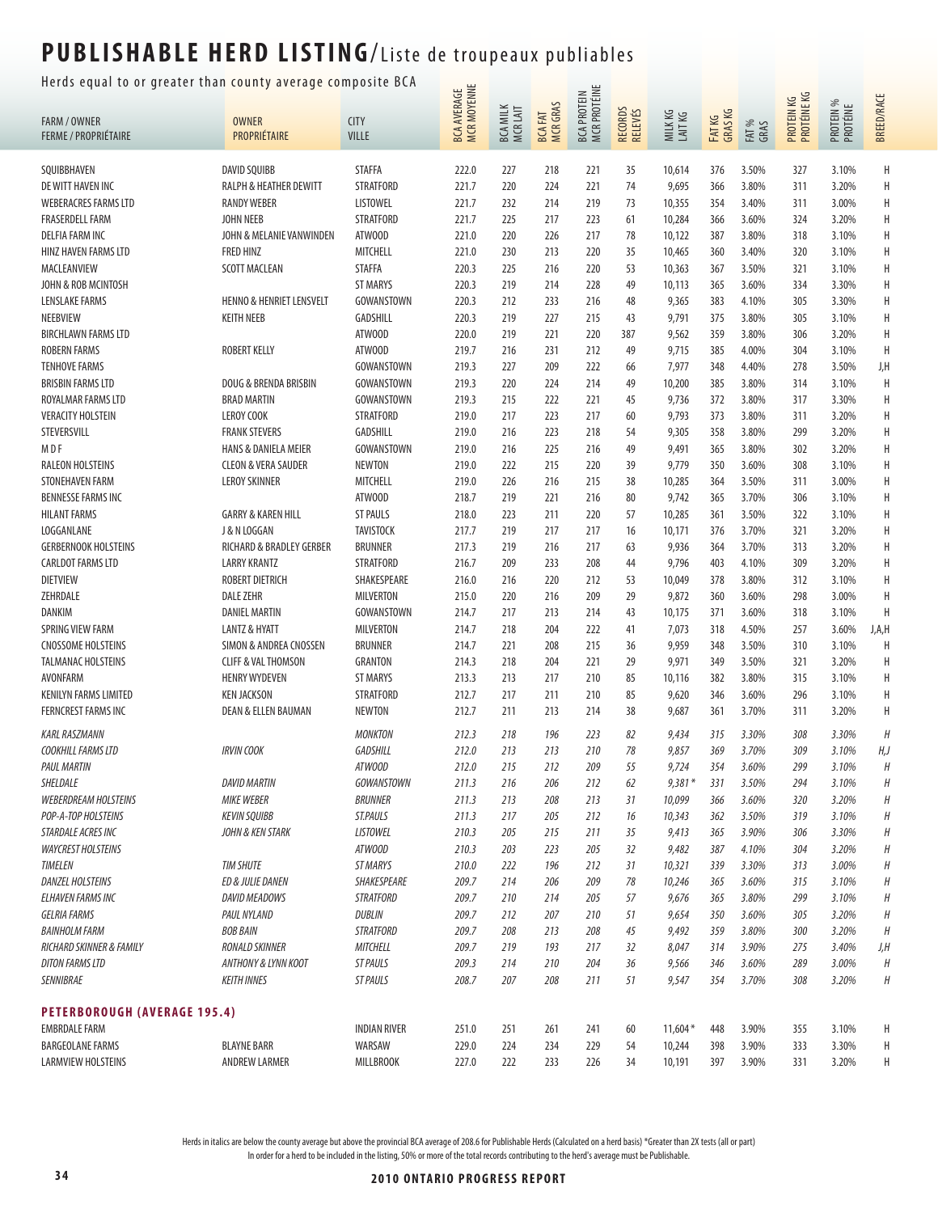# PUBLISHABLE HERD LISTING/Liste de troupeaux publiables

Herds equal to or greater than county average composite BCA

| FARM / OWNER<br>FERME / PROPRIÉTAIRE | OWNER<br>PROPRIÉTAIRE | CITY<br>VILLE | BCA AVERAGE<br>MCR MOYENNE | BCA MILK<br>MCR LAIT | BCA FAT<br>MCR GRAS | BCA PROTEIN<br>MCR PROTÉINE | RECORDS<br>RELEVÉS | MILK KG<br>LAIT KG | FAT KG<br>GRAS KG | FAT %<br>GRAS | PROTEIN KG<br>PROTÉINE KG | PROTEIN %<br>PROTÉINE | BREED/RACE |
|---|---|---|---|---|---|---|---|---|---|---|---|---|---|
| SQUIBBHAVEN | DAVID SQUIBB | STAFFA | 222.0 | 227 | 218 | 221 | 35 | 10,614 | 376 | 3.50% | 327 | 3.10% | H |
| DE WITT HAVEN INC | RALPH & HEATHER DEWITT | STRATFORD | 221.7 | 220 | 224 | 221 | 74 | 9,695 | 366 | 3.80% | 311 | 3.20% | H |
| WEBERACRES FARMS LTD | RANDY WEBER | LISTOWEL | 221.7 | 232 | 214 | 219 | 73 | 10,355 | 354 | 3.40% | 311 | 3.00% | H |
| FRASERDELL FARM | JOHN NEEB | STRATFORD | 221.7 | 225 | 217 | 223 | 61 | 10,284 | 366 | 3.60% | 324 | 3.20% | H |
| DELFIA FARM INC | JOHN & MELANIE VANWINDEN | ATWOOD | 221.0 | 220 | 226 | 217 | 78 | 10,122 | 387 | 3.80% | 318 | 3.10% | H |
| HINZ HAVEN FARMS LTD | FRED HINZ | MITCHELL | 221.0 | 230 | 213 | 220 | 35 | 10,465 | 360 | 3.40% | 320 | 3.10% | H |
| MACLEANVIEW | SCOTT MACLEAN | STAFFA | 220.3 | 225 | 216 | 220 | 53 | 10,363 | 367 | 3.50% | 321 | 3.10% | H |
| JOHN & ROB MCINTOSH | | ST MARYS | 220.3 | 219 | 214 | 228 | 49 | 10,113 | 365 | 3.60% | 334 | 3.30% | H |
| LENSLAKE FARMS | HENNO & HENRIET LENSVELT | GOWANSTOWN | 220.3 | 212 | 233 | 216 | 48 | 9,365 | 383 | 4.10% | 305 | 3.30% | H |
| NEEBVIEW | KEITH NEEB | GADSHILL | 220.3 | 219 | 227 | 215 | 43 | 9,791 | 375 | 3.80% | 305 | 3.10% | H |
| BIRCHLAWN FARMS LTD | | ATWOOD | 220.0 | 219 | 221 | 220 | 387 | 9,562 | 359 | 3.80% | 306 | 3.20% | H |
| ROBERN FARMS | ROBERT KELLY | ATWOOD | 219.7 | 216 | 231 | 212 | 49 | 9,715 | 385 | 4.00% | 304 | 3.10% | H |
| TENHOVE FARMS | | GOWANSTOWN | 219.3 | 227 | 209 | 222 | 66 | 7,977 | 348 | 4.40% | 278 | 3.50% | J,H |
| BRISBIN FARMS LTD | DOUG & BRENDA BRISBIN | GOWANSTOWN | 219.3 | 220 | 224 | 214 | 49 | 10,200 | 385 | 3.80% | 314 | 3.10% | H |
| ROYALMAR FARMS LTD | BRAD MARTIN | GOWANSTOWN | 219.3 | 215 | 222 | 221 | 45 | 9,736 | 372 | 3.80% | 317 | 3.30% | H |
| VERACITY HOLSTEIN | LEROY COOK | STRATFORD | 219.0 | 217 | 223 | 217 | 60 | 9,793 | 373 | 3.80% | 311 | 3.20% | H |
| STEVERSVILL | FRANK STEVERS | GADSHILL | 219.0 | 216 | 223 | 218 | 54 | 9,305 | 358 | 3.80% | 299 | 3.20% | H |
| M D F | HANS & DANIELA MEIER | GOWANSTOWN | 219.0 | 216 | 225 | 216 | 49 | 9,491 | 365 | 3.80% | 302 | 3.20% | H |
| RALEON HOLSTEINS | CLEON & VERA SAUDER | NEWTON | 219.0 | 222 | 215 | 220 | 39 | 9,779 | 350 | 3.60% | 308 | 3.10% | H |
| STONEHAVEN FARM | LEROY SKINNER | MITCHELL | 219.0 | 226 | 216 | 215 | 38 | 10,285 | 364 | 3.50% | 311 | 3.00% | H |
| BENNESSE FARMS INC | | ATWOOD | 218.7 | 219 | 221 | 216 | 80 | 9,742 | 365 | 3.70% | 306 | 3.10% | H |
| HILANT FARMS | GARRY & KAREN HILL | ST PAULS | 218.0 | 223 | 211 | 220 | 57 | 10,285 | 361 | 3.50% | 322 | 3.10% | H |
| LOGGANLANE | J & N LOGGAN | TAVISTOCK | 217.7 | 219 | 217 | 217 | 16 | 10,171 | 376 | 3.70% | 321 | 3.20% | H |
| GERBERNOOK HOLSTEINS | RICHARD & BRADLEY GERBER | BRUNNER | 217.3 | 219 | 216 | 217 | 63 | 9,936 | 364 | 3.70% | 313 | 3.20% | H |
| CARLDOT FARMS LTD | LARRY KRANTZ | STRATFORD | 216.7 | 209 | 233 | 208 | 44 | 9,796 | 403 | 4.10% | 309 | 3.20% | H |
| DIETVIEW | ROBERT DIETRICH | SHAKESPEARE | 216.0 | 216 | 220 | 212 | 53 | 10,049 | 378 | 3.80% | 312 | 3.10% | H |
| ZEHRDALE | DALE ZEHR | MILVERTON | 215.0 | 220 | 216 | 209 | 29 | 9,872 | 360 | 3.60% | 298 | 3.00% | H |
| DANKIM | DANIEL MARTIN | GOWANSTOWN | 214.7 | 217 | 213 | 214 | 43 | 10,175 | 371 | 3.60% | 318 | 3.10% | H |
| SPRING VIEW FARM | LANTZ & HYATT | MILVERTON | 214.7 | 218 | 204 | 222 | 41 | 7,073 | 318 | 4.50% | 257 | 3.60% | J,A,H |
| CNOSSOME HOLSTEINS | SIMON & ANDREA CNOSSEN | BRUNNER | 214.7 | 221 | 208 | 215 | 36 | 9,959 | 348 | 3.50% | 310 | 3.10% | H |
| TALMANAC HOLSTEINS | CLIFF & VAL THOMSON | GRANTON | 214.3 | 218 | 204 | 221 | 29 | 9,971 | 349 | 3.50% | 321 | 3.20% | H |
| AVONFARM | HENRY WYDEVEN | ST MARYS | 213.3 | 213 | 217 | 210 | 85 | 10,116 | 382 | 3.80% | 315 | 3.10% | H |
| KENILYN FARMS LIMITED | KEN JACKSON | STRATFORD | 212.7 | 217 | 211 | 210 | 85 | 9,620 | 346 | 3.60% | 296 | 3.10% | H |
| FERNCREST FARMS INC | DEAN & ELLEN BAUMAN | NEWTON | 212.7 | 211 | 213 | 214 | 38 | 9,687 | 361 | 3.70% | 311 | 3.20% | H |
| *KARL RASZMANN* | | *MONKTON* | *212.3* | *218* | *196* | *223* | *82* | *9,434* | *315* | *3.30%* | *308* | *3.30%* | *H* |
| *COOKHILL FARMS LTD* | *IRVIN COOK* | *GADSHILL* | *212.0* | *213* | *213* | *210* | *78* | *9,857* | *369* | *3.70%* | *309* | *3.10%* | *H,J* |
| *PAUL MARTIN* | | *ATWOOD* | *212.0* | *215* | *212* | *209* | *55* | *9,724* | *354* | *3.60%* | *299* | *3.10%* | *H* |
| *SHELDALE* | *DAVID MARTIN* | *GOWANSTOWN* | *211.3* | *216* | *206* | *212* | *62* | *9,381\** | *331* | *3.50%* | *294* | *3.10%* | *H* |
| *WEBERDREAM HOLSTEINS* | *MIKE WEBER* | *BRUNNER* | *211.3* | *213* | *208* | *213* | *31* | *10,099* | *366* | *3.60%* | *320* | *3.20%* | *H* |
| *POP-A-TOP HOLSTEINS* | *KEVIN SQUIBB* | *ST.PAULS* | *211.3* | *217* | *205* | *212* | *16* | *10,343* | *362* | *3.50%* | *319* | *3.10%* | *H* |
| *STARDALE ACRES INC* | *JOHN & KEN STARK* | *LISTOWEL* | *210.3* | *205* | *215* | *211* | *35* | *9,413* | *365* | *3.90%* | *306* | *3.30%* | *H* |
| *WAYCREST HOLSTEINS* | | *ATWOOD* | *210.3* | *203* | *223* | *205* | *32* | *9,482* | *387* | *4.10%* | *304* | *3.20%* | *H* |
| *TIMELEN* | *TIM SHUTE* | *ST MARYS* | *210.0* | *222* | *196* | *212* | *31* | *10,321* | *339* | *3.30%* | *313* | *3.00%* | *H* |
| *DANZEL HOLSTEINS* | *ED & JULIE DANEN* | *SHAKESPEARE* | *209.7* | *214* | *206* | *209* | *78* | *10,246* | *365* | *3.60%* | *315* | *3.10%* | *H* |
| *ELHAVEN FARMS INC* | *DAVID MEADOWS* | *STRATFORD* | *209.7* | *210* | *214* | *205* | *57* | *9,676* | *365* | *3.80%* | *299* | *3.10%* | *H* |
| *GELRIA FARMS* | *PAUL NYLAND* | *DUBLIN* | *209.7* | *212* | *207* | *210* | *51* | *9,654* | *350* | *3.60%* | *305* | *3.20%* | *H* |
| *BAINHOLM FARM* | *BOB BAIN* | *STRATFORD* | *209.7* | *208* | *213* | *208* | *45* | *9,492* | *359* | *3.80%* | *300* | *3.20%* | *H* |
| *RICHARD SKINNER & FAMILY* | *RONALD SKINNER* | *MITCHELL* | *209.7* | *219* | *193* | *217* | *32* | *8,047* | *314* | *3.90%* | *275* | *3.40%* | *J,H* |
| *DITON FARMS LTD* | *ANTHONY & LYNN KOOT* | *ST PAULS* | *209.3* | *214* | *210* | *204* | *36* | *9,566* | *346* | *3.60%* | *289* | *3.00%* | *H* |
| *SENNIBRAE* | *KEITH INNES* | *ST PAULS* | *208.7* | *207* | *208* | *211* | *51* | *9,547* | *354* | *3.70%* | *308* | *3.20%* | *H* |
| **PETERBOROUGH (AVERAGE 195.4)** | | | | | | | | | | | | | |
| EMBRDALE FARM | | INDIAN RIVER | 251.0 | 251 | 261 | 241 | 60 | 11,604* | 448 | 3.90% | 355 | 3.10% | H |
| BARGEOLANE FARMS | BLAYNE BARR | WARSAW | 229.0 | 224 | 234 | 229 | 54 | 10,244 | 398 | 3.90% | 333 | 3.30% | H |
| LARMVIEW HOLSTEINS | ANDREW LARMER | MILLBROOK | 227.0 | 222 | 233 | 226 | 34 | 10,191 | 397 | 3.90% | 331 | 3.20% | H |

Herds in italics are below the county average but above the provincial BCA average of 208.6 for Publishable Herds (Calculated on a herd basis) *Greater than 2X tests (all or part)

In order for a herd to be included in the listing, 50% or more of the total records contributing to the herd's average must be Publishable.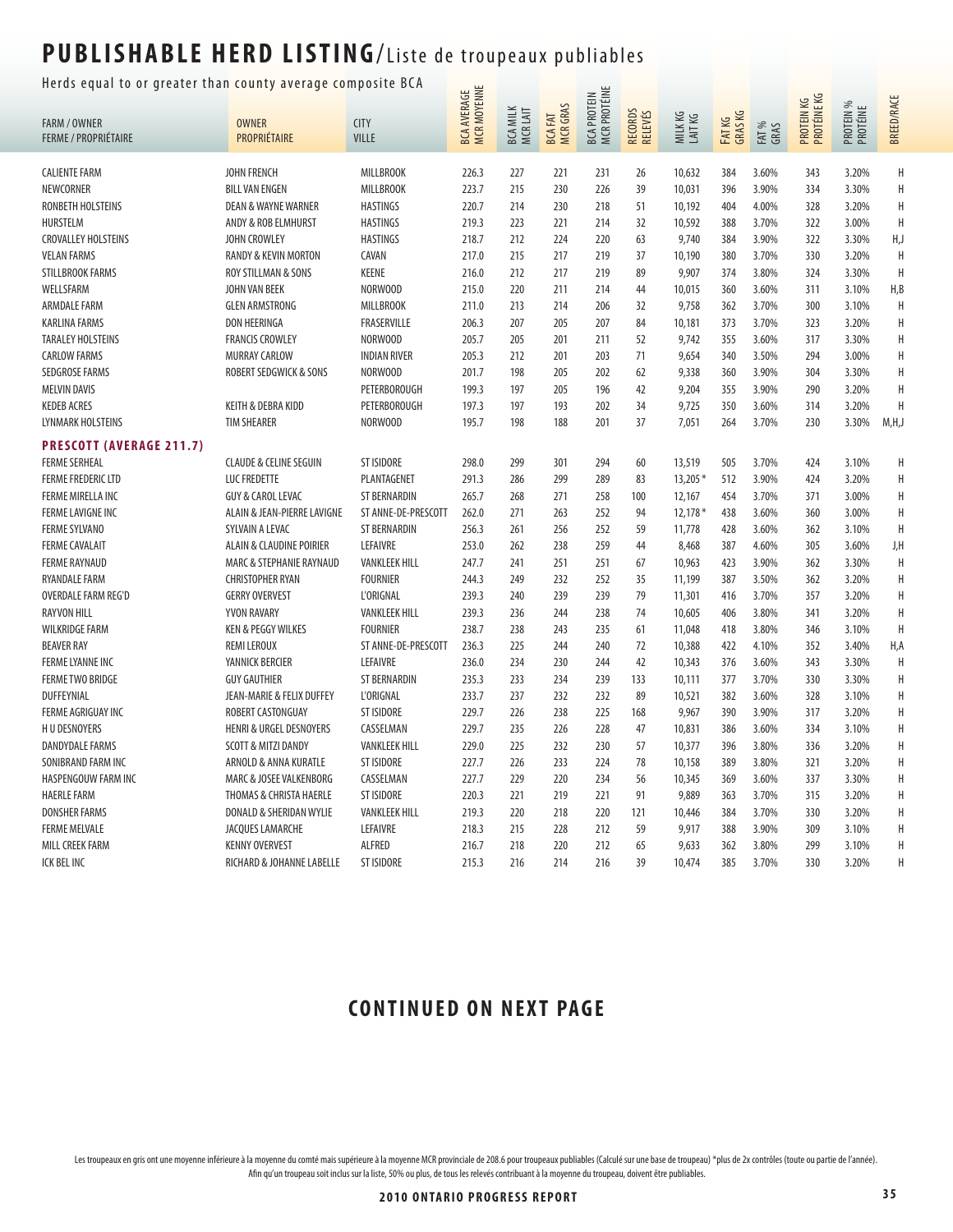# PUBLISHABLE HERD LISTING/Liste de troupeaux publiables

Herds equal to or greater than county average composite BCA

| FARM / OWNER FERME / PROPRIÉTAIRE | OWNER PROPRIÉTAIRE | CITY VILLE | BCA AVERAGE MCR MOYENNE | BCA MILK MCR LAIT | BCA FAT MCR GRAS | BCA PROTEIN MCR PROTÉINE | RECORDS RELEVÉS | MILK KG LAIT KG | FAT KG GRAS KG | FAT % GRAS | PROTEIN KG PROTÉINE KG | PROTEIN % PROTÉINE | BREED/RACE |
|---|---|---|---|---|---|---|---|---|---|---|---|---|---|
| CALIENTE FARM | JOHN FRENCH | MILLBROOK | 226.3 | 227 | 221 | 231 | 26 | 10,632 | 384 | 3.60% | 343 | 3.20% | H |
| NEWCORNER | BILL VAN ENGEN | MILLBROOK | 223.7 | 215 | 230 | 226 | 39 | 10,031 | 396 | 3.90% | 334 | 3.30% | H |
| RONBETH HOLSTEINS | DEAN & WAYNE WARNER | HASTINGS | 220.7 | 214 | 230 | 218 | 51 | 10,192 | 404 | 4.00% | 328 | 3.20% | H |
| HURSTELM | ANDY & ROB ELMHURST | HASTINGS | 219.3 | 223 | 221 | 214 | 32 | 10,592 | 388 | 3.70% | 322 | 3.00% | H |
| CROVALLEY HOLSTEINS | JOHN CROWLEY | HASTINGS | 218.7 | 212 | 224 | 220 | 63 | 9,740 | 384 | 3.90% | 322 | 3.30% | H,J |
| VELAN FARMS | RANDY & KEVIN MORTON | CAVAN | 217.0 | 215 | 217 | 219 | 37 | 10,190 | 380 | 3.70% | 330 | 3.20% | H |
| STILLBROOK FARMS | ROY STILLMAN & SONS | KEENE | 216.0 | 212 | 217 | 219 | 89 | 9,907 | 374 | 3.80% | 324 | 3.30% | H |
| WELLSFARM | JOHN VAN BEEK | NORWOOD | 215.0 | 220 | 211 | 214 | 44 | 10,015 | 360 | 3.60% | 311 | 3.10% | H,B |
| ARMDALE FARM | GLEN ARMSTRONG | MILLBROOK | 211.0 | 213 | 214 | 206 | 32 | 9,758 | 362 | 3.70% | 300 | 3.10% | H |
| KARLINA FARMS | DON HEERINGA | FRASERVILLE | 206.3 | 207 | 205 | 207 | 84 | 10,181 | 373 | 3.70% | 323 | 3.20% | H |
| TARALEY HOLSTEINS | FRANCIS CROWLEY | NORWOOD | 205.7 | 205 | 201 | 211 | 52 | 9,742 | 355 | 3.60% | 317 | 3.30% | H |
| CARLOW FARMS | MURRAY CARLOW | INDIAN RIVER | 205.3 | 212 | 201 | 203 | 71 | 9,654 | 340 | 3.50% | 294 | 3.00% | H |
| SEDGROSE FARMS | ROBERT SEDGWICK & SONS | NORWOOD | 201.7 | 198 | 205 | 202 | 62 | 9,338 | 360 | 3.90% | 304 | 3.30% | H |
| MELVIN DAVIS | | PETERBOROUGH | 199.3 | 197 | 205 | 196 | 42 | 9,204 | 355 | 3.90% | 290 | 3.20% | H |
| KEDEB ACRES | KEITH & DEBRA KIDD | PETERBOROUGH | 197.3 | 197 | 193 | 202 | 34 | 9,725 | 350 | 3.60% | 314 | 3.20% | H |
| LYNMARK HOLSTEINS | TIM SHEARER | NORWOOD | 195.7 | 198 | 188 | 201 | 37 | 7,051 | 264 | 3.70% | 230 | 3.30% | M,H,J |
| **PRESCOTT (AVERAGE 211.7)** | | | | | | | | | | | | | |
| FERME SERHEAL | CLAUDE & CELINE SEGUIN | ST ISIDORE | 298.0 | 299 | 301 | 294 | 60 | 13,519 | 505 | 3.70% | 424 | 3.10% | H |
| FERME FREDERIC LTD | LUC FREDETTE | PLANTAGENET | 291.3 | 286 | 299 | 289 | 83 | 13,205 * | 512 | 3.90% | 424 | 3.20% | H |
| FERME MIRELLA INC | GUY & CAROL LEVAC | ST BERNARDIN | 265.7 | 268 | 271 | 258 | 100 | 12,167 | 454 | 3.70% | 371 | 3.00% | H |
| FERME LAVIGNE INC | ALAIN & JEAN-PIERRE LAVIGNE | ST ANNE-DE-PRESCOTT | 262.0 | 271 | 263 | 252 | 94 | 12,178 * | 438 | 3.60% | 360 | 3.00% | H |
| FERME SYLVANO | SYLVAIN A LEVAC | ST BERNARDIN | 256.3 | 261 | 256 | 252 | 59 | 11,778 | 428 | 3.60% | 362 | 3.10% | H |
| FERME CAVALAIT | ALAIN & CLAUDINE POIRIER | LEFAIVRE | 253.0 | 262 | 238 | 259 | 44 | 8,468 | 387 | 4.60% | 305 | 3.60% | J,H |
| FERME RAYNAUD | MARC & STEPHANIE RAYNAUD | VANKLEEK HILL | 247.7 | 241 | 251 | 251 | 67 | 10,963 | 423 | 3.90% | 362 | 3.30% | H |
| RYANDALE FARM | CHRISTOPHER RYAN | FOURNIER | 244.3 | 249 | 232 | 252 | 35 | 11,199 | 387 | 3.50% | 362 | 3.20% | H |
| OVERDALE FARM REG'D | GERRY OVERVEST | L'ORIGNAL | 239.3 | 240 | 239 | 239 | 79 | 11,301 | 416 | 3.70% | 357 | 3.20% | H |
| RAYVON HILL | YVON RAVARY | VANKLEEK HILL | 239.3 | 236 | 244 | 238 | 74 | 10,605 | 406 | 3.80% | 341 | 3.20% | H |
| WILKRIDGE FARM | KEN & PEGGY WILKES | FOURNIER | 238.7 | 238 | 243 | 235 | 61 | 11,048 | 418 | 3.80% | 346 | 3.10% | H |
| BEAVER RAY | REMI LEROUX | ST ANNE-DE-PRESCOTT | 236.3 | 225 | 244 | 240 | 72 | 10,388 | 422 | 4.10% | 352 | 3.40% | H,A |
| FERME LYANNE INC | YANNICK BERCIER | LEFAIVRE | 236.0 | 234 | 230 | 244 | 42 | 10,343 | 376 | 3.60% | 343 | 3.30% | H |
| FERME TWO BRIDGE | GUY GAUTHIER | ST BERNARDIN | 235.3 | 233 | 234 | 239 | 133 | 10,111 | 377 | 3.70% | 330 | 3.30% | H |
| DUFFEYNIAL | JEAN-MARIE & FELIX DUFFEY | L'ORIGNAL | 233.7 | 237 | 232 | 232 | 89 | 10,521 | 382 | 3.60% | 328 | 3.10% | H |
| FERME AGRIGUAY INC | ROBERT CASTONGUAY | ST ISIDORE | 229.7 | 226 | 238 | 225 | 168 | 9,967 | 390 | 3.90% | 317 | 3.20% | H |
| H U DESNOYERS | HENRI & URGEL DESNOYERS | CASSELMAN | 229.7 | 235 | 226 | 228 | 47 | 10,831 | 386 | 3.60% | 334 | 3.10% | H |
| DANDYDALE FARMS | SCOTT & MITZI DANDY | VANKLEEK HILL | 229.0 | 225 | 232 | 230 | 57 | 10,377 | 396 | 3.80% | 336 | 3.20% | H |
| SONIBRAND FARM INC | ARNOLD & ANNA KURATLE | ST ISIDORE | 227.7 | 226 | 233 | 224 | 78 | 10,158 | 389 | 3.80% | 321 | 3.20% | H |
| HASPENGOUW FARM INC | MARC & JOSEE VALKENBORG | CASSELMAN | 227.7 | 229 | 220 | 234 | 56 | 10,345 | 369 | 3.60% | 337 | 3.30% | H |
| HAERLE FARM | THOMAS & CHRISTA HAERLE | ST ISIDORE | 220.3 | 221 | 219 | 221 | 91 | 9,889 | 363 | 3.70% | 315 | 3.20% | H |
| DONSHER FARMS | DONALD & SHERIDAN WYLIE | VANKLEEK HILL | 219.3 | 220 | 218 | 220 | 121 | 10,446 | 384 | 3.70% | 330 | 3.20% | H |
| FERME MELVALE | JACQUES LAMARCHE | LEFAIVRE | 218.3 | 215 | 228 | 212 | 59 | 9,917 | 388 | 3.90% | 309 | 3.10% | H |
| MILL CREEK FARM | KENNY OVERVEST | ALFRED | 216.7 | 218 | 220 | 212 | 65 | 9,633 | 362 | 3.80% | 299 | 3.10% | H |
| ICK BEL INC | RICHARD & JOHANNE LABELLE | ST ISIDORE | 215.3 | 216 | 214 | 216 | 39 | 10,474 | 385 | 3.70% | 330 | 3.20% | H |

**CONTINUED ON NEXT PAGE**

Les troupeaux en gris ont une moyenne inférieure à la moyenne du comté mais supérieure à la moyenne MCR provinciale de 208.6 pour troupeaux publiables (Calculé sur une base de troupeau) *plus de 2x contrôles (toute ou partie de l'année).
Afin qu'un troupeau soit inclus sur la liste, 50% ou plus, de tous les relevés contribuant à la moyenne du troupeau, doivent être publiables.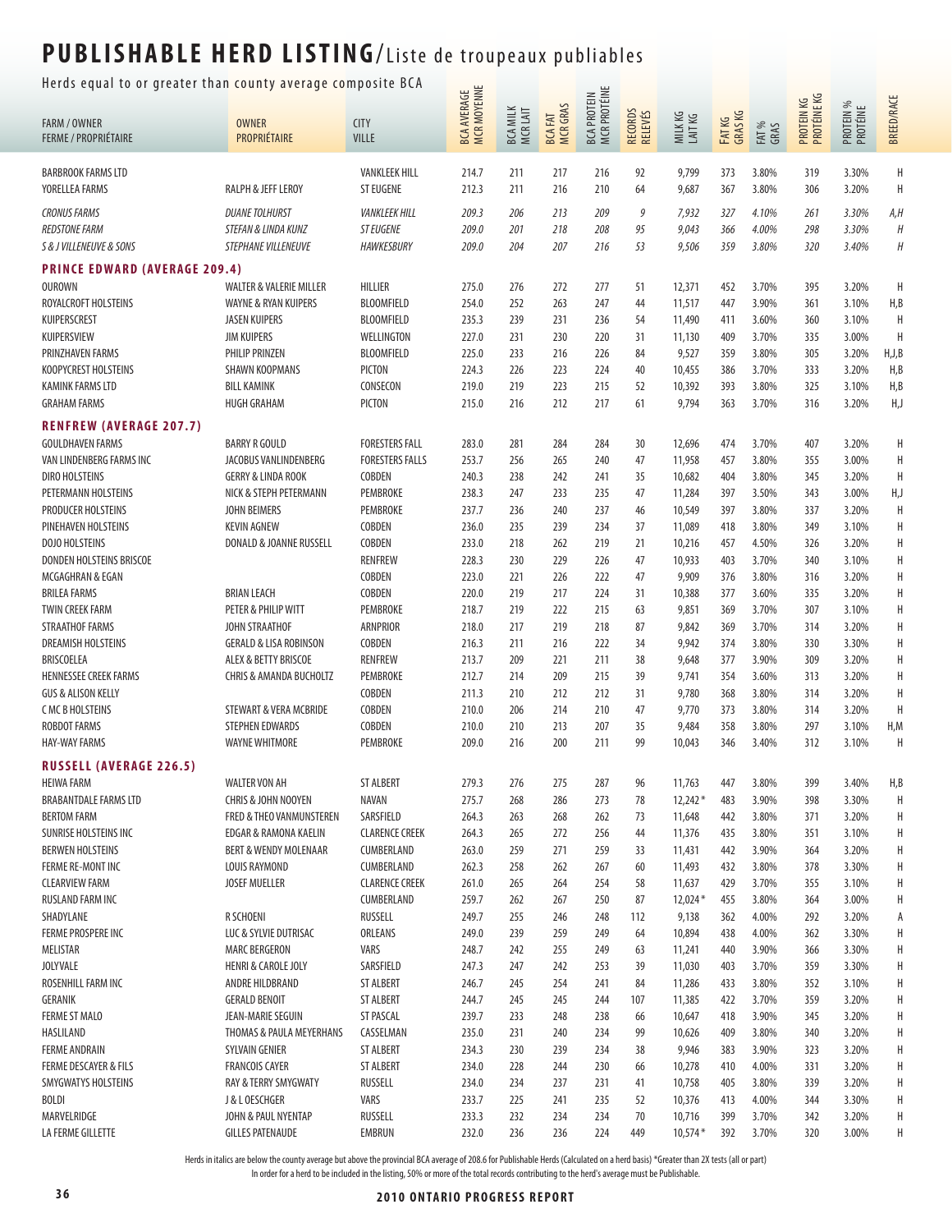# PUBLISHABLE HERD LISTING/Liste de troupeaux publiables

Herds equal to or greater than county average composite BCA

| FARM / OWNER<br>FERME / PROPRIÉTAIRE | OWNER<br>PROPRIÉTAIRE | CITY<br>VILLE | BCA AVERAGE<br>MCR MOYENNE | BCA MILK<br>MCR LAIT | BCA FAT<br>MCR GRAS | BCA PROTEIN<br>MCR PROTÉINE | RECORDS<br>RELEVÉS | MILK KG<br>LAIT KG | FAT KG<br>GRAS KG | FAT %<br>GRAS | PROTEIN KG<br>PROTÉINE KG | PROTEIN %<br>PROTÉINE | BREED/RACE |
|---|---|---|---|---|---|---|---|---|---|---|---|---|---|
| BARBROOK FARMS LTD | | VANKLEEK HILL | 214.7 | 211 | 217 | 216 | 92 | 9,799 | 373 | 3.80% | 319 | 3.30% | H |
| YORELLEA FARMS | RALPH & JEFF LEROY | ST EUGENE | 212.3 | 211 | 216 | 210 | 64 | 9,687 | 367 | 3.80% | 306 | 3.20% | H |
| *CRONUS FARMS* | *DUANE TOLHURST* | *VANKLEEK HILL* | *209.3* | *206* | *213* | *209* | *9* | *7,932* | *327* | *4.10%* | *261* | *3.30%* | *A,H* |
| *REDSTONE FARM* | *STEFAN & LINDA KUNZ* | *ST EUGENE* | *209.0* | *201* | *218* | *208* | *95* | *9,043* | *366* | *4.00%* | *298* | *3.30%* | *H* |
| *S & J VILLENEUVE & SONS* | *STEPHANE VILLENEUVE* | *HAWKESBURY* | *209.0* | *204* | *207* | *216* | *53* | *9,506* | *359* | *3.80%* | *320* | *3.40%* | *H* |
| **PRINCE EDWARD (AVERAGE 209.4)** | | | | | | | | | | | | | |
| OUROWN | WALTER & VALERIE MILLER | HILLIER | 275.0 | 276 | 272 | 277 | 51 | 12,371 | 452 | 3.70% | 395 | 3.20% | H |
| ROYALCROFT HOLSTEINS | WAYNE & RYAN KUIPERS | BLOOMFIELD | 254.0 | 252 | 263 | 247 | 44 | 11,517 | 447 | 3.90% | 361 | 3.10% | H,B |
| KUIPERSCREST | JASEN KUIPERS | BLOOMFIELD | 235.3 | 239 | 231 | 236 | 54 | 11,490 | 411 | 3.60% | 360 | 3.10% | H |
| KUIPERSVIEW | JIM KUIPERS | WELLINGTON | 227.0 | 231 | 230 | 220 | 31 | 11,130 | 409 | 3.70% | 335 | 3.00% | H |
| PRINZHAVEN FARMS | PHILIP PRINZEN | BLOOMFIELD | 225.0 | 233 | 216 | 226 | 84 | 9,527 | 359 | 3.80% | 305 | 3.20% | H,J,B |
| KOOPYCREST HOLSTEINS | SHAWN KOOPMANS | PICTON | 224.3 | 226 | 223 | 224 | 40 | 10,455 | 386 | 3.70% | 333 | 3.20% | H,B |
| KAMINK FARMS LTD | BILL KAMINK | CONSECON | 219.0 | 219 | 223 | 215 | 52 | 10,392 | 393 | 3.80% | 325 | 3.10% | H,B |
| GRAHAM FARMS | HUGH GRAHAM | PICTON | 215.0 | 216 | 212 | 217 | 61 | 9,794 | 363 | 3.70% | 316 | 3.20% | H,J |
| **RENFREW (AVERAGE 207.7)** | | | | | | | | | | | | | |
| GOULDHAVEN FARMS | BARRY R GOULD | FORESTERS FALL | 283.0 | 281 | 284 | 284 | 30 | 12,696 | 474 | 3.70% | 407 | 3.20% | H |
| VAN LINDENBERG FARMS INC | JACOBUS VANLINDENBERG | FORESTERS FALLS | 253.7 | 256 | 265 | 240 | 47 | 11,958 | 457 | 3.80% | 355 | 3.00% | H |
| DIRO HOLSTEINS | GERRY & LINDA ROOK | COBDEN | 240.3 | 238 | 242 | 241 | 35 | 10,682 | 404 | 3.80% | 345 | 3.20% | H |
| PETERMANN HOLSTEINS | NICK & STEPH PETERMANN | PEMBROKE | 238.3 | 247 | 233 | 235 | 47 | 11,284 | 397 | 3.50% | 343 | 3.00% | H,J |
| PRODUCER HOLSTEINS | JOHN BEIMERS | PEMBROKE | 237.7 | 236 | 240 | 237 | 46 | 10,549 | 397 | 3.80% | 337 | 3.20% | H |
| PINEHAVEN HOLSTEINS | KEVIN AGNEW | COBDEN | 236.0 | 235 | 239 | 234 | 37 | 11,089 | 418 | 3.80% | 349 | 3.10% | H |
| DOJO HOLSTEINS | DONALD & JOANNE RUSSELL | COBDEN | 233.0 | 218 | 262 | 219 | 21 | 10,216 | 457 | 4.50% | 326 | 3.20% | H |
| DONDEN HOLSTEINS BRISCOE | | RENFREW | 228.3 | 230 | 229 | 226 | 47 | 10,933 | 403 | 3.70% | 340 | 3.10% | H |
| MCGAGHRAN & EGAN | | COBDEN | 223.0 | 221 | 226 | 222 | 47 | 9,909 | 376 | 3.80% | 316 | 3.20% | H |
| BRILEA FARMS | BRIAN LEACH | COBDEN | 220.0 | 219 | 217 | 224 | 31 | 10,388 | 377 | 3.60% | 335 | 3.20% | H |
| TWIN CREEK FARM | PETER & PHILIP WITT | PEMBROKE | 218.7 | 219 | 222 | 215 | 63 | 9,851 | 369 | 3.70% | 307 | 3.10% | H |
| STRAATHOF FARMS | JOHN STRAATHOF | ARNPRIOR | 218.0 | 217 | 219 | 218 | 87 | 9,842 | 369 | 3.70% | 314 | 3.20% | H |
| DREAMISH HOLSTEINS | GERALD & LISA ROBINSON | COBDEN | 216.3 | 211 | 216 | 222 | 34 | 9,942 | 374 | 3.80% | 330 | 3.30% | H |
| BRISCOELEA | ALEX & BETTY BRISCOE | RENFREW | 213.7 | 209 | 221 | 211 | 38 | 9,648 | 377 | 3.90% | 309 | 3.20% | H |
| HENNESSEE CREEK FARMS | CHRIS & AMANDA BUCHOLTZ | PEMBROKE | 212.7 | 214 | 209 | 215 | 39 | 9,741 | 354 | 3.60% | 313 | 3.20% | H |
| GUS & ALISON KELLY | | COBDEN | 211.3 | 210 | 212 | 212 | 31 | 9,780 | 368 | 3.80% | 314 | 3.20% | H |
| C MC B HOLSTEINS | STEWART & VERA MCBRIDE | COBDEN | 210.0 | 206 | 214 | 210 | 47 | 9,770 | 373 | 3.80% | 314 | 3.20% | H |
| ROBDOT FARMS | STEPHEN EDWARDS | COBDEN | 210.0 | 210 | 213 | 207 | 35 | 9,484 | 358 | 3.80% | 297 | 3.10% | H,M |
| HAY-WAY FARMS | WAYNE WHITMORE | PEMBROKE | 209.0 | 216 | 200 | 211 | 99 | 10,043 | 346 | 3.40% | 312 | 3.10% | H |
| **RUSSELL (AVERAGE 226.5)** | | | | | | | | | | | | | |
| HEIWA FARM | WALTER VON AH | ST ALBERT | 279.3 | 276 | 275 | 287 | 96 | 11,763 | 447 | 3.80% | 399 | 3.40% | H,B |
| BRABANTDALE FARMS LTD | CHRIS & JOHN NOOYEN | NAVAN | 275.7 | 268 | 286 | 273 | 78 | 12,242* | 483 | 3.90% | 398 | 3.30% | H |
| BERTOM FARM | FRED & THEO VANMUNSTEREN | SARSFIELD | 264.3 | 263 | 268 | 262 | 73 | 11,648 | 442 | 3.80% | 371 | 3.20% | H |
| SUNRISE HOLSTEINS INC | EDGAR & RAMONA KAELIN | CLARENCE CREEK | 264.3 | 265 | 272 | 256 | 44 | 11,376 | 435 | 3.80% | 351 | 3.10% | H |
| BERWEN HOLSTEINS | BERT & WENDY MOLENAAR | CUMBERLAND | 263.0 | 259 | 271 | 259 | 33 | 11,431 | 442 | 3.90% | 364 | 3.20% | H |
| FERME RE-MONT INC | LOUIS RAYMOND | CUMBERLAND | 262.3 | 258 | 262 | 267 | 60 | 11,493 | 432 | 3.80% | 378 | 3.30% | H |
| CLEARVIEW FARM | JOSEF MUELLER | CLARENCE CREEK | 261.0 | 265 | 264 | 254 | 58 | 11,637 | 429 | 3.70% | 355 | 3.10% | H |
| RUSLAND FARM INC | | CUMBERLAND | 259.7 | 262 | 267 | 250 | 87 | 12,024* | 455 | 3.80% | 364 | 3.00% | H |
| SHADYLANE | R SCHOENI | RUSSELL | 249.7 | 255 | 246 | 248 | 112 | 9,138 | 362 | 4.00% | 292 | 3.20% | A |
| FERME PROSPERE INC | LUC & SYLVIE DUTRISAC | ORLEANS | 249.0 | 239 | 259 | 249 | 64 | 10,894 | 438 | 4.00% | 362 | 3.30% | H |
| MELISTAR | MARC BERGERON | VARS | 248.7 | 242 | 255 | 249 | 63 | 11,241 | 440 | 3.90% | 366 | 3.30% | H |
| JOLYVALE | HENRI & CAROLE JOLY | SARSFIELD | 247.3 | 247 | 242 | 253 | 39 | 11,030 | 403 | 3.70% | 359 | 3.30% | H |
| ROSENHILL FARM INC | ANDRE HILDBRAND | ST ALBERT | 246.7 | 245 | 254 | 241 | 84 | 11,286 | 433 | 3.80% | 352 | 3.10% | H |
| GERANIK | GERALD BENOIT | ST ALBERT | 244.7 | 245 | 245 | 244 | 107 | 11,385 | 422 | 3.70% | 359 | 3.20% | H |
| FERME ST MALO | JEAN-MARIE SEGUIN | ST PASCAL | 239.7 | 233 | 248 | 238 | 66 | 10,647 | 418 | 3.90% | 345 | 3.20% | H |
| HASLILAND | THOMAS & PAULA MEYERHANS | CASSELMAN | 235.0 | 231 | 240 | 234 | 99 | 10,626 | 409 | 3.80% | 340 | 3.20% | H |
| FERME ANDRAIN | SYLVAIN GENIER | ST ALBERT | 234.3 | 230 | 239 | 234 | 38 | 9,946 | 383 | 3.90% | 323 | 3.20% | H |
| FERME DESCAYER & FILS | FRANCOIS CAYER | ST ALBERT | 234.0 | 228 | 244 | 230 | 66 | 10,278 | 410 | 4.00% | 331 | 3.20% | H |
| SMYGWATYS HOLSTEINS | RAY & TERRY SMYGWATY | RUSSELL | 234.0 | 234 | 237 | 231 | 41 | 10,758 | 405 | 3.80% | 339 | 3.20% | H |
| BOLDI | J & L OESCHGER | VARS | 233.7 | 225 | 241 | 235 | 52 | 10,376 | 413 | 4.00% | 344 | 3.30% | H |
| MARVELRIDGE | JOHN & PAUL NYENTAP | RUSSELL | 233.3 | 232 | 234 | 234 | 70 | 10,716 | 399 | 3.70% | 342 | 3.20% | H |
| LA FERME GILLETTE | GILLES PATENAUDE | EMBRUN | 232.0 | 236 | 236 | 224 | 449 | 10,574* | 392 | 3.70% | 320 | 3.00% | H |

Herds in italics are below the county average but above the provincial BCA average of 208.6 for Publishable Herds (Calculated on a herd basis) *Greater than 2X tests (all or part)
In order for a herd to be included in the listing, 50% or more of the total records contributing to the herd's average must be Publishable.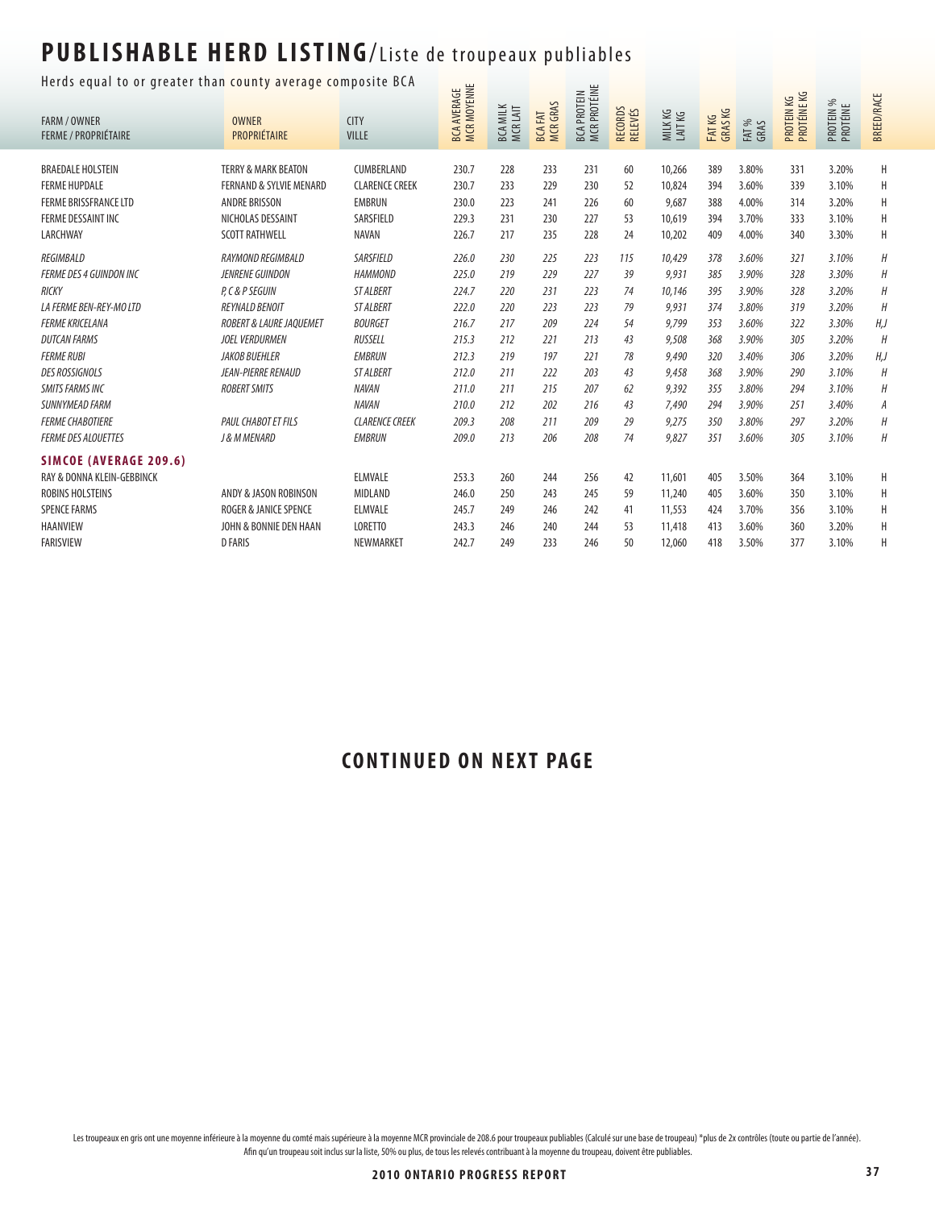# PUBLISHABLE HERD LISTING/Liste de troupeaux publiables

Herds equal to or greater than county average composite BCA

| FARM / OWNER<br>FERME / PROPRIÉTAIRE | OWNER<br>PROPRIÉTAIRE | CITY<br>VILLE | BCA AVERAGE<br>MCR MOYENNE | BCA MILK<br>MCR LAIT | BCA FAT<br>MCR GRAS | BCA PROTEIN<br>MCR PROTÉINE | RECORDS<br>RELEVÉS | MILK KG<br>LAIT KG | FAT KG<br>GRAS KG | FAT %<br>GRAS | PROTEIN KG<br>PROTÉINE KG | PROTEIN %<br>PROTÉINE | BREED/RACE |
|---|---|---|---|---|---|---|---|---|---|---|---|---|---|
| BRAEDALE HOLSTEIN | TERRY & MARK BEATON | CUMBERLAND | 230.7 | 228 | 233 | 231 | 60 | 10,266 | 389 | 3.80% | 331 | 3.20% | H |
| FERME HUPDALE | FERNAND & SYLVIE MENARD | CLARENCE CREEK | 230.7 | 233 | 229 | 230 | 52 | 10,824 | 394 | 3.60% | 339 | 3.10% | H |
| FERME BRISSFRANCE LTD | ANDRE BRISSON | EMBRUN | 230.0 | 223 | 241 | 226 | 60 | 9,687 | 388 | 4.00% | 314 | 3.20% | H |
| FERME DESSAINT INC | NICHOLAS DESSAINT | SARSFIELD | 229.3 | 231 | 230 | 227 | 53 | 10,619 | 394 | 3.70% | 333 | 3.10% | H |
| LARCHWAY | SCOTT RATHWELL | NAVAN | 226.7 | 217 | 235 | 228 | 24 | 10,202 | 409 | 4.00% | 340 | 3.30% | H |
| *REGIMBALD* | *RAYMOND REGIMBALD* | *SARSFIELD* | *226.0* | *230* | *225* | *223* | *115* | *10,429* | *378* | *3.60%* | *321* | *3.10%* | *H* |
| *FERME DES 4 GUINDON INC* | *JENRENE GUINDON* | *HAMMOND* | *225.0* | *219* | *229* | *227* | *39* | *9,931* | *385* | *3.90%* | *328* | *3.30%* | *H* |
| *RICKY* | *P, C & P SEGUIN* | *ST ALBERT* | *224.7* | *220* | *231* | *223* | *74* | *10,146* | *395* | *3.90%* | *328* | *3.20%* | *H* |
| *LA FERME BEN-REY-MO LTD* | *REYNALD BENOIT* | *ST ALBERT* | *222.0* | *220* | *223* | *223* | *79* | *9,931* | *374* | *3.80%* | *319* | *3.20%* | *H* |
| *FERME KRICELANA* | *ROBERT & LAURE JAQUEMET* | *BOURGET* | *216.7* | *217* | *209* | *224* | *54* | *9,799* | *353* | *3.60%* | *322* | *3.30%* | *H,J* |
| *DUTCAN FARMS* | *JOEL VERDURMEN* | *RUSSELL* | *215.3* | *212* | *221* | *213* | *43* | *9,508* | *368* | *3.90%* | *305* | *3.20%* | *H* |
| *FERME RUBI* | *JAKOB BUEHLER* | *EMBRUN* | *212.3* | *219* | *197* | *221* | *78* | *9,490* | *320* | *3.40%* | *306* | *3.20%* | *H,J* |
| *DES ROSSIGNOLS* | *JEAN-PIERRE RENAUD* | *ST ALBERT* | *212.0* | *211* | *222* | *203* | *43* | *9,458* | *368* | *3.90%* | *290* | *3.10%* | *H* |
| *SMITS FARMS INC* | *ROBERT SMITS* | *NAVAN* | *211.0* | *211* | *215* | *207* | *62* | *9,392* | *355* | *3.80%* | *294* | *3.10%* | *H* |
| *SUNNYMEAD FARM* | | *NAVAN* | *210.0* | *212* | *202* | *216* | *43* | *7,490* | *294* | *3.90%* | *251* | *3.40%* | *A* |
| *FERME CHABOTIERE* | *PAUL CHABOT ET FILS* | *CLARENCE CREEK* | *209.3* | *208* | *211* | *209* | *29* | *9,275* | *350* | *3.80%* | *297* | *3.20%* | *H* |
| *FERME DES ALOUETTES* | *J & M MENARD* | *EMBRUN* | *209.0* | *213* | *206* | *208* | *74* | *9,827* | *351* | *3.60%* | *305* | *3.10%* | *H* |
| **SIMCOE (AVERAGE 209.6)** | | | | | | | | | | | | | |
| RAY & DONNA KLEIN-GEBBINCK | | ELMVALE | 253.3 | 260 | 244 | 256 | 42 | 11,601 | 405 | 3.50% | 364 | 3.10% | H |
| ROBINS HOLSTEINS | ANDY & JASON ROBINSON | MIDLAND | 246.0 | 250 | 243 | 245 | 59 | 11,240 | 405 | 3.60% | 350 | 3.10% | H |
| SPENCE FARMS | ROGER & JANICE SPENCE | ELMVALE | 245.7 | 249 | 246 | 242 | 41 | 11,553 | 424 | 3.70% | 356 | 3.10% | H |
| HAANVIEW | JOHN & BONNIE DEN HAAN | LORETTO | 243.3 | 246 | 240 | 244 | 53 | 11,418 | 413 | 3.60% | 360 | 3.20% | H |
| FARISVIEW | D FARIS | NEWMARKET | 242.7 | 249 | 233 | 246 | 50 | 12,060 | 418 | 3.50% | 377 | 3.10% | H |

**CONTINUED ON NEXT PAGE**

Les troupeaux en gris ont une moyenne inférieure à la moyenne du comté mais supérieure à la moyenne MCR provinciale de 208.6 pour troupeaux publiables (Calculé sur une base de troupeau) *plus de 2x contrôles (toute ou partie de l'année). Afin qu'un troupeau soit inclus sur la liste, 50% ou plus, de tous les relevés contribuant à la moyenne du troupeau, doivent être publiables.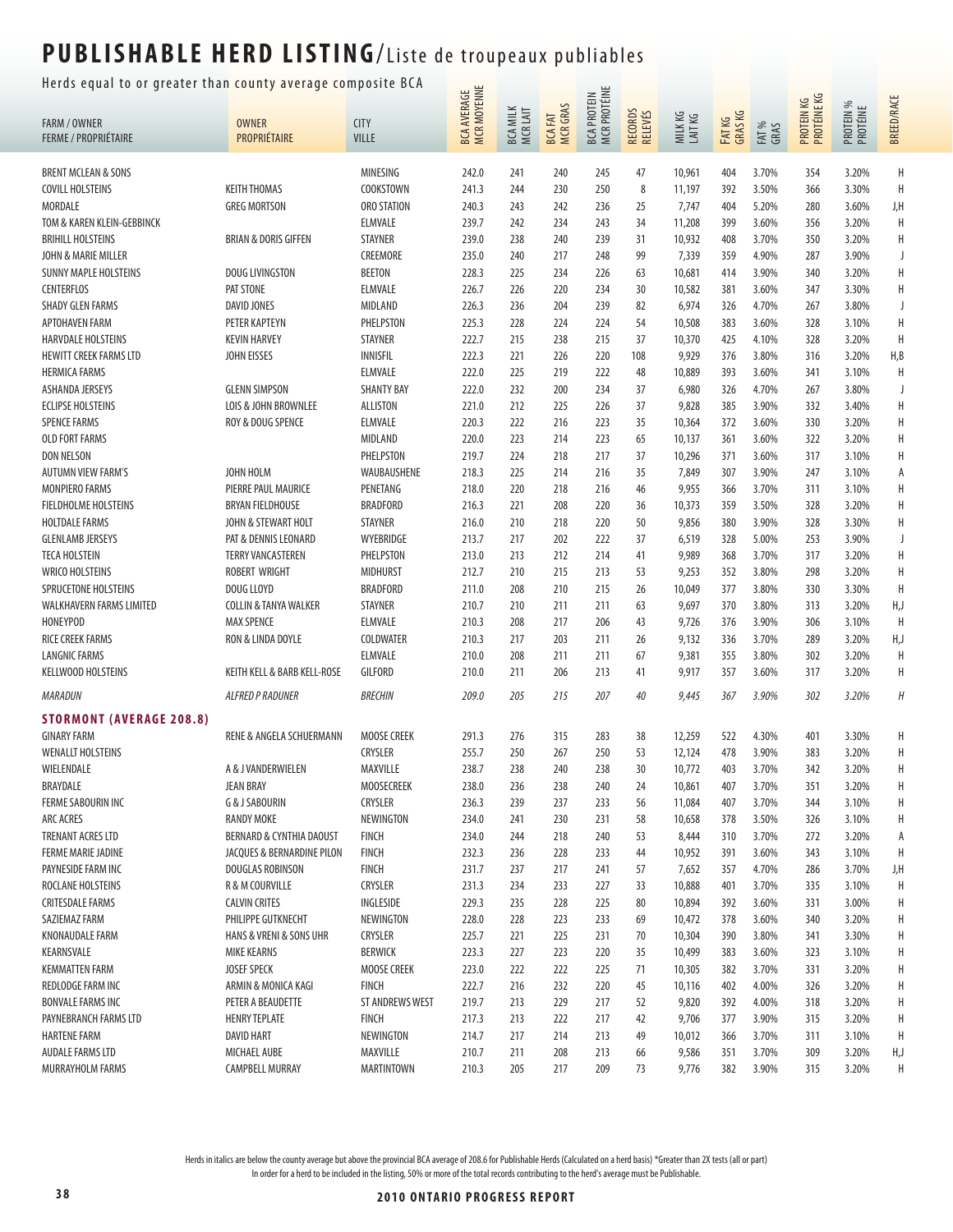# PUBLISHABLE HERD LISTING/Liste de troupeaux publiables

Herds equal to or greater than county average composite BCA

| FARM / OWNER<br>FERME / PROPRIÉTAIRE | OWNER<br>PROPRIÉTAIRE | CITY<br>VILLE | BCA AVERAGE<br>MCR MOYENNE | BCA MILK<br>MCR LAIT | BCA FAT<br>MCR GRAS | BCA PROTEIN<br>MCR PROTÉINE | RECORDS<br>RELEVÉS | MILK KG<br>LAIT KG | FAT KG<br>GRAS KG | FAT %<br>GRAS | PROTEIN KG<br>PROTÉINE KG | PROTEIN %<br>PROTÉINE | BREED/RACE |
|---|---|---|---|---|---|---|---|---|---|---|---|---|---|
| BRENT MCLEAN & SONS | | MINESING | 242.0 | 241 | 240 | 245 | 47 | 10,961 | 404 | 3.70% | 354 | 3.20% | H |
| COVILL HOLSTEINS | KEITH THOMAS | COOKSTOWN | 241.3 | 244 | 230 | 250 | 8 | 11,197 | 392 | 3.50% | 366 | 3.30% | H |
| MORDALE | GREG MORTSON | ORO STATION | 240.3 | 243 | 242 | 236 | 25 | 7,747 | 404 | 5.20% | 280 | 3.60% | J,H |
| TOM & KAREN KLEIN-GEBBINCK | | ELMVALE | 239.7 | 242 | 234 | 243 | 34 | 11,208 | 399 | 3.60% | 356 | 3.20% | H |
| BRIHILL HOLSTEINS | BRIAN & DORIS GIFFEN | STAYNER | 239.0 | 238 | 240 | 239 | 31 | 10,932 | 408 | 3.70% | 350 | 3.20% | H |
| JOHN & MARIE MILLER | | CREEMORE | 235.0 | 240 | 217 | 248 | 99 | 7,339 | 359 | 4.90% | 287 | 3.90% | J |
| SUNNY MAPLE HOLSTEINS | DOUG LIVINGSTON | BEETON | 228.3 | 225 | 234 | 226 | 63 | 10,681 | 414 | 3.90% | 340 | 3.20% | H |
| CENTERFLOS | PAT STONE | ELMVALE | 226.7 | 226 | 220 | 234 | 30 | 10,582 | 381 | 3.60% | 347 | 3.30% | H |
| SHADY GLEN FARMS | DAVID JONES | MIDLAND | 226.3 | 236 | 204 | 239 | 82 | 6,974 | 326 | 4.70% | 267 | 3.80% | J |
| APTOHAVEN FARM | PETER KAPTEYN | PHELPSTON | 225.3 | 228 | 224 | 224 | 54 | 10,508 | 383 | 3.60% | 328 | 3.10% | H |
| HARVDALE HOLSTEINS | KEVIN HARVEY | STAYNER | 222.7 | 215 | 238 | 215 | 37 | 10,370 | 425 | 4.10% | 328 | 3.20% | H |
| HEWITT CREEK FARMS LTD | JOHN EISSES | INNISFIL | 222.3 | 221 | 226 | 220 | 108 | 9,929 | 376 | 3.80% | 316 | 3.20% | H,B |
| HERMICA FARMS | | ELMVALE | 222.0 | 225 | 219 | 222 | 48 | 10,889 | 393 | 3.60% | 341 | 3.10% | H |
| ASHANDA JERSEYS | GLENN SIMPSON | SHANTY BAY | 222.0 | 232 | 200 | 234 | 37 | 6,980 | 326 | 4.70% | 267 | 3.80% | J |
| ECLIPSE HOLSTEINS | LOIS & JOHN BROWNLEE | ALLISTON | 221.0 | 212 | 225 | 226 | 37 | 9,828 | 385 | 3.90% | 332 | 3.40% | H |
| SPENCE FARMS | ROY & DOUG SPENCE | ELMVALE | 220.3 | 222 | 216 | 223 | 35 | 10,364 | 372 | 3.60% | 330 | 3.20% | H |
| OLD FORT FARMS | | MIDLAND | 220.0 | 223 | 214 | 223 | 65 | 10,137 | 361 | 3.60% | 322 | 3.20% | H |
| DON NELSON | | PHELPSTON | 219.7 | 224 | 218 | 217 | 37 | 10,296 | 371 | 3.60% | 317 | 3.10% | H |
| AUTUMN VIEW FARM'S | JOHN HOLM | WAUBAUSHENE | 218.3 | 225 | 214 | 216 | 35 | 7,849 | 307 | 3.90% | 247 | 3.10% | A |
| MONPIERO FARMS | PIERRE PAUL MAURICE | PENETANG | 218.0 | 220 | 218 | 216 | 46 | 9,955 | 366 | 3.70% | 311 | 3.10% | H |
| FIELDHOLME HOLSTEINS | BRYAN FIELDHOUSE | BRADFORD | 216.3 | 221 | 208 | 220 | 36 | 10,373 | 359 | 3.50% | 328 | 3.20% | H |
| HOLTDALE FARMS | JOHN & STEWART HOLT | STAYNER | 216.0 | 210 | 218 | 220 | 50 | 9,856 | 380 | 3.90% | 328 | 3.30% | H |
| GLENLAMB JERSEYS | PAT & DENNIS LEONARD | WYEBRIDGE | 213.7 | 217 | 202 | 222 | 37 | 6,519 | 328 | 5.00% | 253 | 3.90% | J |
| TECA HOLSTEIN | TERRY VANCASTEREN | PHELPSTON | 213.0 | 213 | 212 | 214 | 41 | 9,989 | 368 | 3.70% | 317 | 3.20% | H |
| WRICO HOLSTEINS | ROBERT WRIGHT | MIDHURST | 212.7 | 210 | 215 | 213 | 53 | 9,253 | 352 | 3.80% | 298 | 3.20% | H |
| SPRUCETONE HOLSTEINS | DOUG LLOYD | BRADFORD | 211.0 | 208 | 210 | 215 | 26 | 10,049 | 377 | 3.80% | 330 | 3.30% | H |
| WALKHAVERN FARMS LIMITED | COLLIN & TANYA WALKER | STAYNER | 210.7 | 210 | 211 | 211 | 63 | 9,697 | 370 | 3.80% | 313 | 3.20% | H,J |
| HONEYPOD | MAX SPENCE | ELMVALE | 210.3 | 208 | 217 | 206 | 43 | 9,726 | 376 | 3.90% | 306 | 3.10% | H |
| RICE CREEK FARMS | RON & LINDA DOYLE | COLDWATER | 210.3 | 217 | 203 | 211 | 26 | 9,132 | 336 | 3.70% | 289 | 3.20% | H,J |
| LANGNIC FARMS | | ELMVALE | 210.0 | 208 | 211 | 211 | 67 | 9,381 | 355 | 3.80% | 302 | 3.20% | H |
| KELLWOOD HOLSTEINS | KEITH KELL & BARB KELL-ROSE | GILFORD | 210.0 | 211 | 206 | 213 | 41 | 9,917 | 357 | 3.60% | 317 | 3.20% | H |
| *MARADUN* | *ALFRED P RADUNER* | *BRECHIN* | *209.0* | *205* | *215* | *207* | *40* | *9,445* | *367* | *3.90%* | *302* | *3.20%* | *H* |
| **STORMONT (AVERAGE 208.8)** | | | | | | | | | | | | | |
| GINARY FARM | RENE & ANGELA SCHUERMANN | MOOSE CREEK | 291.3 | 276 | 315 | 283 | 38 | 12,259 | 522 | 4.30% | 401 | 3.30% | H |
| WENALLT HOLSTEINS | | CRYSLER | 255.7 | 250 | 267 | 250 | 53 | 12,124 | 478 | 3.90% | 383 | 3.20% | H |
| WIELENDALE | A & J VANDERWIELEN | MAXVILLE | 238.7 | 238 | 240 | 238 | 30 | 10,772 | 403 | 3.70% | 342 | 3.20% | H |
| BRAYDALE | JEAN BRAY | MOOSECREEK | 238.0 | 236 | 238 | 240 | 24 | 10,861 | 407 | 3.70% | 351 | 3.20% | H |
| FERME SABOURIN INC | G & J SABOURIN | CRYSLER | 236.3 | 239 | 237 | 233 | 56 | 11,084 | 407 | 3.70% | 344 | 3.10% | H |
| ARC ACRES | RANDY MOKE | NEWINGTON | 234.0 | 241 | 230 | 231 | 58 | 10,658 | 378 | 3.50% | 326 | 3.10% | H |
| TRENANT ACRES LTD | BERNARD & CYNTHIA DAOUST | FINCH | 234.0 | 244 | 218 | 240 | 53 | 8,444 | 310 | 3.70% | 272 | 3.20% | A |
| FERME MARIE JADINE | JACQUES & BERNARDINE PILON | FINCH | 232.3 | 236 | 228 | 233 | 44 | 10,952 | 391 | 3.60% | 343 | 3.10% | H |
| PAYNESIDE FARM INC | DOUGLAS ROBINSON | FINCH | 231.7 | 237 | 217 | 241 | 57 | 7,652 | 357 | 4.70% | 286 | 3.70% | J,H |
| ROCLANE HOLSTEINS | R & M COURVILLE | CRYSLER | 231.3 | 234 | 233 | 227 | 33 | 10,888 | 401 | 3.70% | 335 | 3.10% | H |
| CRITESDALE FARMS | CALVIN CRITES | INGLESIDE | 229.3 | 235 | 228 | 225 | 80 | 10,894 | 392 | 3.60% | 331 | 3.00% | H |
| SAZIEMAZ FARM | PHILIPPE GUTKNECHT | NEWINGTON | 228.0 | 228 | 223 | 233 | 69 | 10,472 | 378 | 3.60% | 340 | 3.20% | H |
| KNONAUDALE FARM | HANS & VRENI & SONS UHR | CRYSLER | 225.7 | 221 | 225 | 231 | 70 | 10,304 | 390 | 3.80% | 341 | 3.30% | H |
| KEARNSVALE | MIKE KEARNS | BERWICK | 223.3 | 227 | 223 | 220 | 35 | 10,499 | 383 | 3.60% | 323 | 3.10% | H |
| KEMMATTEN FARM | JOSEF SPECK | MOOSE CREEK | 223.0 | 222 | 222 | 225 | 71 | 10,305 | 382 | 3.70% | 331 | 3.20% | H |
| REDLODGE FARM INC | ARMIN & MONICA KAGI | FINCH | 222.7 | 216 | 232 | 220 | 45 | 10,116 | 402 | 4.00% | 326 | 3.20% | H |
| BONVALE FARMS INC | PETER A BEAUDETTE | ST ANDREWS WEST | 219.7 | 213 | 229 | 217 | 52 | 9,820 | 392 | 4.00% | 318 | 3.20% | H |
| PAYNEBRANCH FARMS LTD | HENRY TEPLATE | FINCH | 217.3 | 213 | 222 | 217 | 42 | 9,706 | 377 | 3.90% | 315 | 3.20% | H |
| HARTENE FARM | DAVID HART | NEWINGTON | 214.7 | 217 | 214 | 213 | 49 | 10,012 | 366 | 3.70% | 311 | 3.10% | H |
| AUDALE FARMS LTD | MICHAEL AUBE | MAXVILLE | 210.7 | 211 | 208 | 213 | 66 | 9,586 | 351 | 3.70% | 309 | 3.20% | H,J |
| MURRAYHOLM FARMS | CAMPBELL MURRAY | MARTINTOWN | 210.3 | 205 | 217 | 209 | 73 | 9,776 | 382 | 3.90% | 315 | 3.20% | H |

Herds in italics are below the county average but above the provincial BCA average of 208.6 for Publishable Herds (Calculated on a herd basis) *Greater than 2X tests (all or part)
In order for a herd to be included in the listing, 50% or more of the total records contributing to the herd's average must be Publishable.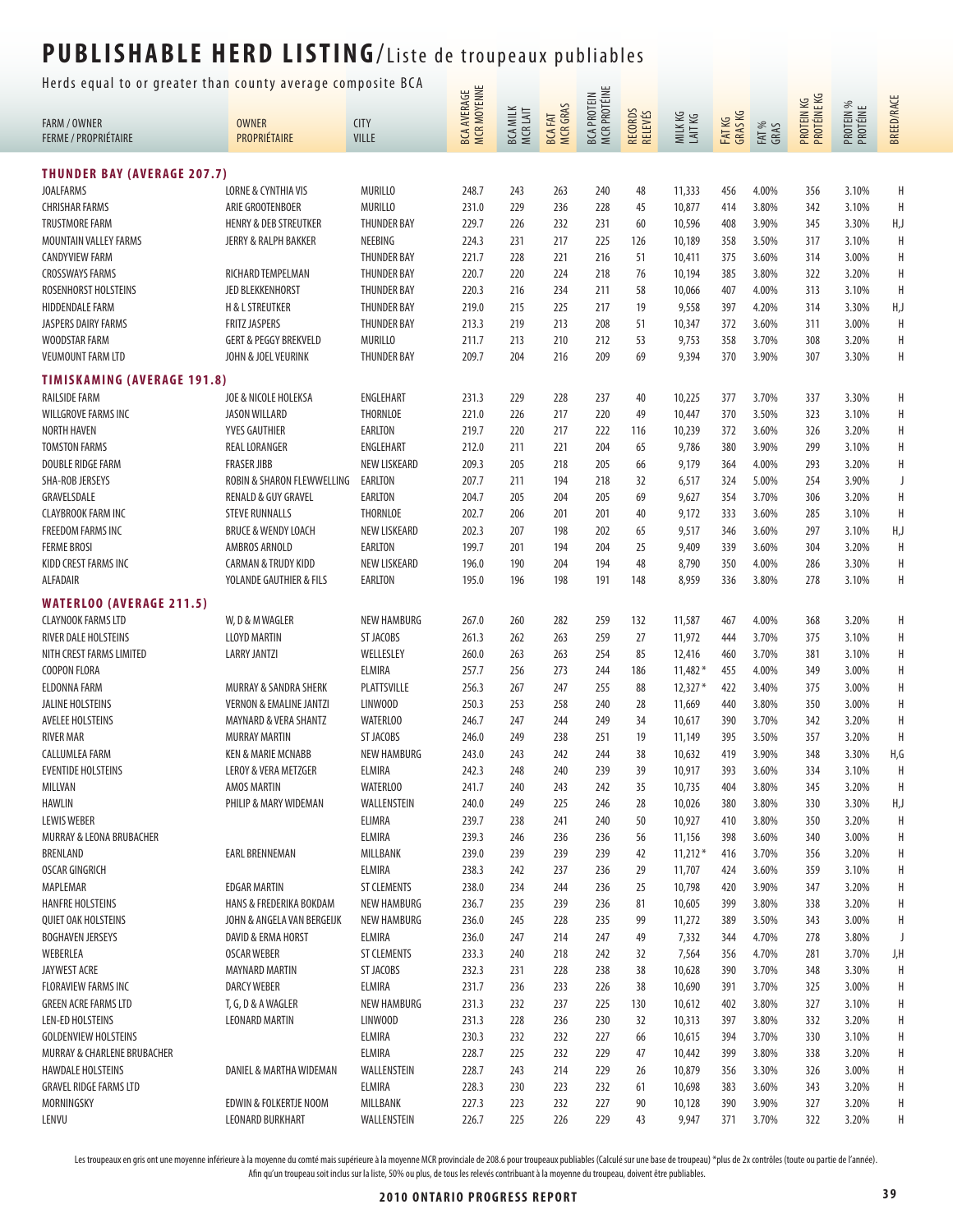# PUBLISHABLE HERD LISTING/Liste de troupeaux publiables

Herds equal to or greater than county average composite BCA

| FARM / OWNER<br>FERME / PROPRIÉTAIRE | OWNER<br>PROPRIÉTAIRE | CITY<br>VILLE | BCA AVERAGE<br>MCR MOYENNE | BCA MILK<br>MCR LAIT | BCA FAT<br>MCR GRAS | BCA PROTEIN<br>MCR PROTÉINE | RECORDS<br>RELEVÉS | MILK KG<br>LAIT KG | FAT KG<br>GRAS KG | FAT %<br>GRAS | PROTEIN KG<br>PROTÉINE KG | PROTEIN %<br>PROTÉINE | BREED/RACE |
|---|---|---|---|---|---|---|---|---|---|---|---|---|---|
| **THUNDER BAY (AVERAGE 207.7)** | | | | | | | | | | | | | |
| JOALFARMS | LORNE & CYNTHIA VIS | MURILLO | 248.7 | 243 | 263 | 240 | 48 | 11,333 | 456 | 4.00% | 356 | 3.10% | H |
| CHRISHAR FARMS | ARIE GROOTENBOER | MURILLO | 231.0 | 229 | 236 | 228 | 45 | 10,877 | 414 | 3.80% | 342 | 3.10% | H |
| TRUSTMORE FARM | HENRY & DEB STREUTKER | THUNDER BAY | 229.7 | 226 | 232 | 231 | 60 | 10,596 | 408 | 3.90% | 345 | 3.30% | H,J |
| MOUNTAIN VALLEY FARMS | JERRY & RALPH BAKKER | NEEBING | 224.3 | 231 | 217 | 225 | 126 | 10,189 | 358 | 3.50% | 317 | 3.10% | H |
| CANDYVIEW FARM | | THUNDER BAY | 221.7 | 228 | 221 | 216 | 51 | 10,411 | 375 | 3.60% | 314 | 3.00% | H |
| CROSSWAYS FARMS | RICHARD TEMPELMAN | THUNDER BAY | 220.7 | 220 | 224 | 218 | 76 | 10,194 | 385 | 3.80% | 322 | 3.20% | H |
| ROSENHORST HOLSTEINS | JED BLEKKENHORST | THUNDER BAY | 220.3 | 216 | 234 | 211 | 58 | 10,066 | 407 | 4.00% | 313 | 3.10% | H |
| HIDDENDALE FARM | H & L STREUTKER | THUNDER BAY | 219.0 | 215 | 225 | 217 | 19 | 9,558 | 397 | 4.20% | 314 | 3.30% | H,J |
| JASPERS DAIRY FARMS | FRITZ JASPERS | THUNDER BAY | 213.3 | 219 | 213 | 208 | 51 | 10,347 | 372 | 3.60% | 311 | 3.00% | H |
| WOODSTAR FARM | GERT & PEGGY BREKVELD | MURILLO | 211.7 | 213 | 210 | 212 | 53 | 9,753 | 358 | 3.70% | 308 | 3.20% | H |
| VEUMOUNT FARM LTD | JOHN & JOEL VEURINK | THUNDER BAY | 209.7 | 204 | 216 | 209 | 69 | 9,394 | 370 | 3.90% | 307 | 3.30% | H |
| **TIMISKAMING (AVERAGE 191.8)** | | | | | | | | | | | | | |
| RAILSIDE FARM | JOE & NICOLE HOLEKSA | ENGLEHART | 231.3 | 229 | 228 | 237 | 40 | 10,225 | 377 | 3.70% | 337 | 3.30% | H |
| WILLGROVE FARMS INC | JASON WILLARD | THORNLOE | 221.0 | 226 | 217 | 220 | 49 | 10,447 | 370 | 3.50% | 323 | 3.10% | H |
| NORTH HAVEN | YVES GAUTHIER | EARLTON | 219.7 | 220 | 217 | 222 | 116 | 10,239 | 372 | 3.60% | 326 | 3.20% | H |
| TOMSTON FARMS | REAL LORANGER | ENGLEHART | 212.0 | 211 | 221 | 204 | 65 | 9,786 | 380 | 3.90% | 299 | 3.10% | H |
| DOUBLE RIDGE FARM | FRASER JIBB | NEW LISKEARD | 209.3 | 205 | 218 | 205 | 66 | 9,179 | 364 | 4.00% | 293 | 3.20% | H |
| SHA-ROB JERSEYS | ROBIN & SHARON FLEWWELLING | EARLTON | 207.7 | 211 | 194 | 218 | 32 | 6,517 | 324 | 5.00% | 254 | 3.90% | J |
| GRAVELSDALE | RENALD & GUY GRAVEL | EARLTON | 204.7 | 205 | 204 | 205 | 69 | 9,627 | 354 | 3.70% | 306 | 3.20% | H |
| CLAYBROOK FARM INC | STEVE RUNNALLS | THORNLOE | 202.7 | 206 | 201 | 201 | 40 | 9,172 | 333 | 3.60% | 285 | 3.10% | H |
| FREEDOM FARMS INC | BRUCE & WENDY LOACH | NEW LISKEARD | 202.3 | 207 | 198 | 202 | 65 | 9,517 | 346 | 3.60% | 297 | 3.10% | H,J |
| FERME BROSI | AMBROS ARNOLD | EARLTON | 199.7 | 201 | 194 | 204 | 25 | 9,409 | 339 | 3.60% | 304 | 3.20% | H |
| KIDD CREST FARMS INC | CARMAN & TRUDY KIDD | NEW LISKEARD | 196.0 | 190 | 204 | 194 | 48 | 8,790 | 350 | 4.00% | 286 | 3.30% | H |
| ALFADAIR | YOLANDE GAUTHIER & FILS | EARLTON | 195.0 | 196 | 198 | 191 | 148 | 8,959 | 336 | 3.80% | 278 | 3.10% | H |
| **WATERLOO (AVERAGE 211.5)** | | | | | | | | | | | | | |
| CLAYNOOK FARMS LTD | W, D & M WAGLER | NEW HAMBURG | 267.0 | 260 | 282 | 259 | 132 | 11,587 | 467 | 4.00% | 368 | 3.20% | H |
| RIVER DALE HOLSTEINS | LLOYD MARTIN | ST JACOBS | 261.3 | 262 | 263 | 259 | 27 | 11,972 | 444 | 3.70% | 375 | 3.10% | H |
| NITH CREST FARMS LIMITED | LARRY JANTZI | WELLESLEY | 260.0 | 263 | 263 | 254 | 85 | 12,416 | 460 | 3.70% | 381 | 3.10% | H |
| COOPON FLORA | | ELMIRA | 257.7 | 256 | 273 | 244 | 186 | 11,482* | 455 | 4.00% | 349 | 3.00% | H |
| ELDONNA FARM | MURRAY & SANDRA SHERK | PLATTSVILLE | 256.3 | 267 | 247 | 255 | 88 | 12,327* | 422 | 3.40% | 375 | 3.00% | H |
| JALINE HOLSTEINS | VERNON & EMALINE JANTZI | LINWOOD | 250.3 | 253 | 258 | 240 | 28 | 11,669 | 440 | 3.80% | 350 | 3.00% | H |
| AVELEE HOLSTEINS | MAYNARD & VERA SHANTZ | WATERLOO | 246.7 | 247 | 244 | 249 | 34 | 10,617 | 390 | 3.70% | 342 | 3.20% | H |
| RIVER MAR | MURRAY MARTIN | ST JACOBS | 246.0 | 249 | 238 | 251 | 19 | 11,149 | 395 | 3.50% | 357 | 3.20% | H |
| CALLUMLEA FARM | KEN & MARIE MCNABB | NEW HAMBURG | 243.0 | 243 | 242 | 244 | 38 | 10,632 | 419 | 3.90% | 348 | 3.30% | H,G |
| EVENTIDE HOLSTEINS | LEROY & VERA METZGER | ELMIRA | 242.3 | 248 | 240 | 239 | 39 | 10,917 | 393 | 3.60% | 334 | 3.10% | H |
| MILLVAN | AMOS MARTIN | WATERLOO | 241.7 | 240 | 243 | 242 | 35 | 10,735 | 404 | 3.80% | 345 | 3.20% | H |
| HAWLIN | PHILIP & MARY WIDEMAN | WALLENSTEIN | 240.0 | 249 | 225 | 246 | 28 | 10,026 | 380 | 3.80% | 330 | 3.30% | H,J |
| LEWIS WEBER | | ELMIRA | 239.7 | 238 | 241 | 240 | 50 | 10,927 | 410 | 3.80% | 350 | 3.20% | H |
| MURRAY & LEONA BRUBACHER | | ELMIRA | 239.3 | 246 | 236 | 236 | 56 | 11,156 | 398 | 3.60% | 340 | 3.00% | H |
| BRENLAND | EARL BRENNEMAN | MILLBANK | 239.0 | 239 | 239 | 239 | 42 | 11,212* | 416 | 3.70% | 356 | 3.20% | H |
| OSCAR GINGRICH | | ELMIRA | 238.3 | 242 | 237 | 236 | 29 | 11,707 | 424 | 3.60% | 359 | 3.10% | H |
| MAPLEMAR | EDGAR MARTIN | ST CLEMENTS | 238.0 | 234 | 244 | 236 | 25 | 10,798 | 420 | 3.90% | 347 | 3.20% | H |
| HANFRE HOLSTEINS | HANS & FREDERIKA BOKDAM | NEW HAMBURG | 236.7 | 235 | 239 | 236 | 81 | 10,605 | 399 | 3.80% | 338 | 3.20% | H |
| QUIET OAK HOLSTEINS | JOHN & ANGELA VAN BERGEIJK | NEW HAMBURG | 236.0 | 245 | 228 | 235 | 99 | 11,272 | 389 | 3.50% | 343 | 3.00% | H |
| BOGHAVEN JERSEYS | DAVID & ERMA HORST | ELMIRA | 236.0 | 247 | 214 | 247 | 49 | 7,332 | 344 | 4.70% | 278 | 3.80% | J |
| WEBERLEA | OSCAR WEBER | ST CLEMENTS | 233.3 | 240 | 218 | 242 | 32 | 7,564 | 356 | 4.70% | 281 | 3.70% | J,H |
| JAYWEST ACRE | MAYNARD MARTIN | ST JACOBS | 232.3 | 231 | 228 | 238 | 38 | 10,628 | 390 | 3.70% | 348 | 3.30% | H |
| FLORAVIEW FARMS INC | DARCY WEBER | ELMIRA | 231.7 | 236 | 233 | 226 | 38 | 10,690 | 391 | 3.70% | 325 | 3.00% | H |
| GREEN ACRE FARMS LTD | T, G, D & A WAGLER | NEW HAMBURG | 231.3 | 232 | 237 | 225 | 130 | 10,612 | 402 | 3.80% | 327 | 3.10% | H |
| LEN-ED HOLSTEINS | LEONARD MARTIN | LINWOOD | 231.3 | 228 | 236 | 230 | 32 | 10,313 | 397 | 3.80% | 332 | 3.20% | H |
| GOLDENVIEW HOLSTEINS | | ELMIRA | 230.3 | 232 | 232 | 227 | 66 | 10,615 | 394 | 3.70% | 330 | 3.10% | H |
| MURRAY & CHARLENE BRUBACHER | | ELMIRA | 228.7 | 225 | 232 | 229 | 47 | 10,442 | 399 | 3.80% | 338 | 3.20% | H |
| HAWDALE HOLSTEINS | DANIEL & MARTHA WIDEMAN | WALLENSTEIN | 228.7 | 243 | 214 | 229 | 26 | 10,879 | 356 | 3.30% | 326 | 3.00% | H |
| GRAVEL RIDGE FARMS LTD | | ELMIRA | 228.3 | 230 | 223 | 232 | 61 | 10,698 | 383 | 3.60% | 343 | 3.20% | H |
| MORNINGSKY | EDWIN & FOLKERTJE NOOM | MILLBANK | 227.3 | 223 | 232 | 227 | 90 | 10,128 | 390 | 3.90% | 327 | 3.20% | H |
| LENVU | LEONARD BURKHART | WALLENSTEIN | 226.7 | 225 | 226 | 229 | 43 | 9,947 | 371 | 3.70% | 322 | 3.20% | H |

Les troupeaux en gris ont une moyenne inférieure à la moyenne du comté mais supérieure à la moyenne MCR provinciale de 208.6 pour troupeaux publiables (Calculé sur une base de troupeau) *plus de 2x contrôles (toute ou partie de l'année).
Afin qu'un troupeau soit inclus sur la liste, 50% ou plus, de tous les relevés contribuant à la moyenne du troupeau, doivent être publiables.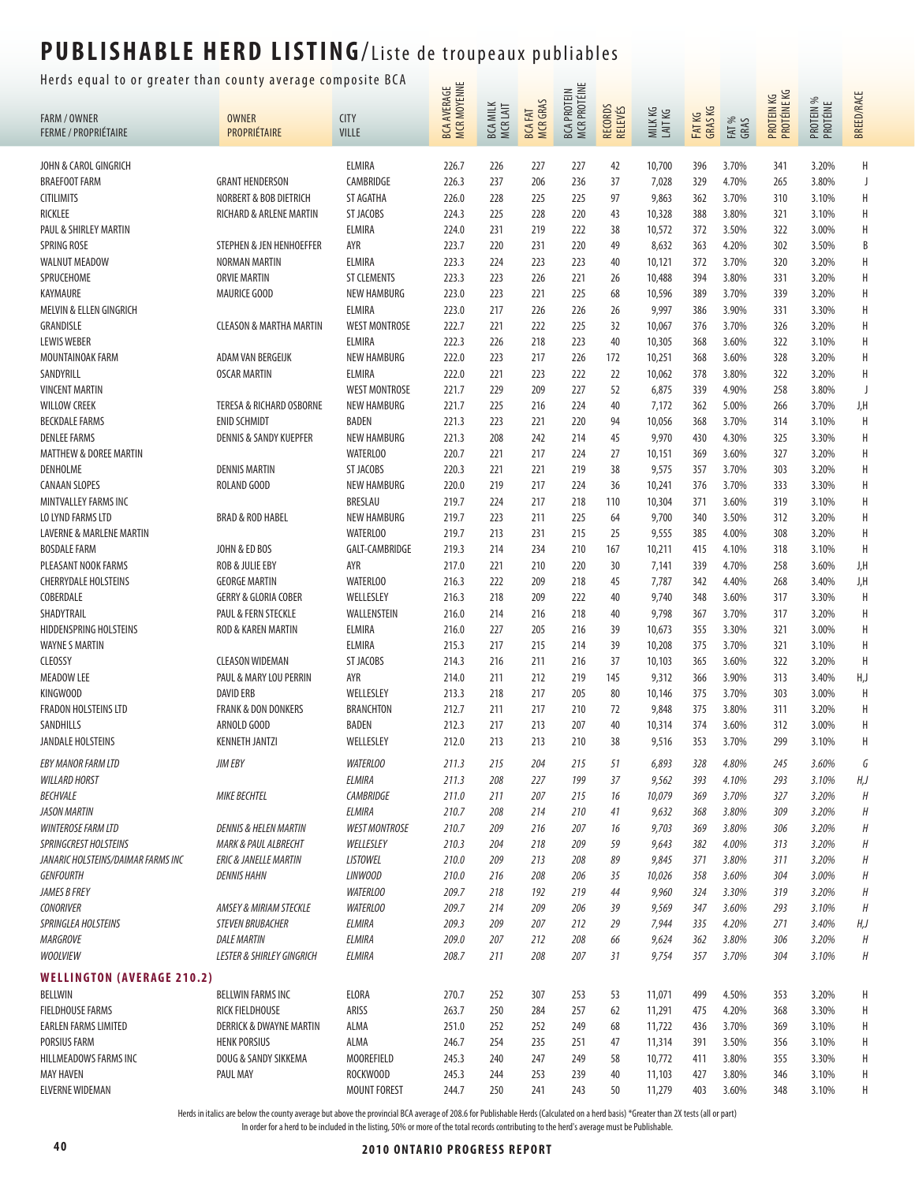# PUBLISHABLE HERD LISTING/Liste de troupeaux publiables

Herds equal to or greater than county average composite BCA

| FARM / OWNER FERME / PROPRIÉTAIRE | OWNER PROPRIÉTAIRE | CITY VILLE | BCA AVERAGE MCR MOYENNE | BCA MILK MCR LAIT | BCA FAT MCR GRAS | BCA PROTEIN MCR PROTÉINE | RECORDS RELEVÉS | MILK KG LAIT KG | FAT KG GRAS KG | FAT % GRAS | PROTEIN KG PROTÉINE KG | PROTEIN % PROTÉINE | BREED/RACE |
|---|---|---|---|---|---|---|---|---|---|---|---|---|---|
| JOHN & CAROL GINGRICH | | ELMIRA | 226.7 | 226 | 227 | 227 | 42 | 10,700 | 396 | 3.70% | 341 | 3.20% | H |
| BRAEFOOT FARM | GRANT HENDERSON | CAMBRIDGE | 226.3 | 237 | 206 | 236 | 37 | 7,028 | 329 | 4.70% | 265 | 3.80% | J |
| CITILIMITS | NORBERT & BOB DIETRICH | ST AGATHA | 226.0 | 228 | 225 | 225 | 97 | 9,863 | 362 | 3.70% | 310 | 3.10% | H |
| RICKLEE | RICHARD & ARLENE MARTIN | ST JACOBS | 224.3 | 225 | 228 | 220 | 43 | 10,328 | 388 | 3.80% | 321 | 3.10% | H |
| PAUL & SHIRLEY MARTIN | | ELMIRA | 224.0 | 231 | 219 | 222 | 38 | 10,572 | 372 | 3.50% | 322 | 3.00% | H |
| SPRING ROSE | STEPHEN & JEN HENHOEFFER | AYR | 223.7 | 220 | 231 | 220 | 49 | 8,632 | 363 | 4.20% | 302 | 3.50% | B |
| WALNUT MEADOW | NORMAN MARTIN | ELMIRA | 223.3 | 224 | 223 | 223 | 40 | 10,121 | 372 | 3.70% | 320 | 3.20% | H |
| SPRUCEHOME | ORVIE MARTIN | ST CLEMENTS | 223.3 | 223 | 226 | 221 | 26 | 10,488 | 394 | 3.80% | 331 | 3.20% | H |
| KAYMAURE | MAURICE GOOD | NEW HAMBURG | 223.0 | 223 | 221 | 225 | 68 | 10,596 | 389 | 3.70% | 339 | 3.20% | H |
| MELVIN & ELLEN GINGRICH | | ELMIRA | 223.0 | 217 | 226 | 226 | 26 | 9,997 | 386 | 3.90% | 331 | 3.30% | H |
| GRANDISLE | CLEASON & MARTHA MARTIN | WEST MONTROSE | 222.7 | 221 | 222 | 225 | 32 | 10,067 | 376 | 3.70% | 326 | 3.20% | H |
| LEWIS WEBER | | ELMIRA | 222.3 | 226 | 218 | 223 | 40 | 10,305 | 368 | 3.60% | 322 | 3.10% | H |
| MOUNTAINOAK FARM | ADAM VAN BERGEIJK | NEW HAMBURG | 222.0 | 223 | 217 | 226 | 172 | 10,251 | 368 | 3.60% | 328 | 3.20% | H |
| SANDYRILL | OSCAR MARTIN | ELMIRA | 222.0 | 221 | 223 | 222 | 22 | 10,062 | 378 | 3.80% | 322 | 3.20% | H |
| VINCENT MARTIN | | WEST MONTROSE | 221.7 | 229 | 209 | 227 | 52 | 6,875 | 339 | 4.90% | 258 | 3.80% | J |
| WILLOW CREEK | TERESA & RICHARD OSBORNE | NEW HAMBURG | 221.7 | 225 | 216 | 224 | 40 | 7,172 | 362 | 5.00% | 266 | 3.70% | J,H |
| BECKDALE FARMS | ENID SCHMIDT | BADEN | 221.3 | 223 | 221 | 220 | 94 | 10,056 | 368 | 3.70% | 314 | 3.10% | H |
| DENLEE FARMS | DENNIS & SANDY KUEPFER | NEW HAMBURG | 221.3 | 208 | 242 | 214 | 45 | 9,970 | 430 | 4.30% | 325 | 3.30% | H |
| MATTHEW & DOREE MARTIN | | WATERLOO | 220.7 | 221 | 217 | 224 | 27 | 10,151 | 369 | 3.60% | 327 | 3.20% | H |
| DENHOLME | DENNIS MARTIN | ST JACOBS | 220.3 | 221 | 221 | 219 | 38 | 9,575 | 357 | 3.70% | 303 | 3.20% | H |
| CANAAN SLOPES | ROLAND GOOD | NEW HAMBURG | 220.0 | 219 | 217 | 224 | 36 | 10,241 | 376 | 3.70% | 333 | 3.30% | H |
| MINTVALLEY FARMS INC | | BRESLAU | 219.7 | 224 | 217 | 218 | 110 | 10,304 | 371 | 3.60% | 319 | 3.10% | H |
| LO LYND FARMS LTD | BRAD & ROD HABEL | NEW HAMBURG | 219.7 | 223 | 211 | 225 | 64 | 9,700 | 340 | 3.50% | 312 | 3.20% | H |
| LAVERNE & MARLENE MARTIN | | WATERLOO | 219.7 | 213 | 231 | 215 | 25 | 9,555 | 385 | 4.00% | 308 | 3.20% | H |
| BOSDALE FARM | JOHN & ED BOS | GALT-CAMBRIDGE | 219.3 | 214 | 234 | 210 | 167 | 10,211 | 415 | 4.10% | 318 | 3.10% | H |
| PLEASANT NOOK FARMS | ROB & JULIE EBY | AYR | 217.0 | 221 | 210 | 220 | 30 | 7,141 | 339 | 4.70% | 258 | 3.60% | J,H |
| CHERRYDALE HOLSTEINS | GEORGE MARTIN | WATERLOO | 216.3 | 222 | 209 | 218 | 45 | 7,787 | 342 | 4.40% | 268 | 3.40% | J,H |
| COBERDALE | GERRY & GLORIA COBER | WELLESLEY | 216.3 | 218 | 209 | 222 | 40 | 9,740 | 348 | 3.60% | 317 | 3.30% | H |
| SHADYTRAIL | PAUL & FERN STECKLE | WALLENSTEIN | 216.0 | 214 | 216 | 218 | 40 | 9,798 | 367 | 3.70% | 317 | 3.20% | H |
| HIDDENSPRING HOLSTEINS | ROD & KAREN MARTIN | ELMIRA | 216.0 | 227 | 205 | 216 | 39 | 10,673 | 355 | 3.30% | 321 | 3.00% | H |
| WAYNE S MARTIN | | ELMIRA | 215.3 | 217 | 215 | 214 | 39 | 10,208 | 375 | 3.70% | 321 | 3.10% | H |
| CLEOSSY | CLEASON WIDEMAN | ST JACOBS | 214.3 | 216 | 211 | 216 | 37 | 10,103 | 365 | 3.60% | 322 | 3.20% | H |
| MEADOW LEE | PAUL & MARY LOU PERRIN | AYR | 214.0 | 211 | 212 | 219 | 145 | 9,312 | 366 | 3.90% | 313 | 3.40% | H,J |
| KINGWOOD | DAVID ERB | WELLESLEY | 213.3 | 218 | 217 | 205 | 80 | 10,146 | 375 | 3.70% | 303 | 3.00% | H |
| FRADON HOLSTEINS LTD | FRANK & DON DONKERS | BRANCHTON | 212.7 | 211 | 217 | 210 | 72 | 9,848 | 375 | 3.80% | 311 | 3.20% | H |
| SANDHILLS | ARNOLD GOOD | BADEN | 212.3 | 217 | 213 | 207 | 40 | 10,314 | 374 | 3.60% | 312 | 3.00% | H |
| JANDALE HOLSTEINS | KENNETH JANTZI | WELLESLEY | 212.0 | 213 | 213 | 210 | 38 | 9,516 | 353 | 3.70% | 299 | 3.10% | H |
| *EBY MANOR FARM LTD* | *JIM EBY* | *WATERLOO* | *211.3* | *215* | *204* | *215* | *51* | *6,893* | *328* | *4.80%* | *245* | *3.60%* | *G* |
| *WILLARD HORST* | | *ELMIRA* | *211.3* | *208* | *227* | *199* | *37* | *9,562* | *393* | *4.10%* | *293* | *3.10%* | *H,J* |
| *BECHVALE* | *MIKE BECHTEL* | *CAMBRIDGE* | *211.0* | *211* | *207* | *215* | *16* | *10,079* | *369* | *3.70%* | *327* | *3.20%* | *H* |
| *JASON MARTIN* | | *ELMIRA* | *210.7* | *208* | *214* | *210* | *41* | *9,632* | *368* | *3.80%* | *309* | *3.20%* | *H* |
| *WINTEROSE FARM LTD* | *DENNIS & HELEN MARTIN* | *WEST MONTROSE* | *210.7* | *209* | *216* | *207* | *16* | *9,703* | *369* | *3.80%* | *306* | *3.20%* | *H* |
| *SPRINGCREST HOLSTEINS* | *MARK & PAUL ALBRECHT* | *WELLESLEY* | *210.3* | *204* | *218* | *209* | *59* | *9,643* | *382* | *4.00%* | *313* | *3.20%* | *H* |
| *JANARIC HOLSTEINS/DAIMAR FARMS INC* | *ERIC & JANELLE MARTIN* | *LISTOWEL* | *210.0* | *209* | *213* | *208* | *89* | *9,845* | *371* | *3.80%* | *311* | *3.20%* | *H* |
| *GENFOURTH* | *DENNIS HAHN* | *LINWOOD* | *210.0* | *216* | *208* | *206* | *35* | *10,026* | *358* | *3.60%* | *304* | *3.00%* | *H* |
| *JAMES B FREY* | | *WATERLOO* | *209.7* | *218* | *192* | *219* | *44* | *9,960* | *324* | *3.30%* | *319* | *3.20%* | *H* |
| *CONORIVER* | *AMSEY & MIRIAM STECKLE* | *WATERLOO* | *209.7* | *214* | *209* | *206* | *39* | *9,569* | *347* | *3.60%* | *293* | *3.10%* | *H* |
| *SPRINGLEA HOLSTEINS* | *STEVEN BRUBACHER* | *ELMIRA* | *209.3* | *209* | *207* | *212* | *29* | *7,944* | *335* | *4.20%* | *271* | *3.40%* | *H,J* |
| *MARGROVE* | *DALE MARTIN* | *ELMIRA* | *209.0* | *207* | *212* | *208* | *66* | *9,624* | *362* | *3.80%* | *306* | *3.20%* | *H* |
| *WOOLVIEW* | *LESTER & SHIRLEY GINGRICH* | *ELMIRA* | *208.7* | *211* | *208* | *207* | *31* | *9,754* | *357* | *3.70%* | *304* | *3.10%* | *H* |
| **WELLINGTON (AVERAGE 210.2)** | | | | | | | | | | | | | |
| BELLWIN | BELLWIN FARMS INC | ELORA | 270.7 | 252 | 307 | 253 | 53 | 11,071 | 499 | 4.50% | 353 | 3.20% | H |
| FIELDHOUSE FARMS | RICK FIELDHOUSE | ARISS | 263.7 | 250 | 284 | 257 | 62 | 11,291 | 475 | 4.20% | 368 | 3.30% | H |
| EARLEN FARMS LIMITED | DERRICK & DWAYNE MARTIN | ALMA | 251.0 | 252 | 252 | 249 | 68 | 11,722 | 436 | 3.70% | 369 | 3.10% | H |
| PORSIUS FARM | HENK PORSIUS | ALMA | 246.7 | 254 | 235 | 251 | 47 | 11,314 | 391 | 3.50% | 356 | 3.10% | H |
| HILLMEADOWS FARMS INC | DOUG & SANDY SIKKEMA | MOOREFIELD | 245.3 | 240 | 247 | 249 | 58 | 10,772 | 411 | 3.80% | 355 | 3.30% | H |
| MAY HAVEN | PAUL MAY | ROCKWOOD | 245.3 | 244 | 253 | 239 | 40 | 11,103 | 427 | 3.80% | 346 | 3.10% | H |
| ELVERNE WIDEMAN | | MOUNT FOREST | 244.7 | 250 | 241 | 243 | 50 | 11,279 | 403 | 3.60% | 348 | 3.10% | H |

Herds in italics are below the county average but above the provincial BCA average of 208.6 for Publishable Herds (Calculated on a herd basis) *Greater than 2X tests (all or part)
In order for a herd to be included in the listing, 50% or more of the total records contributing to the herd's average must be Publishable.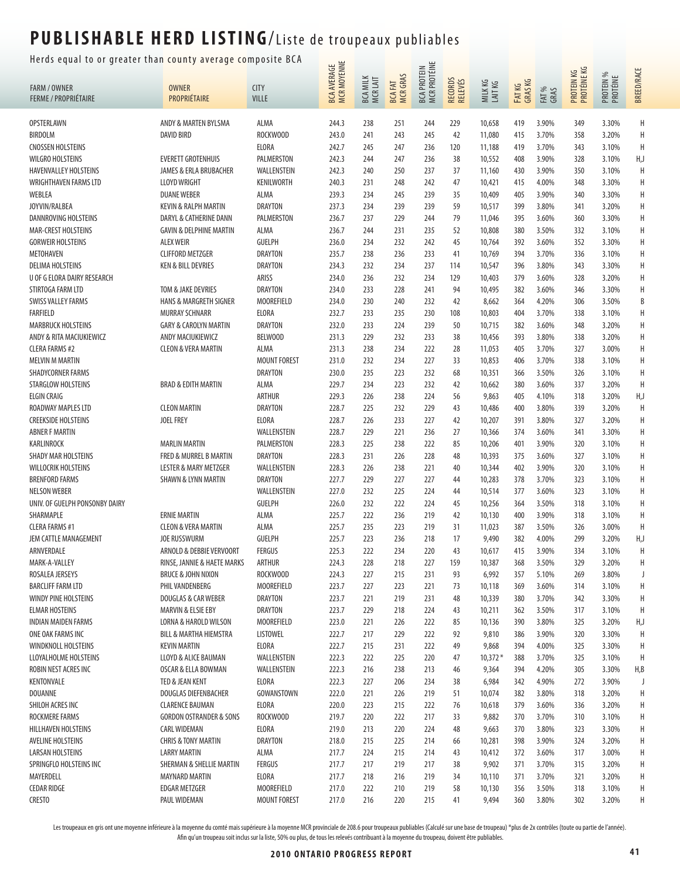# PUBLISHABLE HERD LISTING/Liste de troupeaux publiables

Herds equal to or greater than county average composite BCA

| FARM / OWNER<br>FERME / PROPRIÉTAIRE | OWNER<br>PROPRIÉTAIRE | CITY<br>VILLE | BCA AVERAGE<br>MCR MOYENNE | BCA MILK<br>MCR LAIT | BCA FAT<br>MCR GRAS | BCA PROTEIN<br>MCR PROTÉINE | RECORDS<br>RELEVÉS | MILK KG<br>LAIT KG | FAT KG<br>GRAS KG | FAT %<br>GRAS | PROTEIN KG<br>PROTÉINE KG | PROTEIN %<br>PROTÉINE | BREED/RACE |
|---|---|---|---|---|---|---|---|---|---|---|---|---|---|
| OPSTERLAWN | ANDY & MARTEN BYLSMA | ALMA | 244.3 | 238 | 251 | 244 | 229 | 10,658 | 419 | 3.90% | 349 | 3.30% | H |
| BIRDOLM | DAVID BIRD | ROCKWOOD | 243.0 | 241 | 243 | 245 | 42 | 11,080 | 415 | 3.70% | 358 | 3.20% | H |
| CNOSSEN HOLSTEINS | | ELORA | 242.7 | 245 | 247 | 236 | 120 | 11,188 | 419 | 3.70% | 343 | 3.10% | H |
| WILGRO HOLSTEINS | EVERETT GROTENHUIS | PALMERSTON | 242.3 | 244 | 247 | 236 | 38 | 10,552 | 408 | 3.90% | 328 | 3.10% | H,J |
| HAVENVALLEY HOLSTEINS | JAMES & ERLA BRUBACHER | WALLENSTEIN | 242.3 | 240 | 250 | 237 | 37 | 11,160 | 430 | 3.90% | 350 | 3.10% | H |
| WRIGHTHAVEN FARMS LTD | LLOYD WRIGHT | KENILWORTH | 240.3 | 231 | 248 | 242 | 47 | 10,421 | 415 | 4.00% | 348 | 3.30% | H |
| WEBLEA | DUANE WEBER | ALMA | 239.3 | 234 | 245 | 239 | 35 | 10,409 | 405 | 3.90% | 340 | 3.30% | H |
| JOYVIN/RALBEA | KEVIN & RALPH MARTIN | DRAYTON | 237.3 | 234 | 239 | 239 | 59 | 10,517 | 399 | 3.80% | 341 | 3.20% | H |
| DANNROVING HOLSTEINS | DARYL & CATHERINE DANN | PALMERSTON | 236.7 | 237 | 229 | 244 | 79 | 11,046 | 395 | 3.60% | 360 | 3.30% | H |
| MAR-CREST HOLSTEINS | GAVIN & DELPHINE MARTIN | ALMA | 236.7 | 244 | 231 | 235 | 52 | 10,808 | 380 | 3.50% | 332 | 3.10% | H |
| GORWEIR HOLSTEINS | ALEX WEIR | GUELPH | 236.0 | 234 | 232 | 242 | 45 | 10,764 | 392 | 3.60% | 352 | 3.30% | H |
| METOHAVEN | CLIFFORD METZGER | DRAYTON | 235.7 | 238 | 236 | 233 | 41 | 10,769 | 394 | 3.70% | 336 | 3.10% | H |
| DELIMA HOLSTEINS | KEN & BILL DEVRIES | DRAYTON | 234.3 | 232 | 234 | 237 | 114 | 10,547 | 396 | 3.80% | 343 | 3.30% | H |
| U OF G ELORA DAIRY RESEARCH | | ARISS | 234.0 | 236 | 232 | 234 | 129 | 10,403 | 379 | 3.60% | 328 | 3.20% | H |
| STIRTOGA FARM LTD | TOM & JAKE DEVRIES | DRAYTON | 234.0 | 233 | 228 | 241 | 94 | 10,495 | 382 | 3.60% | 346 | 3.30% | H |
| SWISS VALLEY FARMS | HANS & MARGRETH SIGNER | MOOREFIELD | 234.0 | 230 | 240 | 232 | 42 | 8,662 | 364 | 4.20% | 306 | 3.50% | B |
| FARFIELD | MURRAY SCHNARR | ELORA | 232.7 | 233 | 235 | 230 | 108 | 10,803 | 404 | 3.70% | 338 | 3.10% | H |
| MARBRUCK HOLSTEINS | GARY & CAROLYN MARTIN | DRAYTON | 232.0 | 233 | 224 | 239 | 50 | 10,715 | 382 | 3.60% | 348 | 3.20% | H |
| ANDY & RITA MACIUKIEWICZ | ANDY MACIUKIEWICZ | BELWOOD | 231.3 | 229 | 232 | 233 | 38 | 10,456 | 393 | 3.80% | 338 | 3.20% | H |
| CLERA FARMS #2 | CLEON & VERA MARTIN | ALMA | 231.3 | 238 | 234 | 222 | 28 | 11,053 | 405 | 3.70% | 327 | 3.00% | H |
| MELVIN M MARTIN | | MOUNT FOREST | 231.0 | 232 | 234 | 227 | 33 | 10,853 | 406 | 3.70% | 338 | 3.10% | H |
| SHADYCORNER FARMS | | DRAYTON | 230.0 | 235 | 223 | 232 | 68 | 10,351 | 366 | 3.50% | 326 | 3.10% | H |
| STARGLOW HOLSTEINS | BRAD & EDITH MARTIN | ALMA | 229.7 | 234 | 223 | 232 | 42 | 10,662 | 380 | 3.60% | 337 | 3.20% | H |
| ELGIN CRAIG | | ARTHUR | 229.3 | 226 | 238 | 224 | 56 | 9,863 | 405 | 4.10% | 318 | 3.20% | H,J |
| ROADWAY MAPLES LTD | CLEON MARTIN | DRAYTON | 228.7 | 225 | 232 | 229 | 43 | 10,486 | 400 | 3.80% | 339 | 3.20% | H |
| CREEKSIDE HOLSTEINS | JOEL FREY | ELORA | 228.7 | 226 | 233 | 227 | 42 | 10,207 | 391 | 3.80% | 327 | 3.20% | H |
| ABNER F MARTIN | | WALLENSTEIN | 228.7 | 229 | 221 | 236 | 27 | 10,366 | 374 | 3.60% | 341 | 3.30% | H |
| KARLINROCK | MARLIN MARTIN | PALMERSTON | 228.3 | 225 | 238 | 222 | 85 | 10,206 | 401 | 3.90% | 320 | 3.10% | H |
| SHADY MAR HOLSTEINS | FRED & MURREL B MARTIN | DRAYTON | 228.3 | 231 | 226 | 228 | 48 | 10,393 | 375 | 3.60% | 327 | 3.10% | H |
| WILLOCRIK HOLSTEINS | LESTER & MARY METZGER | WALLENSTEIN | 228.3 | 226 | 238 | 221 | 40 | 10,344 | 402 | 3.90% | 320 | 3.10% | H |
| BRENFORD FARMS | SHAWN & LYNN MARTIN | DRAYTON | 227.7 | 229 | 227 | 227 | 44 | 10,283 | 378 | 3.70% | 323 | 3.10% | H |
| NELSON WEBER | | WALLENSTEIN | 227.0 | 232 | 225 | 224 | 44 | 10,514 | 377 | 3.60% | 323 | 3.10% | H |
| UNIV. OF GUELPH PONSONBY DAIRY | | GUELPH | 226.0 | 232 | 222 | 224 | 45 | 10,256 | 364 | 3.50% | 318 | 3.10% | H |
| SHARMAPLE | ERNIE MARTIN | ALMA | 225.7 | 222 | 236 | 219 | 42 | 10,130 | 400 | 3.90% | 318 | 3.10% | H |
| CLERA FARMS #1 | CLEON & VERA MARTIN | ALMA | 225.7 | 235 | 223 | 219 | 31 | 11,023 | 387 | 3.50% | 326 | 3.00% | H |
| JEM CATTLE MANAGEMENT | JOE RUSSWURM | GUELPH | 225.7 | 223 | 236 | 218 | 17 | 9,490 | 382 | 4.00% | 299 | 3.20% | H,J |
| ARNVERDALE | ARNOLD & DEBBIE VERVOORT | FERGUS | 225.3 | 222 | 234 | 220 | 43 | 10,617 | 415 | 3.90% | 334 | 3.10% | H |
| MARK-A-VALLEY | RINSE, JANNIE & HAETE MARKS | ARTHUR | 224.3 | 228 | 218 | 227 | 159 | 10,387 | 368 | 3.50% | 329 | 3.20% | H |
| ROSALEA JERSEYS | BRUCE & JOHN NIXON | ROCKWOOD | 224.3 | 227 | 215 | 231 | 93 | 6,992 | 357 | 5.10% | 269 | 3.80% | J |
| BARCLIFF FARM LTD | PHIL VANDENBERG | MOOREFIELD | 223.7 | 227 | 223 | 221 | 73 | 10,118 | 369 | 3.60% | 314 | 3.10% | H |
| WINDY PINE HOLSTEINS | DOUGLAS & CAR WEBER | DRAYTON | 223.7 | 221 | 219 | 231 | 48 | 10,339 | 380 | 3.70% | 342 | 3.30% | H |
| ELMAR HOSTEINS | MARVIN & ELSIE EBY | DRAYTON | 223.7 | 229 | 218 | 224 | 43 | 10,211 | 362 | 3.50% | 317 | 3.10% | H |
| INDIAN MAIDEN FARMS | LORNA & HAROLD WILSON | MOOREFIELD | 223.0 | 221 | 226 | 222 | 85 | 10,136 | 390 | 3.80% | 325 | 3.20% | H,J |
| ONE OAK FARMS INC | BILL & MARTHA HIEMSTRA | LISTOWEL | 222.7 | 217 | 229 | 222 | 92 | 9,810 | 386 | 3.90% | 320 | 3.30% | H |
| WINDKNOLL HOLSTEINS | KEVIN MARTIN | ELORA | 222.7 | 215 | 231 | 222 | 49 | 9,868 | 394 | 4.00% | 325 | 3.30% | H |
| LLOYALHOLME HOLSTEINS | LLOYD & ALICE BAUMAN | WALLENSTEIN | 222.3 | 222 | 225 | 220 | 47 | 10,372 * | 388 | 3.70% | 325 | 3.10% | H |
| ROBIN NEST ACRES INC | OSCAR & ELLA BOWMAN | WALLENSTEIN | 222.3 | 216 | 238 | 213 | 46 | 9,364 | 394 | 4.20% | 305 | 3.30% | H,B |
| KENTONVALE | TED & JEAN KENT | ELORA | 222.3 | 227 | 206 | 234 | 38 | 6,984 | 342 | 4.90% | 272 | 3.90% | J |
| DOUANNE | DOUGLAS DIEFENBACHER | GOWANSTOWN | 222.0 | 221 | 226 | 219 | 51 | 10,074 | 382 | 3.80% | 318 | 3.20% | H |
| SHILOH ACRES INC | CLARENCE BAUMAN | ELORA | 220.0 | 223 | 215 | 222 | 76 | 10,618 | 379 | 3.60% | 336 | 3.20% | H |
| ROCKMERE FARMS | GORDON OSTRANDER & SONS | ROCKWOOD | 219.7 | 220 | 222 | 217 | 33 | 9,882 | 370 | 3.70% | 310 | 3.10% | H |
| HILLHAVEN HOLSTEINS | CARL WIDEMAN | ELORA | 219.0 | 213 | 220 | 224 | 48 | 9,663 | 370 | 3.80% | 323 | 3.30% | H |
| AVELINE HOLSTEINS | CHRIS & TONY MARTIN | DRAYTON | 218.0 | 215 | 225 | 214 | 66 | 10,281 | 398 | 3.90% | 324 | 3.20% | H |
| LARSAN HOLSTEINS | LARRY MARTIN | ALMA | 217.7 | 224 | 215 | 214 | 43 | 10,412 | 372 | 3.60% | 317 | 3.00% | H |
| SPRINGFLO HOLSTEINS INC | SHERMAN & SHELLIE MARTIN | FERGUS | 217.7 | 217 | 219 | 217 | 38 | 9,902 | 371 | 3.70% | 315 | 3.20% | H |
| MAYERDELL | MAYNARD MARTIN | ELORA | 217.7 | 218 | 216 | 219 | 34 | 10,110 | 371 | 3.70% | 321 | 3.20% | H |
| CEDAR RIDGE | EDGAR METZGER | MOOREFIELD | 217.0 | 222 | 210 | 219 | 58 | 10,130 | 356 | 3.50% | 318 | 3.10% | H |
| CRESTO | PAUL WIDEMAN | MOUNT FOREST | 217.0 | 216 | 220 | 215 | 41 | 9,494 | 360 | 3.80% | 302 | 3.20% | H |

Les troupeaux en gris ont une moyenne inférieure à la moyenne du comté mais supérieure à la moyenne MCR provinciale de 208.6 pour troupeaux publiables (Calculé sur une base de troupeau) *plus de 2x contrôles (toute ou partie de l'année).
Afin qu'un troupeau soit inclus sur la liste, 50% ou plus, de tous les relevés contribuant à la moyenne du troupeau, doivent être publiables.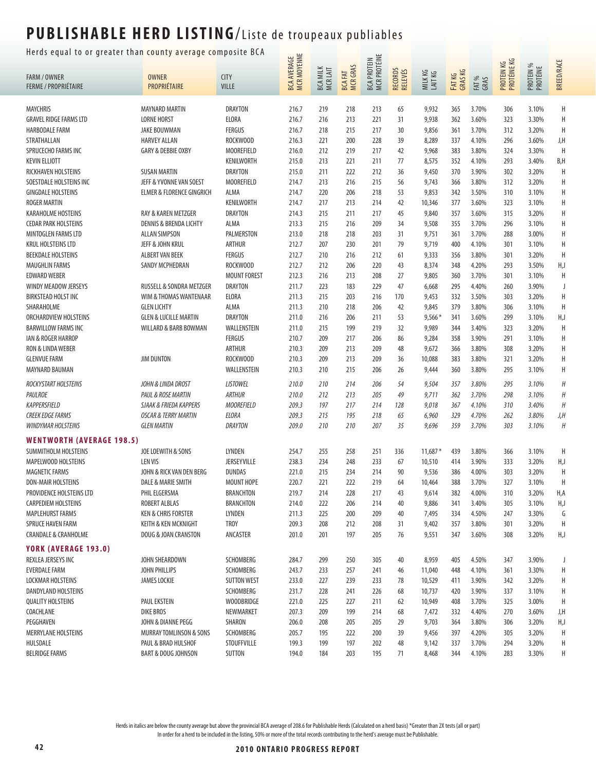# PUBLISHABLE HERD LISTING/Liste de troupeaux publiables

Herds equal to or greater than county average composite BCA

| FARM / OWNER<br>FERME / PROPRIÉTAIRE | OWNER<br>PROPRIÉTAIRE | CITY<br>VILLE | BCA AVERAGE<br>MCR MOYENNE | BCA MILK<br>MCR LAIT | BCA FAT<br>MCR GRAS | BCA PROTEIN<br>MCR PROTÉINE | RECORDS<br>RELEVÉS | MILK KG<br>LAIT KG | FAT KG<br>GRAS KG | FAT %<br>GRAS | PROTEIN KG<br>PROTÉINE KG | PROTEIN %<br>PROTÉINE | BREED/RACE |
|---|---|---|---|---|---|---|---|---|---|---|---|---|---|
| MAYCHRIS | MAYNARD MARTIN | DRAYTON | 216.7 | 219 | 218 | 213 | 65 | 9,932 | 365 | 3.70% | 306 | 3.10% | H |
| GRAVEL RIDGE FARMS LTD | LORNE HORST | ELORA | 216.7 | 216 | 213 | 221 | 31 | 9,938 | 362 | 3.60% | 323 | 3.30% | H |
| HARBODALE FARM | JAKE BOUWMAN | FERGUS | 216.7 | 218 | 215 | 217 | 30 | 9,856 | 361 | 3.70% | 312 | 3.20% | H |
| STRATHALLAN | HARVEY ALLAN | ROCKWOOD | 216.3 | 221 | 200 | 228 | 39 | 8,289 | 337 | 4.10% | 296 | 3.60% | J,H |
| SPRUCECHO FARMS INC | GARY & DEBBIE OXBY | MOOREFIELD | 216.0 | 212 | 219 | 217 | 42 | 9,968 | 383 | 3.80% | 324 | 3.30% | H |
| KEVIN ELLIOTT | | KENILWORTH | 215.0 | 213 | 221 | 211 | 77 | 8,575 | 352 | 4.10% | 293 | 3.40% | B,H |
| RICKHAVEN HOLSTEINS | SUSAN MARTIN | DRAYTON | 215.0 | 211 | 222 | 212 | 36 | 9,450 | 370 | 3.90% | 302 | 3.20% | H |
| SOESTDALE HOLSTEINS INC | JEFF & YVONNE VAN SOEST | MOOREFIELD | 214.7 | 213 | 216 | 215 | 56 | 9,743 | 366 | 3.80% | 312 | 3.20% | H |
| GINGDALE HOLSTEINS | ELMER & FLORENCE GINGRICH | ALMA | 214.7 | 220 | 206 | 218 | 53 | 9,853 | 342 | 3.50% | 310 | 3.10% | H |
| ROGER MARTIN | | KENILWORTH | 214.7 | 217 | 213 | 214 | 42 | 10,346 | 377 | 3.60% | 323 | 3.10% | H |
| KARAHOLME HOSTEINS | RAY & KAREN METZGER | DRAYTON | 214.3 | 215 | 211 | 217 | 45 | 9,840 | 357 | 3.60% | 315 | 3.20% | H |
| CEDAR PARK HOLSTEINS | DENNIS & BRENDA LICHTY | ALMA | 213.3 | 215 | 216 | 209 | 34 | 9,508 | 355 | 3.70% | 296 | 3.10% | H |
| MINTOGLEN FARMS LTD | ALLAN SIMPSON | PALMERSTON | 213.0 | 218 | 218 | 203 | 31 | 9,751 | 361 | 3.70% | 288 | 3.00% | H |
| KRUL HOLSTEINS LTD | JEFF & JOHN KRUL | ARTHUR | 212.7 | 207 | 230 | 201 | 79 | 9,719 | 400 | 4.10% | 301 | 3.10% | H |
| BEEKDALE HOLSTEINS | ALBERT VAN BEEK | FERGUS | 212.7 | 210 | 216 | 212 | 61 | 9,333 | 356 | 3.80% | 301 | 3.20% | H |
| MAUGHLIN FARMS | SANDY MCPHEDRAN | ROCKWOOD | 212.7 | 212 | 206 | 220 | 43 | 8,374 | 348 | 4.20% | 293 | 3.50% | H,J |
| EDWARD WEBER | | MOUNT FOREST | 212.3 | 216 | 213 | 208 | 27 | 9,805 | 360 | 3.70% | 301 | 3.10% | H |
| WINDY MEADOW JERSEYS | RUSSELL & SONDRA METZGER | DRAYTON | 211.7 | 223 | 183 | 229 | 47 | 6,668 | 295 | 4.40% | 260 | 3.90% | J |
| BIRKSTEAD HOLST INC | WIM & THOMAS WANTENAAR | ELORA | 211.3 | 215 | 203 | 216 | 170 | 9,453 | 332 | 3.50% | 303 | 3.20% | H |
| SHARAHOLME | GLEN LICHTY | ALMA | 211.3 | 210 | 218 | 206 | 42 | 9,845 | 379 | 3.80% | 306 | 3.10% | H |
| ORCHARDVIEW HOLSTEINS | GLEN & LUCILLE MARTIN | DRAYTON | 211.0 | 216 | 206 | 211 | 53 | 9,566 * | 341 | 3.60% | 299 | 3.10% | H,J |
| BARWILLOW FARMS INC | WILLARD & BARB BOWMAN | WALLENSTEIN | 211.0 | 215 | 199 | 219 | 32 | 9,989 | 344 | 3.40% | 323 | 3.20% | H |
| IAN & ROGER HARROP | | FERGUS | 210.7 | 209 | 217 | 206 | 86 | 9,284 | 358 | 3.90% | 291 | 3.10% | H |
| RON & LINDA WEBER | | ARTHUR | 210.3 | 209 | 213 | 209 | 48 | 9,672 | 366 | 3.80% | 308 | 3.20% | H |
| GLENVUE FARM | JIM DUNTON | ROCKWOOD | 210.3 | 209 | 213 | 209 | 36 | 10,088 | 383 | 3.80% | 321 | 3.20% | H |
| MAYNARD BAUMAN | | WALLENSTEIN | 210.3 | 210 | 215 | 206 | 26 | 9,444 | 360 | 3.80% | 295 | 3.10% | H |
| *ROCKYSTART HOLSTEINS* | *JOHN & LINDA DROST* | *LISTOWEL* | *210.0* | *210* | *214* | *206* | *54* | *9,504* | *357* | *3.80%* | *295* | *3.10%* | *H* |
| *PAULROE* | *PAUL & ROSE MARTIN* | *ARTHUR* | *210.0* | *212* | *213* | *205* | *49* | *9,711* | *362* | *3.70%* | *298* | *3.10%* | *H* |
| *KAPPERSFIELD* | *SJAAK & FRIEDA KAPPERS* | *MOOREFIELD* | *209.3* | *197* | *217* | *214* | *128* | *9,018* | *367* | *4.10%* | *310* | *3.40%* | *H* |
| *CREEK EDGE FARMS* | *OSCAR & TERRY MARTIN* | *ELORA* | *209.3* | *215* | *195* | *218* | *65* | *6,960* | *329* | *4.70%* | *262* | *3.80%* | *J,H* |
| *WINDYMAR HOLSTEINS* | *GLEN MARTIN* | *DRAYTON* | *209.0* | *210* | *210* | *207* | *35* | *9,696* | *359* | *3.70%* | *303* | *3.10%* | *H* |
| **WENTWORTH (AVERAGE 198.5)** | | | | | | | | | | | | | |
| SUMMITHOLM HOLSTEINS | JOE LOEWITH & SONS | LYNDEN | 254.7 | 255 | 258 | 251 | 336 | 11,687 * | 439 | 3.80% | 366 | 3.10% | H |
| MAPELWOOD HOLSTEINS | LEN VIS | JERSEYVILLE | 238.3 | 234 | 248 | 233 | 67 | 10,510 | 414 | 3.90% | 333 | 3.20% | H,J |
| MAGNETIC FARMS | JOHN & RICK VAN DEN BERG | DUNDAS | 221.0 | 215 | 234 | 214 | 90 | 9,536 | 386 | 4.00% | 303 | 3.20% | H |
| DON-MAIR HOLSTEINS | DALE & MARIE SMITH | MOUNT HOPE | 220.7 | 221 | 222 | 219 | 64 | 10,464 | 388 | 3.70% | 327 | 3.10% | H |
| PROVIDENCE HOLSTEINS LTD | PHIL ELGERSMA | BRANCHTON | 219.7 | 214 | 228 | 217 | 43 | 9,614 | 382 | 4.00% | 310 | 3.20% | H,A |
| CARPEDIEM HOLSTEINS | ROBERT ALBLAS | BRANCHTON | 214.0 | 222 | 206 | 214 | 40 | 9,886 | 341 | 3.40% | 305 | 3.10% | H,J |
| MAPLEHURST FARMS | KEN & CHRIS FORSTER | LYNDEN | 211.3 | 225 | 200 | 209 | 40 | 7,495 | 334 | 4.50% | 247 | 3.30% | G |
| SPRUCE HAVEN FARM | KEITH & KEN MCKNIGHT | TROY | 209.3 | 208 | 212 | 208 | 31 | 9,402 | 357 | 3.80% | 301 | 3.20% | H |
| CRANDALE & CRANHOLME | DOUG & JOAN CRANSTON | ANCASTER | 201.0 | 201 | 197 | 205 | 76 | 9,551 | 347 | 3.60% | 308 | 3.20% | H,J |
| **YORK (AVERAGE 193.0)** | | | | | | | | | | | | | |
| REXLEA JERSEYS INC | JOHN SHEARDOWN | SCHOMBERG | 284.7 | 299 | 250 | 305 | 40 | 8,959 | 405 | 4.50% | 347 | 3.90% | J |
| EVERDALE FARM | JOHN PHILLIPS | SCHOMBERG | 243.7 | 233 | 257 | 241 | 46 | 11,040 | 448 | 4.10% | 361 | 3.30% | H |
| LOCKMAR HOLSTEINS | JAMES LOCKIE | SUTTON WEST | 233.0 | 227 | 239 | 233 | 78 | 10,529 | 411 | 3.90% | 342 | 3.20% | H |
| DANDYLAND HOLSTEINS | | SCHOMBERG | 231.7 | 228 | 241 | 226 | 68 | 10,737 | 420 | 3.90% | 337 | 3.10% | H |
| QUALITY HOLSTEINS | PAUL EKSTEIN | WOODBRIDGE | 221.0 | 225 | 227 | 211 | 62 | 10,949 | 408 | 3.70% | 325 | 3.00% | H |
| COACHLANE | DIKE BROS | NEWMARKET | 207.3 | 209 | 199 | 214 | 68 | 7,472 | 332 | 4.40% | 270 | 3.60% | J,H |
| PEGGHAVEN | JOHN & DIANNE PEGG | SHARON | 206.0 | 208 | 205 | 205 | 29 | 9,703 | 364 | 3.80% | 306 | 3.20% | H,J |
| MERRYLANE HOLSTEINS | MURRAY TOMLINSON & SONS | SCHOMBERG | 205.7 | 195 | 222 | 200 | 39 | 9,456 | 397 | 4.20% | 305 | 3.20% | H |
| HULSDALE | PAUL & BRAD HULSHOF | STOUFFVILLE | 199.3 | 199 | 197 | 202 | 48 | 9,142 | 337 | 3.70% | 294 | 3.20% | H |
| BELRIDGE FARMS | BART & DOUG JOHNSON | SUTTON | 194.0 | 184 | 203 | 195 | 71 | 8,468 | 344 | 4.10% | 283 | 3.30% | H |

Herds in italics are below the county average but above the provincial BCA average of 208.6 for Publishable Herds (Calculated on a herd basis) *Greater than 2X tests (all or part)
In order for a herd to be included in the listing, 50% or more of the total records contributing to the herd's average must be Publishable.